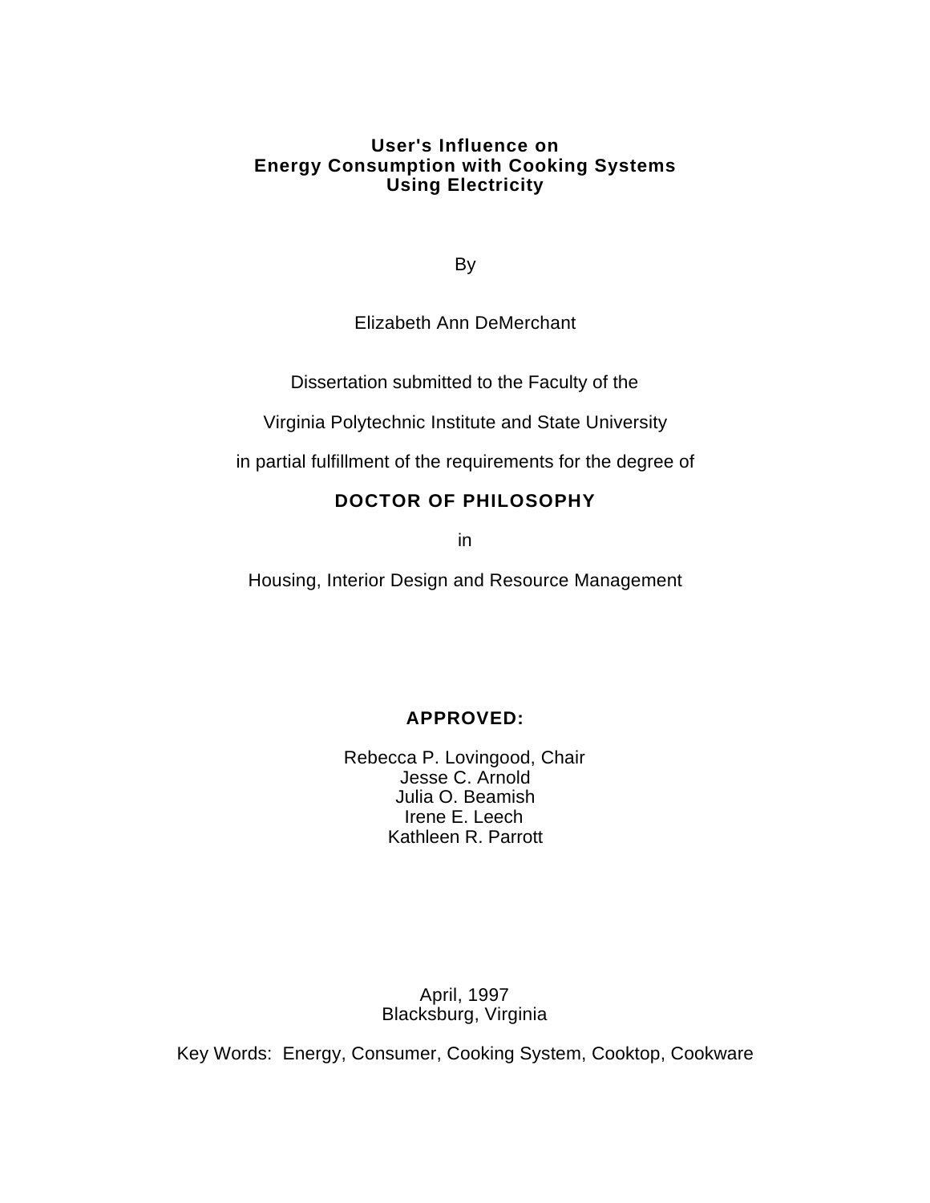# User's Influence on Energy Consumption with Cooking Systems Using Electricity

By

Elizabeth Ann DeMerchant

Dissertation submitted to the Faculty of the

Virginia Polytechnic Institute and State University

in partial fulfillment of the requirements for the degree of

**DOCTOR OF PHILOSOPHY**

in

Housing, Interior Design and Resource Management

**APPROVED:**

Rebecca P. Lovingood, Chair
Jesse C. Arnold
Julia O. Beamish
Irene E. Leech
Kathleen R. Parrott

April, 1997
Blacksburg, Virginia

Key Words: Energy, Consumer, Cooking System, Cooktop, Cookware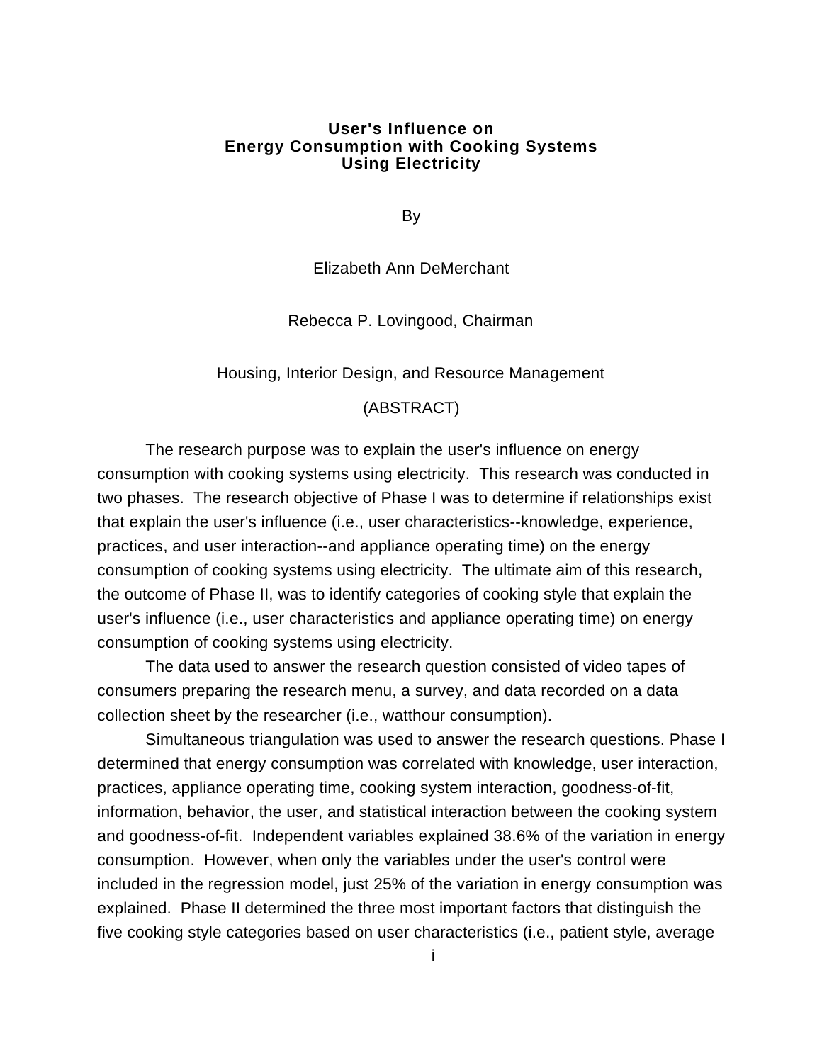# User's Influence on Energy Consumption with Cooking Systems Using Electricity

By

Elizabeth Ann DeMerchant

Rebecca P. Lovingood, Chairman

Housing, Interior Design, and Resource Management

(ABSTRACT)

The research purpose was to explain the user's influence on energy consumption with cooking systems using electricity. This research was conducted in two phases. The research objective of Phase I was to determine if relationships exist that explain the user's influence (i.e., user characteristics--knowledge, experience, practices, and user interaction--and appliance operating time) on the energy consumption of cooking systems using electricity. The ultimate aim of this research, the outcome of Phase II, was to identify categories of cooking style that explain the user's influence (i.e., user characteristics and appliance operating time) on energy consumption of cooking systems using electricity.

The data used to answer the research question consisted of video tapes of consumers preparing the research menu, a survey, and data recorded on a data collection sheet by the researcher (i.e., watthour consumption).

Simultaneous triangulation was used to answer the research questions. Phase I determined that energy consumption was correlated with knowledge, user interaction, practices, appliance operating time, cooking system interaction, goodness-of-fit, information, behavior, the user, and statistical interaction between the cooking system and goodness-of-fit. Independent variables explained 38.6% of the variation in energy consumption. However, when only the variables under the user's control were included in the regression model, just 25% of the variation in energy consumption was explained. Phase II determined the three most important factors that distinguish the five cooking style categories based on user characteristics (i.e., patient style, average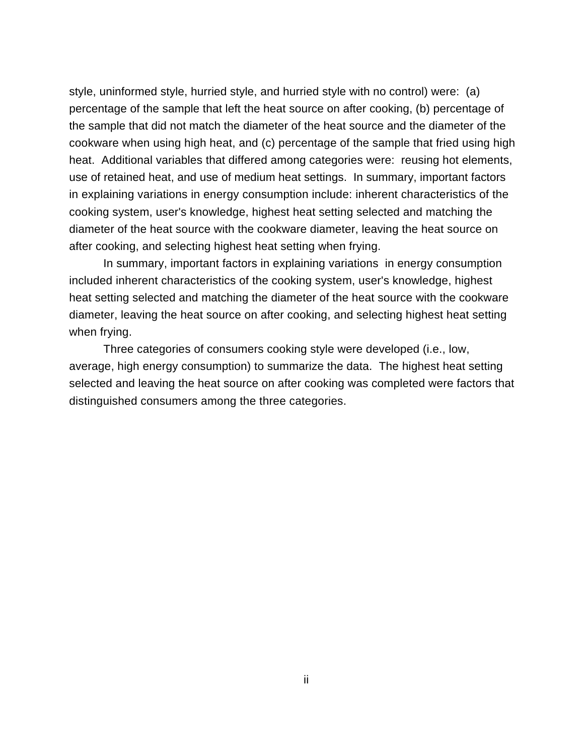style, uninformed style, hurried style, and hurried style with no control) were: (a) percentage of the sample that left the heat source on after cooking, (b) percentage of the sample that did not match the diameter of the heat source and the diameter of the cookware when using high heat, and (c) percentage of the sample that fried using high heat. Additional variables that differed among categories were: reusing hot elements, use of retained heat, and use of medium heat settings. In summary, important factors in explaining variations in energy consumption include: inherent characteristics of the cooking system, user's knowledge, highest heat setting selected and matching the diameter of the heat source with the cookware diameter, leaving the heat source on after cooking, and selecting highest heat setting when frying.

In summary, important factors in explaining variations in energy consumption included inherent characteristics of the cooking system, user's knowledge, highest heat setting selected and matching the diameter of the heat source with the cookware diameter, leaving the heat source on after cooking, and selecting highest heat setting when frying.

Three categories of consumers cooking style were developed (i.e., low, average, high energy consumption) to summarize the data. The highest heat setting selected and leaving the heat source on after cooking was completed were factors that distinguished consumers among the three categories.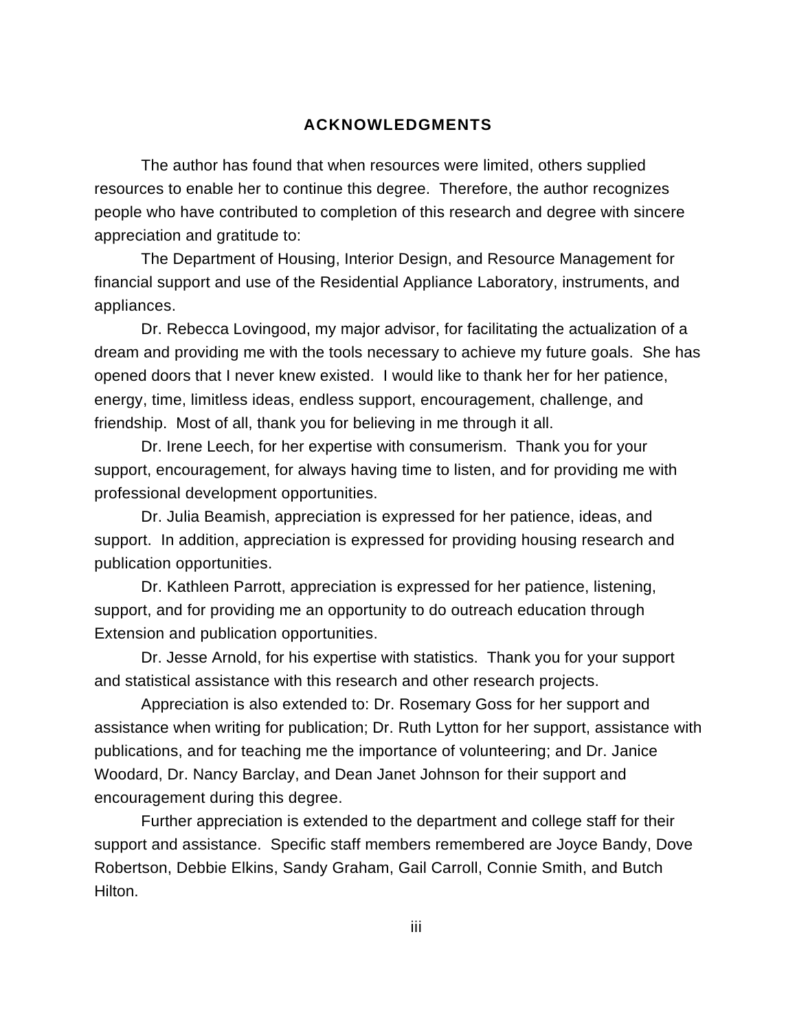## ACKNOWLEDGMENTS

The author has found that when resources were limited, others supplied resources to enable her to continue this degree. Therefore, the author recognizes people who have contributed to completion of this research and degree with sincere appreciation and gratitude to:

The Department of Housing, Interior Design, and Resource Management for financial support and use of the Residential Appliance Laboratory, instruments, and appliances.

Dr. Rebecca Lovingood, my major advisor, for facilitating the actualization of a dream and providing me with the tools necessary to achieve my future goals. She has opened doors that I never knew existed. I would like to thank her for her patience, energy, time, limitless ideas, endless support, encouragement, challenge, and friendship. Most of all, thank you for believing in me through it all.

Dr. Irene Leech, for her expertise with consumerism. Thank you for your support, encouragement, for always having time to listen, and for providing me with professional development opportunities.

Dr. Julia Beamish, appreciation is expressed for her patience, ideas, and support. In addition, appreciation is expressed for providing housing research and publication opportunities.

Dr. Kathleen Parrott, appreciation is expressed for her patience, listening, support, and for providing me an opportunity to do outreach education through Extension and publication opportunities.

Dr. Jesse Arnold, for his expertise with statistics. Thank you for your support and statistical assistance with this research and other research projects.

Appreciation is also extended to: Dr. Rosemary Goss for her support and assistance when writing for publication; Dr. Ruth Lytton for her support, assistance with publications, and for teaching me the importance of volunteering; and Dr. Janice Woodard, Dr. Nancy Barclay, and Dean Janet Johnson for their support and encouragement during this degree.

Further appreciation is extended to the department and college staff for their support and assistance. Specific staff members remembered are Joyce Bandy, Dove Robertson, Debbie Elkins, Sandy Graham, Gail Carroll, Connie Smith, and Butch Hilton.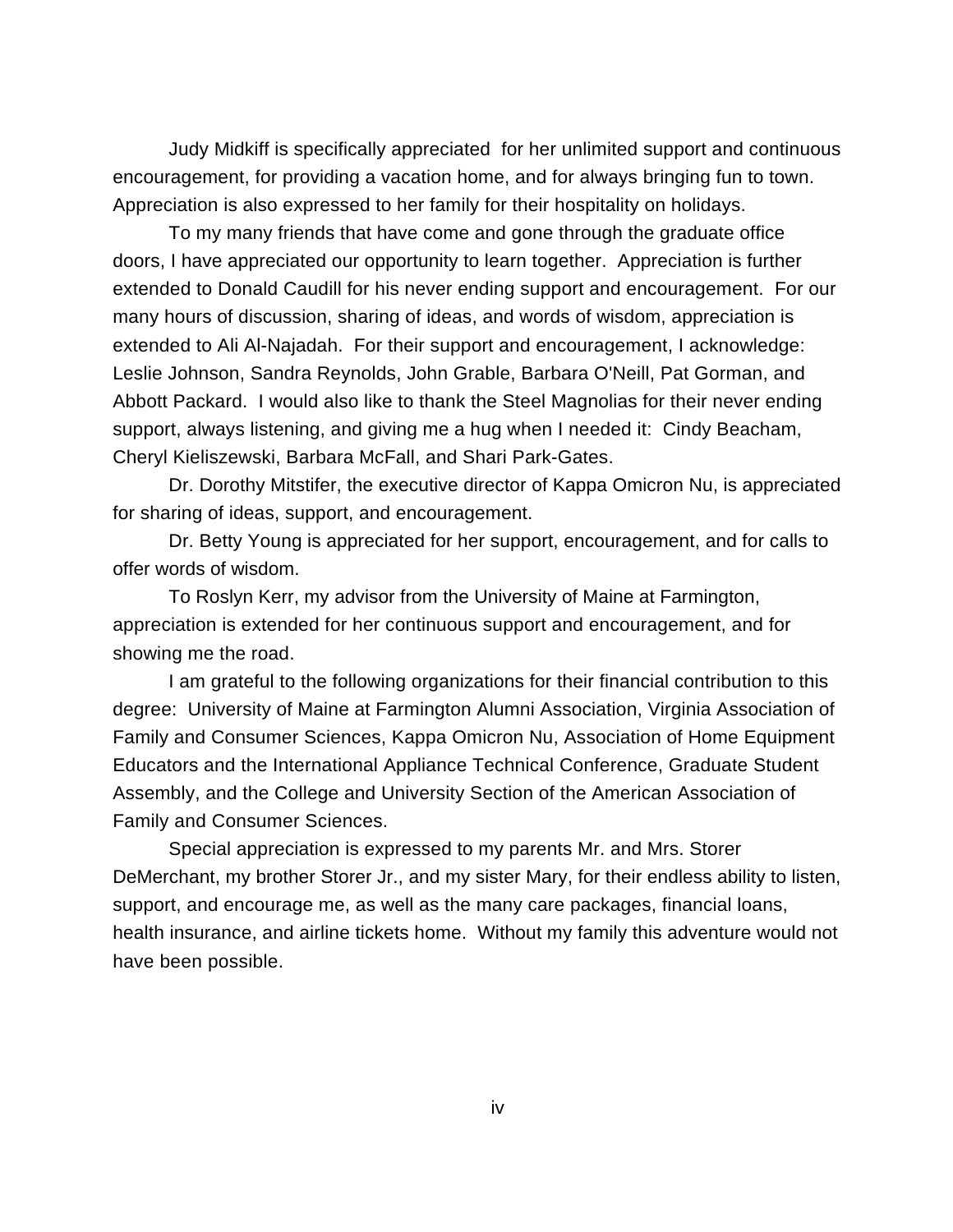Judy Midkiff is specifically appreciated for her unlimited support and continuous encouragement, for providing a vacation home, and for always bringing fun to town. Appreciation is also expressed to her family for their hospitality on holidays.

To my many friends that have come and gone through the graduate office doors, I have appreciated our opportunity to learn together. Appreciation is further extended to Donald Caudill for his never ending support and encouragement. For our many hours of discussion, sharing of ideas, and words of wisdom, appreciation is extended to Ali Al-Najadah. For their support and encouragement, I acknowledge: Leslie Johnson, Sandra Reynolds, John Grable, Barbara O'Neill, Pat Gorman, and Abbott Packard. I would also like to thank the Steel Magnolias for their never ending support, always listening, and giving me a hug when I needed it: Cindy Beacham, Cheryl Kieliszewski, Barbara McFall, and Shari Park-Gates.

Dr. Dorothy Mitstifer, the executive director of Kappa Omicron Nu, is appreciated for sharing of ideas, support, and encouragement.

Dr. Betty Young is appreciated for her support, encouragement, and for calls to offer words of wisdom.

To Roslyn Kerr, my advisor from the University of Maine at Farmington, appreciation is extended for her continuous support and encouragement, and for showing me the road.

I am grateful to the following organizations for their financial contribution to this degree: University of Maine at Farmington Alumni Association, Virginia Association of Family and Consumer Sciences, Kappa Omicron Nu, Association of Home Equipment Educators and the International Appliance Technical Conference, Graduate Student Assembly, and the College and University Section of the American Association of Family and Consumer Sciences.

Special appreciation is expressed to my parents Mr. and Mrs. Storer DeMerchant, my brother Storer Jr., and my sister Mary, for their endless ability to listen, support, and encourage me, as well as the many care packages, financial loans, health insurance, and airline tickets home. Without my family this adventure would not have been possible.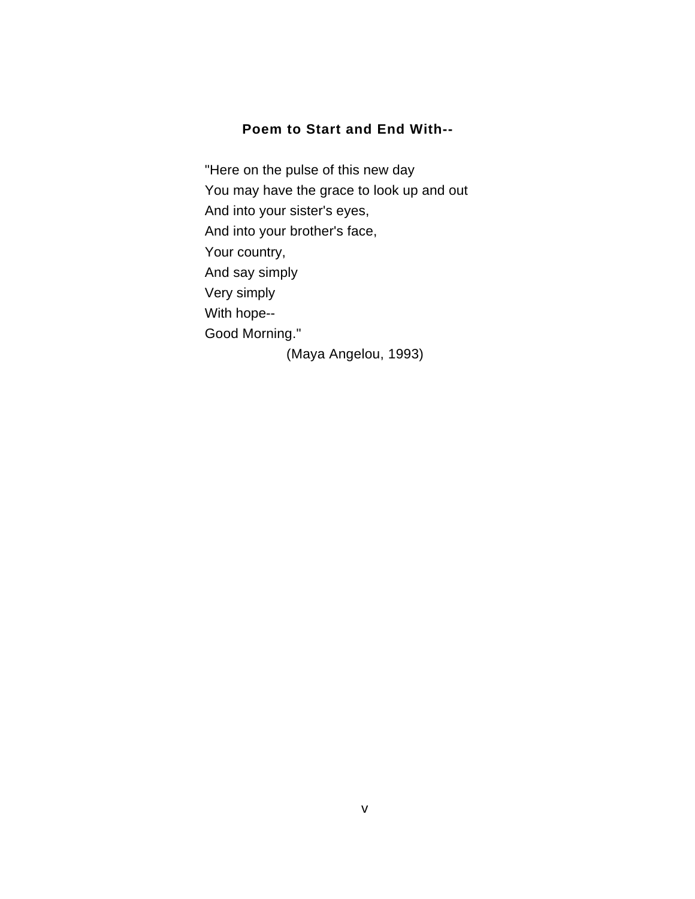## Poem to Start and End With--

"Here on the pulse of this new day  
You may have the grace to look up and out  
And into your sister's eyes,  
And into your brother's face,  
Your country,  
And say simply  
Very simply  
With hope--  
Good Morning."

(Maya Angelou, 1993)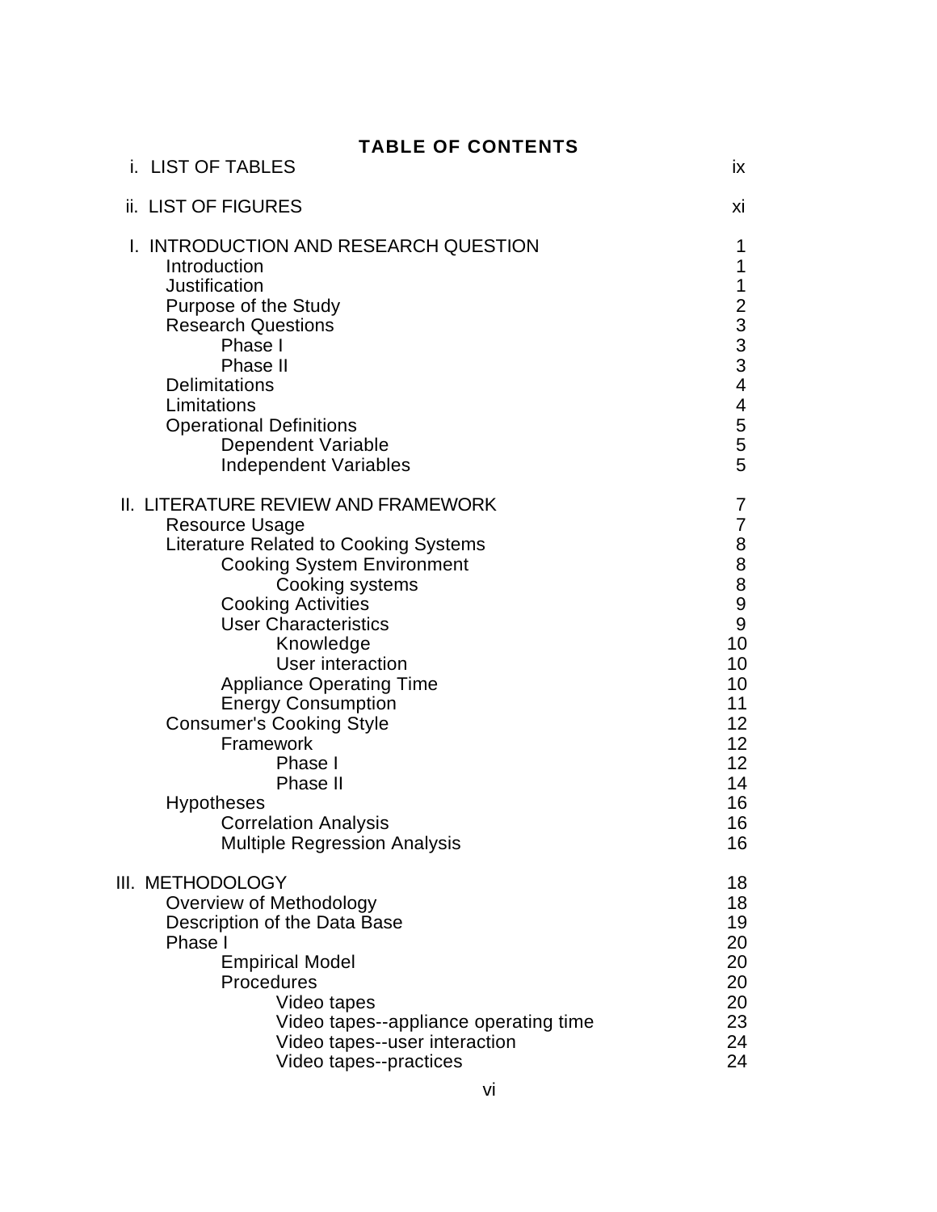# TABLE OF CONTENTS

| | |
|---|---|
| i. LIST OF TABLES | ix |
| ii. LIST OF FIGURES | xi |
| I. INTRODUCTION AND RESEARCH QUESTION | 1 |
| &nbsp;&nbsp;&nbsp;&nbsp;Introduction | 1 |
| &nbsp;&nbsp;&nbsp;&nbsp;Justification | 1 |
| &nbsp;&nbsp;&nbsp;&nbsp;Purpose of the Study | 2 |
| &nbsp;&nbsp;&nbsp;&nbsp;Research Questions | 3 |
| &nbsp;&nbsp;&nbsp;&nbsp;&nbsp;&nbsp;&nbsp;&nbsp;Phase I | 3 |
| &nbsp;&nbsp;&nbsp;&nbsp;&nbsp;&nbsp;&nbsp;&nbsp;Phase II | 3 |
| &nbsp;&nbsp;&nbsp;&nbsp;Delimitations | 4 |
| &nbsp;&nbsp;&nbsp;&nbsp;Limitations | 4 |
| &nbsp;&nbsp;&nbsp;&nbsp;Operational Definitions | 5 |
| &nbsp;&nbsp;&nbsp;&nbsp;&nbsp;&nbsp;&nbsp;&nbsp;Dependent Variable | 5 |
| &nbsp;&nbsp;&nbsp;&nbsp;&nbsp;&nbsp;&nbsp;&nbsp;Independent Variables | 5 |
| II. LITERATURE REVIEW AND FRAMEWORK | 7 |
| &nbsp;&nbsp;&nbsp;&nbsp;Resource Usage | 7 |
| &nbsp;&nbsp;&nbsp;&nbsp;Literature Related to Cooking Systems | 8 |
| &nbsp;&nbsp;&nbsp;&nbsp;&nbsp;&nbsp;&nbsp;&nbsp;Cooking System Environment | 8 |
| &nbsp;&nbsp;&nbsp;&nbsp;&nbsp;&nbsp;&nbsp;&nbsp;&nbsp;&nbsp;&nbsp;&nbsp;Cooking systems | 8 |
| &nbsp;&nbsp;&nbsp;&nbsp;&nbsp;&nbsp;&nbsp;&nbsp;Cooking Activities | 9 |
| &nbsp;&nbsp;&nbsp;&nbsp;&nbsp;&nbsp;&nbsp;&nbsp;User Characteristics | 9 |
| &nbsp;&nbsp;&nbsp;&nbsp;&nbsp;&nbsp;&nbsp;&nbsp;&nbsp;&nbsp;&nbsp;&nbsp;Knowledge | 10 |
| &nbsp;&nbsp;&nbsp;&nbsp;&nbsp;&nbsp;&nbsp;&nbsp;&nbsp;&nbsp;&nbsp;&nbsp;User interaction | 10 |
| &nbsp;&nbsp;&nbsp;&nbsp;&nbsp;&nbsp;&nbsp;&nbsp;Appliance Operating Time | 10 |
| &nbsp;&nbsp;&nbsp;&nbsp;&nbsp;&nbsp;&nbsp;&nbsp;Energy Consumption | 11 |
| &nbsp;&nbsp;&nbsp;&nbsp;Consumer's Cooking Style | 12 |
| &nbsp;&nbsp;&nbsp;&nbsp;&nbsp;&nbsp;&nbsp;&nbsp;Framework | 12 |
| &nbsp;&nbsp;&nbsp;&nbsp;&nbsp;&nbsp;&nbsp;&nbsp;&nbsp;&nbsp;&nbsp;&nbsp;Phase I | 12 |
| &nbsp;&nbsp;&nbsp;&nbsp;&nbsp;&nbsp;&nbsp;&nbsp;&nbsp;&nbsp;&nbsp;&nbsp;Phase II | 14 |
| &nbsp;&nbsp;&nbsp;&nbsp;Hypotheses | 16 |
| &nbsp;&nbsp;&nbsp;&nbsp;&nbsp;&nbsp;&nbsp;&nbsp;Correlation Analysis | 16 |
| &nbsp;&nbsp;&nbsp;&nbsp;&nbsp;&nbsp;&nbsp;&nbsp;Multiple Regression Analysis | 16 |
| III. METHODOLOGY | 18 |
| &nbsp;&nbsp;&nbsp;&nbsp;Overview of Methodology | 18 |
| &nbsp;&nbsp;&nbsp;&nbsp;Description of the Data Base | 19 |
| &nbsp;&nbsp;&nbsp;&nbsp;Phase I | 20 |
| &nbsp;&nbsp;&nbsp;&nbsp;&nbsp;&nbsp;&nbsp;&nbsp;Empirical Model | 20 |
| &nbsp;&nbsp;&nbsp;&nbsp;&nbsp;&nbsp;&nbsp;&nbsp;Procedures | 20 |
| &nbsp;&nbsp;&nbsp;&nbsp;&nbsp;&nbsp;&nbsp;&nbsp;&nbsp;&nbsp;&nbsp;&nbsp;Video tapes | 20 |
| &nbsp;&nbsp;&nbsp;&nbsp;&nbsp;&nbsp;&nbsp;&nbsp;&nbsp;&nbsp;&nbsp;&nbsp;Video tapes--appliance operating time | 23 |
| &nbsp;&nbsp;&nbsp;&nbsp;&nbsp;&nbsp;&nbsp;&nbsp;&nbsp;&nbsp;&nbsp;&nbsp;Video tapes--user interaction | 24 |
| &nbsp;&nbsp;&nbsp;&nbsp;&nbsp;&nbsp;&nbsp;&nbsp;&nbsp;&nbsp;&nbsp;&nbsp;Video tapes--practices | 24 |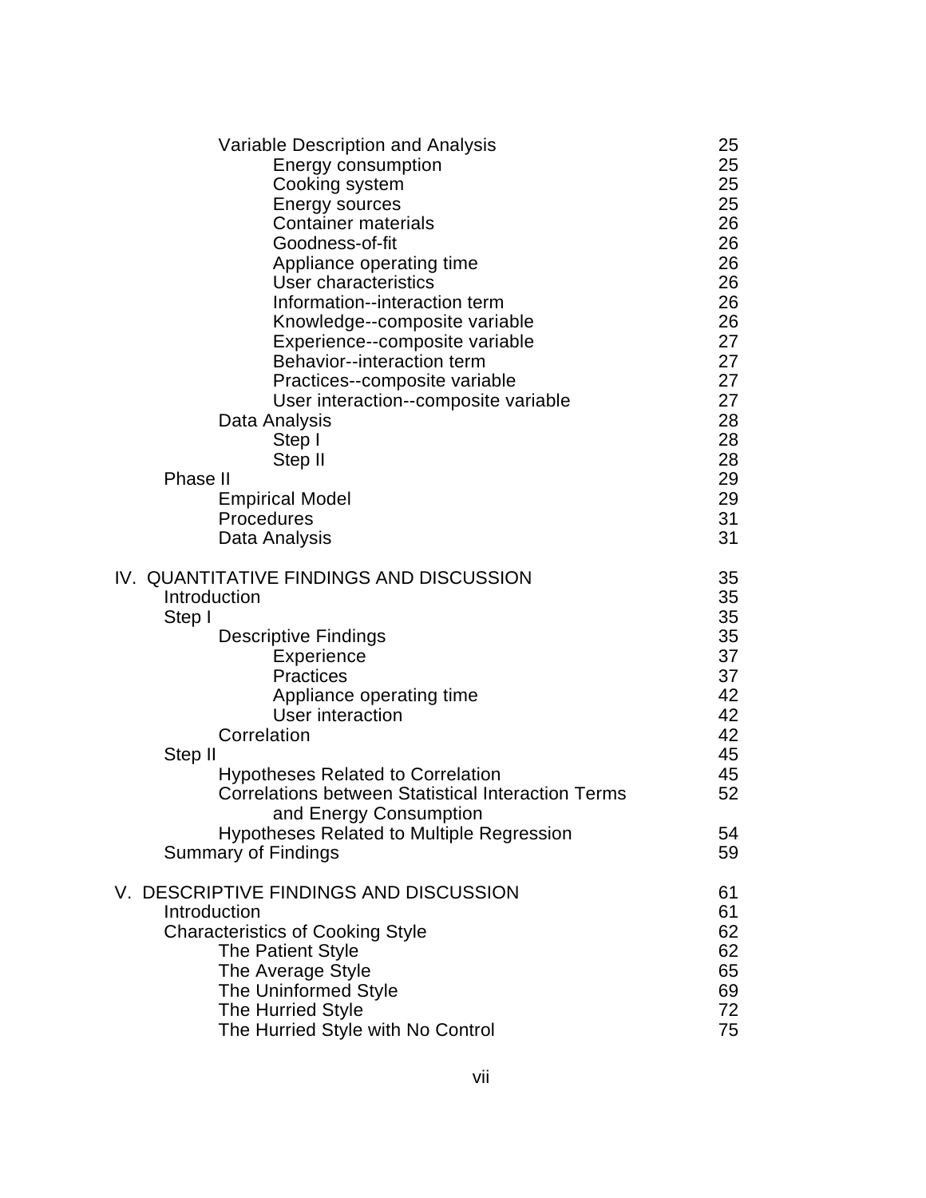| | |
|---|---|
| Variable Description and Analysis | 25 |
| Energy consumption | 25 |
| Cooking system | 25 |
| Energy sources | 25 |
| Container materials | 26 |
| Goodness-of-fit | 26 |
| Appliance operating time | 26 |
| User characteristics | 26 |
| Information--interaction term | 26 |
| Knowledge--composite variable | 26 |
| Experience--composite variable | 27 |
| Behavior--interaction term | 27 |
| Practices--composite variable | 27 |
| User interaction--composite variable | 27 |
| Data Analysis | 28 |
| Step I | 28 |
| Step II | 28 |
| Phase II | 29 |
| Empirical Model | 29 |
| Procedures | 31 |
| Data Analysis | 31 |
| | |
| IV. QUANTITATIVE FINDINGS AND DISCUSSION | 35 |
| Introduction | 35 |
| Step I | 35 |
| Descriptive Findings | 35 |
| Experience | 37 |
| Practices | 37 |
| Appliance operating time | 42 |
| User interaction | 42 |
| Correlation | 42 |
| Step II | 45 |
| Hypotheses Related to Correlation | 45 |
| Correlations between Statistical Interaction Terms and Energy Consumption | 52 |
| Hypotheses Related to Multiple Regression | 54 |
| Summary of Findings | 59 |
| | |
| V. DESCRIPTIVE FINDINGS AND DISCUSSION | 61 |
| Introduction | 61 |
| Characteristics of Cooking Style | 62 |
| The Patient Style | 62 |
| The Average Style | 65 |
| The Uninformed Style | 69 |
| The Hurried Style | 72 |
| The Hurried Style with No Control | 75 |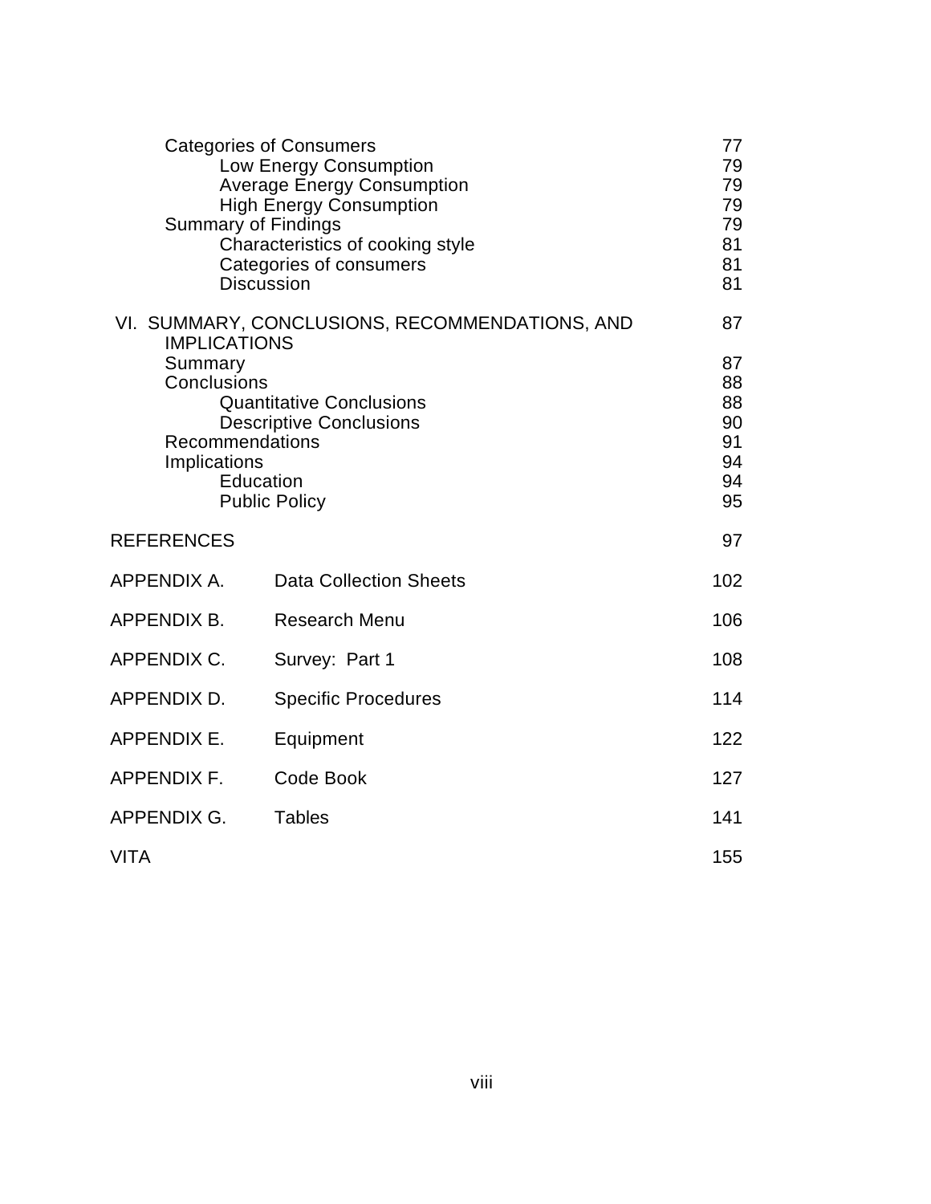| | |
|---|---|
| Categories of Consumers | 77 |
| Low Energy Consumption | 79 |
| Average Energy Consumption | 79 |
| High Energy Consumption | 79 |
| Summary of Findings | 79 |
| Characteristics of cooking style | 81 |
| Categories of consumers | 81 |
| Discussion | 81 |
| VI. SUMMARY, CONCLUSIONS, RECOMMENDATIONS, AND IMPLICATIONS | 87 |
| Summary | 87 |
| Conclusions | 88 |
| Quantitative Conclusions | 88 |
| Descriptive Conclusions | 90 |
| Recommendations | 91 |
| Implications | 94 |
| Education | 94 |
| Public Policy | 95 |
| REFERENCES | 97 |
| APPENDIX A. Data Collection Sheets | 102 |
| APPENDIX B. Research Menu | 106 |
| APPENDIX C. Survey: Part 1 | 108 |
| APPENDIX D. Specific Procedures | 114 |
| APPENDIX E. Equipment | 122 |
| APPENDIX F. Code Book | 127 |
| APPENDIX G. Tables | 141 |
| VITA | 155 |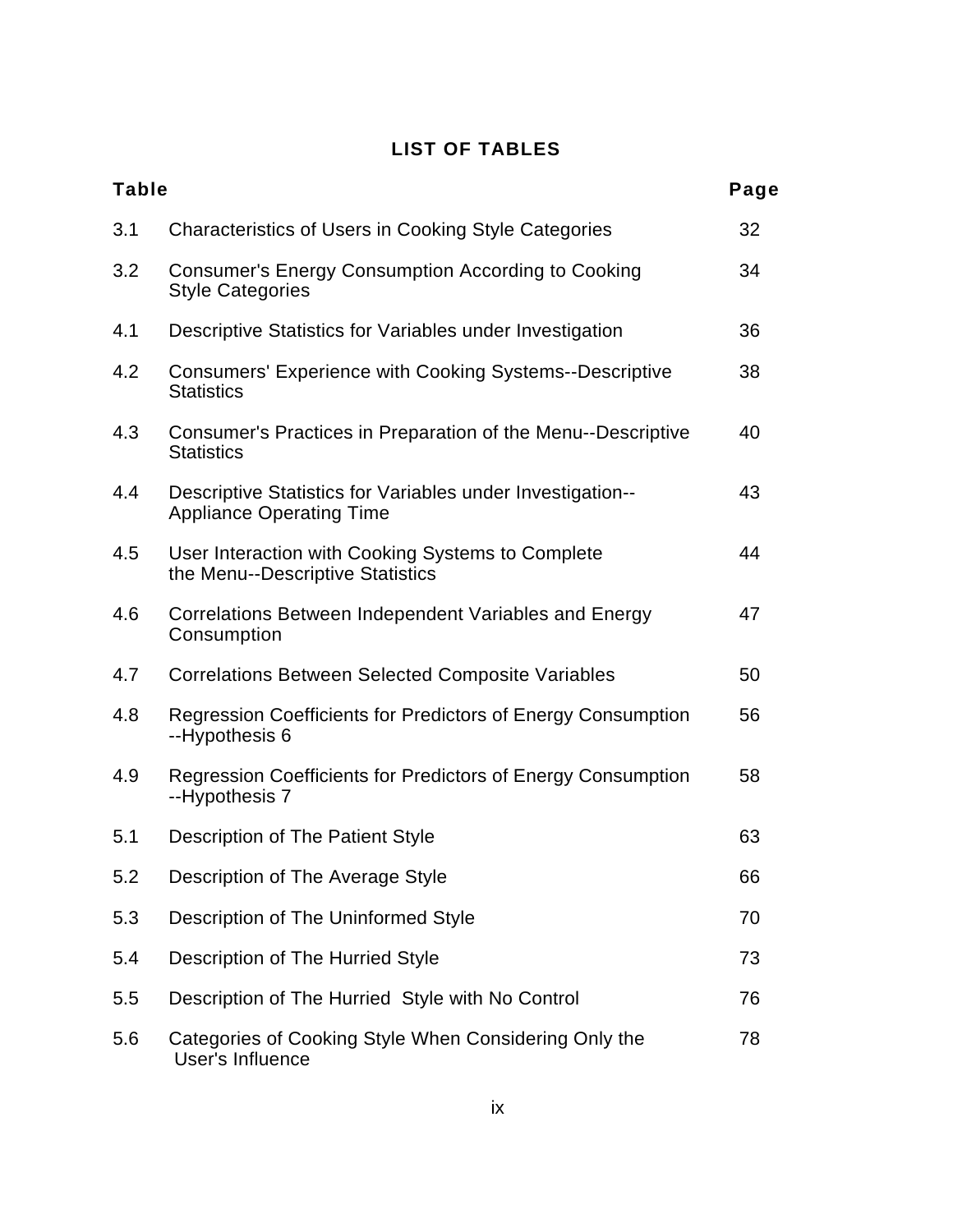# LIST OF TABLES

| Table | | Page |
|---|---|---|
| 3.1 | Characteristics of Users in Cooking Style Categories | 32 |
| 3.2 | Consumer's Energy Consumption According to Cooking Style Categories | 34 |
| 4.1 | Descriptive Statistics for Variables under Investigation | 36 |
| 4.2 | Consumers' Experience with Cooking Systems--Descriptive Statistics | 38 |
| 4.3 | Consumer's Practices in Preparation of the Menu--Descriptive Statistics | 40 |
| 4.4 | Descriptive Statistics for Variables under Investigation--Appliance Operating Time | 43 |
| 4.5 | User Interaction with Cooking Systems to Complete the Menu--Descriptive Statistics | 44 |
| 4.6 | Correlations Between Independent Variables and Energy Consumption | 47 |
| 4.7 | Correlations Between Selected Composite Variables | 50 |
| 4.8 | Regression Coefficients for Predictors of Energy Consumption --Hypothesis 6 | 56 |
| 4.9 | Regression Coefficients for Predictors of Energy Consumption --Hypothesis 7 | 58 |
| 5.1 | Description of The Patient Style | 63 |
| 5.2 | Description of The Average Style | 66 |
| 5.3 | Description of The Uninformed Style | 70 |
| 5.4 | Description of The Hurried Style | 73 |
| 5.5 | Description of The Hurried Style with No Control | 76 |
| 5.6 | Categories of Cooking Style When Considering Only the User's Influence | 78 |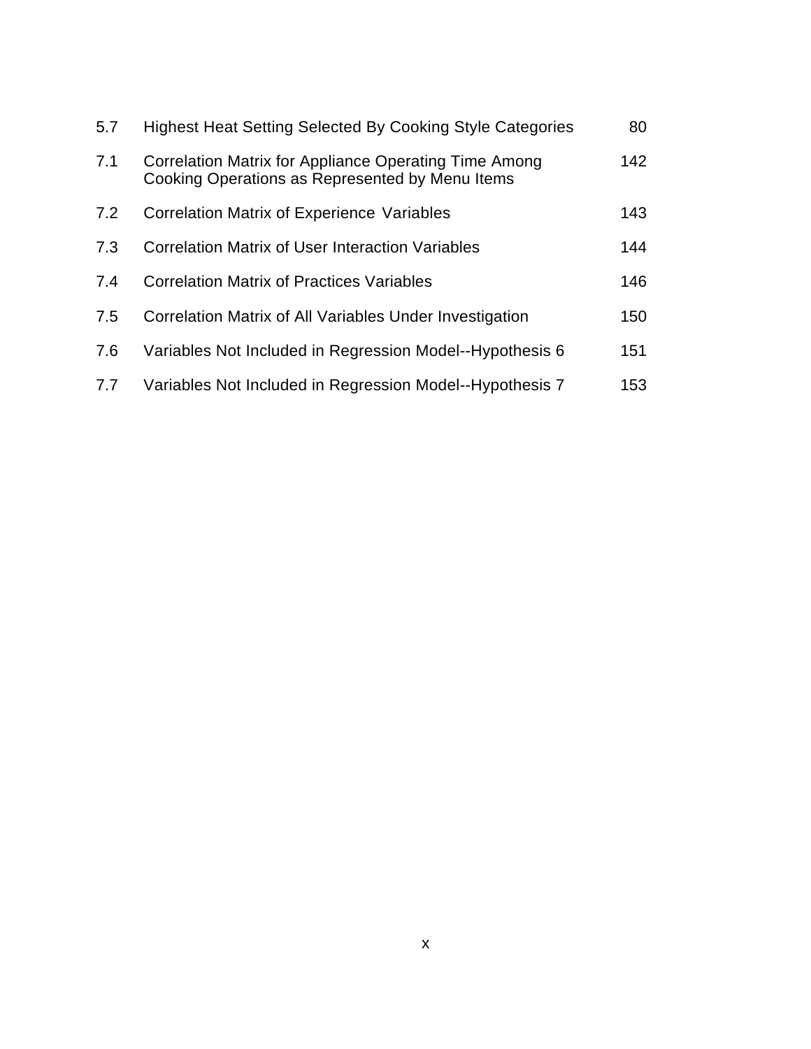| | | |
|---|---|---|
| 5.7 | Highest Heat Setting Selected By Cooking Style Categories | 80 |
| 7.1 | Correlation Matrix for Appliance Operating Time Among Cooking Operations as Represented by Menu Items | 142 |
| 7.2 | Correlation Matrix of Experience Variables | 143 |
| 7.3 | Correlation Matrix of User Interaction Variables | 144 |
| 7.4 | Correlation Matrix of Practices Variables | 146 |
| 7.5 | Correlation Matrix of All Variables Under Investigation | 150 |
| 7.6 | Variables Not Included in Regression Model--Hypothesis 6 | 151 |
| 7.7 | Variables Not Included in Regression Model--Hypothesis 7 | 153 |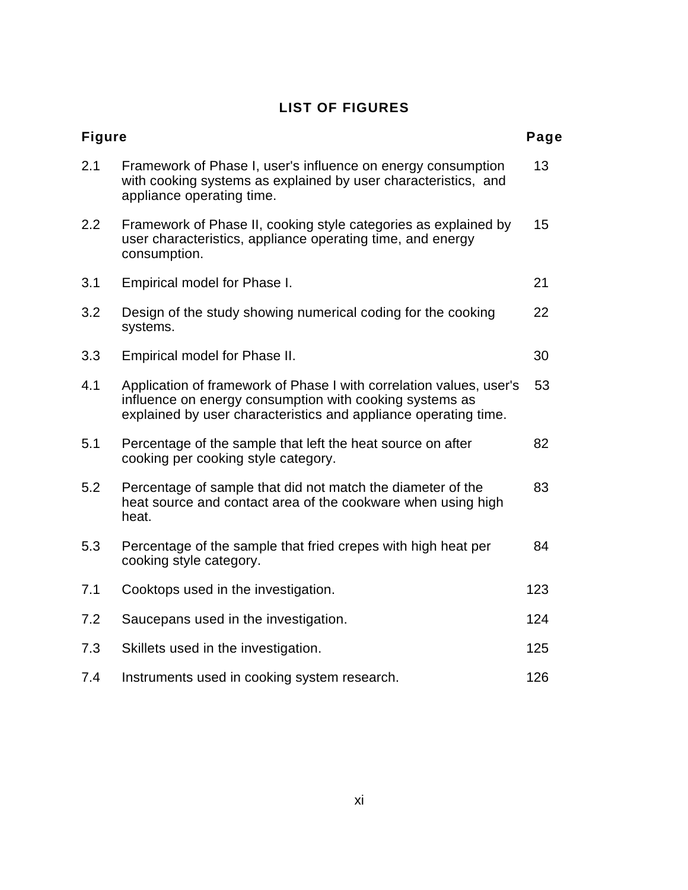# LIST OF FIGURES

| Figure | | Page |
|---|---|---|
| 2.1 | Framework of Phase I, user's influence on energy consumption with cooking systems as explained by user characteristics, and appliance operating time. | 13 |
| 2.2 | Framework of Phase II, cooking style categories as explained by user characteristics, appliance operating time, and energy consumption. | 15 |
| 3.1 | Empirical model for Phase I. | 21 |
| 3.2 | Design of the study showing numerical coding for the cooking systems. | 22 |
| 3.3 | Empirical model for Phase II. | 30 |
| 4.1 | Application of framework of Phase I with correlation values, user's influence on energy consumption with cooking systems as explained by user characteristics and appliance operating time. | 53 |
| 5.1 | Percentage of the sample that left the heat source on after cooking per cooking style category. | 82 |
| 5.2 | Percentage of sample that did not match the diameter of the heat source and contact area of the cookware when using high heat. | 83 |
| 5.3 | Percentage of the sample that fried crepes with high heat per cooking style category. | 84 |
| 7.1 | Cooktops used in the investigation. | 123 |
| 7.2 | Saucepans used in the investigation. | 124 |
| 7.3 | Skillets used in the investigation. | 125 |
| 7.4 | Instruments used in cooking system research. | 126 |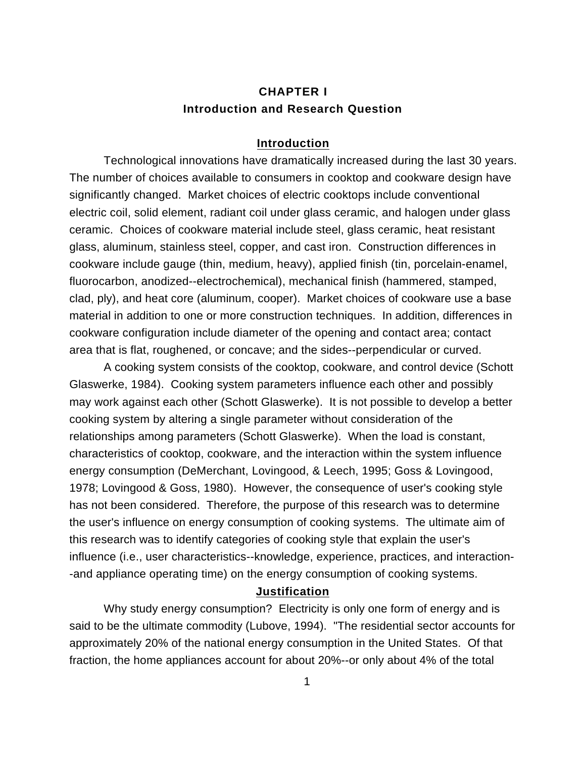# CHAPTER I
# Introduction and Research Question

## Introduction

Technological innovations have dramatically increased during the last 30 years. The number of choices available to consumers in cooktop and cookware design have significantly changed. Market choices of electric cooktops include conventional electric coil, solid element, radiant coil under glass ceramic, and halogen under glass ceramic. Choices of cookware material include steel, glass ceramic, heat resistant glass, aluminum, stainless steel, copper, and cast iron. Construction differences in cookware include gauge (thin, medium, heavy), applied finish (tin, porcelain-enamel, fluorocarbon, anodized--electrochemical), mechanical finish (hammered, stamped, clad, ply), and heat core (aluminum, cooper). Market choices of cookware use a base material in addition to one or more construction techniques. In addition, differences in cookware configuration include diameter of the opening and contact area; contact area that is flat, roughened, or concave; and the sides--perpendicular or curved.

A cooking system consists of the cooktop, cookware, and control device (Schott Glaswerke, 1984). Cooking system parameters influence each other and possibly may work against each other (Schott Glaswerke). It is not possible to develop a better cooking system by altering a single parameter without consideration of the relationships among parameters (Schott Glaswerke). When the load is constant, characteristics of cooktop, cookware, and the interaction within the system influence energy consumption (DeMerchant, Lovingood, & Leech, 1995; Goss & Lovingood, 1978; Lovingood & Goss, 1980). However, the consequence of user's cooking style has not been considered. Therefore, the purpose of this research was to determine the user's influence on energy consumption of cooking systems. The ultimate aim of this research was to identify categories of cooking style that explain the user's influence (i.e., user characteristics--knowledge, experience, practices, and interaction--and appliance operating time) on the energy consumption of cooking systems.

## Justification

Why study energy consumption? Electricity is only one form of energy and is said to be the ultimate commodity (Lubove, 1994). "The residential sector accounts for approximately 20% of the national energy consumption in the United States. Of that fraction, the home appliances account for about 20%--or only about 4% of the total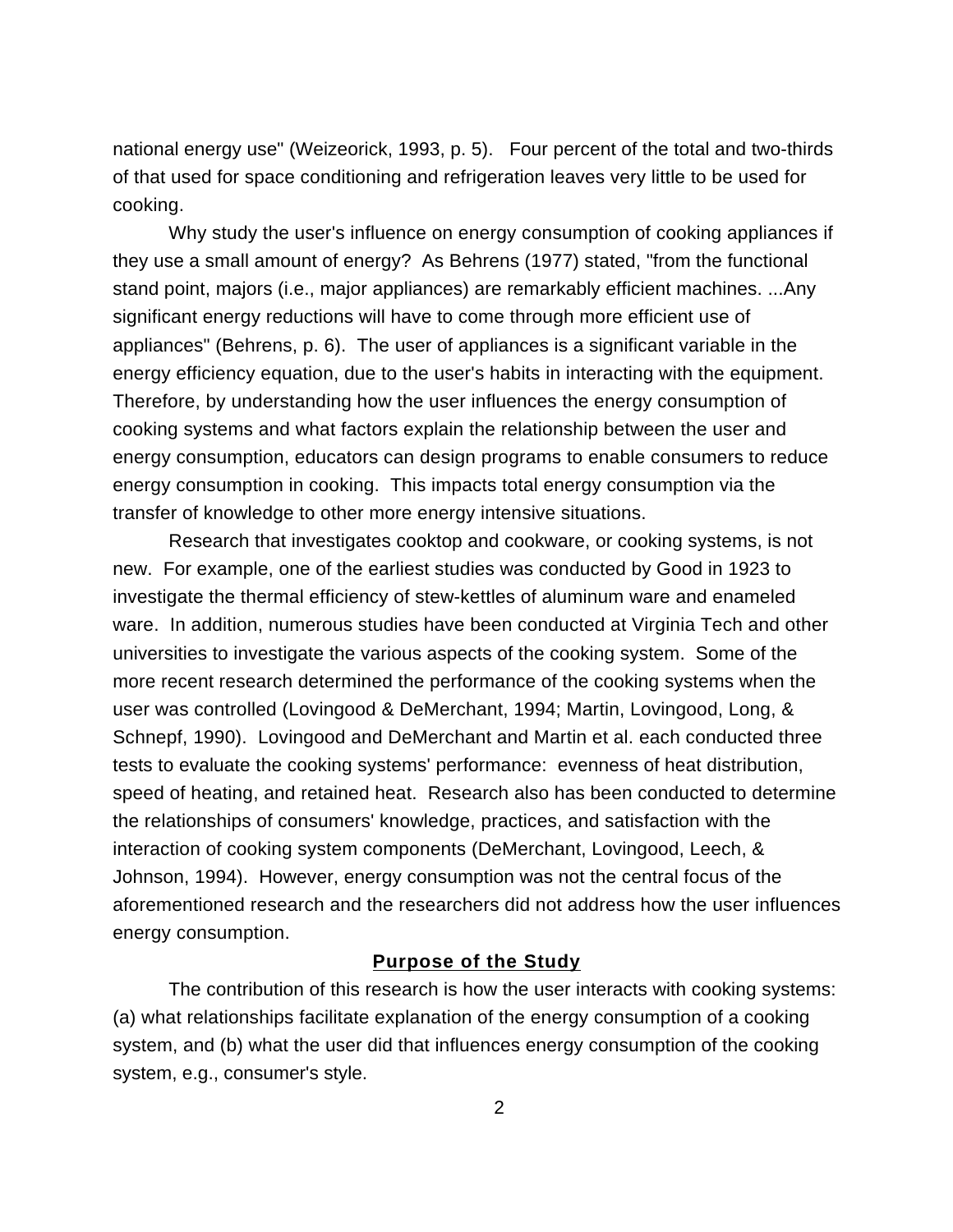national energy use" (Weizeorick, 1993, p. 5).  Four percent of the total and two-thirds of that used for space conditioning and refrigeration leaves very little to be used for cooking.

Why study the user's influence on energy consumption of cooking appliances if they use a small amount of energy?  As Behrens (1977) stated, "from the functional stand point, majors (i.e., major appliances) are remarkably efficient machines. ...Any significant energy reductions will have to come through more efficient use of appliances" (Behrens, p. 6).  The user of appliances is a significant variable in the energy efficiency equation, due to the user's habits in interacting with the equipment. Therefore, by understanding how the user influences the energy consumption of cooking systems and what factors explain the relationship between the user and energy consumption, educators can design programs to enable consumers to reduce energy consumption in cooking.  This impacts total energy consumption via the transfer of knowledge to other more energy intensive situations.

Research that investigates cooktop and cookware, or cooking systems, is not new.  For example, one of the earliest studies was conducted by Good in 1923 to investigate the thermal efficiency of stew-kettles of aluminum ware and enameled ware.  In addition, numerous studies have been conducted at Virginia Tech and other universities to investigate the various aspects of the cooking system.  Some of the more recent research determined the performance of the cooking systems when the user was controlled (Lovingood & DeMerchant, 1994; Martin, Lovingood, Long, & Schnepf, 1990).  Lovingood and DeMerchant and Martin et al. each conducted three tests to evaluate the cooking systems' performance:  evenness of heat distribution, speed of heating, and retained heat.  Research also has been conducted to determine the relationships of consumers' knowledge, practices, and satisfaction with the interaction of cooking system components (DeMerchant, Lovingood, Leech, & Johnson, 1994).  However, energy consumption was not the central focus of the aforementioned research and the researchers did not address how the user influences energy consumption.

## Purpose of the Study

The contribution of this research is how the user interacts with cooking systems: (a) what relationships facilitate explanation of the energy consumption of a cooking system, and (b) what the user did that influences energy consumption of the cooking system, e.g., consumer's style.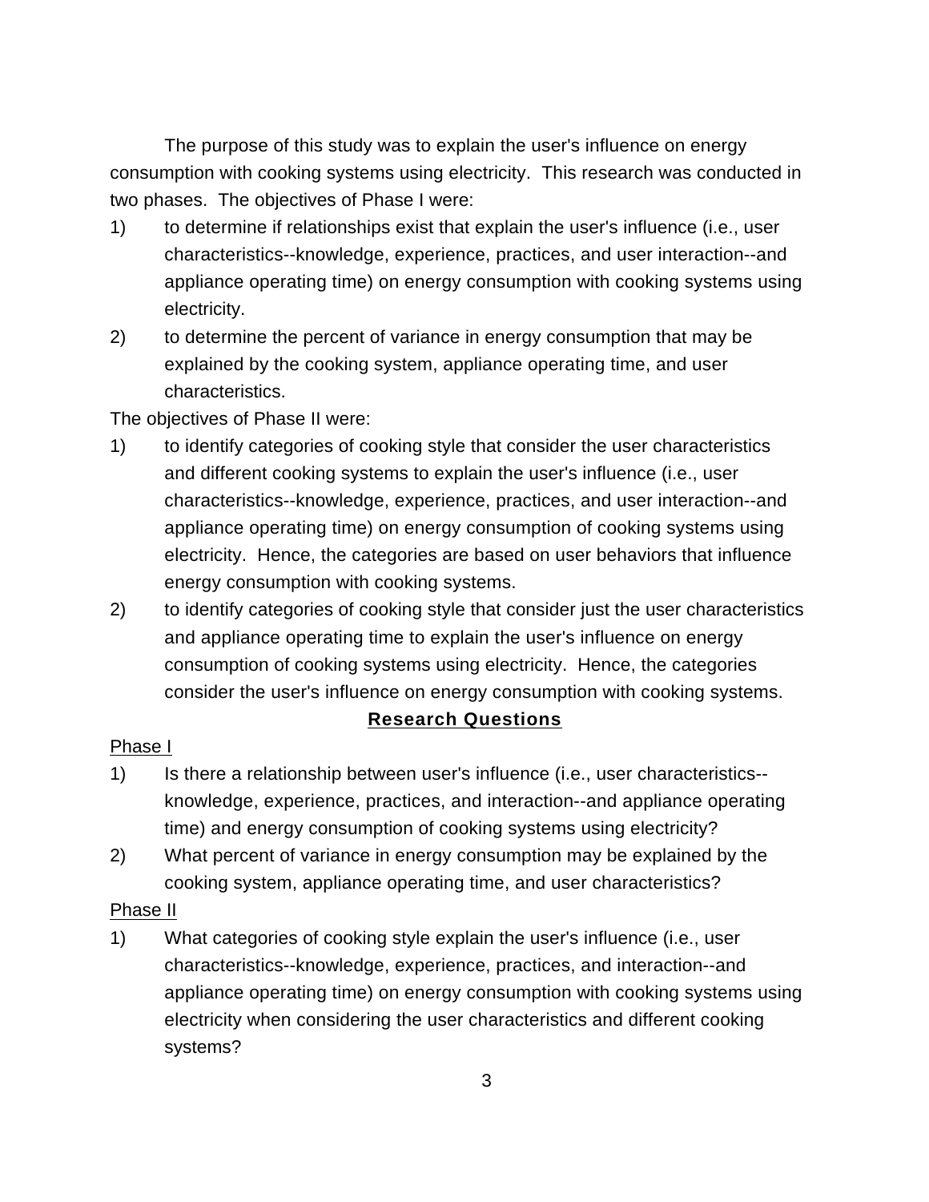The purpose of this study was to explain the user's influence on energy consumption with cooking systems using electricity. This research was conducted in two phases. The objectives of Phase I were:

1) to determine if relationships exist that explain the user's influence (i.e., user characteristics--knowledge, experience, practices, and user interaction--and appliance operating time) on energy consumption with cooking systems using electricity.
2) to determine the percent of variance in energy consumption that may be explained by the cooking system, appliance operating time, and user characteristics.

The objectives of Phase II were:

1) to identify categories of cooking style that consider the user characteristics and different cooking systems to explain the user's influence (i.e., user characteristics--knowledge, experience, practices, and user interaction--and appliance operating time) on energy consumption of cooking systems using electricity. Hence, the categories are based on user behaviors that influence energy consumption with cooking systems.
2) to identify categories of cooking style that consider just the user characteristics and appliance operating time to explain the user's influence on energy consumption of cooking systems using electricity. Hence, the categories consider the user's influence on energy consumption with cooking systems.

## Research Questions

Phase I

1) Is there a relationship between user's influence (i.e., user characteristics--knowledge, experience, practices, and interaction--and appliance operating time) and energy consumption of cooking systems using electricity?
2) What percent of variance in energy consumption may be explained by the cooking system, appliance operating time, and user characteristics?

Phase II

1) What categories of cooking style explain the user's influence (i.e., user characteristics--knowledge, experience, practices, and interaction--and appliance operating time) on energy consumption with cooking systems using electricity when considering the user characteristics and different cooking systems?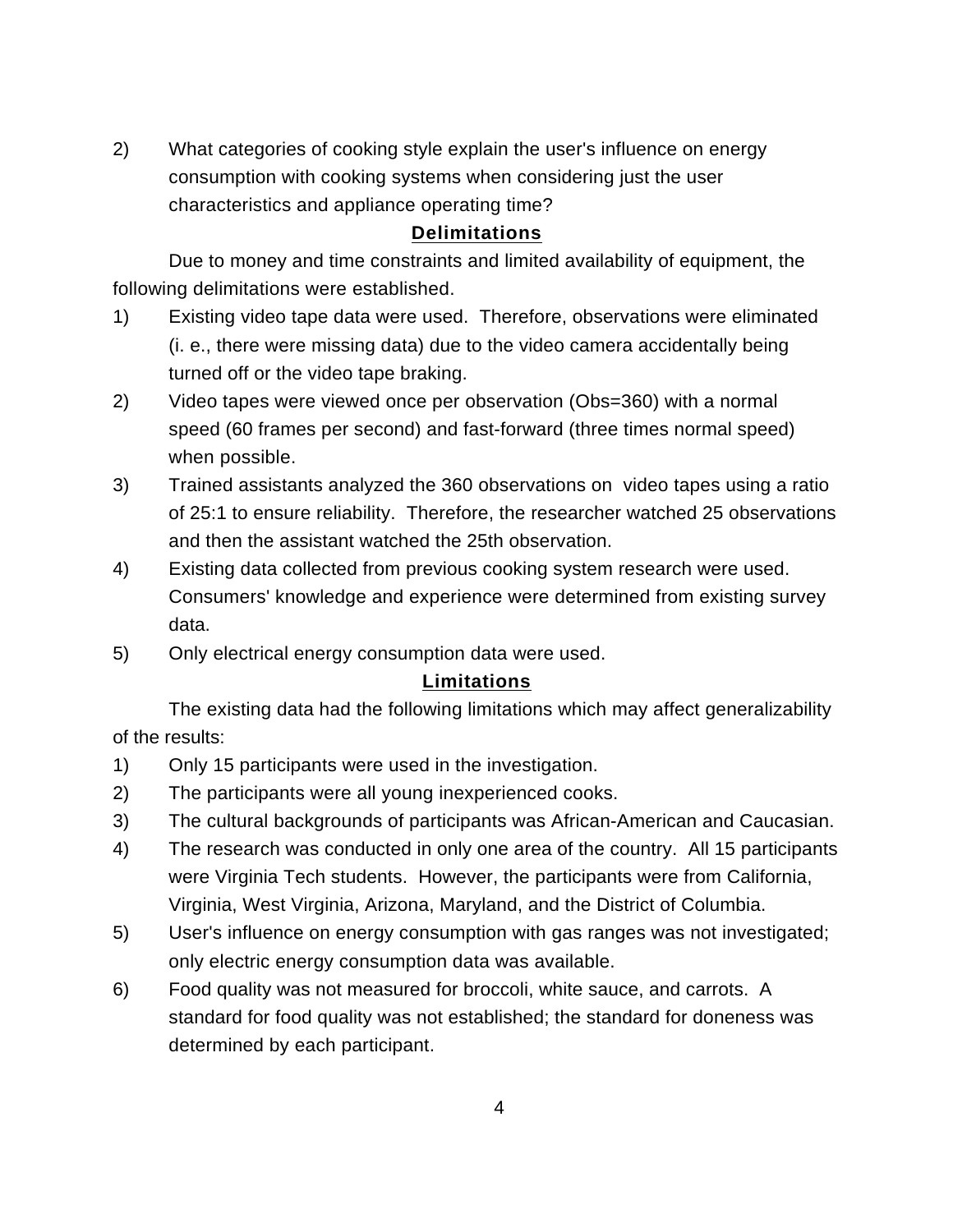2) What categories of cooking style explain the user's influence on energy consumption with cooking systems when considering just the user characteristics and appliance operating time?

## Delimitations

Due to money and time constraints and limited availability of equipment, the following delimitations were established.

1) Existing video tape data were used. Therefore, observations were eliminated (i. e., there were missing data) due to the video camera accidentally being turned off or the video tape braking.
2) Video tapes were viewed once per observation (Obs=360) with a normal speed (60 frames per second) and fast-forward (three times normal speed) when possible.
3) Trained assistants analyzed the 360 observations on video tapes using a ratio of 25:1 to ensure reliability. Therefore, the researcher watched 25 observations and then the assistant watched the 25th observation.
4) Existing data collected from previous cooking system research were used. Consumers' knowledge and experience were determined from existing survey data.
5) Only electrical energy consumption data were used.

## Limitations

The existing data had the following limitations which may affect generalizability of the results:

1) Only 15 participants were used in the investigation.
2) The participants were all young inexperienced cooks.
3) The cultural backgrounds of participants was African-American and Caucasian.
4) The research was conducted in only one area of the country. All 15 participants were Virginia Tech students. However, the participants were from California, Virginia, West Virginia, Arizona, Maryland, and the District of Columbia.
5) User's influence on energy consumption with gas ranges was not investigated; only electric energy consumption data was available.
6) Food quality was not measured for broccoli, white sauce, and carrots. A standard for food quality was not established; the standard for doneness was determined by each participant.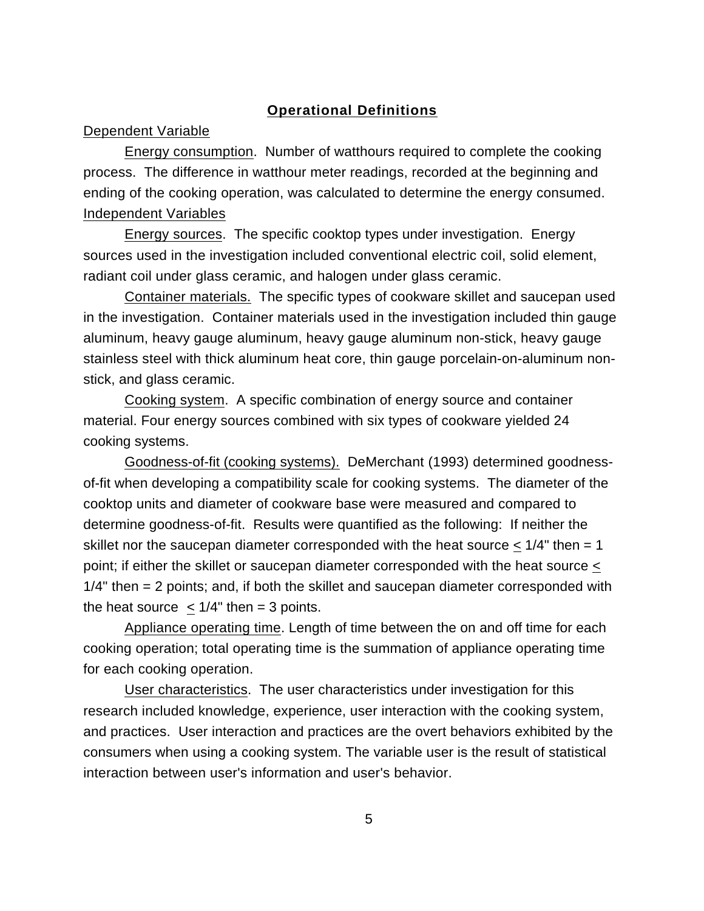## **Operational Definitions**

Dependent Variable

Energy consumption. Number of watthours required to complete the cooking process. The difference in watthour meter readings, recorded at the beginning and ending of the cooking operation, was calculated to determine the energy consumed.

Independent Variables

Energy sources. The specific cooktop types under investigation. Energy sources used in the investigation included conventional electric coil, solid element, radiant coil under glass ceramic, and halogen under glass ceramic.

Container materials. The specific types of cookware skillet and saucepan used in the investigation. Container materials used in the investigation included thin gauge aluminum, heavy gauge aluminum, heavy gauge aluminum non-stick, heavy gauge stainless steel with thick aluminum heat core, thin gauge porcelain-on-aluminum non-stick, and glass ceramic.

Cooking system. A specific combination of energy source and container material. Four energy sources combined with six types of cookware yielded 24 cooking systems.

Goodness-of-fit (cooking systems). DeMerchant (1993) determined goodness-of-fit when developing a compatibility scale for cooking systems. The diameter of the cooktop units and diameter of cookware base were measured and compared to determine goodness-of-fit. Results were quantified as the following: If neither the skillet nor the saucepan diameter corresponded with the heat source $\leq$ 1/4" then = 1 point; if either the skillet or saucepan diameter corresponded with the heat source $\leq$ 1/4" then = 2 points; and, if both the skillet and saucepan diameter corresponded with the heat source $\leq$ 1/4" then = 3 points.

Appliance operating time. Length of time between the on and off time for each cooking operation; total operating time is the summation of appliance operating time for each cooking operation.

User characteristics. The user characteristics under investigation for this research included knowledge, experience, user interaction with the cooking system, and practices. User interaction and practices are the overt behaviors exhibited by the consumers when using a cooking system. The variable user is the result of statistical interaction between user's information and user's behavior.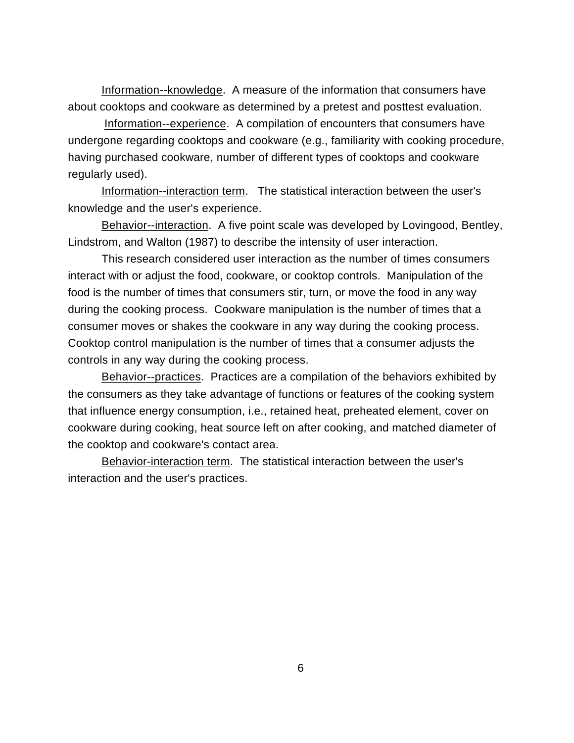Information--knowledge. A measure of the information that consumers have about cooktops and cookware as determined by a pretest and posttest evaluation.

Information--experience. A compilation of encounters that consumers have undergone regarding cooktops and cookware (e.g., familiarity with cooking procedure, having purchased cookware, number of different types of cooktops and cookware regularly used).

Information--interaction term. The statistical interaction between the user's knowledge and the user's experience.

Behavior--interaction. A five point scale was developed by Lovingood, Bentley, Lindstrom, and Walton (1987) to describe the intensity of user interaction.

This research considered user interaction as the number of times consumers interact with or adjust the food, cookware, or cooktop controls. Manipulation of the food is the number of times that consumers stir, turn, or move the food in any way during the cooking process. Cookware manipulation is the number of times that a consumer moves or shakes the cookware in any way during the cooking process. Cooktop control manipulation is the number of times that a consumer adjusts the controls in any way during the cooking process.

Behavior--practices. Practices are a compilation of the behaviors exhibited by the consumers as they take advantage of functions or features of the cooking system that influence energy consumption, i.e., retained heat, preheated element, cover on cookware during cooking, heat source left on after cooking, and matched diameter of the cooktop and cookware's contact area.

Behavior-interaction term. The statistical interaction between the user's interaction and the user's practices.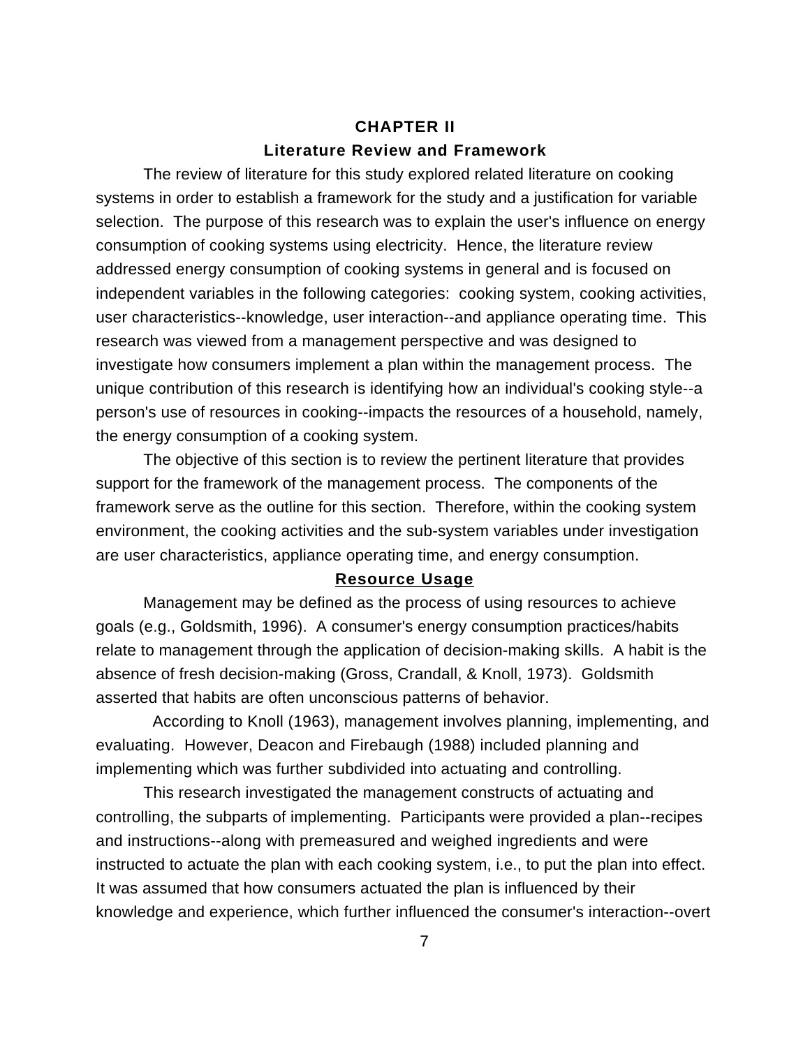# CHAPTER II

## Literature Review and Framework

The review of literature for this study explored related literature on cooking systems in order to establish a framework for the study and a justification for variable selection. The purpose of this research was to explain the user's influence on energy consumption of cooking systems using electricity. Hence, the literature review addressed energy consumption of cooking systems in general and is focused on independent variables in the following categories: cooking system, cooking activities, user characteristics--knowledge, user interaction--and appliance operating time. This research was viewed from a management perspective and was designed to investigate how consumers implement a plan within the management process. The unique contribution of this research is identifying how an individual's cooking style--a person's use of resources in cooking--impacts the resources of a household, namely, the energy consumption of a cooking system.

The objective of this section is to review the pertinent literature that provides support for the framework of the management process. The components of the framework serve as the outline for this section. Therefore, within the cooking system environment, the cooking activities and the sub-system variables under investigation are user characteristics, appliance operating time, and energy consumption.

### Resource Usage

Management may be defined as the process of using resources to achieve goals (e.g., Goldsmith, 1996). A consumer's energy consumption practices/habits relate to management through the application of decision-making skills. A habit is the absence of fresh decision-making (Gross, Crandall, & Knoll, 1973). Goldsmith asserted that habits are often unconscious patterns of behavior.

According to Knoll (1963), management involves planning, implementing, and evaluating. However, Deacon and Firebaugh (1988) included planning and implementing which was further subdivided into actuating and controlling.

This research investigated the management constructs of actuating and controlling, the subparts of implementing. Participants were provided a plan--recipes and instructions--along with premeasured and weighed ingredients and were instructed to actuate the plan with each cooking system, i.e., to put the plan into effect. It was assumed that how consumers actuated the plan is influenced by their knowledge and experience, which further influenced the consumer's interaction--overt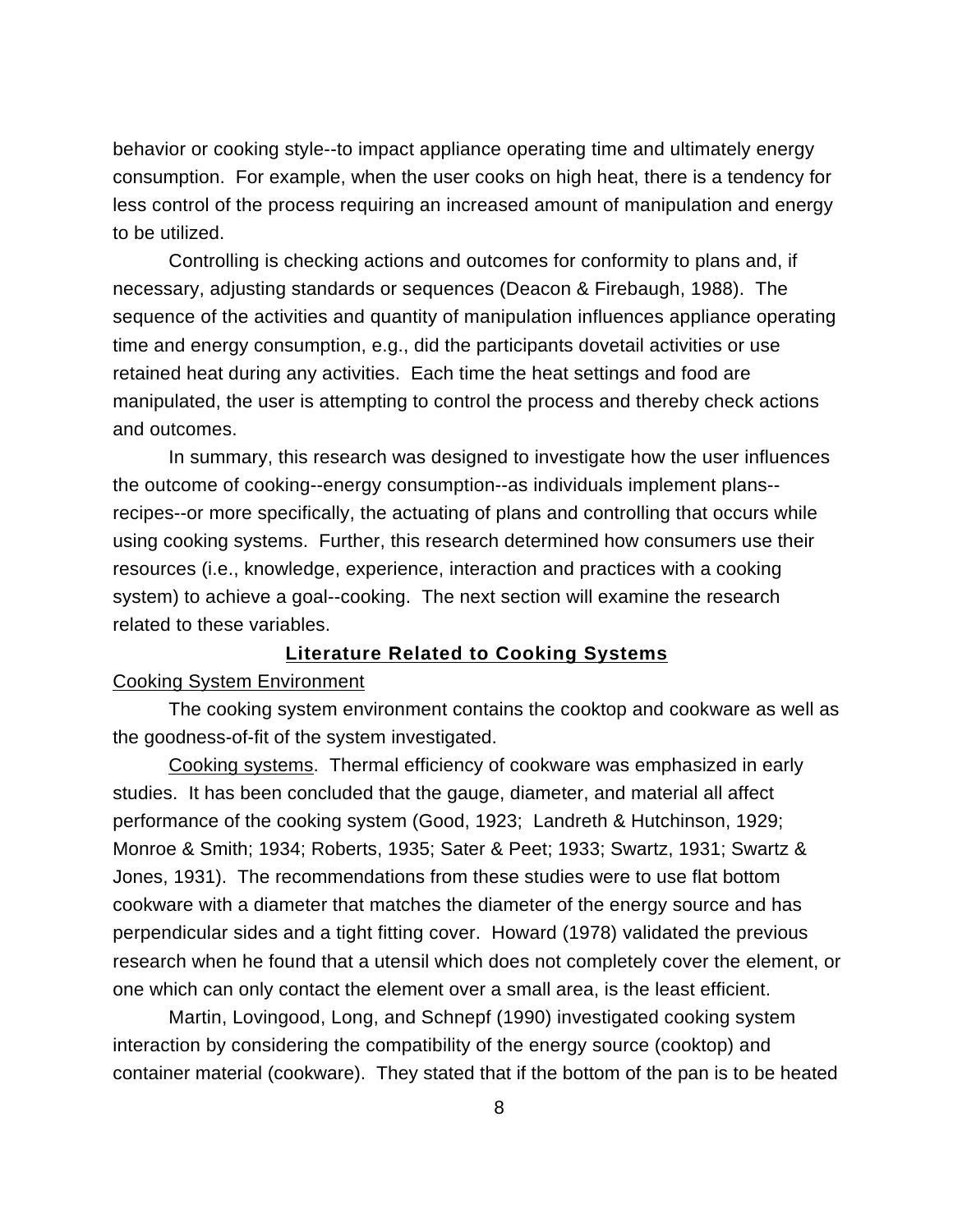behavior or cooking style--to impact appliance operating time and ultimately energy consumption. For example, when the user cooks on high heat, there is a tendency for less control of the process requiring an increased amount of manipulation and energy to be utilized.

Controlling is checking actions and outcomes for conformity to plans and, if necessary, adjusting standards or sequences (Deacon & Firebaugh, 1988). The sequence of the activities and quantity of manipulation influences appliance operating time and energy consumption, e.g., did the participants dovetail activities or use retained heat during any activities. Each time the heat settings and food are manipulated, the user is attempting to control the process and thereby check actions and outcomes.

In summary, this research was designed to investigate how the user influences the outcome of cooking--energy consumption--as individuals implement plans--recipes--or more specifically, the actuating of plans and controlling that occurs while using cooking systems. Further, this research determined how consumers use their resources (i.e., knowledge, experience, interaction and practices with a cooking system) to achieve a goal--cooking. The next section will examine the research related to these variables.

## Literature Related to Cooking Systems

### Cooking System Environment

The cooking system environment contains the cooktop and cookware as well as the goodness-of-fit of the system investigated.

Cooking systems. Thermal efficiency of cookware was emphasized in early studies. It has been concluded that the gauge, diameter, and material all affect performance of the cooking system (Good, 1923; Landreth & Hutchinson, 1929; Monroe & Smith; 1934; Roberts, 1935; Sater & Peet; 1933; Swartz, 1931; Swartz & Jones, 1931). The recommendations from these studies were to use flat bottom cookware with a diameter that matches the diameter of the energy source and has perpendicular sides and a tight fitting cover. Howard (1978) validated the previous research when he found that a utensil which does not completely cover the element, or one which can only contact the element over a small area, is the least efficient.

Martin, Lovingood, Long, and Schnepf (1990) investigated cooking system interaction by considering the compatibility of the energy source (cooktop) and container material (cookware). They stated that if the bottom of the pan is to be heated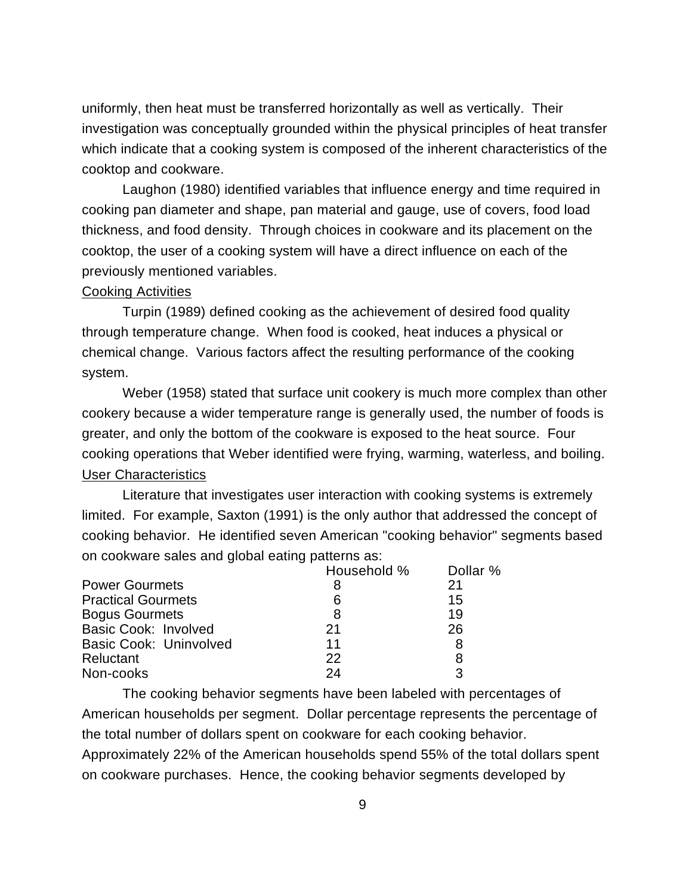uniformly, then heat must be transferred horizontally as well as vertically. Their investigation was conceptually grounded within the physical principles of heat transfer which indicate that a cooking system is composed of the inherent characteristics of the cooktop and cookware.

Laughon (1980) identified variables that influence energy and time required in cooking pan diameter and shape, pan material and gauge, use of covers, food load thickness, and food density. Through choices in cookware and its placement on the cooktop, the user of a cooking system will have a direct influence on each of the previously mentioned variables.

Cooking Activities

Turpin (1989) defined cooking as the achievement of desired food quality through temperature change. When food is cooked, heat induces a physical or chemical change. Various factors affect the resulting performance of the cooking system.

Weber (1958) stated that surface unit cookery is much more complex than other cookery because a wider temperature range is generally used, the number of foods is greater, and only the bottom of the cookware is exposed to the heat source. Four cooking operations that Weber identified were frying, warming, waterless, and boiling.

User Characteristics

Literature that investigates user interaction with cooking systems is extremely limited. For example, Saxton (1991) is the only author that addressed the concept of cooking behavior. He identified seven American "cooking behavior" segments based on cookware sales and global eating patterns as:

| | Household % | Dollar % |
|---|---|---|
| Power Gourmets | 8 | 21 |
| Practical Gourmets | 6 | 15 |
| Bogus Gourmets | 8 | 19 |
| Basic Cook: Involved | 21 | 26 |
| Basic Cook: Uninvolved | 11 | 8 |
| Reluctant | 22 | 8 |
| Non-cooks | 24 | 3 |

The cooking behavior segments have been labeled with percentages of American households per segment. Dollar percentage represents the percentage of the total number of dollars spent on cookware for each cooking behavior. Approximately 22% of the American households spend 55% of the total dollars spent on cookware purchases. Hence, the cooking behavior segments developed by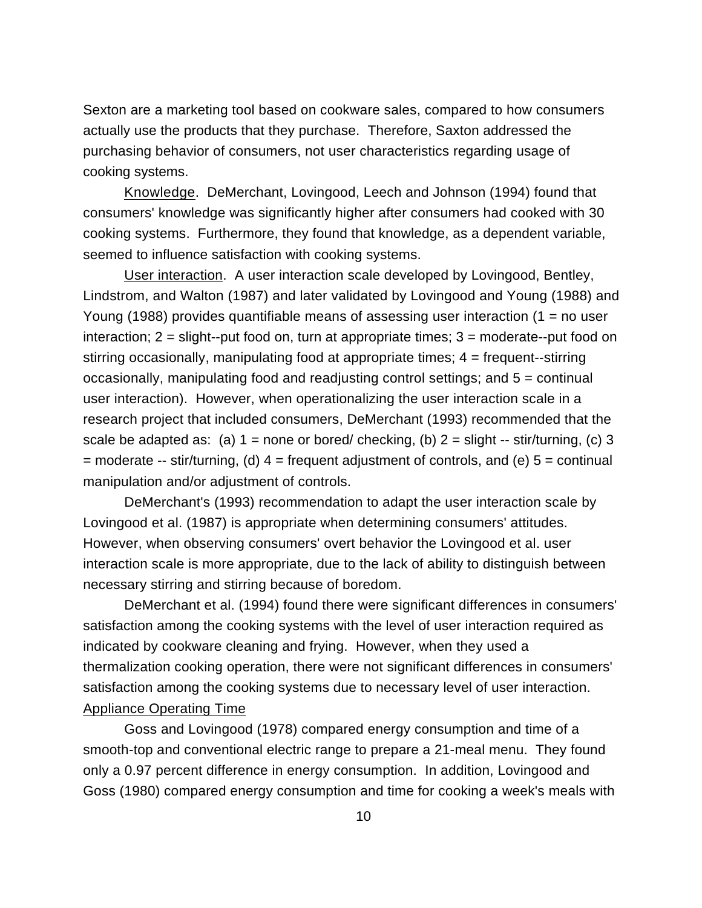Sexton are a marketing tool based on cookware sales, compared to how consumers actually use the products that they purchase. Therefore, Saxton addressed the purchasing behavior of consumers, not user characteristics regarding usage of cooking systems.

Knowledge. DeMerchant, Lovingood, Leech and Johnson (1994) found that consumers' knowledge was significantly higher after consumers had cooked with 30 cooking systems. Furthermore, they found that knowledge, as a dependent variable, seemed to influence satisfaction with cooking systems.

User interaction. A user interaction scale developed by Lovingood, Bentley, Lindstrom, and Walton (1987) and later validated by Lovingood and Young (1988) and Young (1988) provides quantifiable means of assessing user interaction (1 = no user interaction; 2 = slight--put food on, turn at appropriate times; 3 = moderate--put food on stirring occasionally, manipulating food at appropriate times; 4 = frequent--stirring occasionally, manipulating food and readjusting control settings; and 5 = continual user interaction). However, when operationalizing the user interaction scale in a research project that included consumers, DeMerchant (1993) recommended that the scale be adapted as: (a) 1 = none or bored/ checking, (b) 2 = slight -- stir/turning, (c) 3 = moderate -- stir/turning, (d) 4 = frequent adjustment of controls, and (e) 5 = continual manipulation and/or adjustment of controls.

DeMerchant's (1993) recommendation to adapt the user interaction scale by Lovingood et al. (1987) is appropriate when determining consumers' attitudes. However, when observing consumers' overt behavior the Lovingood et al. user interaction scale is more appropriate, due to the lack of ability to distinguish between necessary stirring and stirring because of boredom.

DeMerchant et al. (1994) found there were significant differences in consumers' satisfaction among the cooking systems with the level of user interaction required as indicated by cookware cleaning and frying. However, when they used a thermalization cooking operation, there were not significant differences in consumers' satisfaction among the cooking systems due to necessary level of user interaction.

Appliance Operating Time

Goss and Lovingood (1978) compared energy consumption and time of a smooth-top and conventional electric range to prepare a 21-meal menu. They found only a 0.97 percent difference in energy consumption. In addition, Lovingood and Goss (1980) compared energy consumption and time for cooking a week's meals with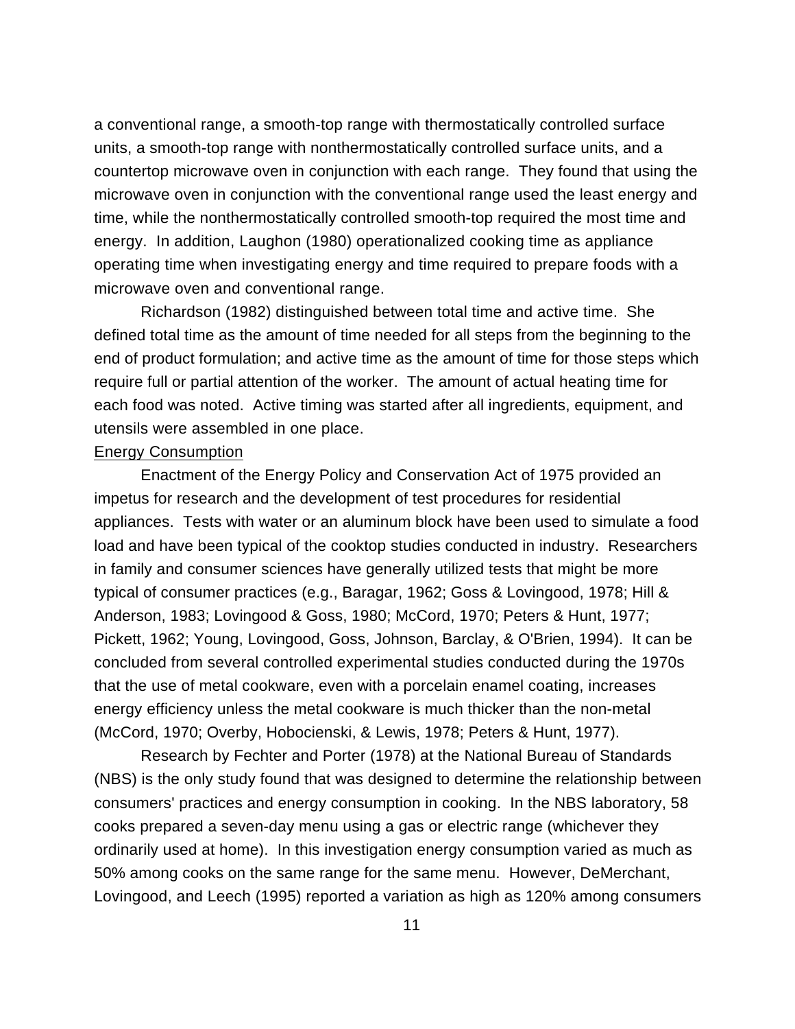a conventional range, a smooth-top range with thermostatically controlled surface units, a smooth-top range with nonthermostatically controlled surface units, and a countertop microwave oven in conjunction with each range. They found that using the microwave oven in conjunction with the conventional range used the least energy and time, while the nonthermostatically controlled smooth-top required the most time and energy. In addition, Laughon (1980) operationalized cooking time as appliance operating time when investigating energy and time required to prepare foods with a microwave oven and conventional range.

Richardson (1982) distinguished between total time and active time. She defined total time as the amount of time needed for all steps from the beginning to the end of product formulation; and active time as the amount of time for those steps which require full or partial attention of the worker. The amount of actual heating time for each food was noted. Active timing was started after all ingredients, equipment, and utensils were assembled in one place.

Energy Consumption

Enactment of the Energy Policy and Conservation Act of 1975 provided an impetus for research and the development of test procedures for residential appliances. Tests with water or an aluminum block have been used to simulate a food load and have been typical of the cooktop studies conducted in industry. Researchers in family and consumer sciences have generally utilized tests that might be more typical of consumer practices (e.g., Baragar, 1962; Goss & Lovingood, 1978; Hill & Anderson, 1983; Lovingood & Goss, 1980; McCord, 1970; Peters & Hunt, 1977; Pickett, 1962; Young, Lovingood, Goss, Johnson, Barclay, & O'Brien, 1994). It can be concluded from several controlled experimental studies conducted during the 1970s that the use of metal cookware, even with a porcelain enamel coating, increases energy efficiency unless the metal cookware is much thicker than the non-metal (McCord, 1970; Overby, Hobocienski, & Lewis, 1978; Peters & Hunt, 1977).

Research by Fechter and Porter (1978) at the National Bureau of Standards (NBS) is the only study found that was designed to determine the relationship between consumers' practices and energy consumption in cooking. In the NBS laboratory, 58 cooks prepared a seven-day menu using a gas or electric range (whichever they ordinarily used at home). In this investigation energy consumption varied as much as 50% among cooks on the same range for the same menu. However, DeMerchant, Lovingood, and Leech (1995) reported a variation as high as 120% among consumers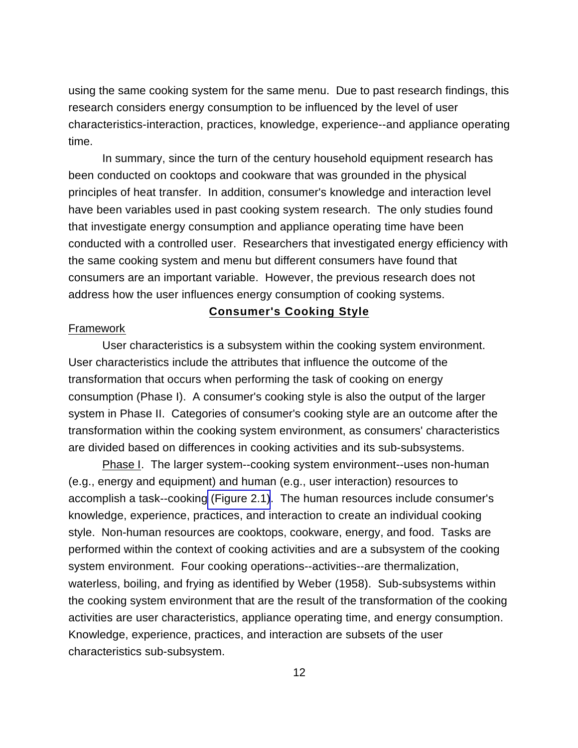using the same cooking system for the same menu. Due to past research findings, this research considers energy consumption to be influenced by the level of user characteristics-interaction, practices, knowledge, experience--and appliance operating time.

In summary, since the turn of the century household equipment research has been conducted on cooktops and cookware that was grounded in the physical principles of heat transfer. In addition, consumer's knowledge and interaction level have been variables used in past cooking system research. The only studies found that investigate energy consumption and appliance operating time have been conducted with a controlled user. Researchers that investigated energy efficiency with the same cooking system and menu but different consumers have found that consumers are an important variable. However, the previous research does not address how the user influences energy consumption of cooking systems.

## Consumer's Cooking Style

### Framework

User characteristics is a subsystem within the cooking system environment. User characteristics include the attributes that influence the outcome of the transformation that occurs when performing the task of cooking on energy consumption (Phase I). A consumer's cooking style is also the output of the larger system in Phase II. Categories of consumer's cooking style are an outcome after the transformation within the cooking system environment, as consumers' characteristics are divided based on differences in cooking activities and its sub-subsystems.

Phase I. The larger system--cooking system environment--uses non-human (e.g., energy and equipment) and human (e.g., user interaction) resources to accomplish a task--cooking (Figure 2.1). The human resources include consumer's knowledge, experience, practices, and interaction to create an individual cooking style. Non-human resources are cooktops, cookware, energy, and food. Tasks are performed within the context of cooking activities and are a subsystem of the cooking system environment. Four cooking operations--activities--are thermalization, waterless, boiling, and frying as identified by Weber (1958). Sub-subsystems within the cooking system environment that are the result of the transformation of the cooking activities are user characteristics, appliance operating time, and energy consumption. Knowledge, experience, practices, and interaction are subsets of the user characteristics sub-subsystem.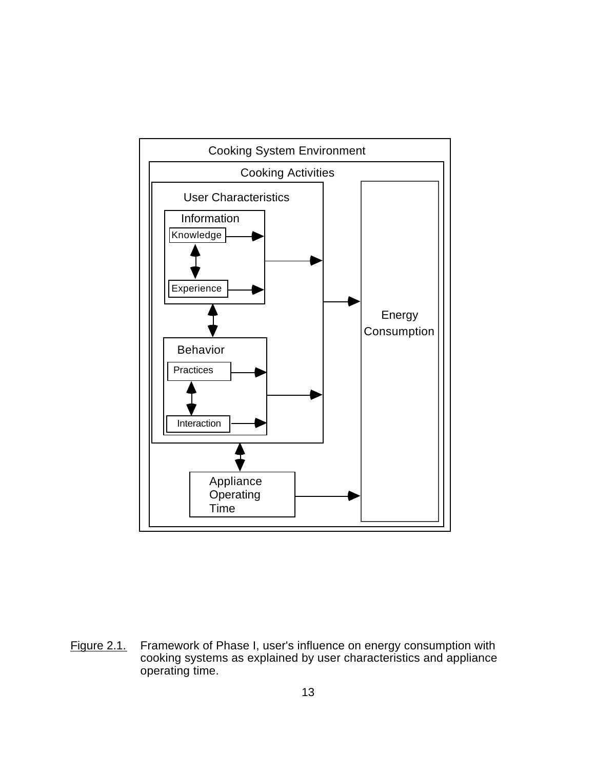Cooking System Environment

Cooking Activities

User Characteristics

Information

Knowledge

Experience

Behavior

Practices

Interaction

Appliance Operating Time

Energy Consumption

Figure 2.1. Framework of Phase I, user's influence on energy consumption with cooking systems as explained by user characteristics and appliance operating time.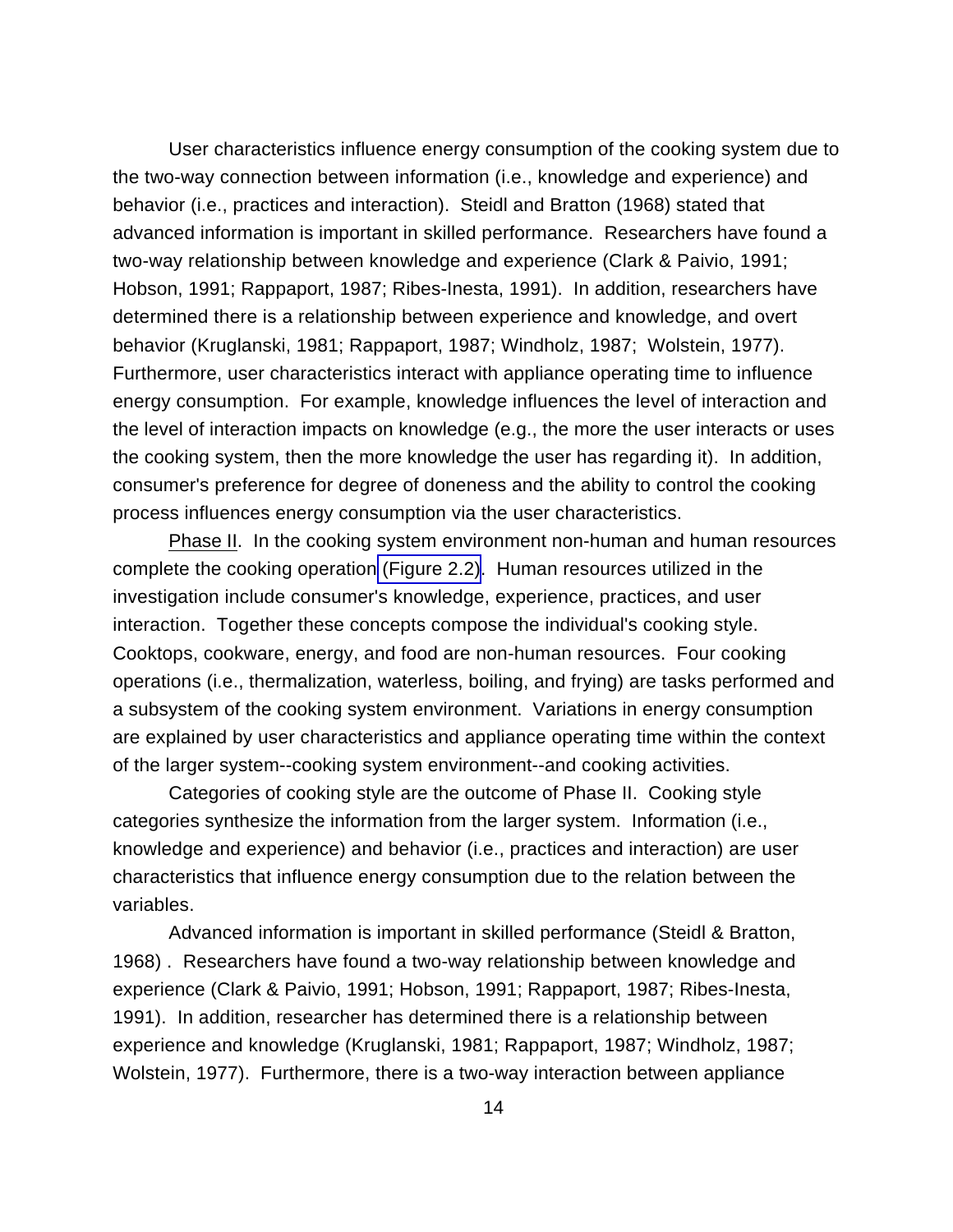User characteristics influence energy consumption of the cooking system due to the two-way connection between information (i.e., knowledge and experience) and behavior (i.e., practices and interaction). Steidl and Bratton (1968) stated that advanced information is important in skilled performance. Researchers have found a two-way relationship between knowledge and experience (Clark & Paivio, 1991; Hobson, 1991; Rappaport, 1987; Ribes-Inesta, 1991). In addition, researchers have determined there is a relationship between experience and knowledge, and overt behavior (Kruglanski, 1981; Rappaport, 1987; Windholz, 1987; Wolstein, 1977). Furthermore, user characteristics interact with appliance operating time to influence energy consumption. For example, knowledge influences the level of interaction and the level of interaction impacts on knowledge (e.g., the more the user interacts or uses the cooking system, then the more knowledge the user has regarding it). In addition, consumer's preference for degree of doneness and the ability to control the cooking process influences energy consumption via the user characteristics.

Phase II. In the cooking system environment non-human and human resources complete the cooking operation (Figure 2.2). Human resources utilized in the investigation include consumer's knowledge, experience, practices, and user interaction. Together these concepts compose the individual's cooking style. Cooktops, cookware, energy, and food are non-human resources. Four cooking operations (i.e., thermalization, waterless, boiling, and frying) are tasks performed and a subsystem of the cooking system environment. Variations in energy consumption are explained by user characteristics and appliance operating time within the context of the larger system--cooking system environment--and cooking activities.

Categories of cooking style are the outcome of Phase II. Cooking style categories synthesize the information from the larger system. Information (i.e., knowledge and experience) and behavior (i.e., practices and interaction) are user characteristics that influence energy consumption due to the relation between the variables.

Advanced information is important in skilled performance (Steidl & Bratton, 1968) . Researchers have found a two-way relationship between knowledge and experience (Clark & Paivio, 1991; Hobson, 1991; Rappaport, 1987; Ribes-Inesta, 1991). In addition, researcher has determined there is a relationship between experience and knowledge (Kruglanski, 1981; Rappaport, 1987; Windholz, 1987; Wolstein, 1977). Furthermore, there is a two-way interaction between appliance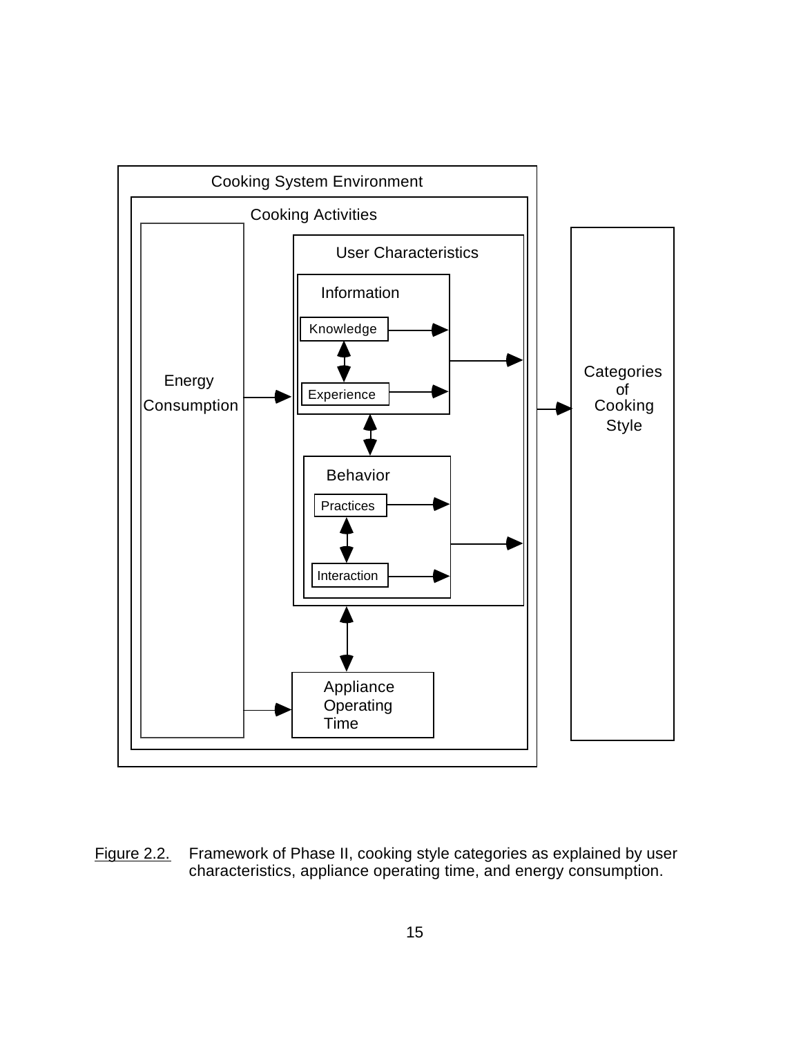Cooking System Environment

Cooking Activities

Energy Consumption

User Characteristics

Information

Knowledge

Experience

Behavior

Practices

Interaction

Appliance Operating Time

Categories of Cooking Style

Figure 2.2. Framework of Phase II, cooking style categories as explained by user characteristics, appliance operating time, and energy consumption.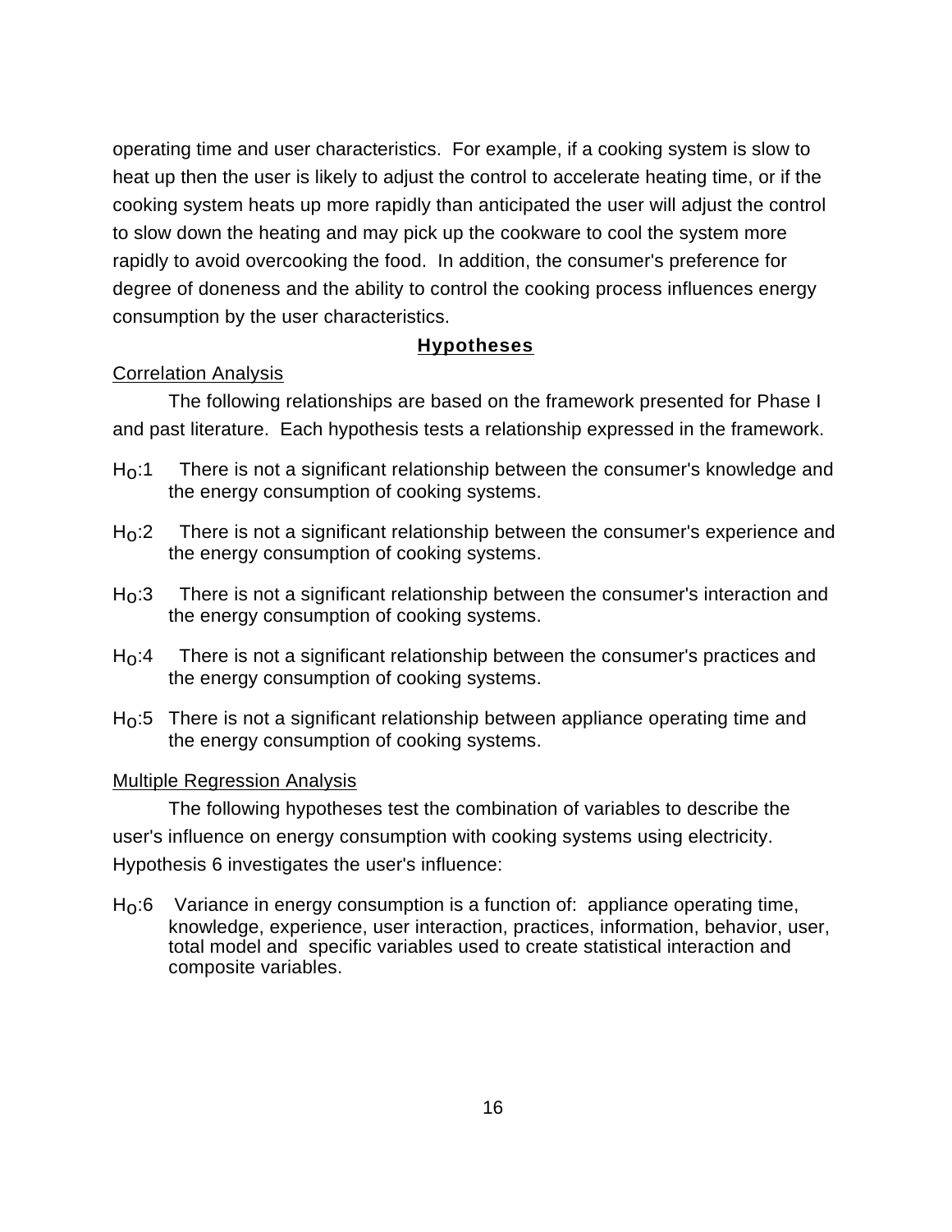operating time and user characteristics. For example, if a cooking system is slow to heat up then the user is likely to adjust the control to accelerate heating time, or if the cooking system heats up more rapidly than anticipated the user will adjust the control to slow down the heating and may pick up the cookware to cool the system more rapidly to avoid overcooking the food. In addition, the consumer's preference for degree of doneness and the ability to control the cooking process influences energy consumption by the user characteristics.

## Hypotheses

Correlation Analysis

The following relationships are based on the framework presented for Phase I and past literature. Each hypothesis tests a relationship expressed in the framework.

$H_o$:1 There is not a significant relationship between the consumer's knowledge and the energy consumption of cooking systems.

$H_o$:2 There is not a significant relationship between the consumer's experience and the energy consumption of cooking systems.

$H_o$:3 There is not a significant relationship between the consumer's interaction and the energy consumption of cooking systems.

$H_o$:4 There is not a significant relationship between the consumer's practices and the energy consumption of cooking systems.

$H_o$:5 There is not a significant relationship between appliance operating time and the energy consumption of cooking systems.

Multiple Regression Analysis

The following hypotheses test the combination of variables to describe the user's influence on energy consumption with cooking systems using electricity. Hypothesis 6 investigates the user's influence:

$H_o$:6 Variance in energy consumption is a function of: appliance operating time, knowledge, experience, user interaction, practices, information, behavior, user, total model and specific variables used to create statistical interaction and composite variables.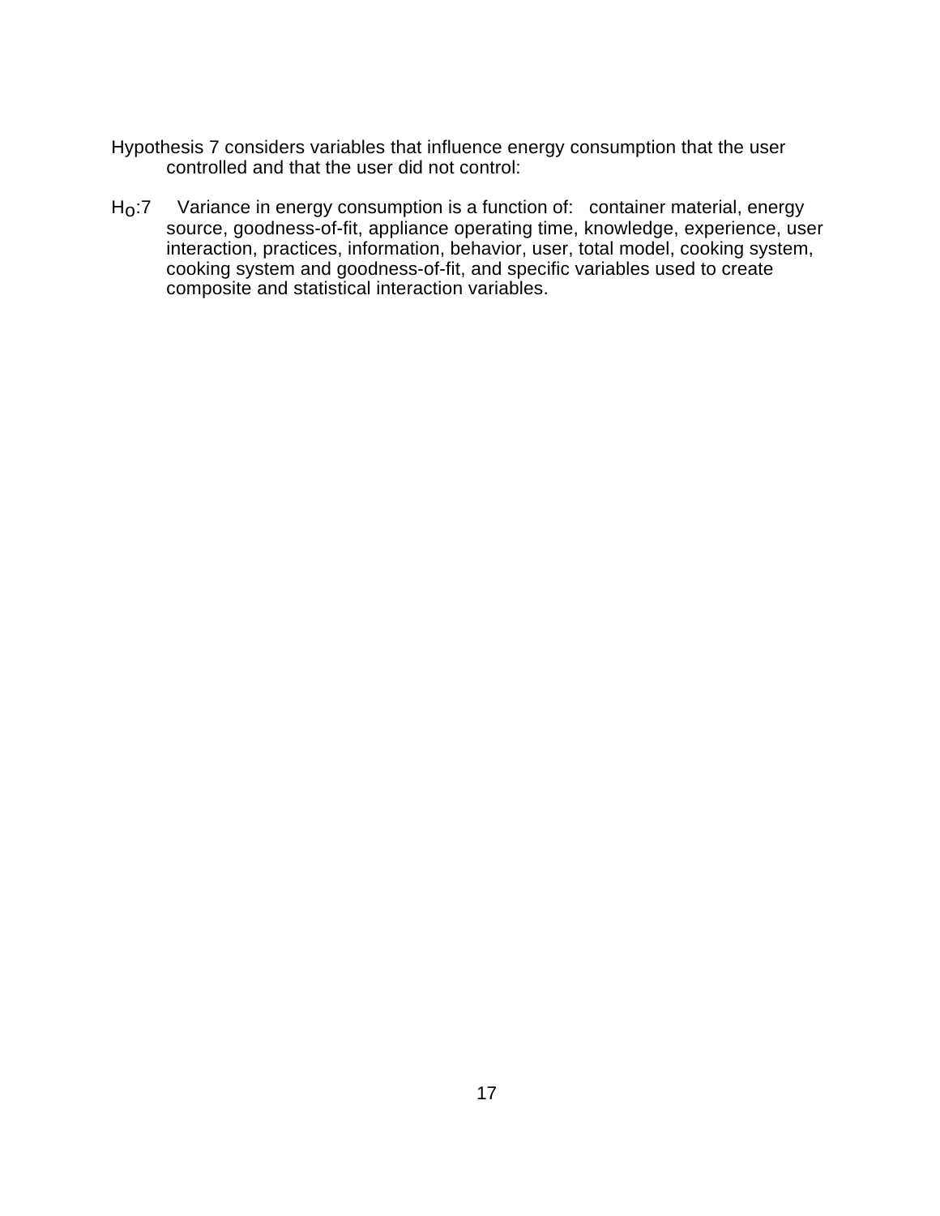Hypothesis 7 considers variables that influence energy consumption that the user controlled and that the user did not control:

$H_o$:7 Variance in energy consumption is a function of: container material, energy source, goodness-of-fit, appliance operating time, knowledge, experience, user interaction, practices, information, behavior, user, total model, cooking system, cooking system and goodness-of-fit, and specific variables used to create composite and statistical interaction variables.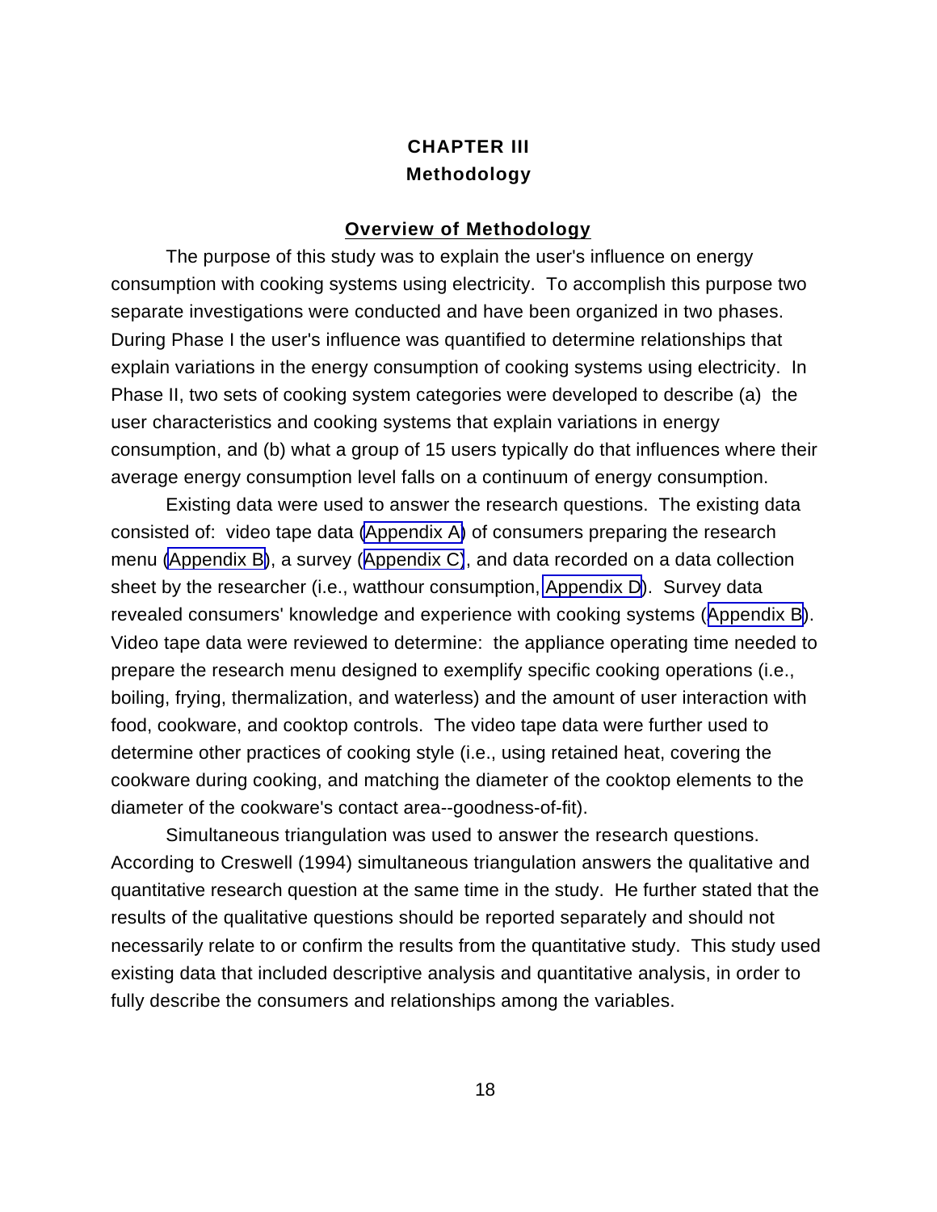# CHAPTER III
# Methodology

## Overview of Methodology

The purpose of this study was to explain the user's influence on energy consumption with cooking systems using electricity. To accomplish this purpose two separate investigations were conducted and have been organized in two phases. During Phase I the user's influence was quantified to determine relationships that explain variations in the energy consumption of cooking systems using electricity. In Phase II, two sets of cooking system categories were developed to describe (a) the user characteristics and cooking systems that explain variations in energy consumption, and (b) what a group of 15 users typically do that influences where their average energy consumption level falls on a continuum of energy consumption.

Existing data were used to answer the research questions. The existing data consisted of: video tape data (Appendix A) of consumers preparing the research menu (Appendix B), a survey (Appendix C), and data recorded on a data collection sheet by the researcher (i.e., watthour consumption, Appendix D). Survey data revealed consumers' knowledge and experience with cooking systems (Appendix B). Video tape data were reviewed to determine: the appliance operating time needed to prepare the research menu designed to exemplify specific cooking operations (i.e., boiling, frying, thermalization, and waterless) and the amount of user interaction with food, cookware, and cooktop controls. The video tape data were further used to determine other practices of cooking style (i.e., using retained heat, covering the cookware during cooking, and matching the diameter of the cooktop elements to the diameter of the cookware's contact area--goodness-of-fit).

Simultaneous triangulation was used to answer the research questions. According to Creswell (1994) simultaneous triangulation answers the qualitative and quantitative research question at the same time in the study. He further stated that the results of the qualitative questions should be reported separately and should not necessarily relate to or confirm the results from the quantitative study. This study used existing data that included descriptive analysis and quantitative analysis, in order to fully describe the consumers and relationships among the variables.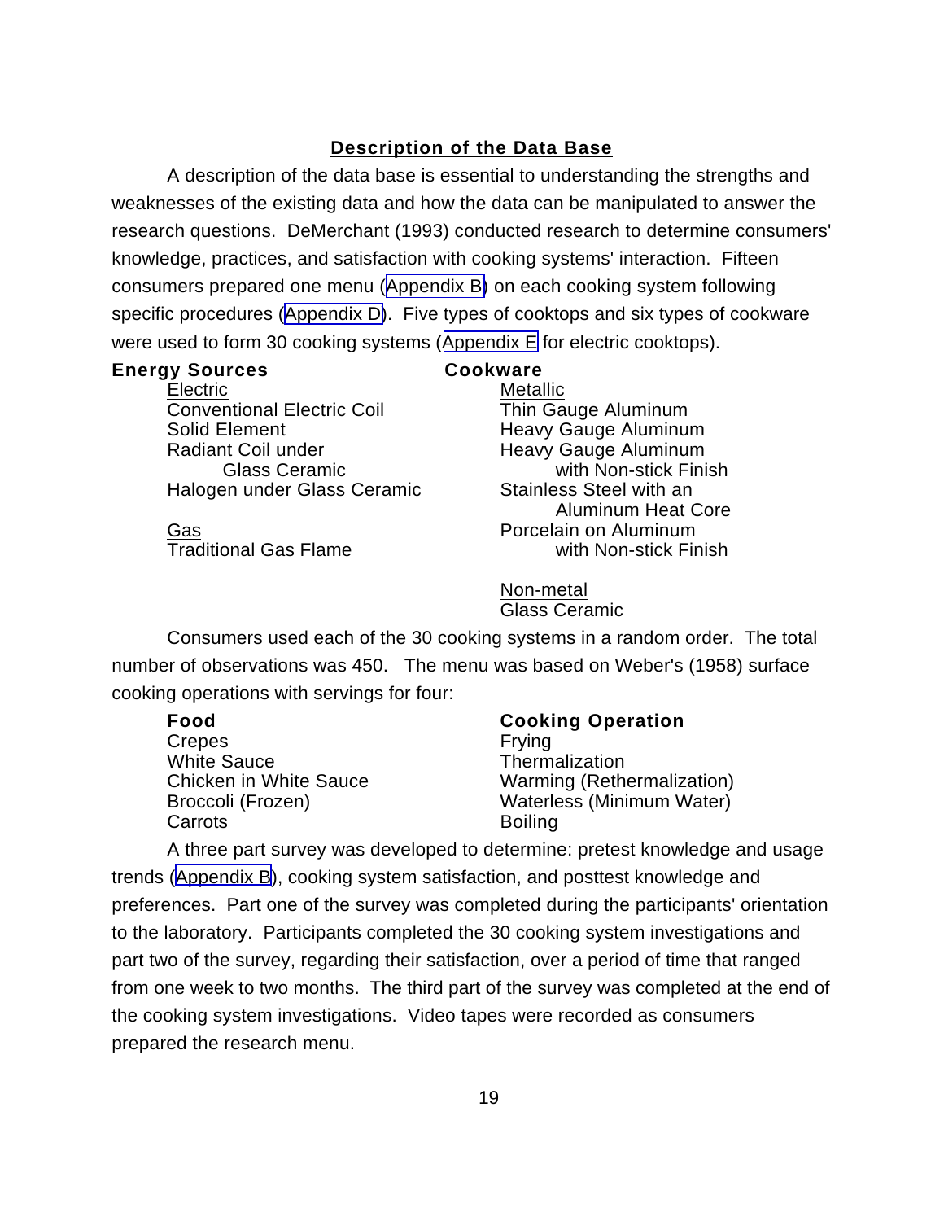## Description of the Data Base

A description of the data base is essential to understanding the strengths and weaknesses of the existing data and how the data can be manipulated to answer the research questions. DeMerchant (1993) conducted research to determine consumers' knowledge, practices, and satisfaction with cooking systems' interaction. Fifteen consumers prepared one menu (Appendix B) on each cooking system following specific procedures (Appendix D). Five types of cooktops and six types of cookware were used to form 30 cooking systems (Appendix E for electric cooktops).

| **Energy Sources** | **Cookware** |
|---|---|
| Electric | Metallic |
| Conventional Electric Coil | Thin Gauge Aluminum |
| Solid Element | Heavy Gauge Aluminum |
| Radiant Coil under Glass Ceramic | Heavy Gauge Aluminum with Non-stick Finish |
| Halogen under Glass Ceramic | Stainless Steel with an Aluminum Heat Core |
| Gas | Porcelain on Aluminum with Non-stick Finish |
| Traditional Gas Flame | |
| | Non-metal |
| | Glass Ceramic |

Consumers used each of the 30 cooking systems in a random order. The total number of observations was 450. The menu was based on Weber's (1958) surface cooking operations with servings for four:

| **Food** | **Cooking Operation** |
|---|---|
| Crepes | Frying |
| White Sauce | Thermalization |
| Chicken in White Sauce | Warming (Rethermalization) |
| Broccoli (Frozen) | Waterless (Minimum Water) |
| Carrots | Boiling |

A three part survey was developed to determine: pretest knowledge and usage trends (Appendix B), cooking system satisfaction, and posttest knowledge and preferences. Part one of the survey was completed during the participants' orientation to the laboratory. Participants completed the 30 cooking system investigations and part two of the survey, regarding their satisfaction, over a period of time that ranged from one week to two months. The third part of the survey was completed at the end of the cooking system investigations. Video tapes were recorded as consumers prepared the research menu.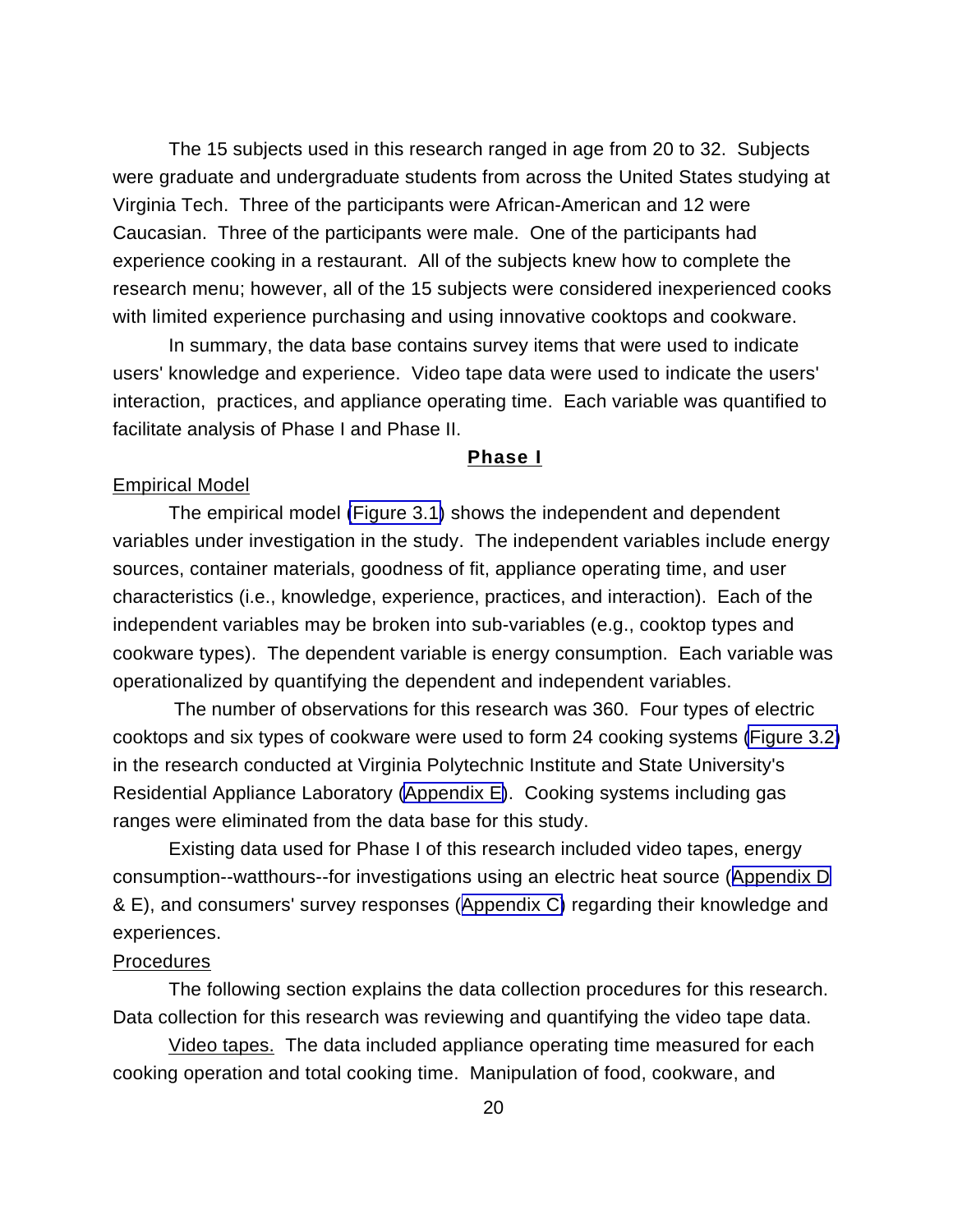The 15 subjects used in this research ranged in age from 20 to 32. Subjects were graduate and undergraduate students from across the United States studying at Virginia Tech. Three of the participants were African-American and 12 were Caucasian. Three of the participants were male. One of the participants had experience cooking in a restaurant. All of the subjects knew how to complete the research menu; however, all of the 15 subjects were considered inexperienced cooks with limited experience purchasing and using innovative cooktops and cookware.

In summary, the data base contains survey items that were used to indicate users' knowledge and experience. Video tape data were used to indicate the users' interaction, practices, and appliance operating time. Each variable was quantified to facilitate analysis of Phase I and Phase II.

## Phase I

### Empirical Model

The empirical model (Figure 3.1) shows the independent and dependent variables under investigation in the study. The independent variables include energy sources, container materials, goodness of fit, appliance operating time, and user characteristics (i.e., knowledge, experience, practices, and interaction). Each of the independent variables may be broken into sub-variables (e.g., cooktop types and cookware types). The dependent variable is energy consumption. Each variable was operationalized by quantifying the dependent and independent variables.

The number of observations for this research was 360. Four types of electric cooktops and six types of cookware were used to form 24 cooking systems (Figure 3.2) in the research conducted at Virginia Polytechnic Institute and State University's Residential Appliance Laboratory (Appendix E). Cooking systems including gas ranges were eliminated from the data base for this study.

Existing data used for Phase I of this research included video tapes, energy consumption--watthours--for investigations using an electric heat source (Appendix D & E), and consumers' survey responses (Appendix C) regarding their knowledge and experiences.

### Procedures

The following section explains the data collection procedures for this research. Data collection for this research was reviewing and quantifying the video tape data.

Video tapes. The data included appliance operating time measured for each cooking operation and total cooking time. Manipulation of food, cookware, and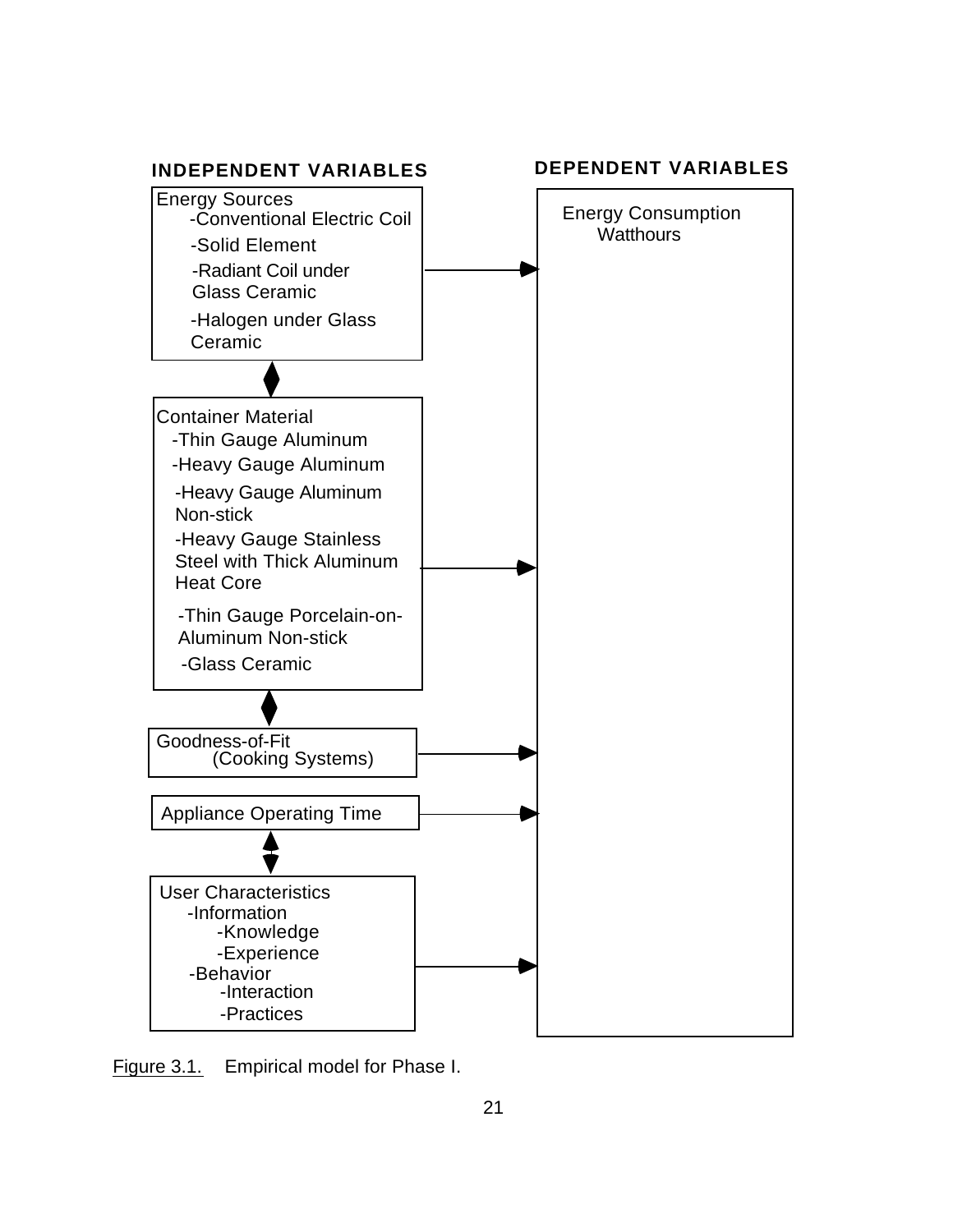**INDEPENDENT VARIABLES**

Energy Sources
- -Conventional Electric Coil
- -Solid Element
- -Radiant Coil under Glass Ceramic
- -Halogen under Glass Ceramic

Container Material
- -Thin Gauge Aluminum
- -Heavy Gauge Aluminum
- -Heavy Gauge Aluminum Non-stick
- -Heavy Gauge Stainless Steel with Thick Aluminum Heat Core
- -Thin Gauge Porcelain-on-Aluminum Non-stick
- -Glass Ceramic

Goodness-of-Fit (Cooking Systems)

Appliance Operating Time

User Characteristics
- -Information
  - -Knowledge
  - -Experience
- -Behavior
  - -Interaction
  - -Practices

**DEPENDENT VARIABLES**

Energy Consumption
Watthours

Figure 3.1. Empirical model for Phase I.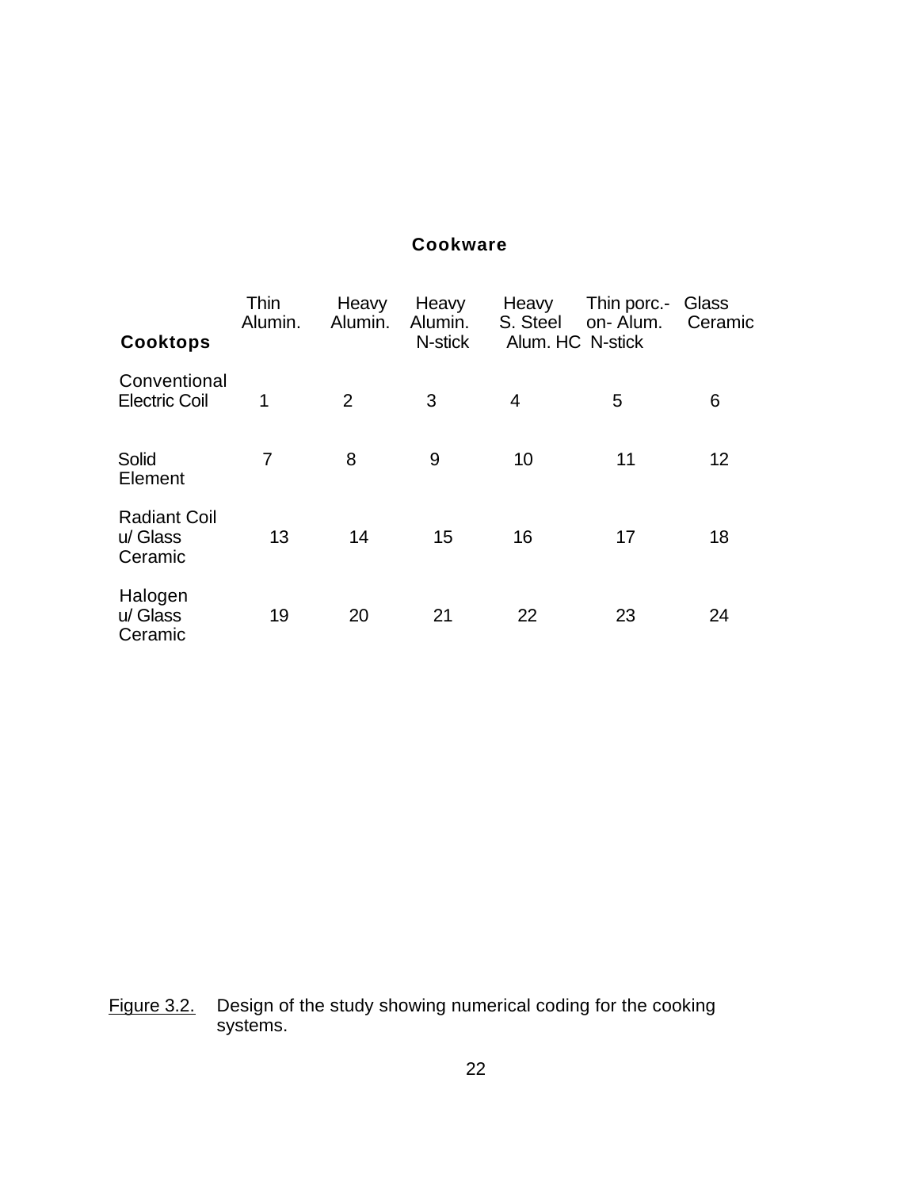**Cookware**

| **Cooktops** | Thin Alumin. | Heavy Alumin. | Heavy Alumin. N-stick | Heavy S. Steel Alum. HC | Thin porc.-on- Alum. N-stick | Glass Ceramic |
|---|---|---|---|---|---|---|
| Conventional Electric Coil | 1 | 2 | 3 | 4 | 5 | 6 |
| Solid Element | 7 | 8 | 9 | 10 | 11 | 12 |
| Radiant Coil u/ Glass Ceramic | 13 | 14 | 15 | 16 | 17 | 18 |
| Halogen u/ Glass Ceramic | 19 | 20 | 21 | 22 | 23 | 24 |

Figure 3.2. Design of the study showing numerical coding for the cooking systems.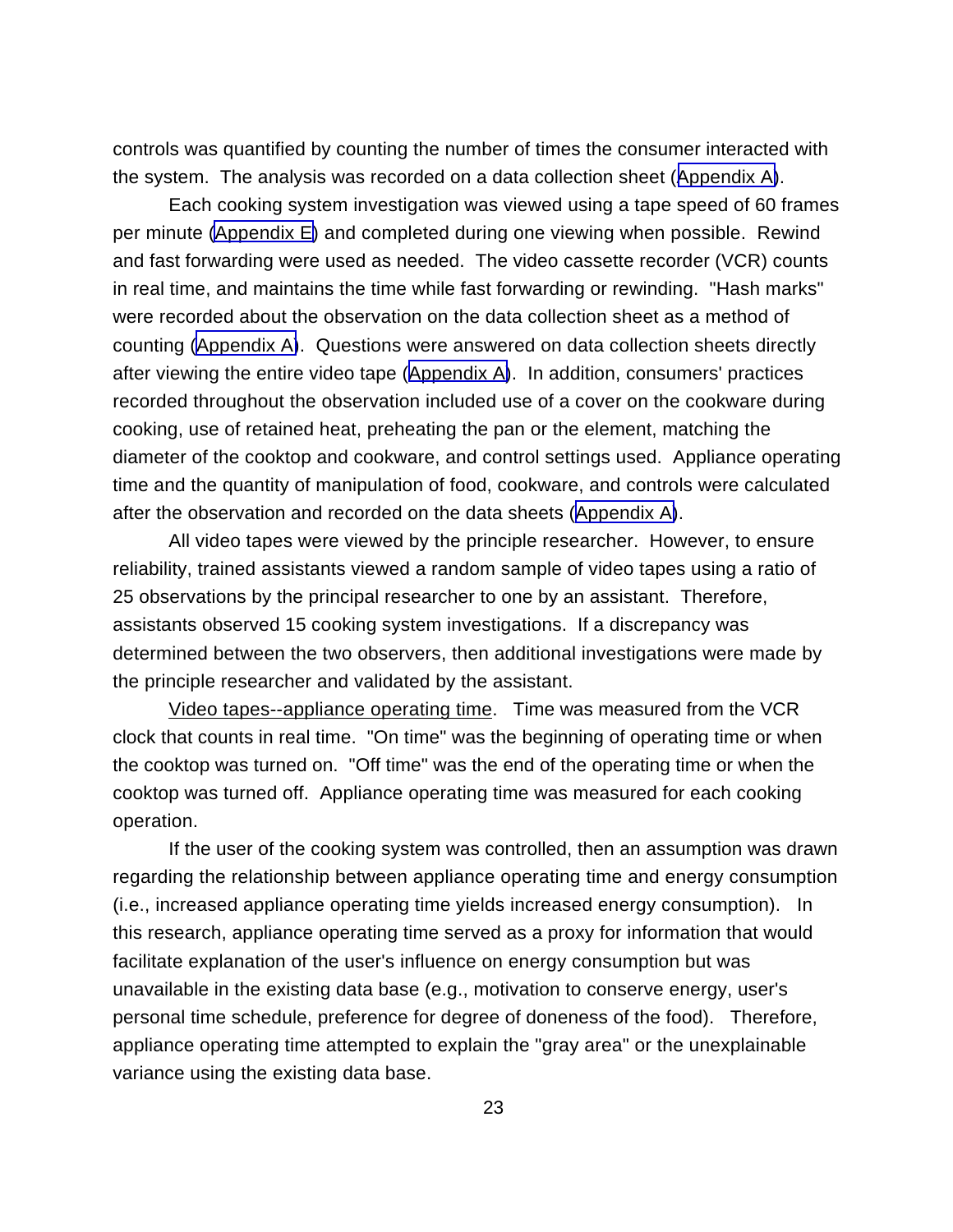controls was quantified by counting the number of times the consumer interacted with the system. The analysis was recorded on a data collection sheet (Appendix A).

Each cooking system investigation was viewed using a tape speed of 60 frames per minute (Appendix E) and completed during one viewing when possible. Rewind and fast forwarding were used as needed. The video cassette recorder (VCR) counts in real time, and maintains the time while fast forwarding or rewinding. "Hash marks" were recorded about the observation on the data collection sheet as a method of counting (Appendix A). Questions were answered on data collection sheets directly after viewing the entire video tape (Appendix A). In addition, consumers' practices recorded throughout the observation included use of a cover on the cookware during cooking, use of retained heat, preheating the pan or the element, matching the diameter of the cooktop and cookware, and control settings used. Appliance operating time and the quantity of manipulation of food, cookware, and controls were calculated after the observation and recorded on the data sheets (Appendix A).

All video tapes were viewed by the principle researcher. However, to ensure reliability, trained assistants viewed a random sample of video tapes using a ratio of 25 observations by the principal researcher to one by an assistant. Therefore, assistants observed 15 cooking system investigations. If a discrepancy was determined between the two observers, then additional investigations were made by the principle researcher and validated by the assistant.

<u>Video tapes--appliance operating time</u>. Time was measured from the VCR clock that counts in real time. "On time" was the beginning of operating time or when the cooktop was turned on. "Off time" was the end of the operating time or when the cooktop was turned off. Appliance operating time was measured for each cooking operation.

If the user of the cooking system was controlled, then an assumption was drawn regarding the relationship between appliance operating time and energy consumption (i.e., increased appliance operating time yields increased energy consumption). In this research, appliance operating time served as a proxy for information that would facilitate explanation of the user's influence on energy consumption but was unavailable in the existing data base (e.g., motivation to conserve energy, user's personal time schedule, preference for degree of doneness of the food). Therefore, appliance operating time attempted to explain the "gray area" or the unexplainable variance using the existing data base.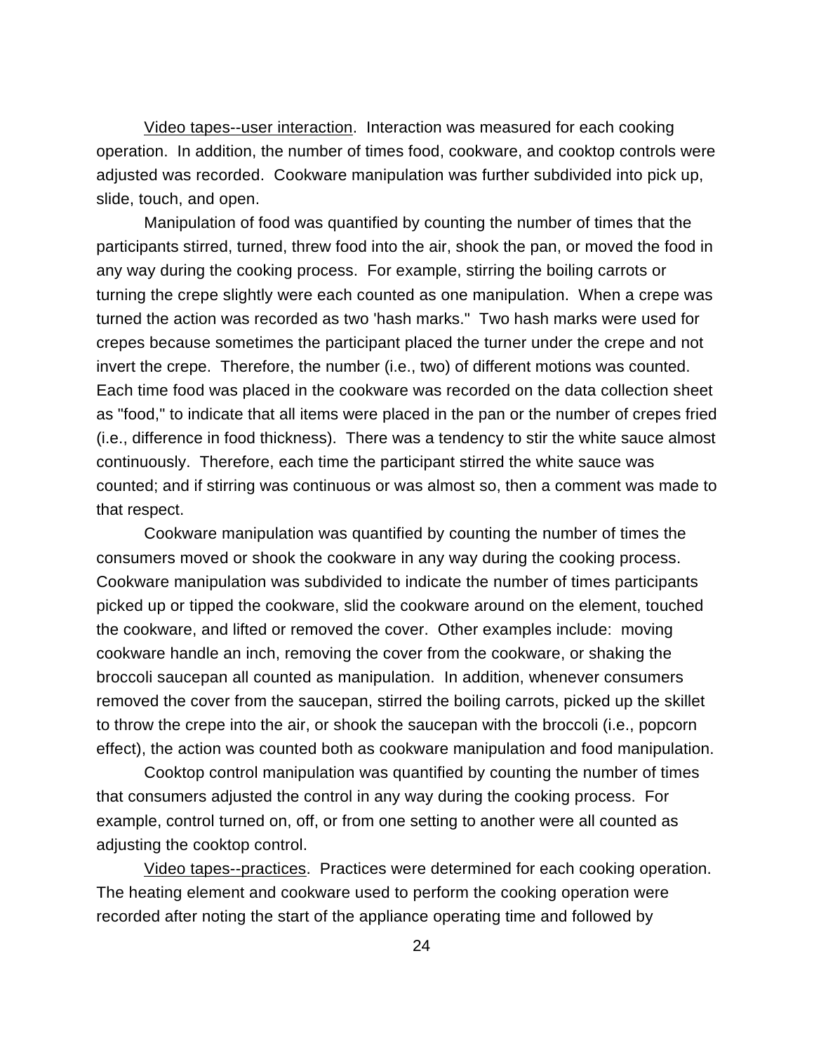Video tapes--user interaction. Interaction was measured for each cooking operation. In addition, the number of times food, cookware, and cooktop controls were adjusted was recorded. Cookware manipulation was further subdivided into pick up, slide, touch, and open.

Manipulation of food was quantified by counting the number of times that the participants stirred, turned, threw food into the air, shook the pan, or moved the food in any way during the cooking process. For example, stirring the boiling carrots or turning the crepe slightly were each counted as one manipulation. When a crepe was turned the action was recorded as two 'hash marks." Two hash marks were used for crepes because sometimes the participant placed the turner under the crepe and not invert the crepe. Therefore, the number (i.e., two) of different motions was counted. Each time food was placed in the cookware was recorded on the data collection sheet as "food," to indicate that all items were placed in the pan or the number of crepes fried (i.e., difference in food thickness). There was a tendency to stir the white sauce almost continuously. Therefore, each time the participant stirred the white sauce was counted; and if stirring was continuous or was almost so, then a comment was made to that respect.

Cookware manipulation was quantified by counting the number of times the consumers moved or shook the cookware in any way during the cooking process. Cookware manipulation was subdivided to indicate the number of times participants picked up or tipped the cookware, slid the cookware around on the element, touched the cookware, and lifted or removed the cover. Other examples include: moving cookware handle an inch, removing the cover from the cookware, or shaking the broccoli saucepan all counted as manipulation. In addition, whenever consumers removed the cover from the saucepan, stirred the boiling carrots, picked up the skillet to throw the crepe into the air, or shook the saucepan with the broccoli (i.e., popcorn effect), the action was counted both as cookware manipulation and food manipulation.

Cooktop control manipulation was quantified by counting the number of times that consumers adjusted the control in any way during the cooking process. For example, control turned on, off, or from one setting to another were all counted as adjusting the cooktop control.

Video tapes--practices. Practices were determined for each cooking operation. The heating element and cookware used to perform the cooking operation were recorded after noting the start of the appliance operating time and followed by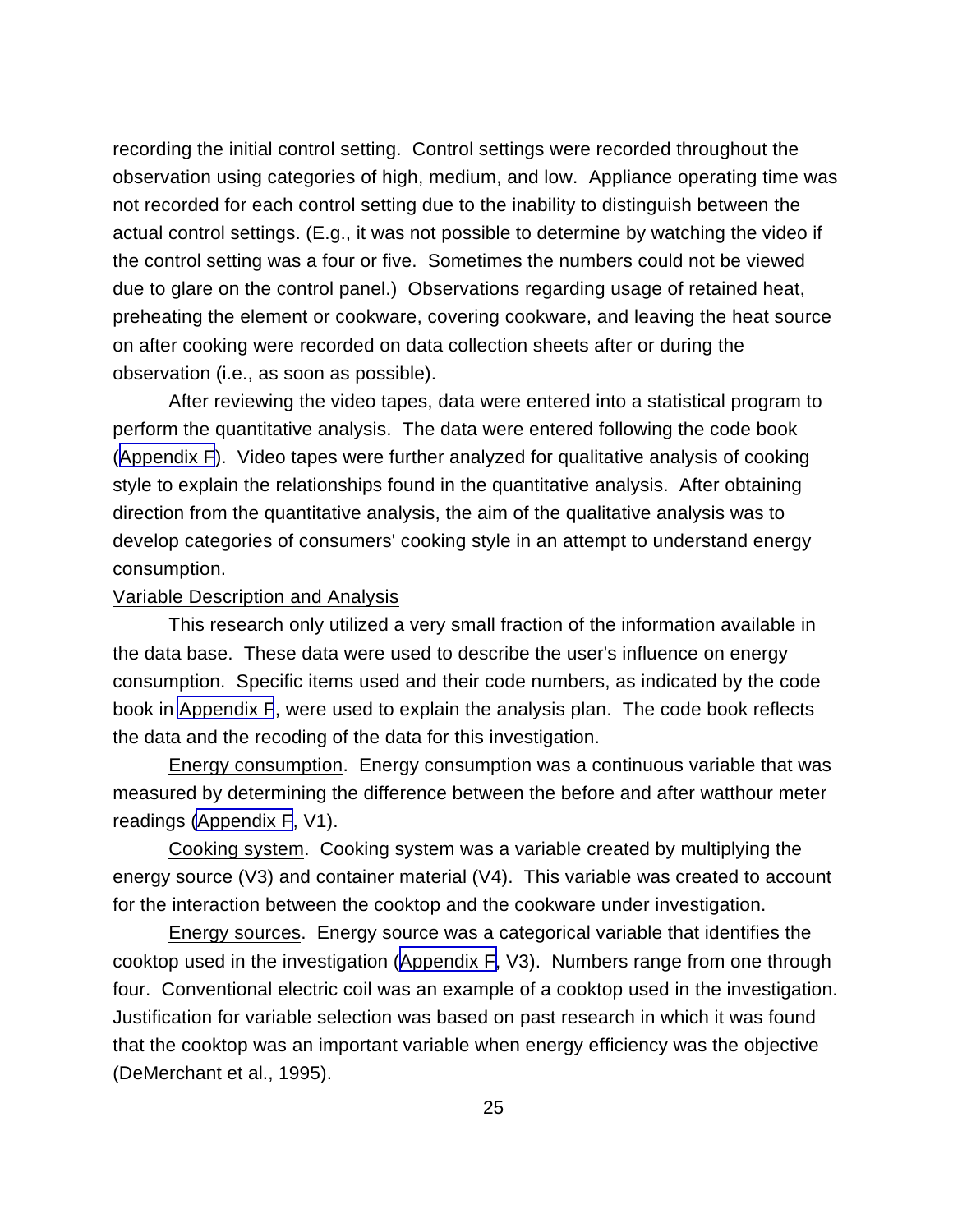recording the initial control setting. Control settings were recorded throughout the observation using categories of high, medium, and low. Appliance operating time was not recorded for each control setting due to the inability to distinguish between the actual control settings. (E.g., it was not possible to determine by watching the video if the control setting was a four or five. Sometimes the numbers could not be viewed due to glare on the control panel.) Observations regarding usage of retained heat, preheating the element or cookware, covering cookware, and leaving the heat source on after cooking were recorded on data collection sheets after or during the observation (i.e., as soon as possible).

After reviewing the video tapes, data were entered into a statistical program to perform the quantitative analysis. The data were entered following the code book (Appendix F). Video tapes were further analyzed for qualitative analysis of cooking style to explain the relationships found in the quantitative analysis. After obtaining direction from the quantitative analysis, the aim of the qualitative analysis was to develop categories of consumers' cooking style in an attempt to understand energy consumption.

## Variable Description and Analysis

This research only utilized a very small fraction of the information available in the data base. These data were used to describe the user's influence on energy consumption. Specific items used and their code numbers, as indicated by the code book in Appendix F, were used to explain the analysis plan. The code book reflects the data and the recoding of the data for this investigation.

Energy consumption. Energy consumption was a continuous variable that was measured by determining the difference between the before and after watthour meter readings (Appendix F, V1).

Cooking system. Cooking system was a variable created by multiplying the energy source (V3) and container material (V4). This variable was created to account for the interaction between the cooktop and the cookware under investigation.

Energy sources. Energy source was a categorical variable that identifies the cooktop used in the investigation (Appendix F, V3). Numbers range from one through four. Conventional electric coil was an example of a cooktop used in the investigation. Justification for variable selection was based on past research in which it was found that the cooktop was an important variable when energy efficiency was the objective (DeMerchant et al., 1995).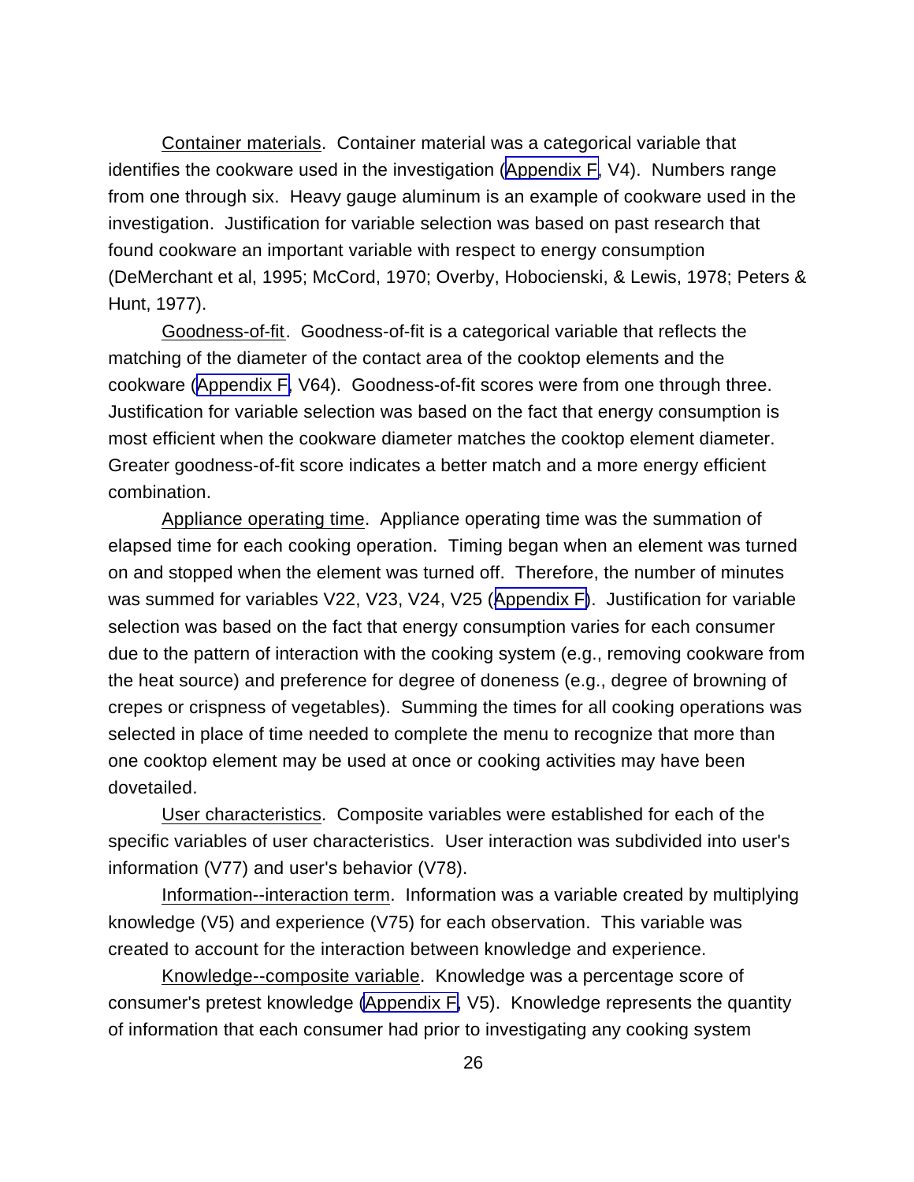Container materials. Container material was a categorical variable that identifies the cookware used in the investigation (Appendix F, V4). Numbers range from one through six. Heavy gauge aluminum is an example of cookware used in the investigation. Justification for variable selection was based on past research that found cookware an important variable with respect to energy consumption (DeMerchant et al, 1995; McCord, 1970; Overby, Hobocienski, & Lewis, 1978; Peters & Hunt, 1977).

Goodness-of-fit. Goodness-of-fit is a categorical variable that reflects the matching of the diameter of the contact area of the cooktop elements and the cookware (Appendix F, V64). Goodness-of-fit scores were from one through three. Justification for variable selection was based on the fact that energy consumption is most efficient when the cookware diameter matches the cooktop element diameter. Greater goodness-of-fit score indicates a better match and a more energy efficient combination.

Appliance operating time. Appliance operating time was the summation of elapsed time for each cooking operation. Timing began when an element was turned on and stopped when the element was turned off. Therefore, the number of minutes was summed for variables V22, V23, V24, V25 (Appendix F). Justification for variable selection was based on the fact that energy consumption varies for each consumer due to the pattern of interaction with the cooking system (e.g., removing cookware from the heat source) and preference for degree of doneness (e.g., degree of browning of crepes or crispness of vegetables). Summing the times for all cooking operations was selected in place of time needed to complete the menu to recognize that more than one cooktop element may be used at once or cooking activities may have been dovetailed.

User characteristics. Composite variables were established for each of the specific variables of user characteristics. User interaction was subdivided into user's information (V77) and user's behavior (V78).

Information--interaction term. Information was a variable created by multiplying knowledge (V5) and experience (V75) for each observation. This variable was created to account for the interaction between knowledge and experience.

Knowledge--composite variable. Knowledge was a percentage score of consumer's pretest knowledge (Appendix F, V5). Knowledge represents the quantity of information that each consumer had prior to investigating any cooking system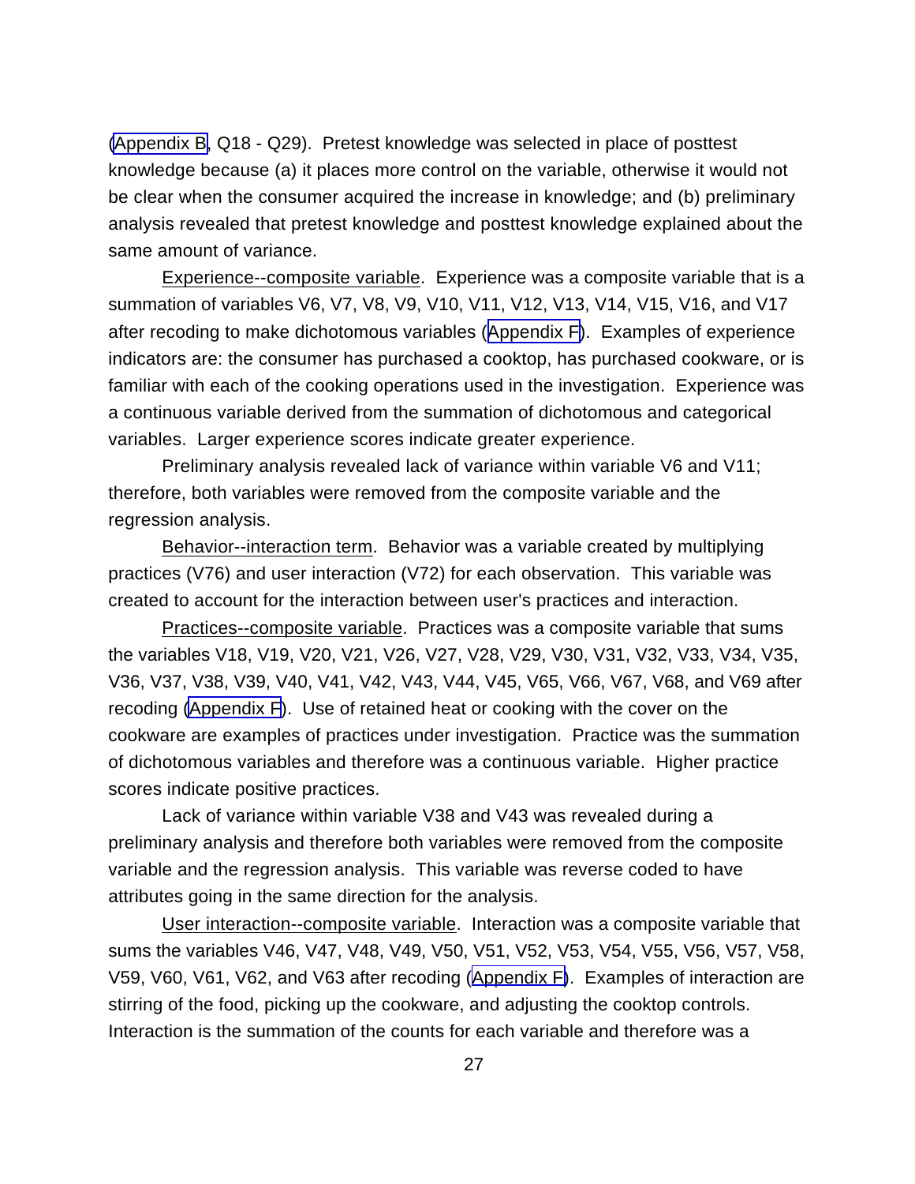(Appendix B, Q18 - Q29). Pretest knowledge was selected in place of posttest knowledge because (a) it places more control on the variable, otherwise it would not be clear when the consumer acquired the increase in knowledge; and (b) preliminary analysis revealed that pretest knowledge and posttest knowledge explained about the same amount of variance.

Experience--composite variable. Experience was a composite variable that is a summation of variables V6, V7, V8, V9, V10, V11, V12, V13, V14, V15, V16, and V17 after recoding to make dichotomous variables (Appendix F). Examples of experience indicators are: the consumer has purchased a cooktop, has purchased cookware, or is familiar with each of the cooking operations used in the investigation. Experience was a continuous variable derived from the summation of dichotomous and categorical variables. Larger experience scores indicate greater experience.

Preliminary analysis revealed lack of variance within variable V6 and V11; therefore, both variables were removed from the composite variable and the regression analysis.

Behavior--interaction term. Behavior was a variable created by multiplying practices (V76) and user interaction (V72) for each observation. This variable was created to account for the interaction between user's practices and interaction.

Practices--composite variable. Practices was a composite variable that sums the variables V18, V19, V20, V21, V26, V27, V28, V29, V30, V31, V32, V33, V34, V35, V36, V37, V38, V39, V40, V41, V42, V43, V44, V45, V65, V66, V67, V68, and V69 after recoding (Appendix F). Use of retained heat or cooking with the cover on the cookware are examples of practices under investigation. Practice was the summation of dichotomous variables and therefore was a continuous variable. Higher practice scores indicate positive practices.

Lack of variance within variable V38 and V43 was revealed during a preliminary analysis and therefore both variables were removed from the composite variable and the regression analysis. This variable was reverse coded to have attributes going in the same direction for the analysis.

User interaction--composite variable. Interaction was a composite variable that sums the variables V46, V47, V48, V49, V50, V51, V52, V53, V54, V55, V56, V57, V58, V59, V60, V61, V62, and V63 after recoding (Appendix F). Examples of interaction are stirring of the food, picking up the cookware, and adjusting the cooktop controls. Interaction is the summation of the counts for each variable and therefore was a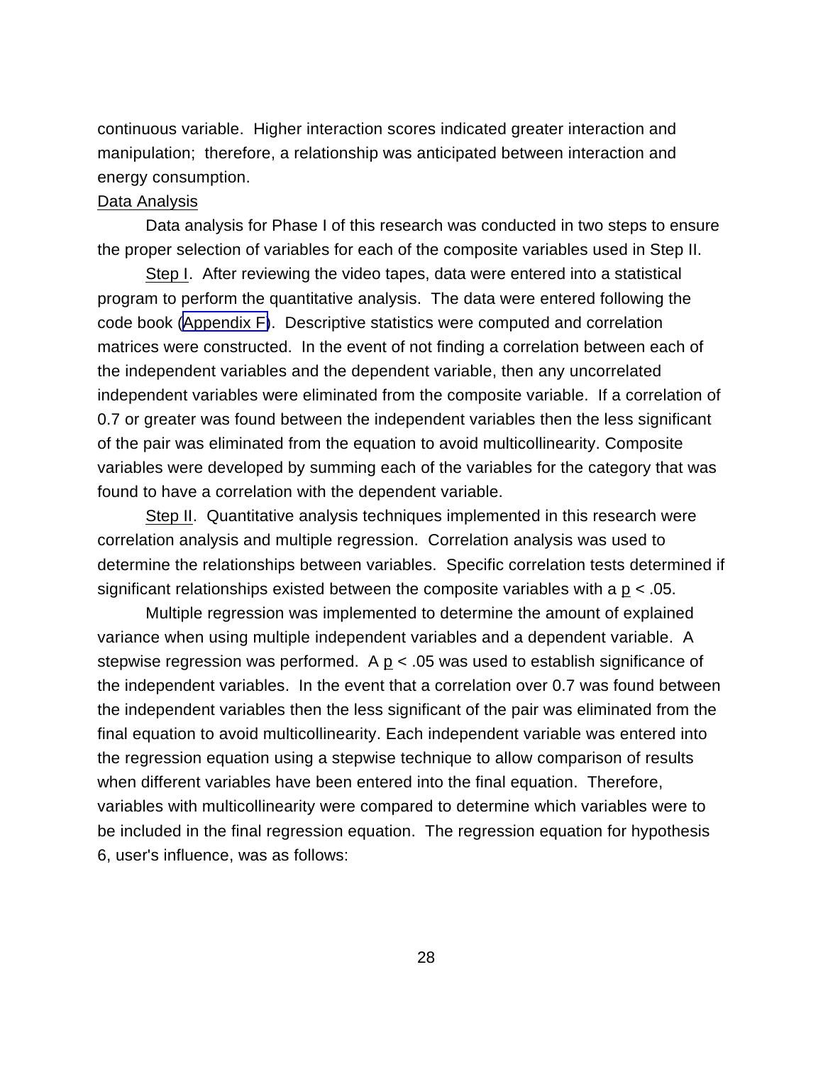continuous variable. Higher interaction scores indicated greater interaction and manipulation; therefore, a relationship was anticipated between interaction and energy consumption.

### Data Analysis

Data analysis for Phase I of this research was conducted in two steps to ensure the proper selection of variables for each of the composite variables used in Step II.

Step I. After reviewing the video tapes, data were entered into a statistical program to perform the quantitative analysis. The data were entered following the code book (Appendix F). Descriptive statistics were computed and correlation matrices were constructed. In the event of not finding a correlation between each of the independent variables and the dependent variable, then any uncorrelated independent variables were eliminated from the composite variable. If a correlation of 0.7 or greater was found between the independent variables then the less significant of the pair was eliminated from the equation to avoid multicollinearity. Composite variables were developed by summing each of the variables for the category that was found to have a correlation with the dependent variable.

Step II. Quantitative analysis techniques implemented in this research were correlation analysis and multiple regression. Correlation analysis was used to determine the relationships between variables. Specific correlation tests determined if significant relationships existed between the composite variables with a $p < .05$.

Multiple regression was implemented to determine the amount of explained variance when using multiple independent variables and a dependent variable. A stepwise regression was performed. A $p < .05$ was used to establish significance of the independent variables. In the event that a correlation over 0.7 was found between the independent variables then the less significant of the pair was eliminated from the final equation to avoid multicollinearity. Each independent variable was entered into the regression equation using a stepwise technique to allow comparison of results when different variables have been entered into the final equation. Therefore, variables with multicollinearity were compared to determine which variables were to be included in the final regression equation. The regression equation for hypothesis 6, user's influence, was as follows: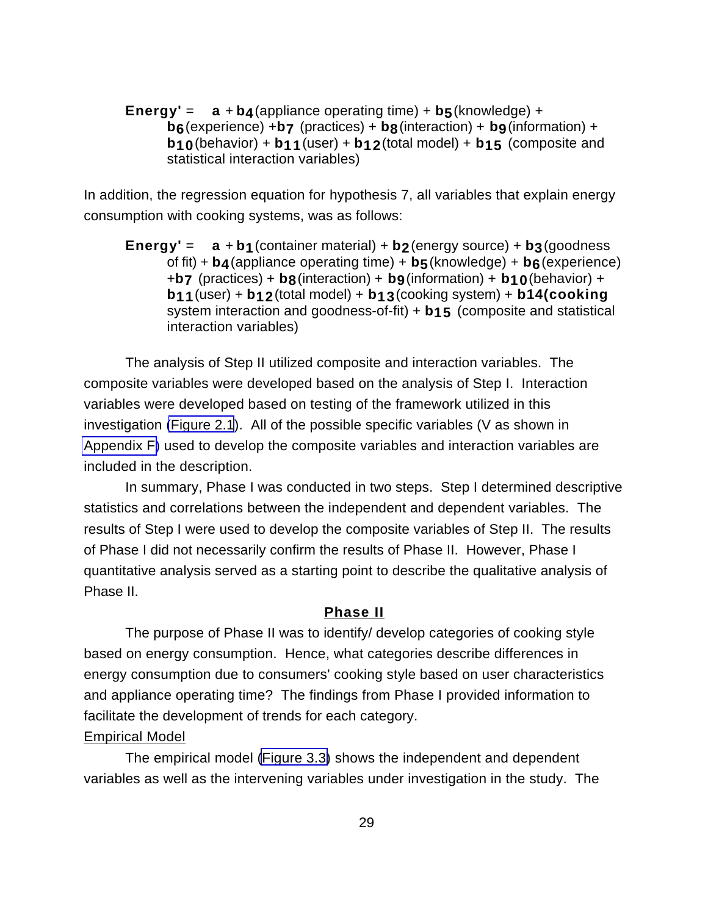**Energy'** = **a** + $\mathbf{b_4}$(appliance operating time) + $\mathbf{b_5}$(knowledge) + $\mathbf{b_6}$(experience) +$\mathbf{b_7}$ (practices) + $\mathbf{b_8}$(interaction) + $\mathbf{b_9}$(information) + $\mathbf{b_{10}}$(behavior) + $\mathbf{b_{11}}$(user) + $\mathbf{b_{12}}$(total model) + $\mathbf{b_{15}}$ (composite and statistical interaction variables)

In addition, the regression equation for hypothesis 7, all variables that explain energy consumption with cooking systems, was as follows:

**Energy'** = **a** + $\mathbf{b_1}$(container material) + $\mathbf{b_2}$(energy source) + $\mathbf{b_3}$(goodness of fit) + $\mathbf{b_4}$(appliance operating time) + $\mathbf{b_5}$(knowledge) + $\mathbf{b_6}$(experience) +$\mathbf{b_7}$ (practices) + $\mathbf{b_8}$(interaction) + $\mathbf{b_9}$(information) + $\mathbf{b_{10}}$(behavior) + $\mathbf{b_{11}}$(user) + $\mathbf{b_{12}}$(total model) + $\mathbf{b_{13}}$(cooking system) + **b14(cooking** system interaction and goodness-of-fit) + $\mathbf{b_{15}}$ (composite and statistical interaction variables)

The analysis of Step II utilized composite and interaction variables. The composite variables were developed based on the analysis of Step I. Interaction variables were developed based on testing of the framework utilized in this investigation (Figure 2.1). All of the possible specific variables (V as shown in Appendix F) used to develop the composite variables and interaction variables are included in the description.

In summary, Phase I was conducted in two steps. Step I determined descriptive statistics and correlations between the independent and dependent variables. The results of Step I were used to develop the composite variables of Step II. The results of Phase I did not necessarily confirm the results of Phase II. However, Phase I quantitative analysis served as a starting point to describe the qualitative analysis of Phase II.

## Phase II

The purpose of Phase II was to identify/ develop categories of cooking style based on energy consumption. Hence, what categories describe differences in energy consumption due to consumers' cooking style based on user characteristics and appliance operating time? The findings from Phase I provided information to facilitate the development of trends for each category.

### Empirical Model

The empirical model (Figure 3.3) shows the independent and dependent variables as well as the intervening variables under investigation in the study. The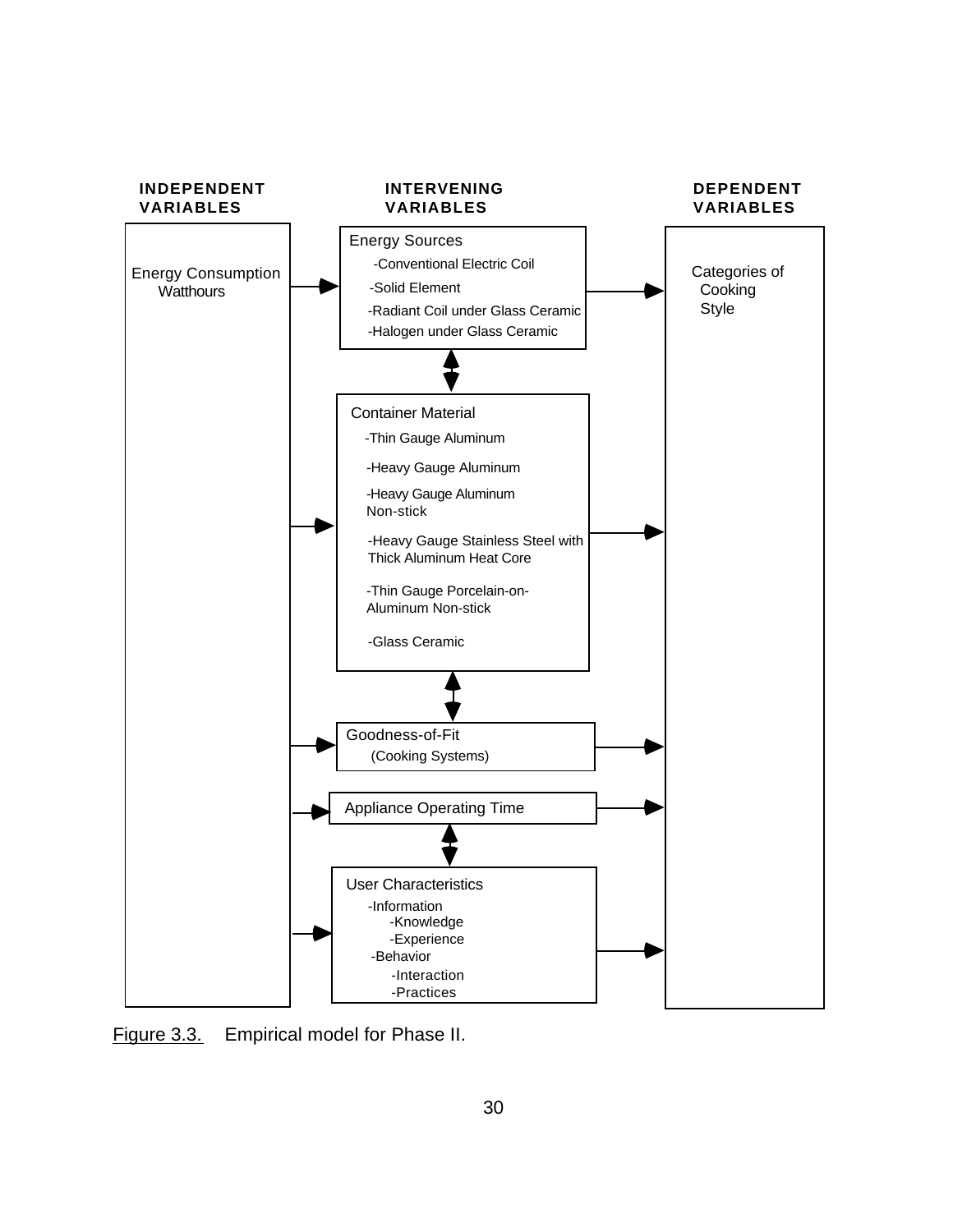**INDEPENDENT VARIABLES**

Energy Consumption
Watthours

**INTERVENING VARIABLES**

Energy Sources
- -Conventional Electric Coil
- -Solid Element
- -Radiant Coil under Glass Ceramic
- -Halogen under Glass Ceramic

Container Material
- -Thin Gauge Aluminum
- -Heavy Gauge Aluminum
- -Heavy Gauge Aluminum Non-stick
- -Heavy Gauge Stainless Steel with Thick Aluminum Heat Core
- -Thin Gauge Porcelain-on-Aluminum Non-stick
- -Glass Ceramic

Goodness-of-Fit
(Cooking Systems)

Appliance Operating Time

User Characteristics
- -Information
  - -Knowledge
  - -Experience
- -Behavior
  - -Interaction
  - -Practices

**DEPENDENT VARIABLES**

Categories of Cooking Style

Figure 3.3. Empirical model for Phase II.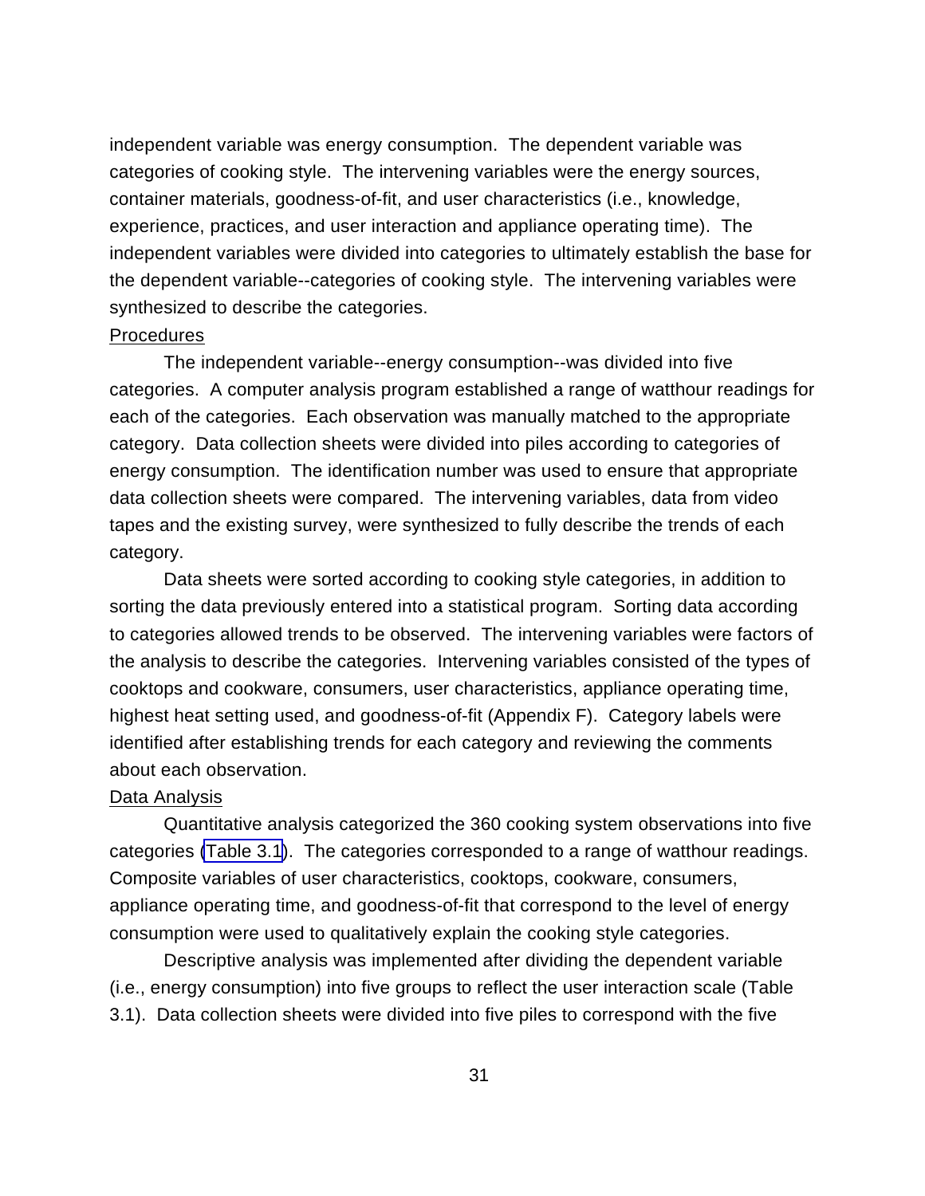independent variable was energy consumption. The dependent variable was categories of cooking style. The intervening variables were the energy sources, container materials, goodness-of-fit, and user characteristics (i.e., knowledge, experience, practices, and user interaction and appliance operating time). The independent variables were divided into categories to ultimately establish the base for the dependent variable--categories of cooking style. The intervening variables were synthesized to describe the categories.

Procedures

The independent variable--energy consumption--was divided into five categories. A computer analysis program established a range of watthour readings for each of the categories. Each observation was manually matched to the appropriate category. Data collection sheets were divided into piles according to categories of energy consumption. The identification number was used to ensure that appropriate data collection sheets were compared. The intervening variables, data from video tapes and the existing survey, were synthesized to fully describe the trends of each category.

Data sheets were sorted according to cooking style categories, in addition to sorting the data previously entered into a statistical program. Sorting data according to categories allowed trends to be observed. The intervening variables were factors of the analysis to describe the categories. Intervening variables consisted of the types of cooktops and cookware, consumers, user characteristics, appliance operating time, highest heat setting used, and goodness-of-fit (Appendix F). Category labels were identified after establishing trends for each category and reviewing the comments about each observation.

Data Analysis

Quantitative analysis categorized the 360 cooking system observations into five categories (Table 3.1). The categories corresponded to a range of watthour readings. Composite variables of user characteristics, cooktops, cookware, consumers, appliance operating time, and goodness-of-fit that correspond to the level of energy consumption were used to qualitatively explain the cooking style categories.

Descriptive analysis was implemented after dividing the dependent variable (i.e., energy consumption) into five groups to reflect the user interaction scale (Table 3.1). Data collection sheets were divided into five piles to correspond with the five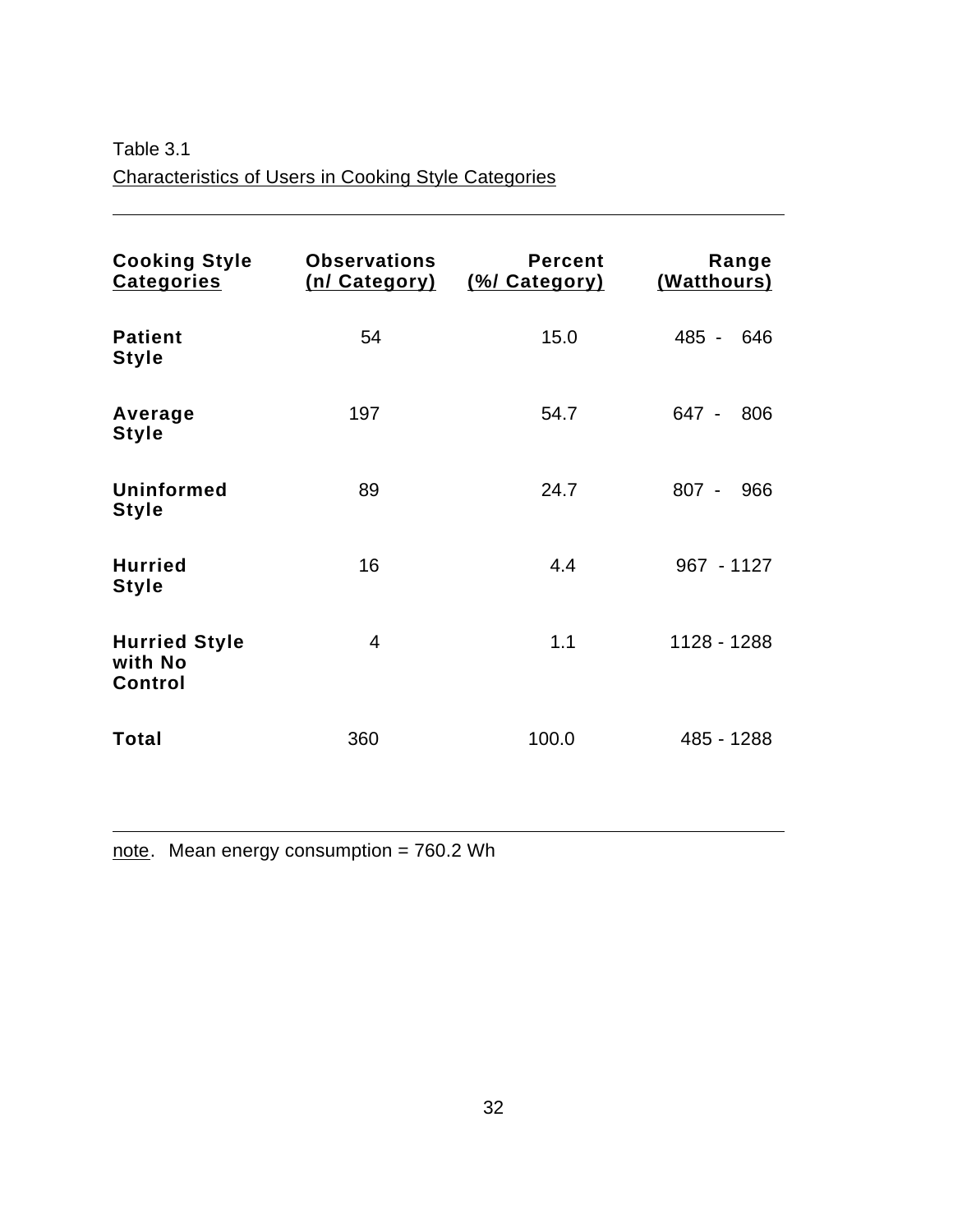Table 3.1

Characteristics of Users in Cooking Style Categories

| **Cooking Style Categories** | **Observations (n/ Category)** | **Percent (%/ Category)** | **Range (Watthours)** |
|---|---|---|---|
| **Patient Style** | 54 | 15.0 | 485 - 646 |
| **Average Style** | 197 | 54.7 | 647 - 806 |
| **Uninformed Style** | 89 | 24.7 | 807 - 966 |
| **Hurried Style** | 16 | 4.4 | 967 - 1127 |
| **Hurried Style with No Control** | 4 | 1.1 | 1128 - 1288 |
| **Total** | 360 | 100.0 | 485 - 1288 |

note. Mean energy consumption = 760.2 Wh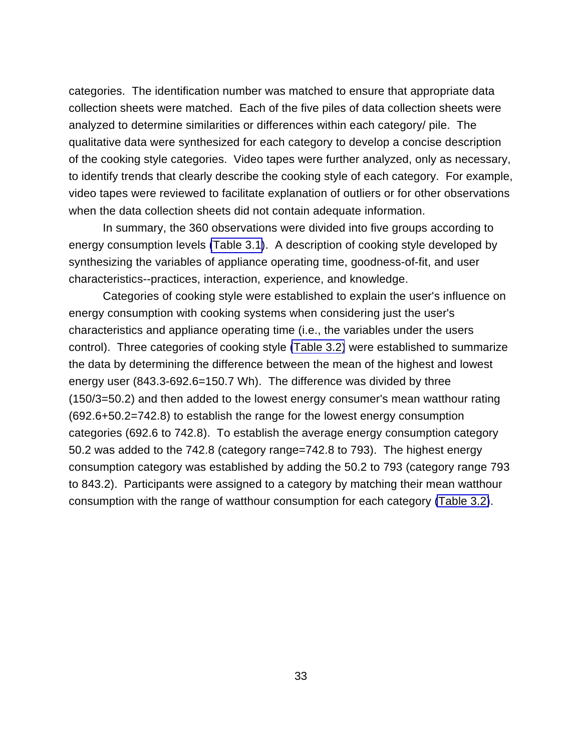categories. The identification number was matched to ensure that appropriate data collection sheets were matched. Each of the five piles of data collection sheets were analyzed to determine similarities or differences within each category/ pile. The qualitative data were synthesized for each category to develop a concise description of the cooking style categories. Video tapes were further analyzed, only as necessary, to identify trends that clearly describe the cooking style of each category. For example, video tapes were reviewed to facilitate explanation of outliers or for other observations when the data collection sheets did not contain adequate information.

In summary, the 360 observations were divided into five groups according to energy consumption levels (Table 3.1). A description of cooking style developed by synthesizing the variables of appliance operating time, goodness-of-fit, and user characteristics--practices, interaction, experience, and knowledge.

Categories of cooking style were established to explain the user's influence on energy consumption with cooking systems when considering just the user's characteristics and appliance operating time (i.e., the variables under the users control). Three categories of cooking style (Table 3.2) were established to summarize the data by determining the difference between the mean of the highest and lowest energy user (843.3-692.6=150.7 Wh). The difference was divided by three (150/3=50.2) and then added to the lowest energy consumer's mean watthour rating (692.6+50.2=742.8) to establish the range for the lowest energy consumption categories (692.6 to 742.8). To establish the average energy consumption category 50.2 was added to the 742.8 (category range=742.8 to 793). The highest energy consumption category was established by adding the 50.2 to 793 (category range 793 to 843.2). Participants were assigned to a category by matching their mean watthour consumption with the range of watthour consumption for each category (Table 3.2).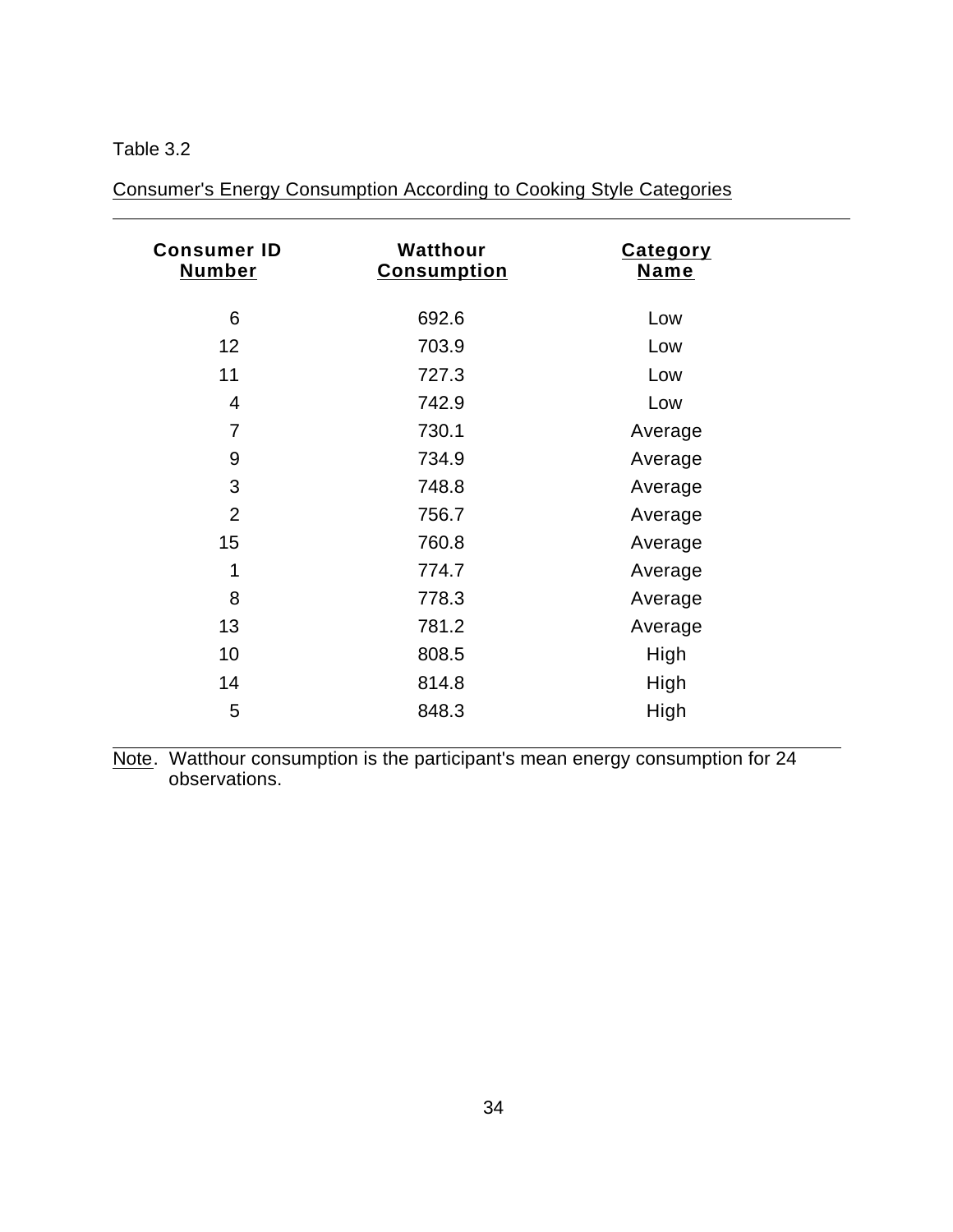Table 3.2

Consumer's Energy Consumption According to Cooking Style Categories

| Consumer ID Number | Watthour Consumption | Category Name |
|---|---|---|
| 6 | 692.6 | Low |
| 12 | 703.9 | Low |
| 11 | 727.3 | Low |
| 4 | 742.9 | Low |
| 7 | 730.1 | Average |
| 9 | 734.9 | Average |
| 3 | 748.8 | Average |
| 2 | 756.7 | Average |
| 15 | 760.8 | Average |
| 1 | 774.7 | Average |
| 8 | 778.3 | Average |
| 13 | 781.2 | Average |
| 10 | 808.5 | High |
| 14 | 814.8 | High |
| 5 | 848.3 | High |

Note. Watthour consumption is the participant's mean energy consumption for 24 observations.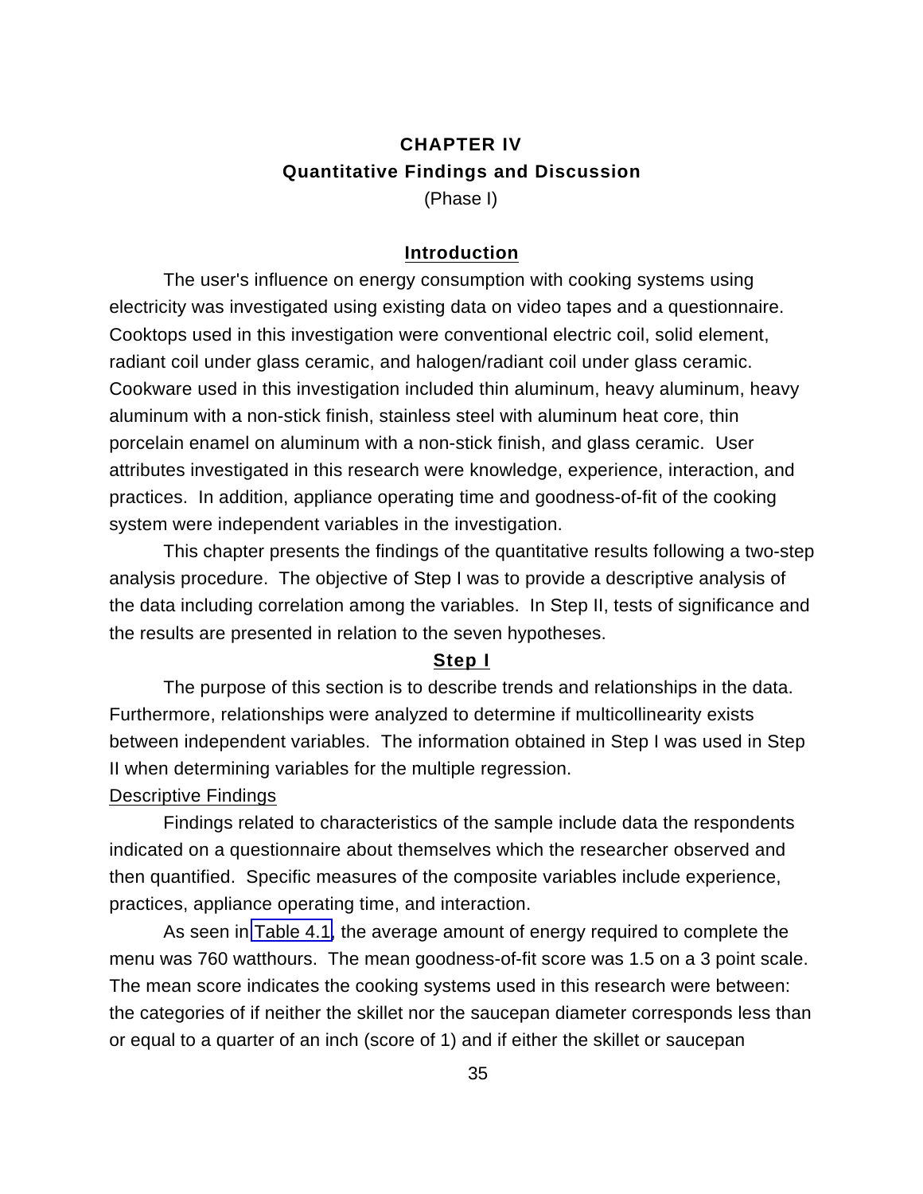# CHAPTER IV

## Quantitative Findings and Discussion

(Phase I)

### Introduction

The user's influence on energy consumption with cooking systems using electricity was investigated using existing data on video tapes and a questionnaire. Cooktops used in this investigation were conventional electric coil, solid element, radiant coil under glass ceramic, and halogen/radiant coil under glass ceramic. Cookware used in this investigation included thin aluminum, heavy aluminum, heavy aluminum with a non-stick finish, stainless steel with aluminum heat core, thin porcelain enamel on aluminum with a non-stick finish, and glass ceramic. User attributes investigated in this research were knowledge, experience, interaction, and practices. In addition, appliance operating time and goodness-of-fit of the cooking system were independent variables in the investigation.

This chapter presents the findings of the quantitative results following a two-step analysis procedure. The objective of Step I was to provide a descriptive analysis of the data including correlation among the variables. In Step II, tests of significance and the results are presented in relation to the seven hypotheses.

### Step I

The purpose of this section is to describe trends and relationships in the data. Furthermore, relationships were analyzed to determine if multicollinearity exists between independent variables. The information obtained in Step I was used in Step II when determining variables for the multiple regression.

#### Descriptive Findings

Findings related to characteristics of the sample include data the respondents indicated on a questionnaire about themselves which the researcher observed and then quantified. Specific measures of the composite variables include experience, practices, appliance operating time, and interaction.

As seen in Table 4.1, the average amount of energy required to complete the menu was 760 watthours. The mean goodness-of-fit score was 1.5 on a 3 point scale. The mean score indicates the cooking systems used in this research were between: the categories of if neither the skillet nor the saucepan diameter corresponds less than or equal to a quarter of an inch (score of 1) and if either the skillet or saucepan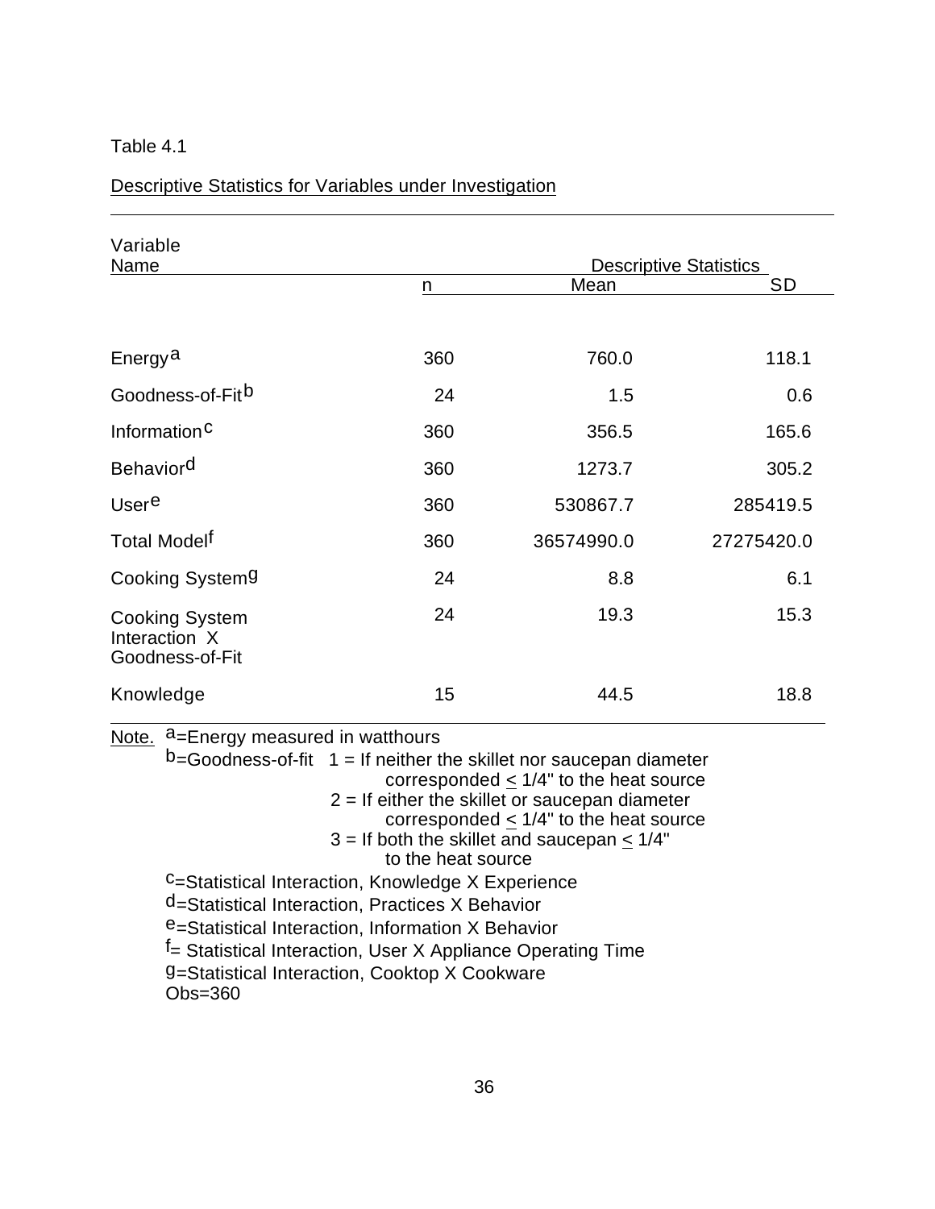Table 4.1

Descriptive Statistics for Variables under Investigation

| Variable Name | Descriptive Statistics | | |
|---|---|---|---|
| | n | Mean | SD |
| Energy[a] | 360 | 760.0 | 118.1 |
| Goodness-of-Fit[b] | 24 | 1.5 | 0.6 |
| Information[c] | 360 | 356.5 | 165.6 |
| Behavior[d] | 360 | 1273.7 | 305.2 |
| User[e] | 360 | 530867.7 | 285419.5 |
| Total Model[f] | 360 | 36574990.0 | 27275420.0 |
| Cooking System[g] | 24 | 8.8 | 6.1 |
| Cooking System Interaction X Goodness-of-Fit | 24 | 19.3 | 15.3 |
| Knowledge | 15 | 44.5 | 18.8 |

Note. [a]=Energy measured in watthours

[b]=Goodness-of-fit 1 = If neither the skillet nor saucepan diameter corresponded $\leq$ 1/4" to the heat source
2 = If either the skillet or saucepan diameter corresponded $\leq$ 1/4" to the heat source
3 = If both the skillet and saucepan $\leq$ 1/4" to the heat source

[c]=Statistical Interaction, Knowledge X Experience

[d]=Statistical Interaction, Practices X Behavior

[e]=Statistical Interaction, Information X Behavior

[f]= Statistical Interaction, User X Appliance Operating Time

[g]=Statistical Interaction, Cooktop X Cookware

Obs=360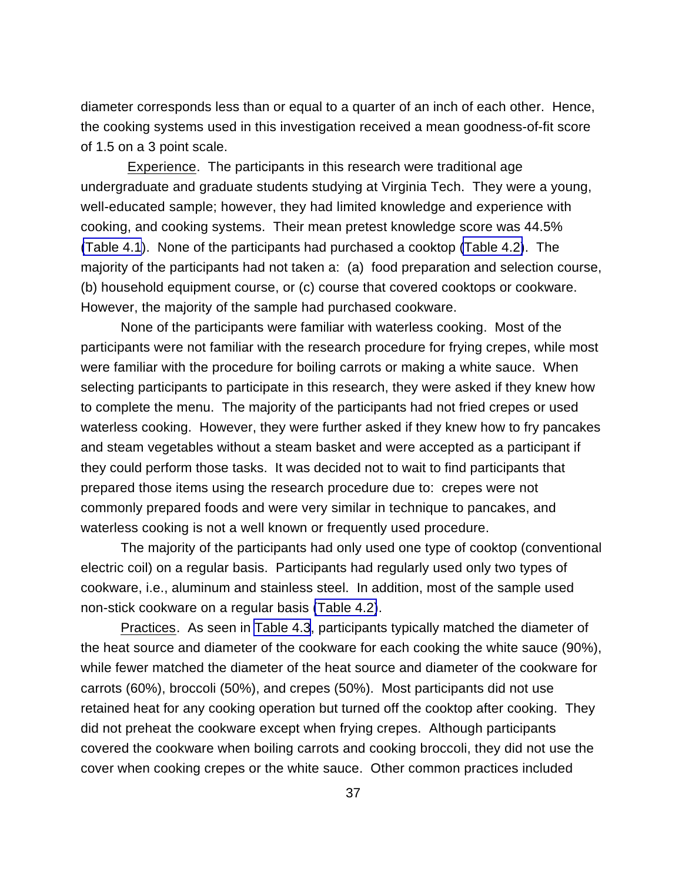diameter corresponds less than or equal to a quarter of an inch of each other. Hence, the cooking systems used in this investigation received a mean goodness-of-fit score of 1.5 on a 3 point scale.

Experience. The participants in this research were traditional age undergraduate and graduate students studying at Virginia Tech. They were a young, well-educated sample; however, they had limited knowledge and experience with cooking, and cooking systems. Their mean pretest knowledge score was 44.5% (Table 4.1). None of the participants had purchased a cooktop (Table 4.2). The majority of the participants had not taken a: (a) food preparation and selection course, (b) household equipment course, or (c) course that covered cooktops or cookware. However, the majority of the sample had purchased cookware.

None of the participants were familiar with waterless cooking. Most of the participants were not familiar with the research procedure for frying crepes, while most were familiar with the procedure for boiling carrots or making a white sauce. When selecting participants to participate in this research, they were asked if they knew how to complete the menu. The majority of the participants had not fried crepes or used waterless cooking. However, they were further asked if they knew how to fry pancakes and steam vegetables without a steam basket and were accepted as a participant if they could perform those tasks. It was decided not to wait to find participants that prepared those items using the research procedure due to: crepes were not commonly prepared foods and were very similar in technique to pancakes, and waterless cooking is not a well known or frequently used procedure.

The majority of the participants had only used one type of cooktop (conventional electric coil) on a regular basis. Participants had regularly used only two types of cookware, i.e., aluminum and stainless steel. In addition, most of the sample used non-stick cookware on a regular basis (Table 4.2).

Practices. As seen in Table 4.3, participants typically matched the diameter of the heat source and diameter of the cookware for each cooking the white sauce (90%), while fewer matched the diameter of the heat source and diameter of the cookware for carrots (60%), broccoli (50%), and crepes (50%). Most participants did not use retained heat for any cooking operation but turned off the cooktop after cooking. They did not preheat the cookware except when frying crepes. Although participants covered the cookware when boiling carrots and cooking broccoli, they did not use the cover when cooking crepes or the white sauce. Other common practices included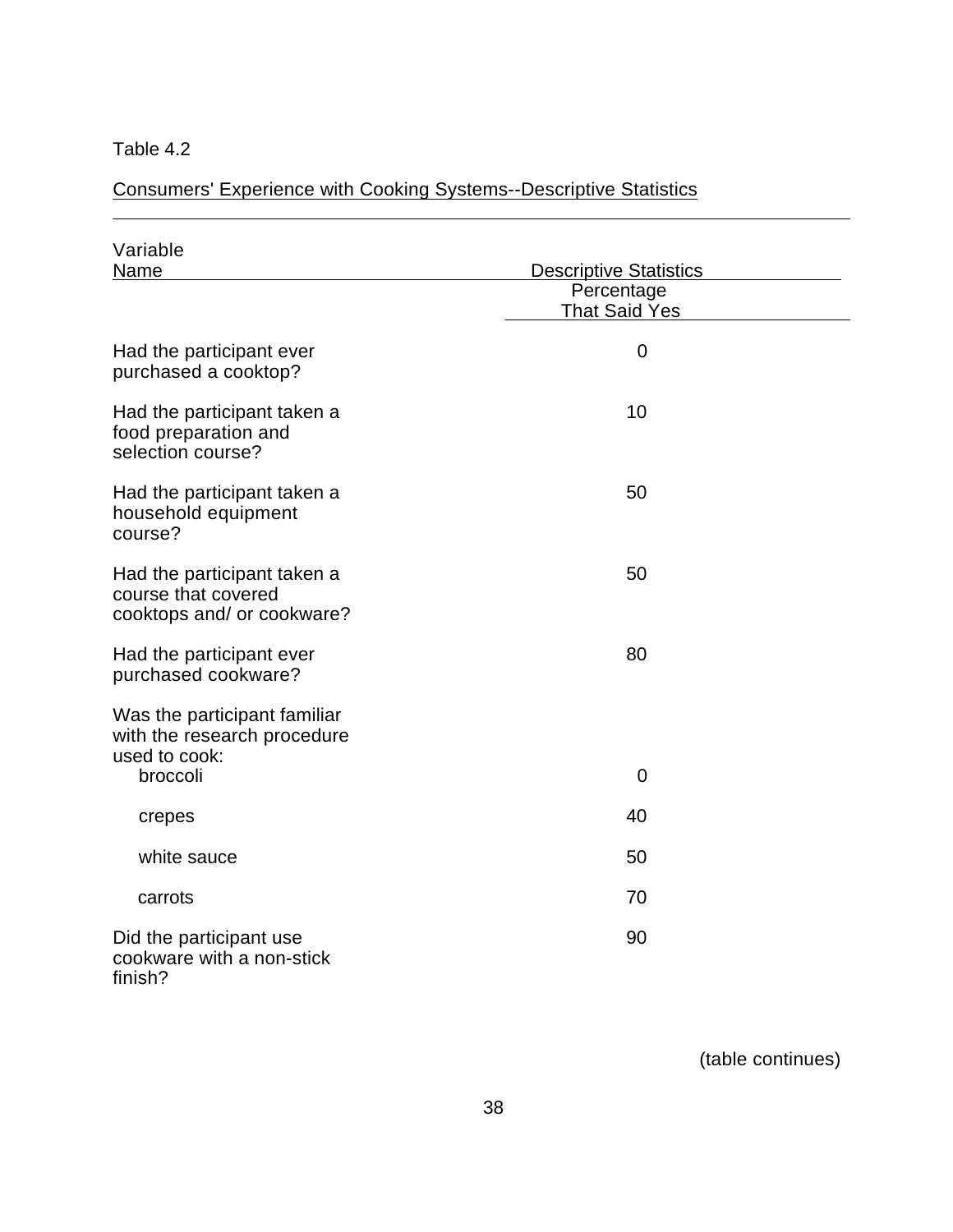Table 4.2

Consumers' Experience with Cooking Systems--Descriptive Statistics

| Variable Name | Descriptive Statistics |
|---|---|
| | Percentage That Said Yes |
| Had the participant ever purchased a cooktop? | 0 |
| Had the participant taken a food preparation and selection course? | 10 |
| Had the participant taken a household equipment course? | 50 |
| Had the participant taken a course that covered cooktops and/ or cookware? | 50 |
| Had the participant ever purchased cookware? | 80 |
| Was the participant familiar with the research procedure used to cook: | |
| broccoli | 0 |
| crepes | 40 |
| white sauce | 50 |
| carrots | 70 |
| Did the participant use cookware with a non-stick finish? | 90 |

(table continues)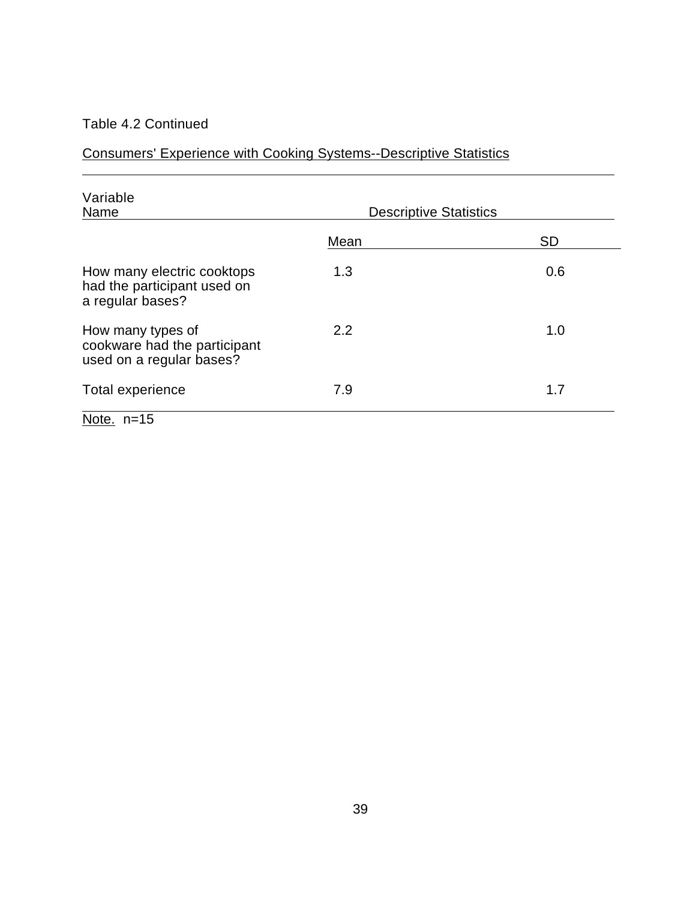Table 4.2 Continued

Consumers' Experience with Cooking Systems--Descriptive Statistics

| Variable Name | Descriptive Statistics | |
| --- | --- | --- |
| | Mean | SD |
| How many electric cooktops had the participant used on a regular bases? | 1.3 | 0.6 |
| How many types of cookware had the participant used on a regular bases? | 2.2 | 1.0 |
| Total experience | 7.9 | 1.7 |

Note. n=15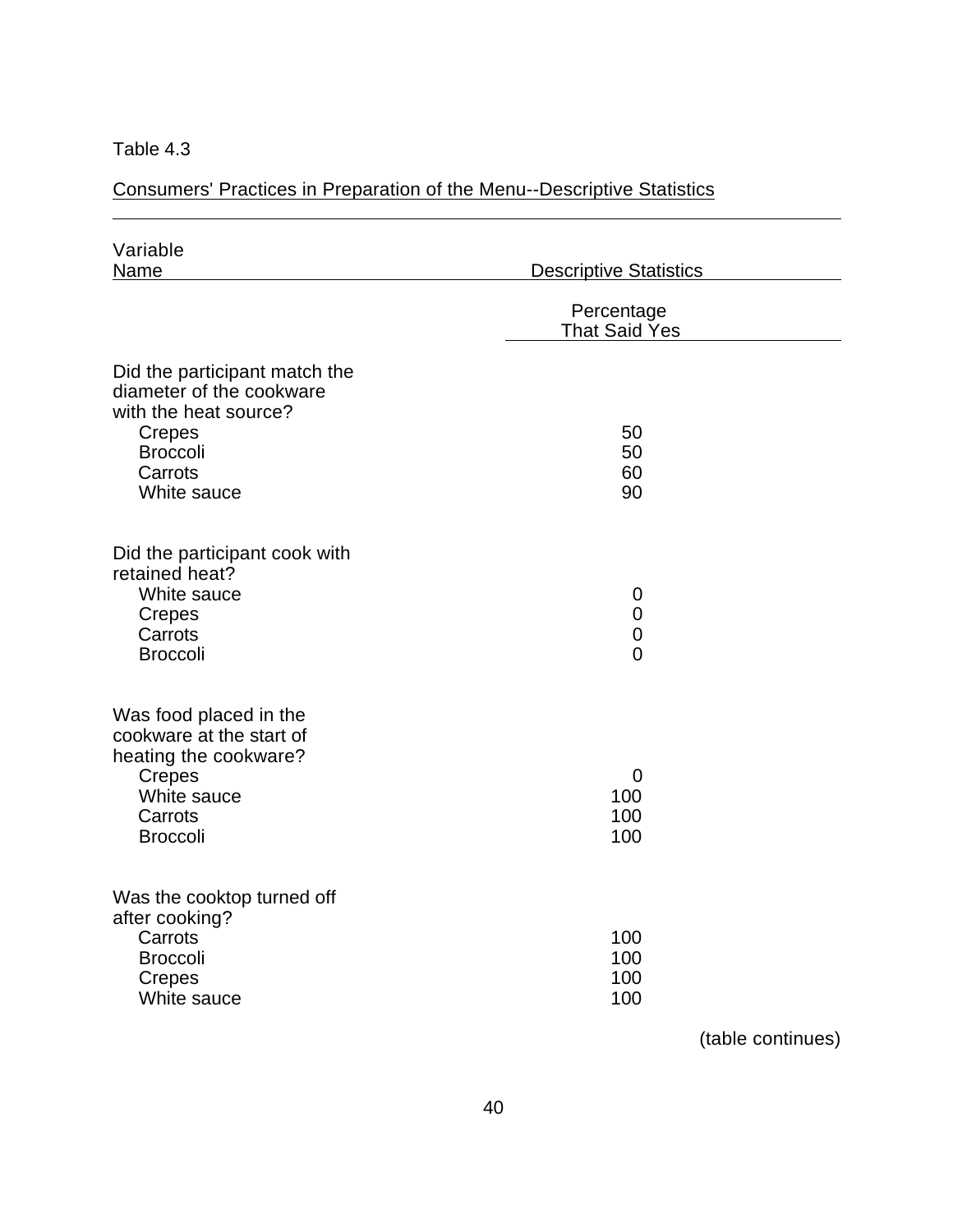Table 4.3

Consumers' Practices in Preparation of the Menu--Descriptive Statistics

| Variable Name | Descriptive Statistics |
|---|---|
| | Percentage That Said Yes |
| Did the participant match the diameter of the cookware with the heat source? | |
| Crepes | 50 |
| Broccoli | 50 |
| Carrots | 60 |
| White sauce | 90 |
| Did the participant cook with retained heat? | |
| White sauce | 0 |
| Crepes | 0 |
| Carrots | 0 |
| Broccoli | 0 |
| Was food placed in the cookware at the start of heating the cookware? | |
| Crepes | 0 |
| White sauce | 100 |
| Carrots | 100 |
| Broccoli | 100 |
| Was the cooktop turned off after cooking? | |
| Carrots | 100 |
| Broccoli | 100 |
| Crepes | 100 |
| White sauce | 100 |

(table continues)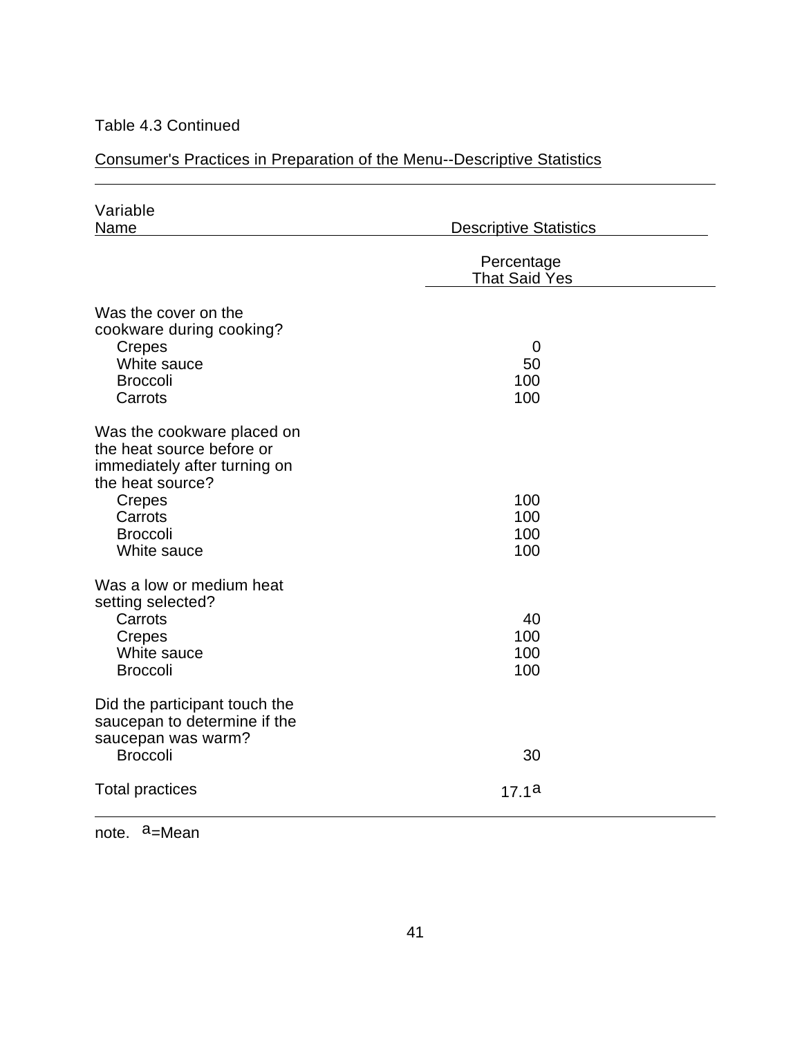Table 4.3 Continued

Consumer's Practices in Preparation of the Menu--Descriptive Statistics

| Variable Name | Descriptive Statistics |
|---|---|
| | Percentage That Said Yes |
| Was the cover on the cookware during cooking? | |
| Crepes | 0 |
| White sauce | 50 |
| Broccoli | 100 |
| Carrots | 100 |
| Was the cookware placed on the heat source before or immediately after turning on the heat source? | |
| Crepes | 100 |
| Carrots | 100 |
| Broccoli | 100 |
| White sauce | 100 |
| Was a low or medium heat setting selected? | |
| Carrots | 40 |
| Crepes | 100 |
| White sauce | 100 |
| Broccoli | 100 |
| Did the participant touch the saucepan to determine if the saucepan was warm? | |
| Broccoli | 30 |
| Total practices | 17.1[a] |

note. [a]=Mean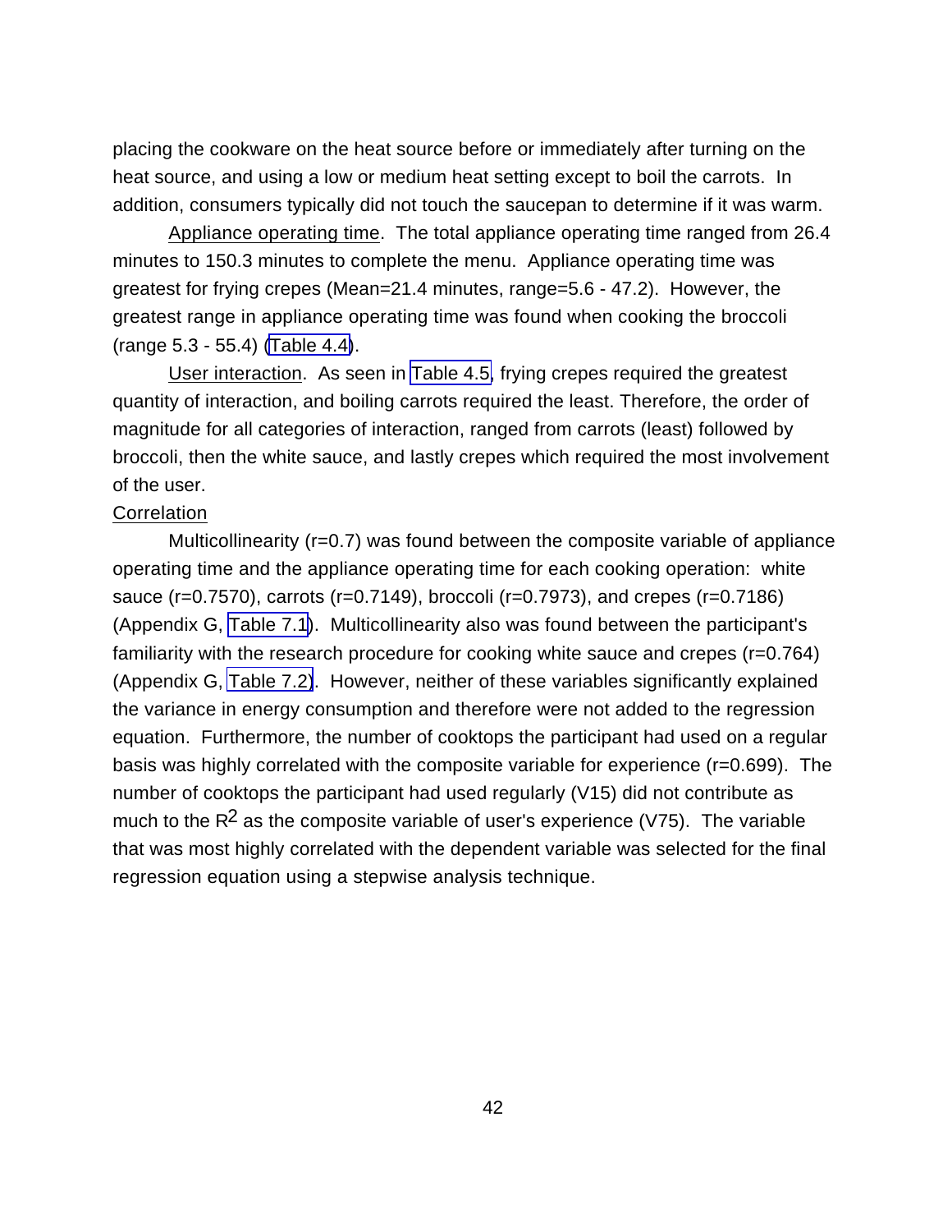placing the cookware on the heat source before or immediately after turning on the heat source, and using a low or medium heat setting except to boil the carrots. In addition, consumers typically did not touch the saucepan to determine if it was warm.

Appliance operating time. The total appliance operating time ranged from 26.4 minutes to 150.3 minutes to complete the menu. Appliance operating time was greatest for frying crepes (Mean=21.4 minutes, range=5.6 - 47.2). However, the greatest range in appliance operating time was found when cooking the broccoli (range 5.3 - 55.4) (Table 4.4).

User interaction. As seen in Table 4.5, frying crepes required the greatest quantity of interaction, and boiling carrots required the least. Therefore, the order of magnitude for all categories of interaction, ranged from carrots (least) followed by broccoli, then the white sauce, and lastly crepes which required the most involvement of the user.

Correlation

Multicollinearity (r=0.7) was found between the composite variable of appliance operating time and the appliance operating time for each cooking operation: white sauce (r=0.7570), carrots (r=0.7149), broccoli (r=0.7973), and crepes (r=0.7186) (Appendix G, Table 7.1). Multicollinearity also was found between the participant's familiarity with the research procedure for cooking white sauce and crepes (r=0.764) (Appendix G, Table 7.2). However, neither of these variables significantly explained the variance in energy consumption and therefore were not added to the regression equation. Furthermore, the number of cooktops the participant had used on a regular basis was highly correlated with the composite variable for experience (r=0.699). The number of cooktops the participant had used regularly (V15) did not contribute as much to the $R^2$ as the composite variable of user's experience (V75). The variable that was most highly correlated with the dependent variable was selected for the final regression equation using a stepwise analysis technique.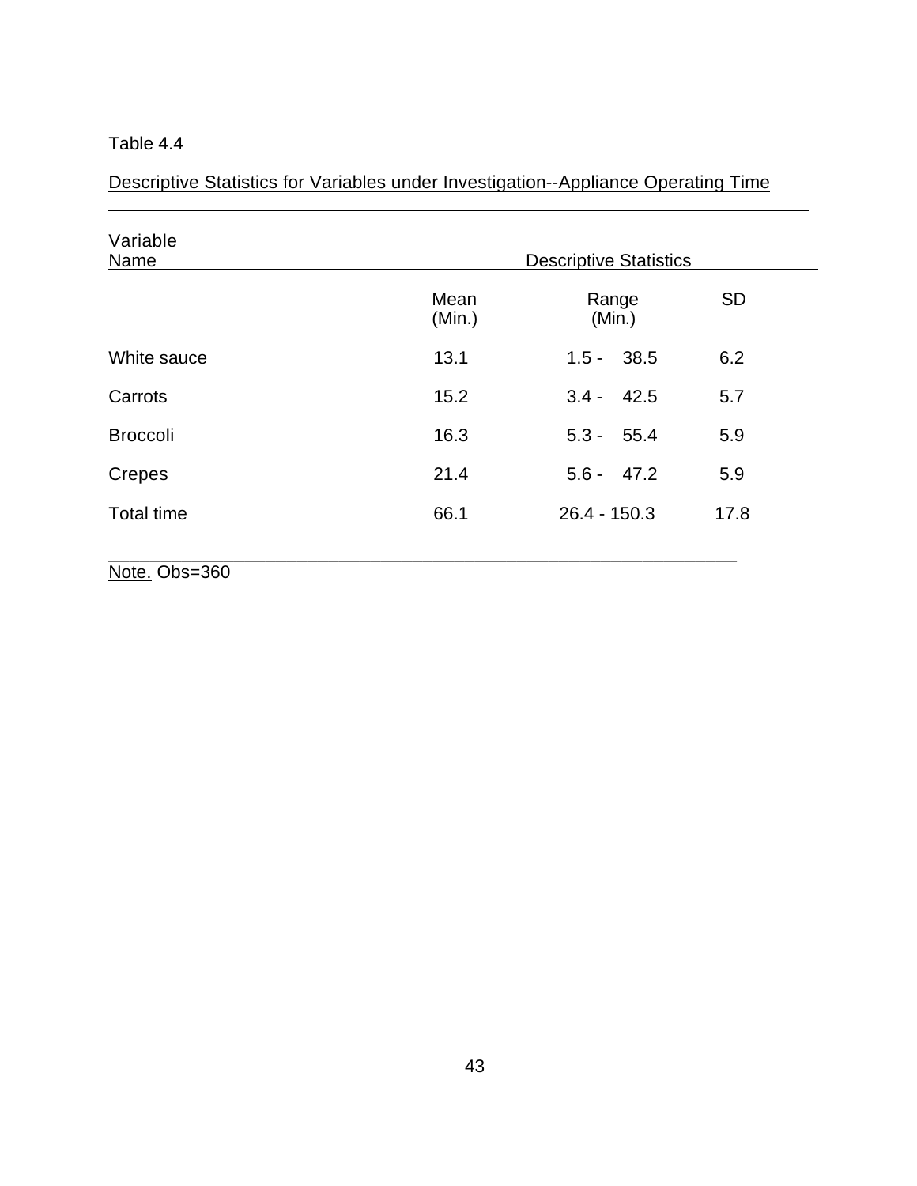Table 4.4

Descriptive Statistics for Variables under Investigation--Appliance Operating Time

| Variable Name | Descriptive Statistics | | |
|---|---|---|---|
| | Mean (Min.) | Range (Min.) | SD |
| White sauce | 13.1 | 1.5 - 38.5 | 6.2 |
| Carrots | 15.2 | 3.4 - 42.5 | 5.7 |
| Broccoli | 16.3 | 5.3 - 55.4 | 5.9 |
| Crepes | 21.4 | 5.6 - 47.2 | 5.9 |
| Total time | 66.1 | 26.4 - 150.3 | 17.8 |

Note. Obs=360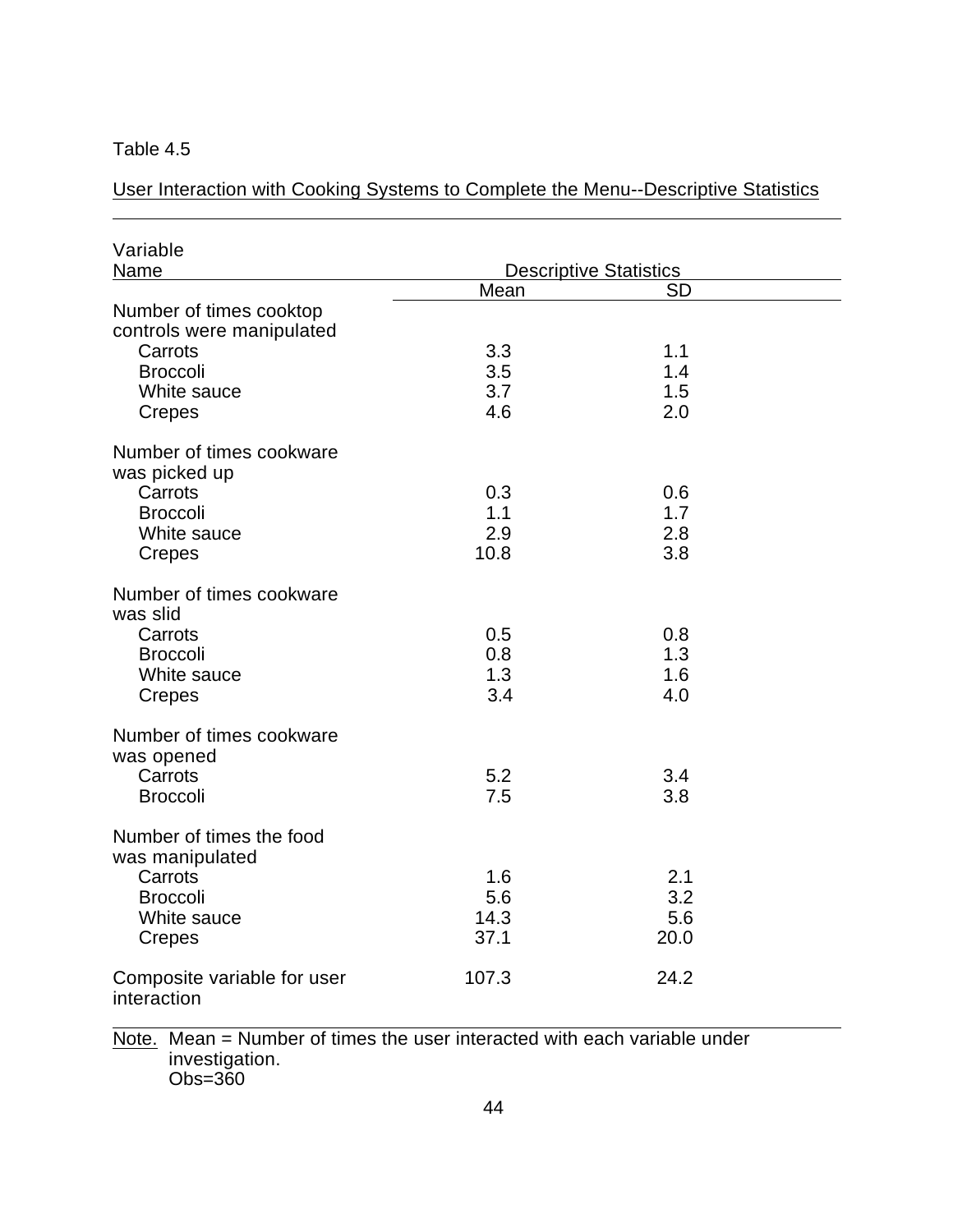Table 4.5

User Interaction with Cooking Systems to Complete the Menu--Descriptive Statistics

| Variable Name | Descriptive Statistics | |
|---|---|---|
| | Mean | SD |
| Number of times cooktop controls were manipulated | | |
| Carrots | 3.3 | 1.1 |
| Broccoli | 3.5 | 1.4 |
| White sauce | 3.7 | 1.5 |
| Crepes | 4.6 | 2.0 |
| Number of times cookware was picked up | | |
| Carrots | 0.3 | 0.6 |
| Broccoli | 1.1 | 1.7 |
| White sauce | 2.9 | 2.8 |
| Crepes | 10.8 | 3.8 |
| Number of times cookware was slid | | |
| Carrots | 0.5 | 0.8 |
| Broccoli | 0.8 | 1.3 |
| White sauce | 1.3 | 1.6 |
| Crepes | 3.4 | 4.0 |
| Number of times cookware was opened | | |
| Carrots | 5.2 | 3.4 |
| Broccoli | 7.5 | 3.8 |
| Number of times the food was manipulated | | |
| Carrots | 1.6 | 2.1 |
| Broccoli | 5.6 | 3.2 |
| White sauce | 14.3 | 5.6 |
| Crepes | 37.1 | 20.0 |
| Composite variable for user interaction | 107.3 | 24.2 |

Note. Mean = Number of times the user interacted with each variable under investigation.
Obs=360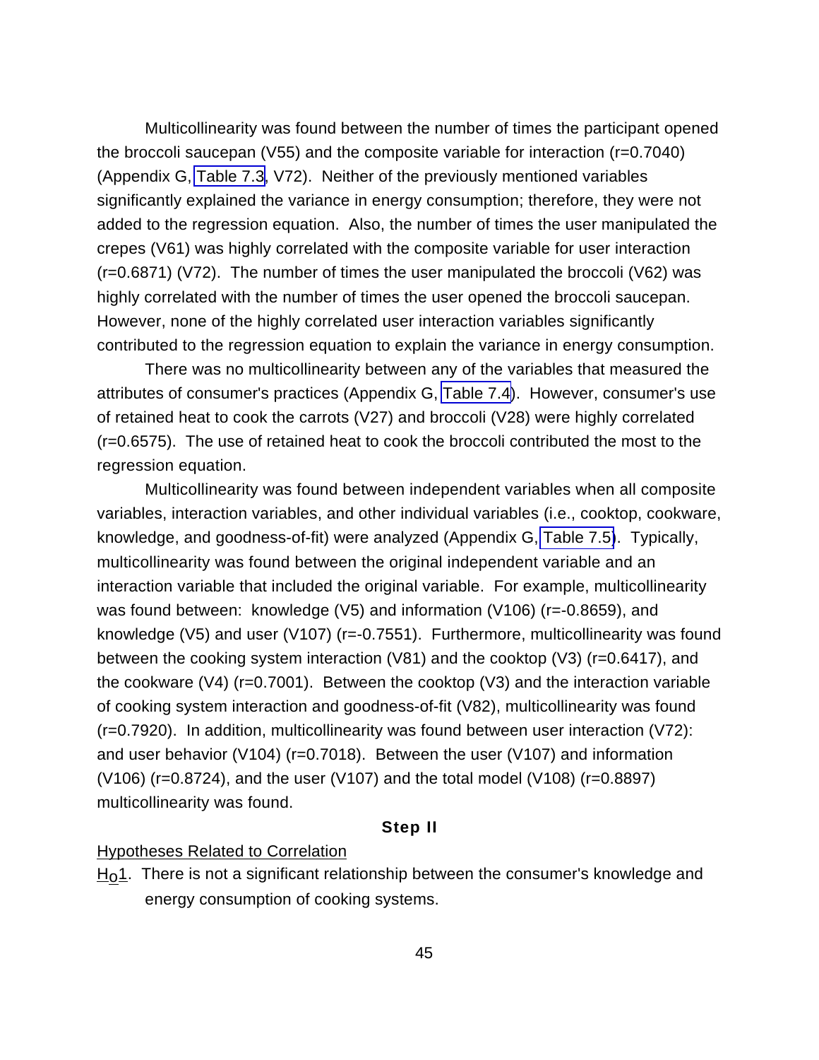Multicollinearity was found between the number of times the participant opened the broccoli saucepan (V55) and the composite variable for interaction (r=0.7040) (Appendix G, Table 7.3, V72). Neither of the previously mentioned variables significantly explained the variance in energy consumption; therefore, they were not added to the regression equation. Also, the number of times the user manipulated the crepes (V61) was highly correlated with the composite variable for user interaction (r=0.6871) (V72). The number of times the user manipulated the broccoli (V62) was highly correlated with the number of times the user opened the broccoli saucepan. However, none of the highly correlated user interaction variables significantly contributed to the regression equation to explain the variance in energy consumption.

There was no multicollinearity between any of the variables that measured the attributes of consumer's practices (Appendix G, Table 7.4). However, consumer's use of retained heat to cook the carrots (V27) and broccoli (V28) were highly correlated (r=0.6575). The use of retained heat to cook the broccoli contributed the most to the regression equation.

Multicollinearity was found between independent variables when all composite variables, interaction variables, and other individual variables (i.e., cooktop, cookware, knowledge, and goodness-of-fit) were analyzed (Appendix G, Table 7.5). Typically, multicollinearity was found between the original independent variable and an interaction variable that included the original variable. For example, multicollinearity was found between: knowledge (V5) and information (V106) (r=-0.8659), and knowledge (V5) and user (V107) (r=-0.7551). Furthermore, multicollinearity was found between the cooking system interaction (V81) and the cooktop (V3) (r=0.6417), and the cookware (V4) (r=0.7001). Between the cooktop (V3) and the interaction variable of cooking system interaction and goodness-of-fit (V82), multicollinearity was found (r=0.7920). In addition, multicollinearity was found between user interaction (V72): and user behavior (V104) (r=0.7018). Between the user (V107) and information (V106) (r=0.8724), and the user (V107) and the total model (V108) (r=0.8897) multicollinearity was found.

## Step II

Hypotheses Related to Correlation

$H_o1$. There is not a significant relationship between the consumer's knowledge and energy consumption of cooking systems.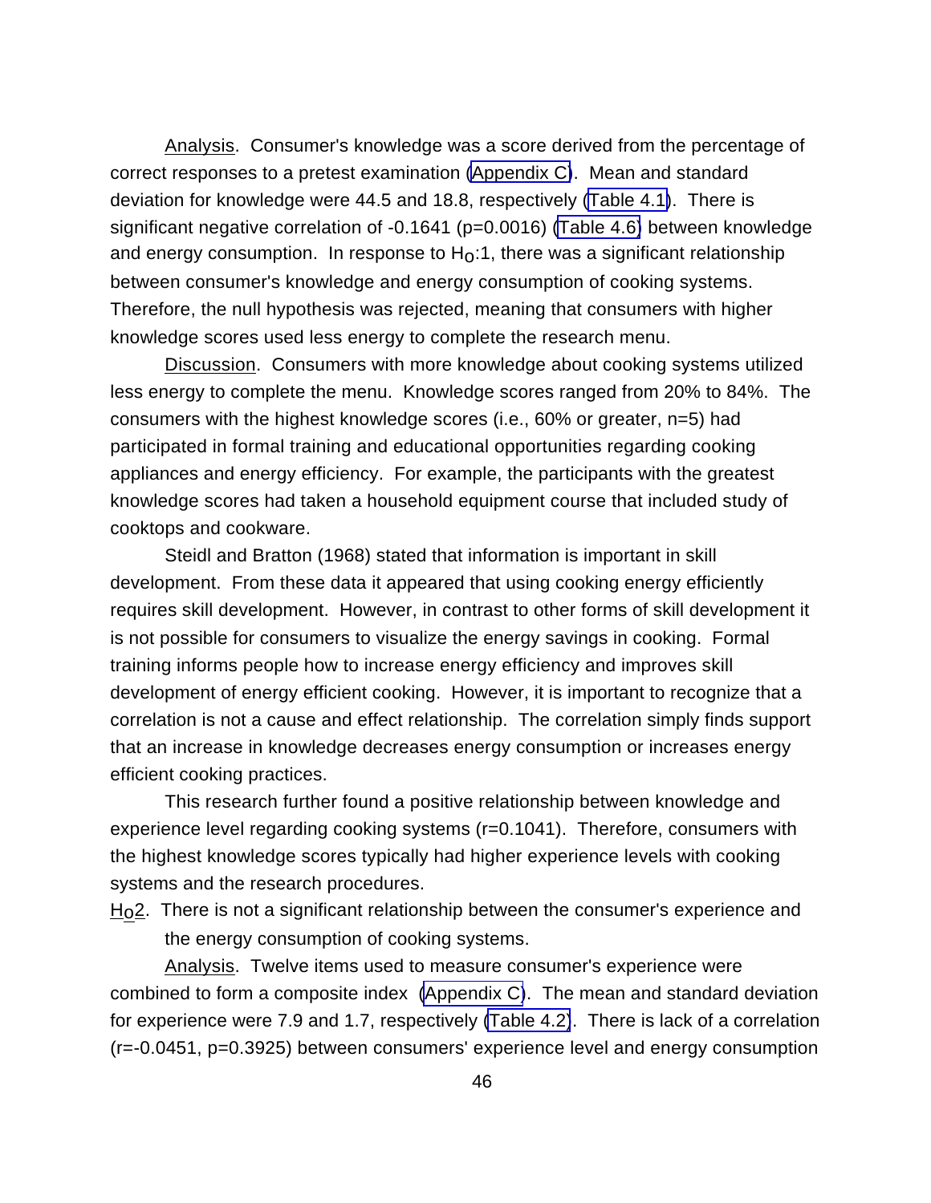Analysis. Consumer's knowledge was a score derived from the percentage of correct responses to a pretest examination (Appendix C). Mean and standard deviation for knowledge were 44.5 and 18.8, respectively (Table 4.1). There is significant negative correlation of -0.1641 ($p=0.0016$) (Table 4.6) between knowledge and energy consumption. In response to $H_o$:1, there was a significant relationship between consumer's knowledge and energy consumption of cooking systems. Therefore, the null hypothesis was rejected, meaning that consumers with higher knowledge scores used less energy to complete the research menu.

Discussion. Consumers with more knowledge about cooking systems utilized less energy to complete the menu. Knowledge scores ranged from 20% to 84%. The consumers with the highest knowledge scores (i.e., 60% or greater, n=5) had participated in formal training and educational opportunities regarding cooking appliances and energy efficiency. For example, the participants with the greatest knowledge scores had taken a household equipment course that included study of cooktops and cookware.

Steidl and Bratton (1968) stated that information is important in skill development. From these data it appeared that using cooking energy efficiently requires skill development. However, in contrast to other forms of skill development it is not possible for consumers to visualize the energy savings in cooking. Formal training informs people how to increase energy efficiency and improves skill development of energy efficient cooking. However, it is important to recognize that a correlation is not a cause and effect relationship. The correlation simply finds support that an increase in knowledge decreases energy consumption or increases energy efficient cooking practices.

This research further found a positive relationship between knowledge and experience level regarding cooking systems ($r=0.1041$). Therefore, consumers with the highest knowledge scores typically had higher experience levels with cooking systems and the research procedures.

$H_o$2. There is not a significant relationship between the consumer's experience and the energy consumption of cooking systems.

Analysis. Twelve items used to measure consumer's experience were combined to form a composite index (Appendix C). The mean and standard deviation for experience were 7.9 and 1.7, respectively (Table 4.2). There is lack of a correlation ($r=-0.0451$, $p=0.3925$) between consumers' experience level and energy consumption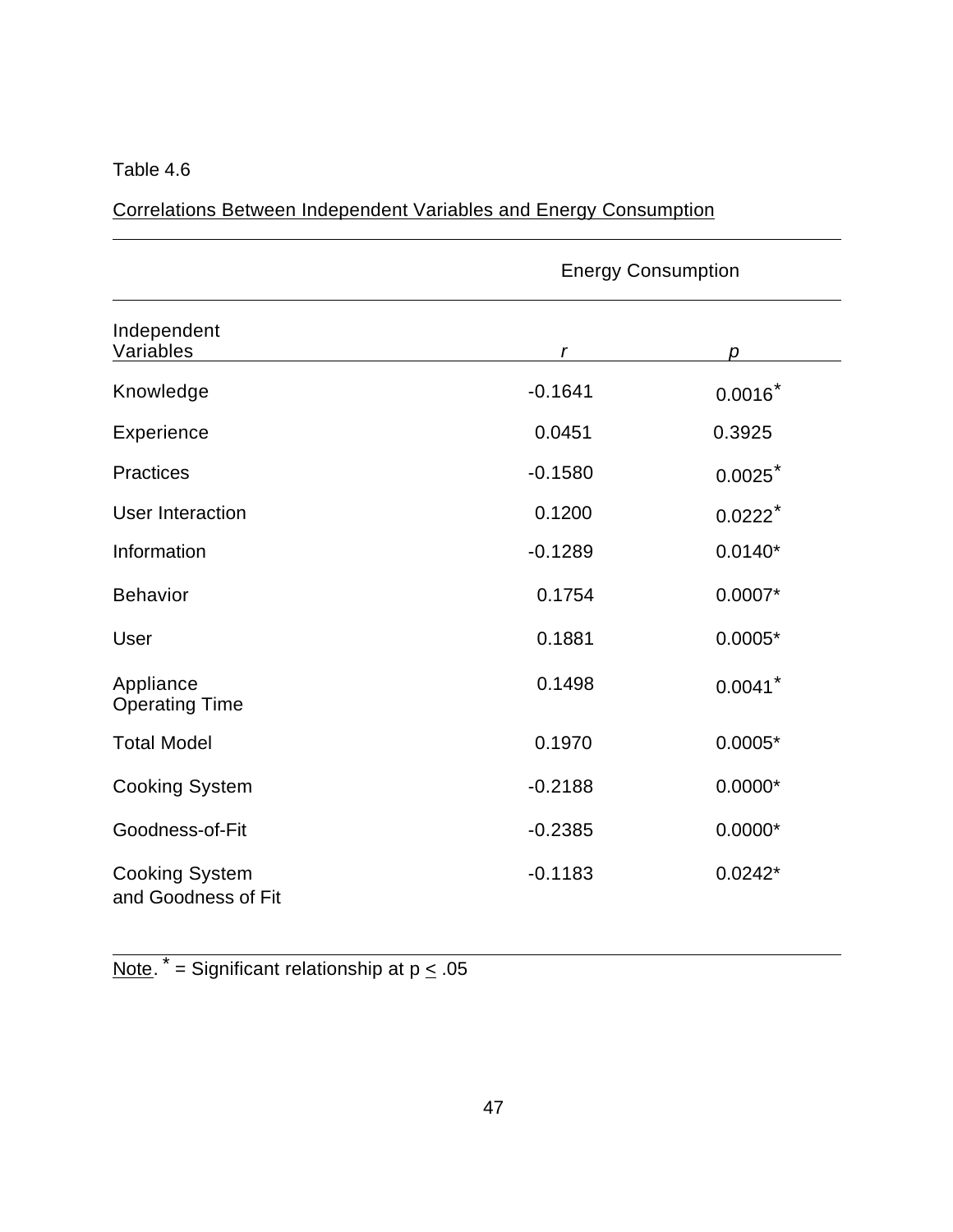Table 4.6

Correlations Between Independent Variables and Energy Consumption

| Independent Variables | Energy Consumption | |
|---|---|---|
| | *r* | *p* |
| Knowledge | -0.1641 | 0.0016* |
| Experience | 0.0451 | 0.3925 |
| Practices | -0.1580 | 0.0025* |
| User Interaction | 0.1200 | 0.0222* |
| Information | -0.1289 | 0.0140* |
| Behavior | 0.1754 | 0.0007* |
| User | 0.1881 | 0.0005* |
| Appliance Operating Time | 0.1498 | 0.0041* |
| Total Model | 0.1970 | 0.0005* |
| Cooking System | -0.2188 | 0.0000* |
| Goodness-of-Fit | -0.2385 | 0.0000* |
| Cooking System and Goodness of Fit | -0.1183 | 0.0242* |

Note. * = Significant relationship at $p \leq .05$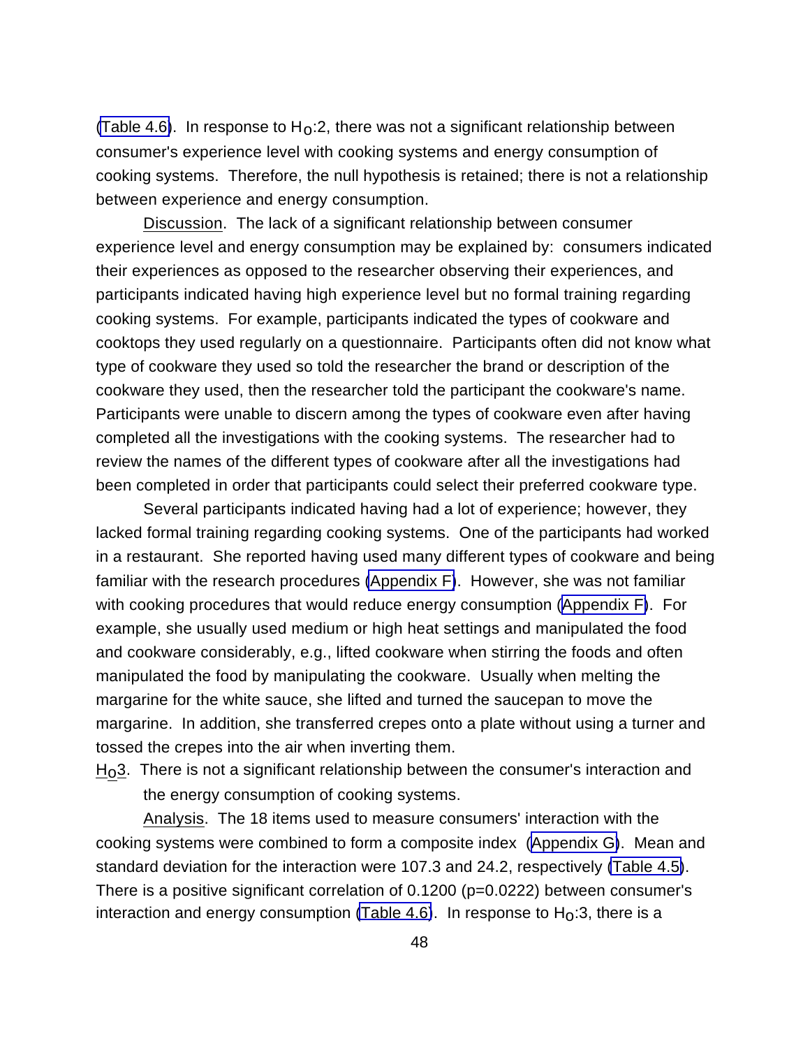(Table 4.6). In response to $H_o$:2, there was not a significant relationship between consumer's experience level with cooking systems and energy consumption of cooking systems. Therefore, the null hypothesis is retained; there is not a relationship between experience and energy consumption.

<u>Discussion</u>. The lack of a significant relationship between consumer experience level and energy consumption may be explained by: consumers indicated their experiences as opposed to the researcher observing their experiences, and participants indicated having high experience level but no formal training regarding cooking systems. For example, participants indicated the types of cookware and cooktops they used regularly on a questionnaire. Participants often did not know what type of cookware they used so told the researcher the brand or description of the cookware they used, then the researcher told the participant the cookware's name. Participants were unable to discern among the types of cookware even after having completed all the investigations with the cooking systems. The researcher had to review the names of the different types of cookware after all the investigations had been completed in order that participants could select their preferred cookware type.

Several participants indicated having had a lot of experience; however, they lacked formal training regarding cooking systems. One of the participants had worked in a restaurant. She reported having used many different types of cookware and being familiar with the research procedures (Appendix F). However, she was not familiar with cooking procedures that would reduce energy consumption (Appendix F). For example, she usually used medium or high heat settings and manipulated the food and cookware considerably, e.g., lifted cookware when stirring the foods and often manipulated the food by manipulating the cookware. Usually when melting the margarine for the white sauce, she lifted and turned the saucepan to move the margarine. In addition, she transferred crepes onto a plate without using a turner and tossed the crepes into the air when inverting them.

<u>$H_o$3</u>. There is not a significant relationship between the consumer's interaction and the energy consumption of cooking systems.

<u>Analysis</u>. The 18 items used to measure consumers' interaction with the cooking systems were combined to form a composite index (Appendix G). Mean and standard deviation for the interaction were 107.3 and 24.2, respectively (Table 4.5). There is a positive significant correlation of 0.1200 ($p=0.0222$) between consumer's interaction and energy consumption (Table 4.6). In response to $H_o$:3, there is a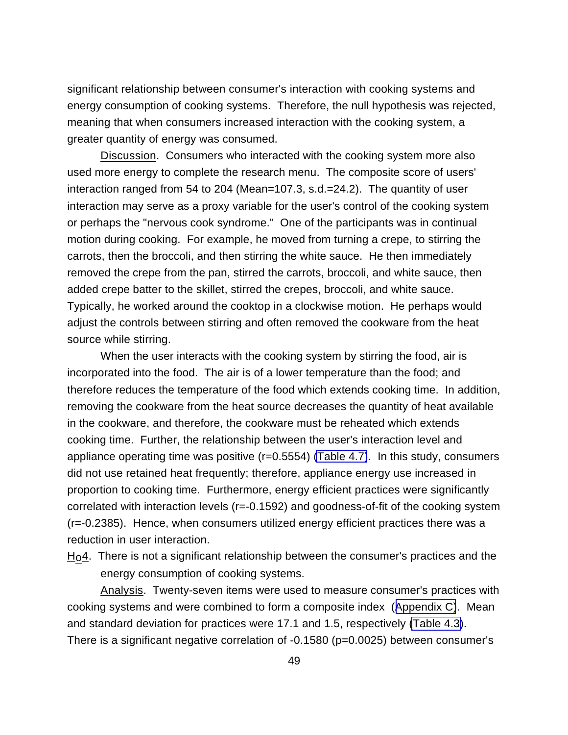significant relationship between consumer's interaction with cooking systems and energy consumption of cooking systems. Therefore, the null hypothesis was rejected, meaning that when consumers increased interaction with the cooking system, a greater quantity of energy was consumed.

Discussion. Consumers who interacted with the cooking system more also used more energy to complete the research menu. The composite score of users' interaction ranged from 54 to 204 (Mean=107.3, s.d.=24.2). The quantity of user interaction may serve as a proxy variable for the user's control of the cooking system or perhaps the "nervous cook syndrome." One of the participants was in continual motion during cooking. For example, he moved from turning a crepe, to stirring the carrots, then the broccoli, and then stirring the white sauce. He then immediately removed the crepe from the pan, stirred the carrots, broccoli, and white sauce, then added crepe batter to the skillet, stirred the crepes, broccoli, and white sauce. Typically, he worked around the cooktop in a clockwise motion. He perhaps would adjust the controls between stirring and often removed the cookware from the heat source while stirring.

When the user interacts with the cooking system by stirring the food, air is incorporated into the food. The air is of a lower temperature than the food; and therefore reduces the temperature of the food which extends cooking time. In addition, removing the cookware from the heat source decreases the quantity of heat available in the cookware, and therefore, the cookware must be reheated which extends cooking time. Further, the relationship between the user's interaction level and appliance operating time was positive (r=0.5554) (Table 4.7). In this study, consumers did not use retained heat frequently; therefore, appliance energy use increased in proportion to cooking time. Furthermore, energy efficient practices were significantly correlated with interaction levels (r=-0.1592) and goodness-of-fit of the cooking system (r=-0.2385). Hence, when consumers utilized energy efficient practices there was a reduction in user interaction.

$H_o4$. There is not a significant relationship between the consumer's practices and the energy consumption of cooking systems.

Analysis. Twenty-seven items were used to measure consumer's practices with cooking systems and were combined to form a composite index (Appendix C). Mean and standard deviation for practices were 17.1 and 1.5, respectively (Table 4.3). There is a significant negative correlation of -0.1580 (p=0.0025) between consumer's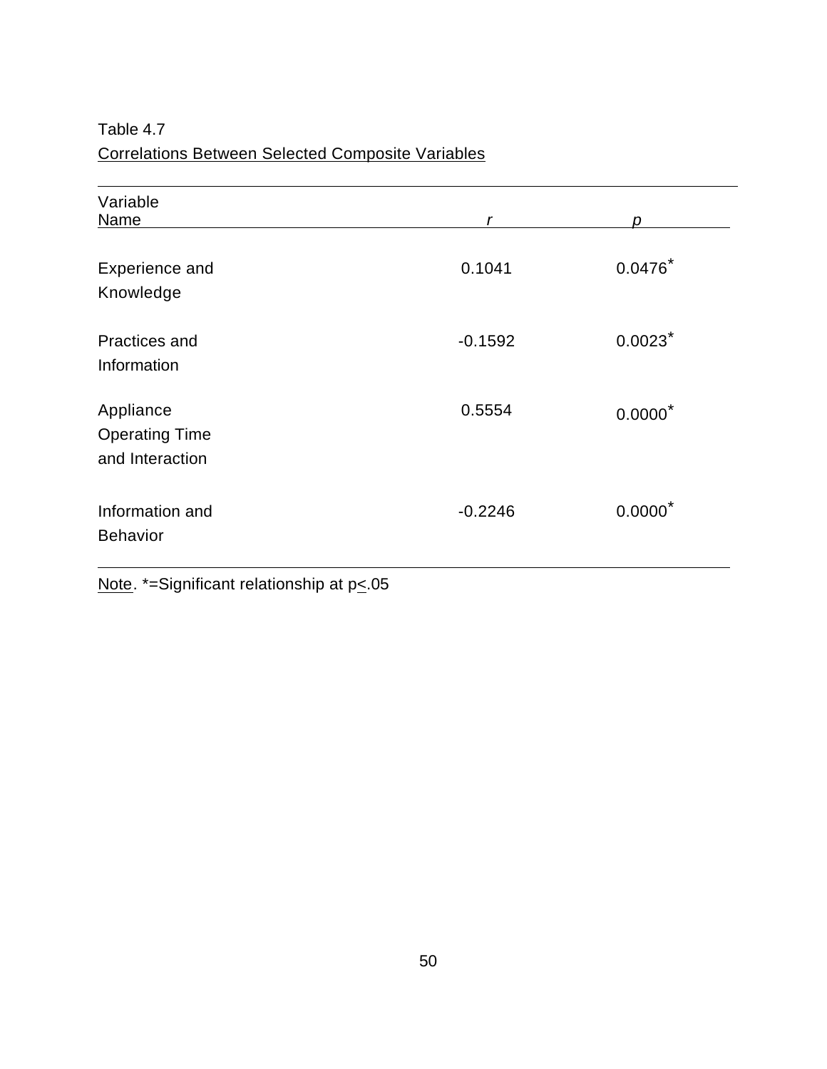Table 4.7

Correlations Between Selected Composite Variables

| Variable Name | *r* | *p* |
|---|---|---|
| Experience and Knowledge | 0.1041 | 0.0476* |
| Practices and Information | -0.1592 | 0.0023* |
| Appliance Operating Time and Interaction | 0.5554 | 0.0000* |
| Information and Behavior | -0.2246 | 0.0000* |

Note. *=Significant relationship at $p \leq .05$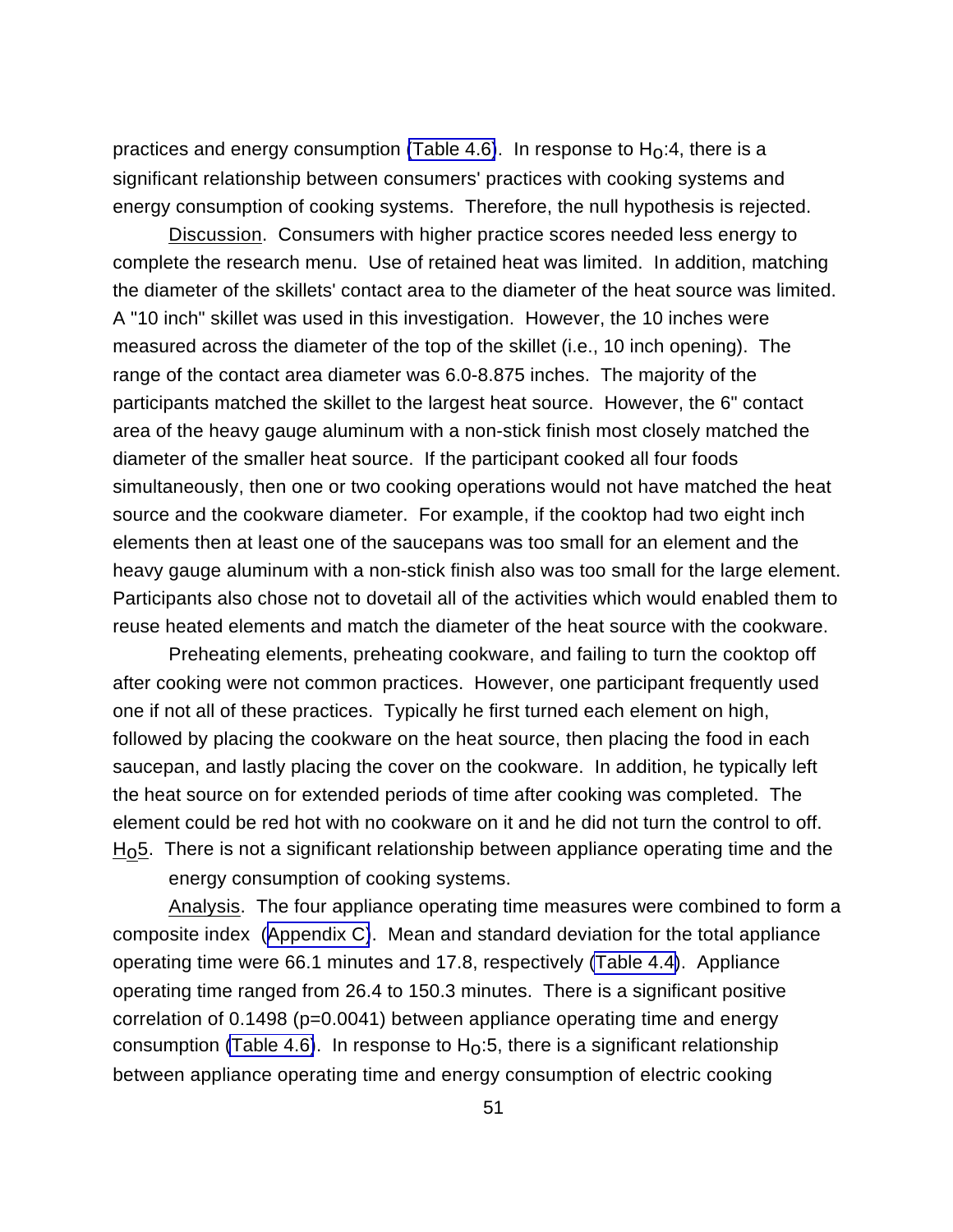practices and energy consumption (Table 4.6). In response to $H_O$:4, there is a significant relationship between consumers' practices with cooking systems and energy consumption of cooking systems. Therefore, the null hypothesis is rejected.

Discussion. Consumers with higher practice scores needed less energy to complete the research menu. Use of retained heat was limited. In addition, matching the diameter of the skillets' contact area to the diameter of the heat source was limited. A "10 inch" skillet was used in this investigation. However, the 10 inches were measured across the diameter of the top of the skillet (i.e., 10 inch opening). The range of the contact area diameter was 6.0-8.875 inches. The majority of the participants matched the skillet to the largest heat source. However, the 6" contact area of the heavy gauge aluminum with a non-stick finish most closely matched the diameter of the smaller heat source. If the participant cooked all four foods simultaneously, then one or two cooking operations would not have matched the heat source and the cookware diameter. For example, if the cooktop had two eight inch elements then at least one of the saucepans was too small for an element and the heavy gauge aluminum with a non-stick finish also was too small for the large element. Participants also chose not to dovetail all of the activities which would enabled them to reuse heated elements and match the diameter of the heat source with the cookware.

Preheating elements, preheating cookware, and failing to turn the cooktop off after cooking were not common practices. However, one participant frequently used one if not all of these practices. Typically he first turned each element on high, followed by placing the cookware on the heat source, then placing the food in each saucepan, and lastly placing the cover on the cookware. In addition, he typically left the heat source on for extended periods of time after cooking was completed. The element could be red hot with no cookware on it and he did not turn the control to off.

$H_O$5. There is not a significant relationship between appliance operating time and the energy consumption of cooking systems.

Analysis. The four appliance operating time measures were combined to form a composite index (Appendix C). Mean and standard deviation for the total appliance operating time were 66.1 minutes and 17.8, respectively (Table 4.4). Appliance operating time ranged from 26.4 to 150.3 minutes. There is a significant positive correlation of 0.1498 ($p=0.0041$) between appliance operating time and energy consumption (Table 4.6). In response to $H_O$:5, there is a significant relationship between appliance operating time and energy consumption of electric cooking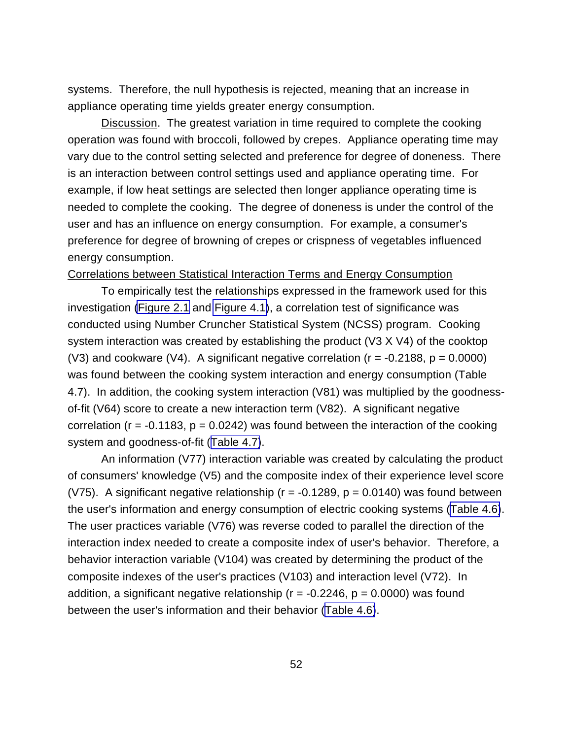systems. Therefore, the null hypothesis is rejected, meaning that an increase in appliance operating time yields greater energy consumption.

Discussion. The greatest variation in time required to complete the cooking operation was found with broccoli, followed by crepes. Appliance operating time may vary due to the control setting selected and preference for degree of doneness. There is an interaction between control settings used and appliance operating time. For example, if low heat settings are selected then longer appliance operating time is needed to complete the cooking. The degree of doneness is under the control of the user and has an influence on energy consumption. For example, a consumer's preference for degree of browning of crepes or crispness of vegetables influenced energy consumption.

Correlations between Statistical Interaction Terms and Energy Consumption

To empirically test the relationships expressed in the framework used for this investigation (Figure 2.1 and Figure 4.1), a correlation test of significance was conducted using Number Cruncher Statistical System (NCSS) program. Cooking system interaction was created by establishing the product (V3 X V4) of the cooktop (V3) and cookware (V4). A significant negative correlation ($r = -0.2188$, $p = 0.0000$) was found between the cooking system interaction and energy consumption (Table 4.7). In addition, the cooking system interaction (V81) was multiplied by the goodness-of-fit (V64) score to create a new interaction term (V82). A significant negative correlation ($r = -0.1183$, $p = 0.0242$) was found between the interaction of the cooking system and goodness-of-fit (Table 4.7).

An information (V77) interaction variable was created by calculating the product of consumers' knowledge (V5) and the composite index of their experience level score (V75). A significant negative relationship ($r = -0.1289$, $p = 0.0140$) was found between the user's information and energy consumption of electric cooking systems (Table 4.6). The user practices variable (V76) was reverse coded to parallel the direction of the interaction index needed to create a composite index of user's behavior. Therefore, a behavior interaction variable (V104) was created by determining the product of the composite indexes of the user's practices (V103) and interaction level (V72). In addition, a significant negative relationship ($r = -0.2246$, $p = 0.0000$) was found between the user's information and their behavior (Table 4.6).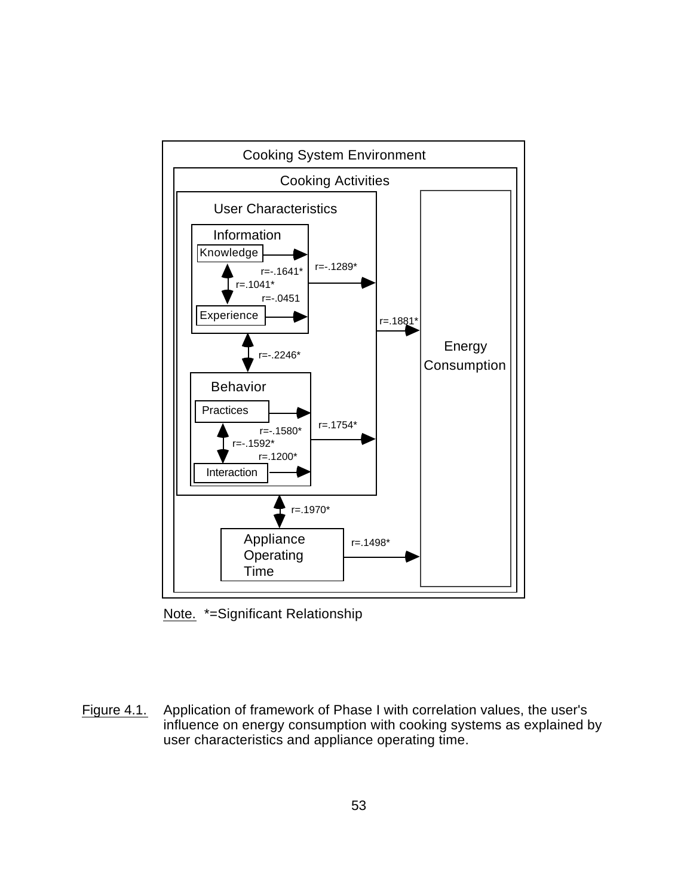Cooking System Environment

Cooking Activities

User Characteristics

Information

Knowledge

Experience

r=-.1641*

r=.1041*

r=-.0451

r=-.1289*

r=.1881*

r=-.2246*

Behavior

Practices

Interaction

r=-.1580*

r=-.1592*

r=.1200*

r=.1754*

r=.1970*

Appliance Operating Time

r=.1498*

Energy Consumption

Note. *=Significant Relationship

Figure 4.1. Application of framework of Phase I with correlation values, the user's influence on energy consumption with cooking systems as explained by user characteristics and appliance operating time.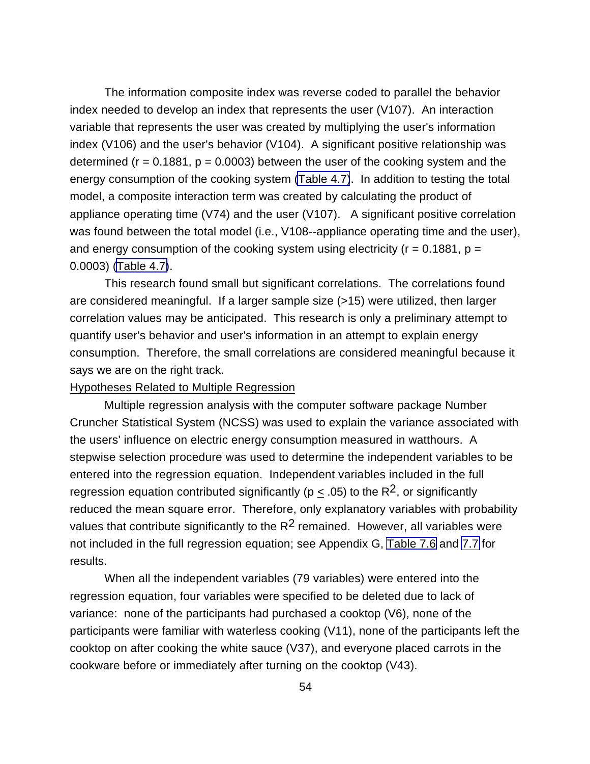The information composite index was reverse coded to parallel the behavior index needed to develop an index that represents the user (V107). An interaction variable that represents the user was created by multiplying the user's information index (V106) and the user's behavior (V104). A significant positive relationship was determined ($r = 0.1881$, $p = 0.0003$) between the user of the cooking system and the energy consumption of the cooking system (Table 4.7). In addition to testing the total model, a composite interaction term was created by calculating the product of appliance operating time (V74) and the user (V107). A significant positive correlation was found between the total model (i.e., V108--appliance operating time and the user), and energy consumption of the cooking system using electricity ($r = 0.1881$, $p = 0.0003$) (Table 4.7).

This research found small but significant correlations. The correlations found are considered meaningful. If a larger sample size (>15) were utilized, then larger correlation values may be anticipated. This research is only a preliminary attempt to quantify user's behavior and user's information in an attempt to explain energy consumption. Therefore, the small correlations are considered meaningful because it says we are on the right track.

## Hypotheses Related to Multiple Regression

Multiple regression analysis with the computer software package Number Cruncher Statistical System (NCSS) was used to explain the variance associated with the users' influence on electric energy consumption measured in watthours. A stepwise selection procedure was used to determine the independent variables to be entered into the regression equation. Independent variables included in the full regression equation contributed significantly ($p \leq .05$) to the $R^2$, or significantly reduced the mean square error. Therefore, only explanatory variables with probability values that contribute significantly to the $R^2$ remained. However, all variables were not included in the full regression equation; see Appendix G, Table 7.6 and 7.7 for results.

When all the independent variables (79 variables) were entered into the regression equation, four variables were specified to be deleted due to lack of variance: none of the participants had purchased a cooktop (V6), none of the participants were familiar with waterless cooking (V11), none of the participants left the cooktop on after cooking the white sauce (V37), and everyone placed carrots in the cookware before or immediately after turning on the cooktop (V43).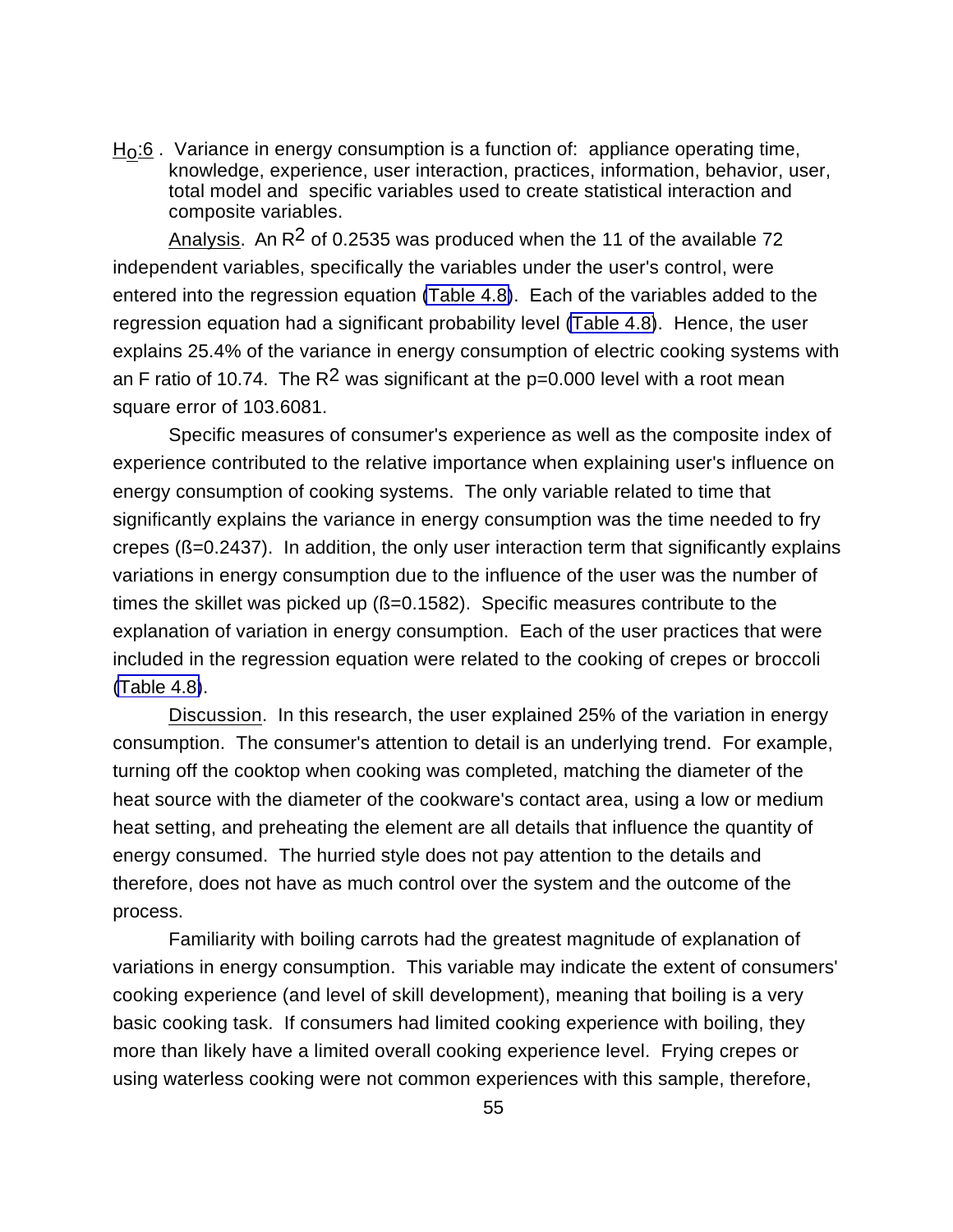<u>$H_o$:6</u> . Variance in energy consumption is a function of: appliance operating time, knowledge, experience, user interaction, practices, information, behavior, user, total model and specific variables used to create statistical interaction and composite variables.

<u>Analysis</u>. An $R^2$ of 0.2535 was produced when the 11 of the available 72 independent variables, specifically the variables under the user's control, were entered into the regression equation (Table 4.8). Each of the variables added to the regression equation had a significant probability level (Table 4.8). Hence, the user explains 25.4% of the variance in energy consumption of electric cooking systems with an F ratio of 10.74. The $R^2$ was significant at the p=0.000 level with a root mean square error of 103.6081.

Specific measures of consumer's experience as well as the composite index of experience contributed to the relative importance when explaining user's influence on energy consumption of cooking systems. The only variable related to time that significantly explains the variance in energy consumption was the time needed to fry crepes ($\beta$=0.2437). In addition, the only user interaction term that significantly explains variations in energy consumption due to the influence of the user was the number of times the skillet was picked up ($\beta$=0.1582). Specific measures contribute to the explanation of variation in energy consumption. Each of the user practices that were included in the regression equation were related to the cooking of crepes or broccoli (Table 4.8).

<u>Discussion</u>. In this research, the user explained 25% of the variation in energy consumption. The consumer's attention to detail is an underlying trend. For example, turning off the cooktop when cooking was completed, matching the diameter of the heat source with the diameter of the cookware's contact area, using a low or medium heat setting, and preheating the element are all details that influence the quantity of energy consumed. The hurried style does not pay attention to the details and therefore, does not have as much control over the system and the outcome of the process.

Familiarity with boiling carrots had the greatest magnitude of explanation of variations in energy consumption. This variable may indicate the extent of consumers' cooking experience (and level of skill development), meaning that boiling is a very basic cooking task. If consumers had limited cooking experience with boiling, they more than likely have a limited overall cooking experience level. Frying crepes or using waterless cooking were not common experiences with this sample, therefore,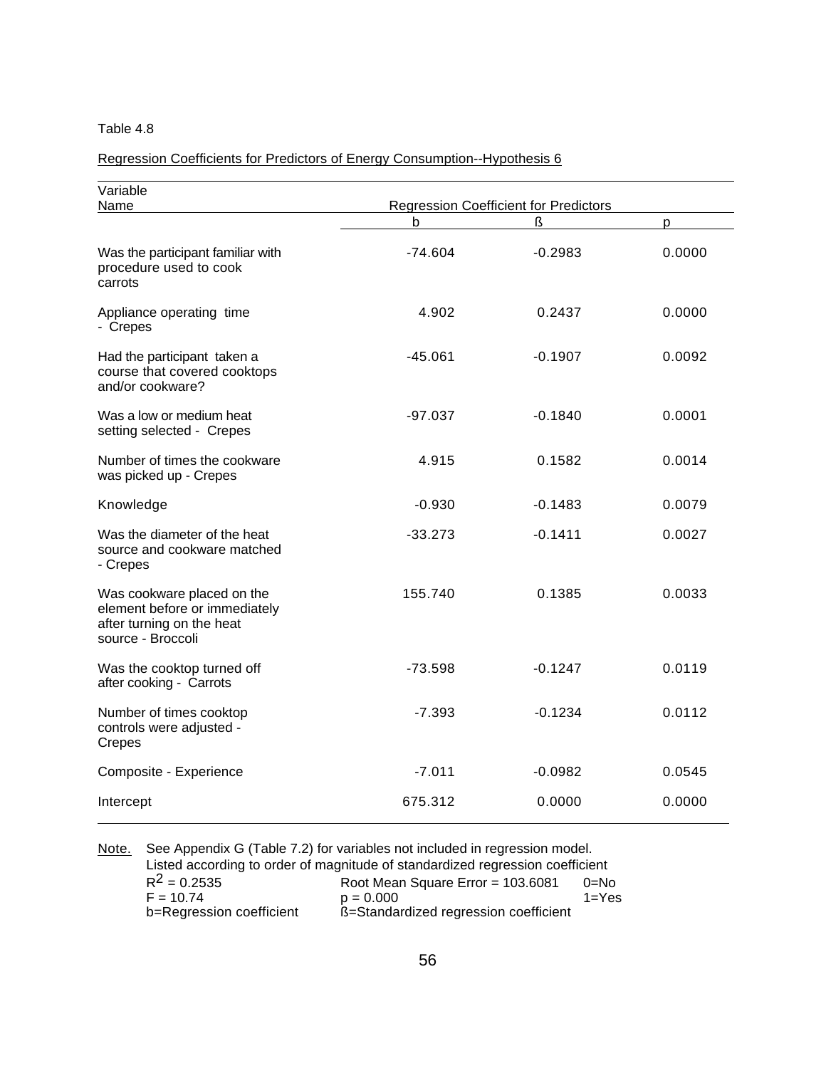Table 4.8

Regression Coefficients for Predictors of Energy Consumption--Hypothesis 6

| Variable Name | Regression Coefficient for Predictors | | |
|---|---|---|---|
| | b | ß | p |
| Was the participant familiar with procedure used to cook carrots | -74.604 | -0.2983 | 0.0000 |
| Appliance operating time - Crepes | 4.902 | 0.2437 | 0.0000 |
| Had the participant taken a course that covered cooktops and/or cookware? | -45.061 | -0.1907 | 0.0092 |
| Was a low or medium heat setting selected - Crepes | -97.037 | -0.1840 | 0.0001 |
| Number of times the cookware was picked up - Crepes | 4.915 | 0.1582 | 0.0014 |
| Knowledge | -0.930 | -0.1483 | 0.0079 |
| Was the diameter of the heat source and cookware matched - Crepes | -33.273 | -0.1411 | 0.0027 |
| Was cookware placed on the element before or immediately after turning on the heat source - Broccoli | 155.740 | 0.1385 | 0.0033 |
| Was the cooktop turned off after cooking - Carrots | -73.598 | -0.1247 | 0.0119 |
| Number of times cooktop controls were adjusted - Crepes | -7.393 | -0.1234 | 0.0112 |
| Composite - Experience | -7.011 | -0.0982 | 0.0545 |
| Intercept | 675.312 | 0.0000 | 0.0000 |

Note. See Appendix G (Table 7.2) for variables not included in regression model.
Listed according to order of magnitude of standardized regression coefficient

$R^2 = 0.2535$ Root Mean Square Error = 103.6081 0=No
$F = 10.74$ $p = 0.000$ 1=Yes
b=Regression coefficient ß=Standardized regression coefficient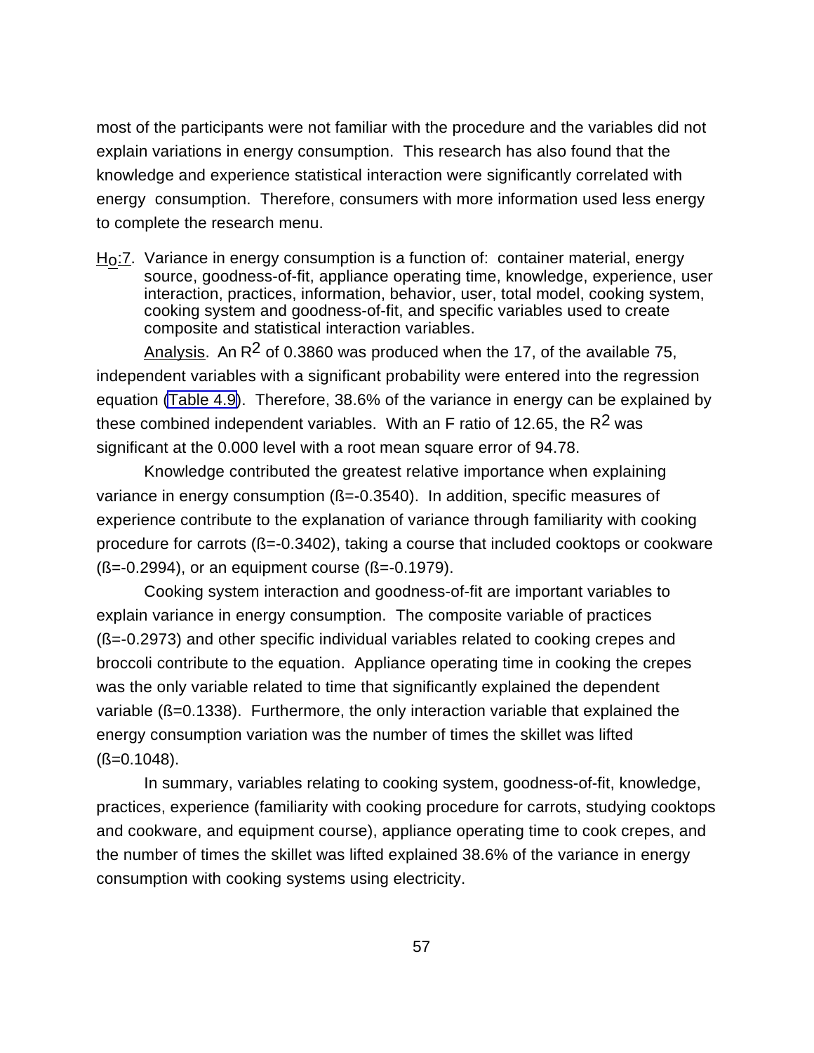most of the participants were not familiar with the procedure and the variables did not explain variations in energy consumption. This research has also found that the knowledge and experience statistical interaction were significantly correlated with energy consumption. Therefore, consumers with more information used less energy to complete the research menu.

$\underline{H_O:7}$. Variance in energy consumption is a function of: container material, energy source, goodness-of-fit, appliance operating time, knowledge, experience, user interaction, practices, information, behavior, user, total model, cooking system, cooking system and goodness-of-fit, and specific variables used to create composite and statistical interaction variables.

Analysis. An $R^2$ of 0.3860 was produced when the 17, of the available 75, independent variables with a significant probability were entered into the regression equation (Table 4.9). Therefore, 38.6% of the variance in energy can be explained by these combined independent variables. With an F ratio of 12.65, the $R^2$ was significant at the 0.000 level with a root mean square error of 94.78.

Knowledge contributed the greatest relative importance when explaining variance in energy consumption (ß=-0.3540). In addition, specific measures of experience contribute to the explanation of variance through familiarity with cooking procedure for carrots (ß=-0.3402), taking a course that included cooktops or cookware (ß=-0.2994), or an equipment course (ß=-0.1979).

Cooking system interaction and goodness-of-fit are important variables to explain variance in energy consumption. The composite variable of practices (ß=-0.2973) and other specific individual variables related to cooking crepes and broccoli contribute to the equation. Appliance operating time in cooking the crepes was the only variable related to time that significantly explained the dependent variable (ß=0.1338). Furthermore, the only interaction variable that explained the energy consumption variation was the number of times the skillet was lifted (ß=0.1048).

In summary, variables relating to cooking system, goodness-of-fit, knowledge, practices, experience (familiarity with cooking procedure for carrots, studying cooktops and cookware, and equipment course), appliance operating time to cook crepes, and the number of times the skillet was lifted explained 38.6% of the variance in energy consumption with cooking systems using electricity.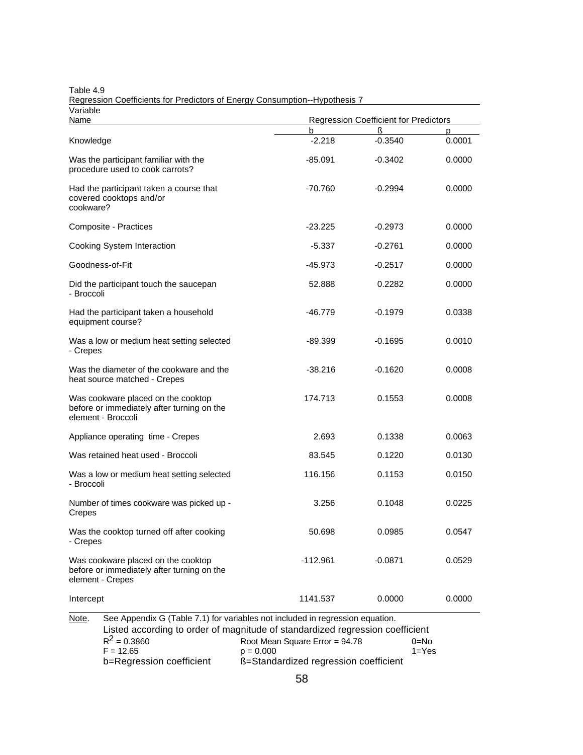Table 4.9

Regression Coefficients for Predictors of Energy Consumption--Hypothesis 7

| Variable Name | Regression Coefficient for Predictors | | |
|---|---|---|---|
| | b | ß | p |
| Knowledge | -2.218 | -0.3540 | 0.0001 |
| Was the participant familiar with the procedure used to cook carrots? | -85.091 | -0.3402 | 0.0000 |
| Had the participant taken a course that covered cooktops and/or cookware? | -70.760 | -0.2994 | 0.0000 |
| Composite - Practices | -23.225 | -0.2973 | 0.0000 |
| Cooking System Interaction | -5.337 | -0.2761 | 0.0000 |
| Goodness-of-Fit | -45.973 | -0.2517 | 0.0000 |
| Did the participant touch the saucepan - Broccoli | 52.888 | 0.2282 | 0.0000 |
| Had the participant taken a household equipment course? | -46.779 | -0.1979 | 0.0338 |
| Was a low or medium heat setting selected - Crepes | -89.399 | -0.1695 | 0.0010 |
| Was the diameter of the cookware and the heat source matched - Crepes | -38.216 | -0.1620 | 0.0008 |
| Was cookware placed on the cooktop before or immediately after turning on the element - Broccoli | 174.713 | 0.1553 | 0.0008 |
| Appliance operating time - Crepes | 2.693 | 0.1338 | 0.0063 |
| Was retained heat used - Broccoli | 83.545 | 0.1220 | 0.0130 |
| Was a low or medium heat setting selected - Broccoli | 116.156 | 0.1153 | 0.0150 |
| Number of times cookware was picked up - Crepes | 3.256 | 0.1048 | 0.0225 |
| Was the cooktop turned off after cooking - Crepes | 50.698 | 0.0985 | 0.0547 |
| Was cookware placed on the cooktop before or immediately after turning on the element - Crepes | -112.961 | -0.0871 | 0.0529 |
| Intercept | 1141.537 | 0.0000 | 0.0000 |

Note. See Appendix G (Table 7.1) for variables not included in regression equation.
Listed according to order of magnitude of standardized regression coefficient

$R^2 = 0.3860$ Root Mean Square Error = 94.78 0=No

$F = 12.65$ $p = 0.000$ 1=Yes

b=Regression coefficient ß=Standardized regression coefficient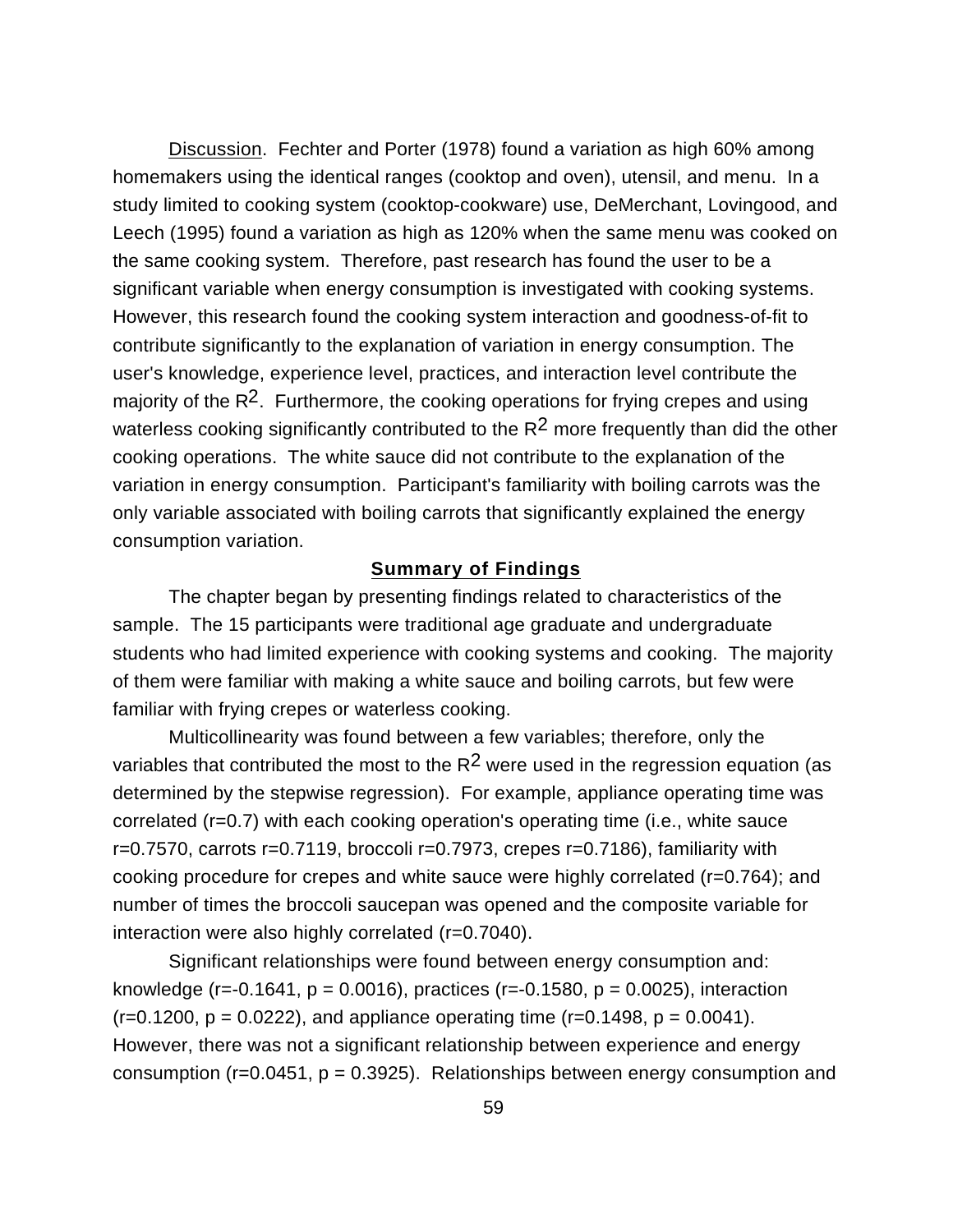Discussion. Fechter and Porter (1978) found a variation as high 60% among homemakers using the identical ranges (cooktop and oven), utensil, and menu. In a study limited to cooking system (cooktop-cookware) use, DeMerchant, Lovingood, and Leech (1995) found a variation as high as 120% when the same menu was cooked on the same cooking system. Therefore, past research has found the user to be a significant variable when energy consumption is investigated with cooking systems. However, this research found the cooking system interaction and goodness-of-fit to contribute significantly to the explanation of variation in energy consumption. The user's knowledge, experience level, practices, and interaction level contribute the majority of the $R^2$. Furthermore, the cooking operations for frying crepes and using waterless cooking significantly contributed to the $R^2$ more frequently than did the other cooking operations. The white sauce did not contribute to the explanation of the variation in energy consumption. Participant's familiarity with boiling carrots was the only variable associated with boiling carrots that significantly explained the energy consumption variation.

## Summary of Findings

The chapter began by presenting findings related to characteristics of the sample. The 15 participants were traditional age graduate and undergraduate students who had limited experience with cooking systems and cooking. The majority of them were familiar with making a white sauce and boiling carrots, but few were familiar with frying crepes or waterless cooking.

Multicollinearity was found between a few variables; therefore, only the variables that contributed the most to the $R^2$ were used in the regression equation (as determined by the stepwise regression). For example, appliance operating time was correlated (r=0.7) with each cooking operation's operating time (i.e., white sauce r=0.7570, carrots r=0.7119, broccoli r=0.7973, crepes r=0.7186), familiarity with cooking procedure for crepes and white sauce were highly correlated (r=0.764); and number of times the broccoli saucepan was opened and the composite variable for interaction were also highly correlated (r=0.7040).

Significant relationships were found between energy consumption and: knowledge (r=-0.1641, p = 0.0016), practices (r=-0.1580, p = 0.0025), interaction (r=0.1200, p = 0.0222), and appliance operating time (r=0.1498, p = 0.0041). However, there was not a significant relationship between experience and energy consumption (r=0.0451, p = 0.3925). Relationships between energy consumption and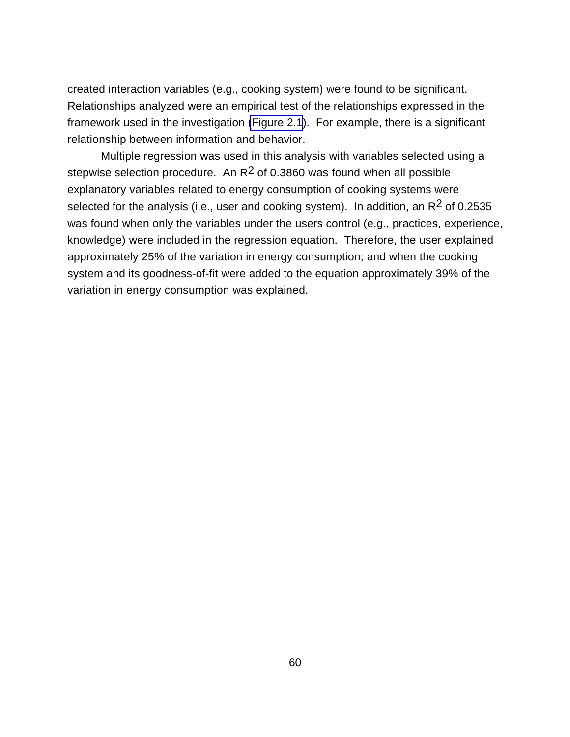created interaction variables (e.g., cooking system) were found to be significant. Relationships analyzed were an empirical test of the relationships expressed in the framework used in the investigation (Figure 2.1). For example, there is a significant relationship between information and behavior.

Multiple regression was used in this analysis with variables selected using a stepwise selection procedure. An $R^2$ of 0.3860 was found when all possible explanatory variables related to energy consumption of cooking systems were selected for the analysis (i.e., user and cooking system). In addition, an $R^2$ of 0.2535 was found when only the variables under the users control (e.g., practices, experience, knowledge) were included in the regression equation. Therefore, the user explained approximately 25% of the variation in energy consumption; and when the cooking system and its goodness-of-fit were added to the equation approximately 39% of the variation in energy consumption was explained.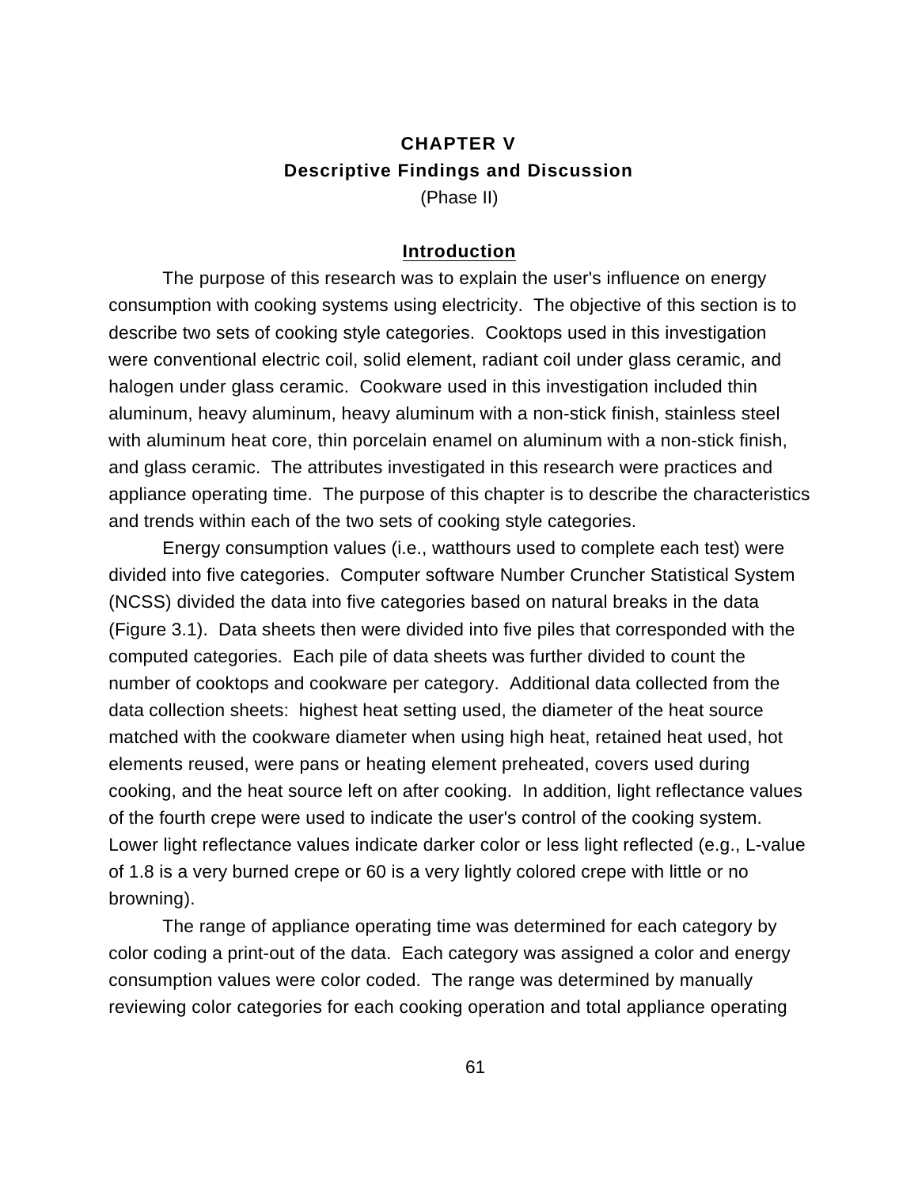# CHAPTER V
## Descriptive Findings and Discussion
(Phase II)

### Introduction

The purpose of this research was to explain the user's influence on energy consumption with cooking systems using electricity. The objective of this section is to describe two sets of cooking style categories. Cooktops used in this investigation were conventional electric coil, solid element, radiant coil under glass ceramic, and halogen under glass ceramic. Cookware used in this investigation included thin aluminum, heavy aluminum, heavy aluminum with a non-stick finish, stainless steel with aluminum heat core, thin porcelain enamel on aluminum with a non-stick finish, and glass ceramic. The attributes investigated in this research were practices and appliance operating time. The purpose of this chapter is to describe the characteristics and trends within each of the two sets of cooking style categories.

Energy consumption values (i.e., watthours used to complete each test) were divided into five categories. Computer software Number Cruncher Statistical System (NCSS) divided the data into five categories based on natural breaks in the data (Figure 3.1). Data sheets then were divided into five piles that corresponded with the computed categories. Each pile of data sheets was further divided to count the number of cooktops and cookware per category. Additional data collected from the data collection sheets: highest heat setting used, the diameter of the heat source matched with the cookware diameter when using high heat, retained heat used, hot elements reused, were pans or heating element preheated, covers used during cooking, and the heat source left on after cooking. In addition, light reflectance values of the fourth crepe were used to indicate the user's control of the cooking system. Lower light reflectance values indicate darker color or less light reflected (e.g., L-value of 1.8 is a very burned crepe or 60 is a very lightly colored crepe with little or no browning).

The range of appliance operating time was determined for each category by color coding a print-out of the data. Each category was assigned a color and energy consumption values were color coded. The range was determined by manually reviewing color categories for each cooking operation and total appliance operating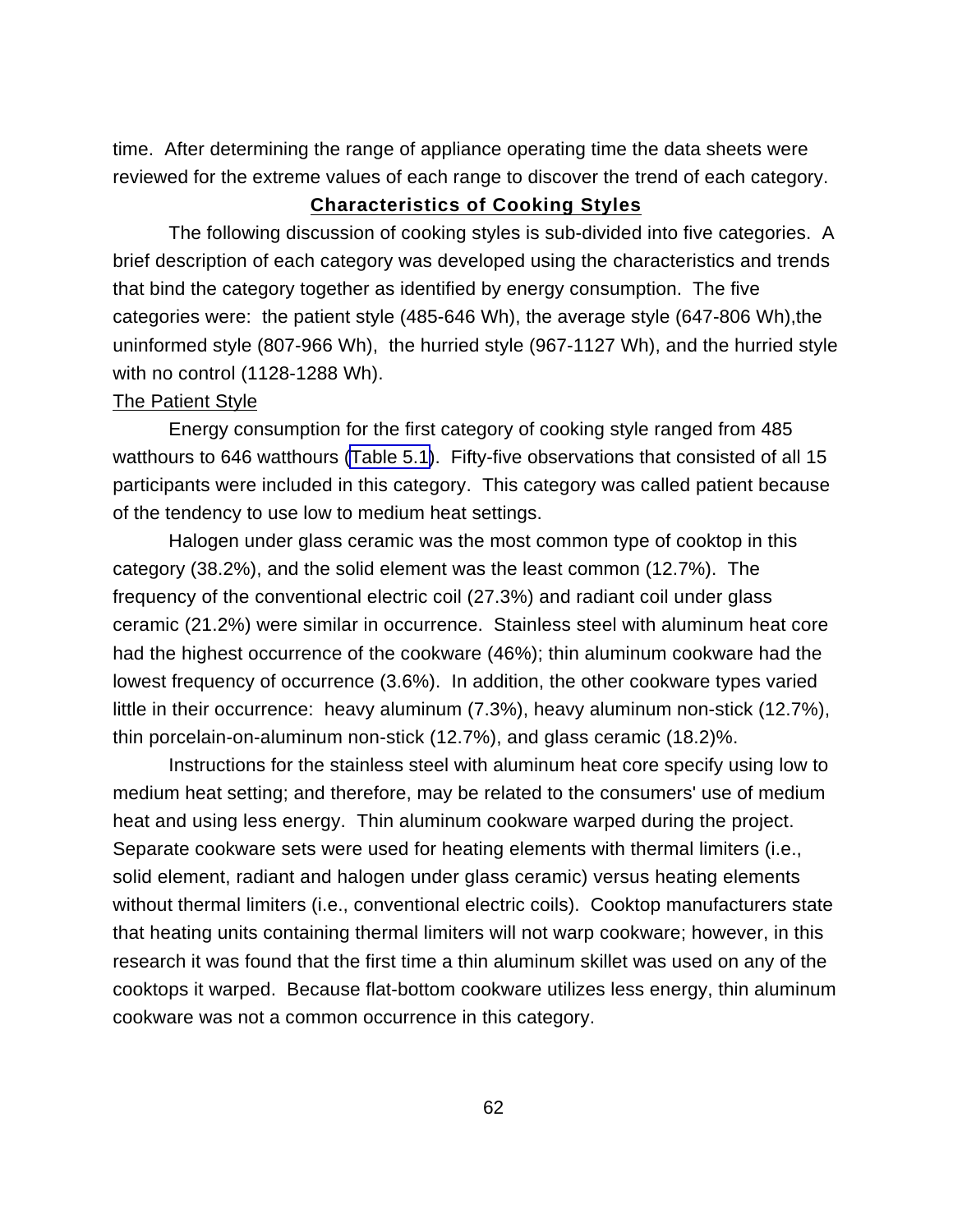time. After determining the range of appliance operating time the data sheets were reviewed for the extreme values of each range to discover the trend of each category.

## Characteristics of Cooking Styles

The following discussion of cooking styles is sub-divided into five categories. A brief description of each category was developed using the characteristics and trends that bind the category together as identified by energy consumption. The five categories were: the patient style (485-646 Wh), the average style (647-806 Wh),the uninformed style (807-966 Wh), the hurried style (967-1127 Wh), and the hurried style with no control (1128-1288 Wh).

### The Patient Style

Energy consumption for the first category of cooking style ranged from 485 watthours to 646 watthours (Table 5.1). Fifty-five observations that consisted of all 15 participants were included in this category. This category was called patient because of the tendency to use low to medium heat settings.

Halogen under glass ceramic was the most common type of cooktop in this category (38.2%), and the solid element was the least common (12.7%). The frequency of the conventional electric coil (27.3%) and radiant coil under glass ceramic (21.2%) were similar in occurrence. Stainless steel with aluminum heat core had the highest occurrence of the cookware (46%); thin aluminum cookware had the lowest frequency of occurrence (3.6%). In addition, the other cookware types varied little in their occurrence: heavy aluminum (7.3%), heavy aluminum non-stick (12.7%), thin porcelain-on-aluminum non-stick (12.7%), and glass ceramic (18.2)%.

Instructions for the stainless steel with aluminum heat core specify using low to medium heat setting; and therefore, may be related to the consumers' use of medium heat and using less energy. Thin aluminum cookware warped during the project. Separate cookware sets were used for heating elements with thermal limiters (i.e., solid element, radiant and halogen under glass ceramic) versus heating elements without thermal limiters (i.e., conventional electric coils). Cooktop manufacturers state that heating units containing thermal limiters will not warp cookware; however, in this research it was found that the first time a thin aluminum skillet was used on any of the cooktops it warped. Because flat-bottom cookware utilizes less energy, thin aluminum cookware was not a common occurrence in this category.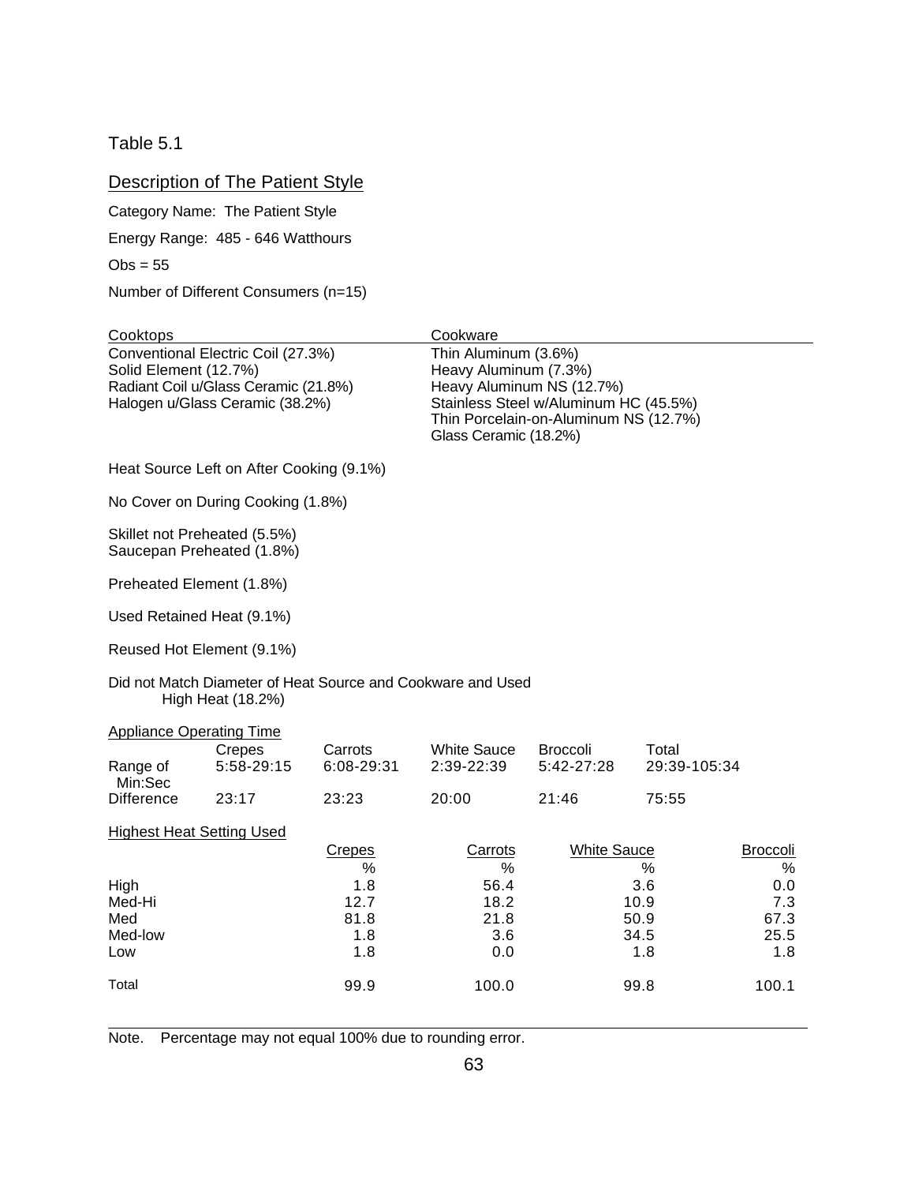Table 5.1

Description of The Patient Style

Category Name: The Patient Style

Energy Range: 485 - 646 Watthours

Obs = 55

Number of Different Consumers (n=15)

| Cooktops | Cookware |
|---|---|
| Conventional Electric Coil (27.3%) | Thin Aluminum (3.6%) |
| Solid Element (12.7%) | Heavy Aluminum (7.3%) |
| Radiant Coil u/Glass Ceramic (21.8%) | Heavy Aluminum NS (12.7%) |
| Halogen u/Glass Ceramic (38.2%) | Stainless Steel w/Aluminum HC (45.5%) |
| | Thin Porcelain-on-Aluminum NS (12.7%) |
| | Glass Ceramic (18.2%) |

Heat Source Left on After Cooking (9.1%)

No Cover on During Cooking (1.8%)

Skillet not Preheated (5.5%)
Saucepan Preheated (1.8%)

Preheated Element (1.8%)

Used Retained Heat (9.1%)

Reused Hot Element (9.1%)

Did not Match Diameter of Heat Source and Cookware and Used High Heat (18.2%)

Appliance Operating Time

| | Crepes | Carrots | White Sauce | Broccoli | Total |
|---|---|---|---|---|---|
| Range of Min:Sec | 5:58-29:15 | 6:08-29:31 | 2:39-22:39 | 5:42-27:28 | 29:39-105:34 |
| Difference | 23:17 | 23:23 | 20:00 | 21:46 | 75:55 |

Highest Heat Setting Used

| | Crepes | Carrots | White Sauce | Broccoli |
|---|---|---|---|---|
| | % | % | % | % |
| High | 1.8 | 56.4 | 3.6 | 0.0 |
| Med-Hi | 12.7 | 18.2 | 10.9 | 7.3 |
| Med | 81.8 | 21.8 | 50.9 | 67.3 |
| Med-low | 1.8 | 3.6 | 34.5 | 25.5 |
| Low | 1.8 | 0.0 | 1.8 | 1.8 |
| Total | 99.9 | 100.0 | 99.8 | 100.1 |

Note. Percentage may not equal 100% due to rounding error.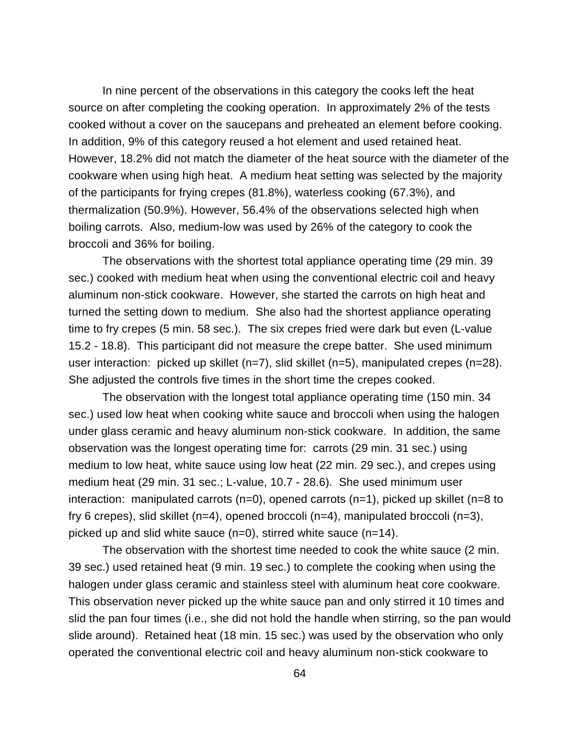In nine percent of the observations in this category the cooks left the heat source on after completing the cooking operation. In approximately 2% of the tests cooked without a cover on the saucepans and preheated an element before cooking. In addition, 9% of this category reused a hot element and used retained heat. However, 18.2% did not match the diameter of the heat source with the diameter of the cookware when using high heat. A medium heat setting was selected by the majority of the participants for frying crepes (81.8%), waterless cooking (67.3%), and thermalization (50.9%). However, 56.4% of the observations selected high when boiling carrots. Also, medium-low was used by 26% of the category to cook the broccoli and 36% for boiling.

The observations with the shortest total appliance operating time (29 min. 39 sec.) cooked with medium heat when using the conventional electric coil and heavy aluminum non-stick cookware. However, she started the carrots on high heat and turned the setting down to medium. She also had the shortest appliance operating time to fry crepes (5 min. 58 sec.). The six crepes fried were dark but even (L-value 15.2 - 18.8). This participant did not measure the crepe batter. She used minimum user interaction: picked up skillet (n=7), slid skillet (n=5), manipulated crepes (n=28). She adjusted the controls five times in the short time the crepes cooked.

The observation with the longest total appliance operating time (150 min. 34 sec.) used low heat when cooking white sauce and broccoli when using the halogen under glass ceramic and heavy aluminum non-stick cookware. In addition, the same observation was the longest operating time for: carrots (29 min. 31 sec.) using medium to low heat, white sauce using low heat (22 min. 29 sec.), and crepes using medium heat (29 min. 31 sec.; L-value, 10.7 - 28.6). She used minimum user interaction: manipulated carrots (n=0), opened carrots (n=1), picked up skillet (n=8 to fry 6 crepes), slid skillet (n=4), opened broccoli (n=4), manipulated broccoli (n=3), picked up and slid white sauce (n=0), stirred white sauce (n=14).

The observation with the shortest time needed to cook the white sauce (2 min. 39 sec.) used retained heat (9 min. 19 sec.) to complete the cooking when using the halogen under glass ceramic and stainless steel with aluminum heat core cookware. This observation never picked up the white sauce pan and only stirred it 10 times and slid the pan four times (i.e., she did not hold the handle when stirring, so the pan would slide around). Retained heat (18 min. 15 sec.) was used by the observation who only operated the conventional electric coil and heavy aluminum non-stick cookware to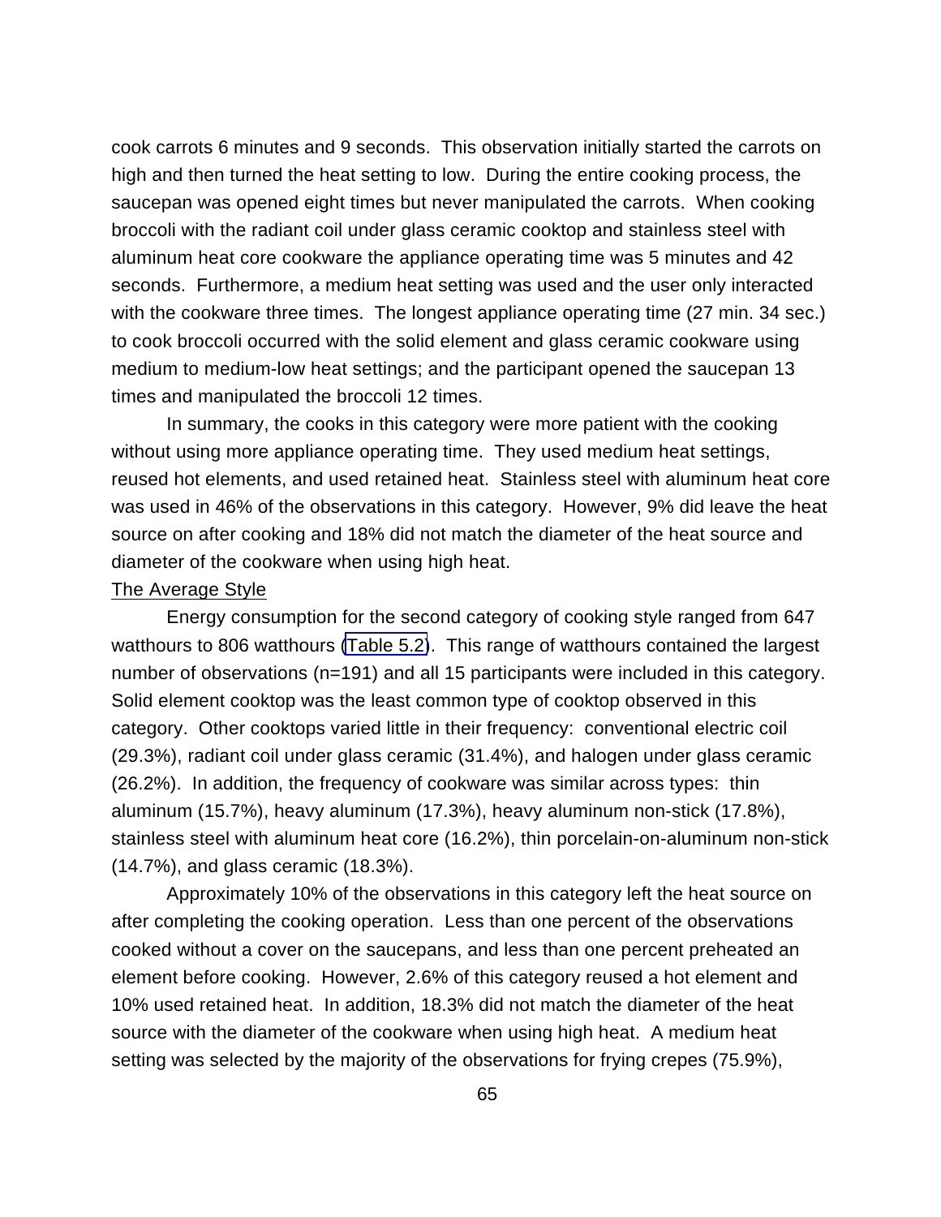cook carrots 6 minutes and 9 seconds. This observation initially started the carrots on high and then turned the heat setting to low. During the entire cooking process, the saucepan was opened eight times but never manipulated the carrots. When cooking broccoli with the radiant coil under glass ceramic cooktop and stainless steel with aluminum heat core cookware the appliance operating time was 5 minutes and 42 seconds. Furthermore, a medium heat setting was used and the user only interacted with the cookware three times. The longest appliance operating time (27 min. 34 sec.) to cook broccoli occurred with the solid element and glass ceramic cookware using medium to medium-low heat settings; and the participant opened the saucepan 13 times and manipulated the broccoli 12 times.

In summary, the cooks in this category were more patient with the cooking without using more appliance operating time. They used medium heat settings, reused hot elements, and used retained heat. Stainless steel with aluminum heat core was used in 46% of the observations in this category. However, 9% did leave the heat source on after cooking and 18% did not match the diameter of the heat source and diameter of the cookware when using high heat.

### The Average Style

Energy consumption for the second category of cooking style ranged from 647 watthours to 806 watthours (Table 5.2). This range of watthours contained the largest number of observations (n=191) and all 15 participants were included in this category. Solid element cooktop was the least common type of cooktop observed in this category. Other cooktops varied little in their frequency: conventional electric coil (29.3%), radiant coil under glass ceramic (31.4%), and halogen under glass ceramic (26.2%). In addition, the frequency of cookware was similar across types: thin aluminum (15.7%), heavy aluminum (17.3%), heavy aluminum non-stick (17.8%), stainless steel with aluminum heat core (16.2%), thin porcelain-on-aluminum non-stick (14.7%), and glass ceramic (18.3%).

Approximately 10% of the observations in this category left the heat source on after completing the cooking operation. Less than one percent of the observations cooked without a cover on the saucepans, and less than one percent preheated an element before cooking. However, 2.6% of this category reused a hot element and 10% used retained heat. In addition, 18.3% did not match the diameter of the heat source with the diameter of the cookware when using high heat. A medium heat setting was selected by the majority of the observations for frying crepes (75.9%),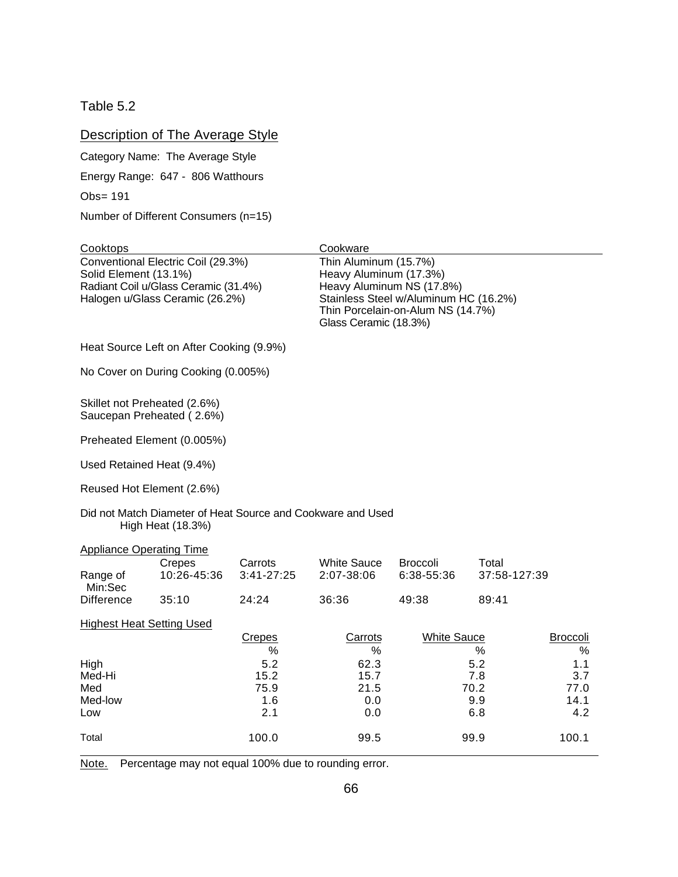Table 5.2

Description of The Average Style

Category Name: The Average Style

Energy Range: 647 - 806 Watthours

Obs= 191

Number of Different Consumers (n=15)

| Cooktops | Cookware |
|---|---|
| Conventional Electric Coil (29.3%) | Thin Aluminum (15.7%) |
| Solid Element (13.1%) | Heavy Aluminum (17.3%) |
| Radiant Coil u/Glass Ceramic (31.4%) | Heavy Aluminum NS (17.8%) |
| Halogen u/Glass Ceramic (26.2%) | Stainless Steel w/Aluminum HC (16.2%) |
| | Thin Porcelain-on-Alum NS (14.7%) |
| | Glass Ceramic (18.3%) |

Heat Source Left on After Cooking (9.9%)

No Cover on During Cooking (0.005%)

Skillet not Preheated (2.6%)
Saucepan Preheated ( 2.6%)

Preheated Element (0.005%)

Used Retained Heat (9.4%)

Reused Hot Element (2.6%)

Did not Match Diameter of Heat Source and Cookware and Used High Heat (18.3%)

Appliance Operating Time

| | Crepes | Carrots | White Sauce | Broccoli | Total |
|---|---|---|---|---|---|
| Range of Min:Sec | 10:26-45:36 | 3:41-27:25 | 2:07-38:06 | 6:38-55:36 | 37:58-127:39 |
| Difference | 35:10 | 24:24 | 36:36 | 49:38 | 89:41 |

Highest Heat Setting Used

| | Crepes | Carrots | White Sauce | Broccoli |
|---|---|---|---|---|
| | % | % | % | % |
| High | 5.2 | 62.3 | 5.2 | 1.1 |
| Med-Hi | 15.2 | 15.7 | 7.8 | 3.7 |
| Med | 75.9 | 21.5 | 70.2 | 77.0 |
| Med-low | 1.6 | 0.0 | 9.9 | 14.1 |
| Low | 2.1 | 0.0 | 6.8 | 4.2 |
| Total | 100.0 | 99.5 | 99.9 | 100.1 |

Note. Percentage may not equal 100% due to rounding error.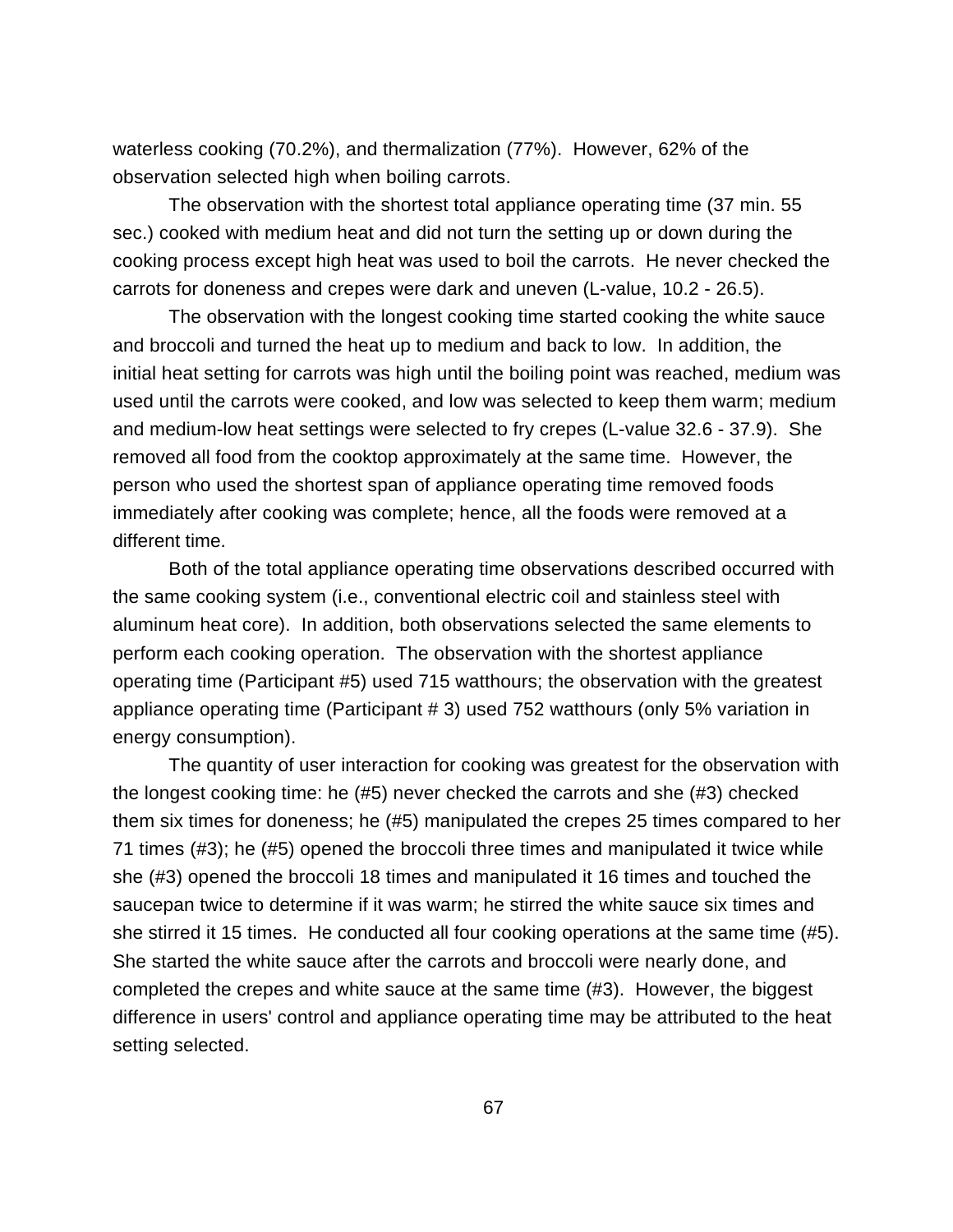waterless cooking (70.2%), and thermalization (77%). However, 62% of the observation selected high when boiling carrots.

The observation with the shortest total appliance operating time (37 min. 55 sec.) cooked with medium heat and did not turn the setting up or down during the cooking process except high heat was used to boil the carrots. He never checked the carrots for doneness and crepes were dark and uneven (L-value, 10.2 - 26.5).

The observation with the longest cooking time started cooking the white sauce and broccoli and turned the heat up to medium and back to low. In addition, the initial heat setting for carrots was high until the boiling point was reached, medium was used until the carrots were cooked, and low was selected to keep them warm; medium and medium-low heat settings were selected to fry crepes (L-value 32.6 - 37.9). She removed all food from the cooktop approximately at the same time. However, the person who used the shortest span of appliance operating time removed foods immediately after cooking was complete; hence, all the foods were removed at a different time.

Both of the total appliance operating time observations described occurred with the same cooking system (i.e., conventional electric coil and stainless steel with aluminum heat core). In addition, both observations selected the same elements to perform each cooking operation. The observation with the shortest appliance operating time (Participant #5) used 715 watthours; the observation with the greatest appliance operating time (Participant # 3) used 752 watthours (only 5% variation in energy consumption).

The quantity of user interaction for cooking was greatest for the observation with the longest cooking time: he (#5) never checked the carrots and she (#3) checked them six times for doneness; he (#5) manipulated the crepes 25 times compared to her 71 times (#3); he (#5) opened the broccoli three times and manipulated it twice while she (#3) opened the broccoli 18 times and manipulated it 16 times and touched the saucepan twice to determine if it was warm; he stirred the white sauce six times and she stirred it 15 times. He conducted all four cooking operations at the same time (#5). She started the white sauce after the carrots and broccoli were nearly done, and completed the crepes and white sauce at the same time (#3). However, the biggest difference in users' control and appliance operating time may be attributed to the heat setting selected.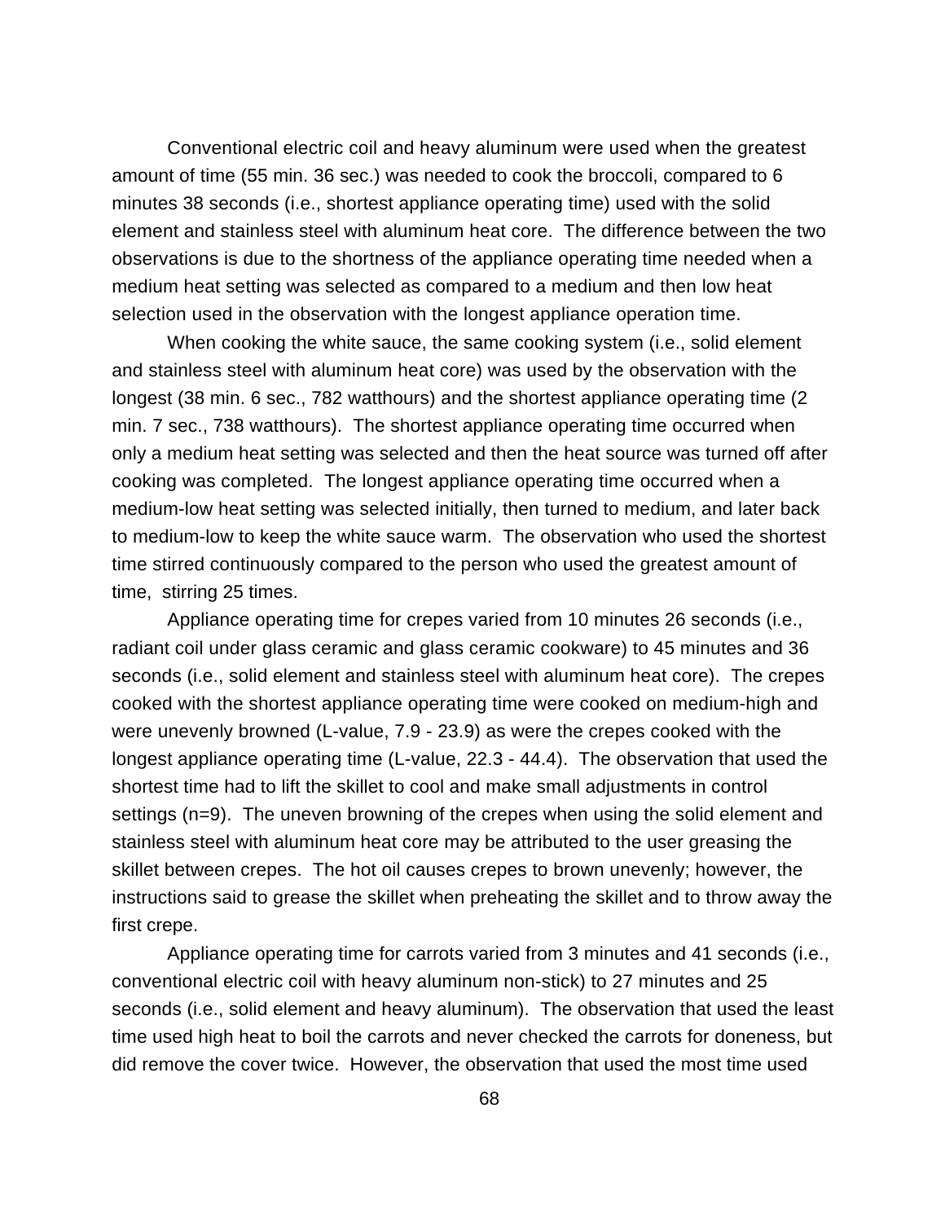Conventional electric coil and heavy aluminum were used when the greatest amount of time (55 min. 36 sec.) was needed to cook the broccoli, compared to 6 minutes 38 seconds (i.e., shortest appliance operating time) used with the solid element and stainless steel with aluminum heat core. The difference between the two observations is due to the shortness of the appliance operating time needed when a medium heat setting was selected as compared to a medium and then low heat selection used in the observation with the longest appliance operation time.

When cooking the white sauce, the same cooking system (i.e., solid element and stainless steel with aluminum heat core) was used by the observation with the longest (38 min. 6 sec., 782 watthours) and the shortest appliance operating time (2 min. 7 sec., 738 watthours). The shortest appliance operating time occurred when only a medium heat setting was selected and then the heat source was turned off after cooking was completed. The longest appliance operating time occurred when a medium-low heat setting was selected initially, then turned to medium, and later back to medium-low to keep the white sauce warm. The observation who used the shortest time stirred continuously compared to the person who used the greatest amount of time, stirring 25 times.

Appliance operating time for crepes varied from 10 minutes 26 seconds (i.e., radiant coil under glass ceramic and glass ceramic cookware) to 45 minutes and 36 seconds (i.e., solid element and stainless steel with aluminum heat core). The crepes cooked with the shortest appliance operating time were cooked on medium-high and were unevenly browned (L-value, 7.9 - 23.9) as were the crepes cooked with the longest appliance operating time (L-value, 22.3 - 44.4). The observation that used the shortest time had to lift the skillet to cool and make small adjustments in control settings (n=9). The uneven browning of the crepes when using the solid element and stainless steel with aluminum heat core may be attributed to the user greasing the skillet between crepes. The hot oil causes crepes to brown unevenly; however, the instructions said to grease the skillet when preheating the skillet and to throw away the first crepe.

Appliance operating time for carrots varied from 3 minutes and 41 seconds (i.e., conventional electric coil with heavy aluminum non-stick) to 27 minutes and 25 seconds (i.e., solid element and heavy aluminum). The observation that used the least time used high heat to boil the carrots and never checked the carrots for doneness, but did remove the cover twice. However, the observation that used the most time used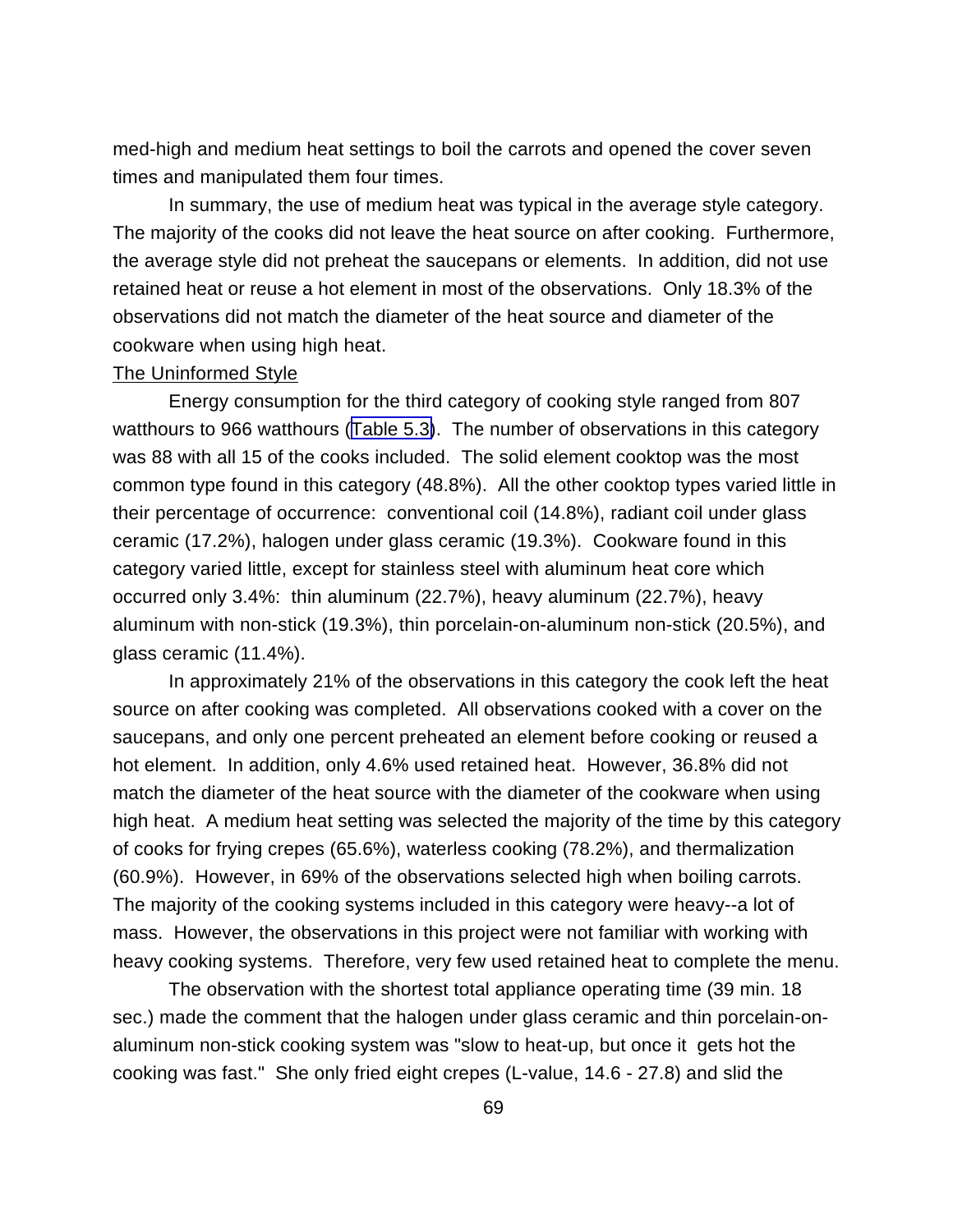med-high and medium heat settings to boil the carrots and opened the cover seven times and manipulated them four times.

In summary, the use of medium heat was typical in the average style category. The majority of the cooks did not leave the heat source on after cooking. Furthermore, the average style did not preheat the saucepans or elements. In addition, did not use retained heat or reuse a hot element in most of the observations. Only 18.3% of the observations did not match the diameter of the heat source and diameter of the cookware when using high heat.

The Uninformed Style

Energy consumption for the third category of cooking style ranged from 807 watthours to 966 watthours (Table 5.3). The number of observations in this category was 88 with all 15 of the cooks included. The solid element cooktop was the most common type found in this category (48.8%). All the other cooktop types varied little in their percentage of occurrence: conventional coil (14.8%), radiant coil under glass ceramic (17.2%), halogen under glass ceramic (19.3%). Cookware found in this category varied little, except for stainless steel with aluminum heat core which occurred only 3.4%: thin aluminum (22.7%), heavy aluminum (22.7%), heavy aluminum with non-stick (19.3%), thin porcelain-on-aluminum non-stick (20.5%), and glass ceramic (11.4%).

In approximately 21% of the observations in this category the cook left the heat source on after cooking was completed. All observations cooked with a cover on the saucepans, and only one percent preheated an element before cooking or reused a hot element. In addition, only 4.6% used retained heat. However, 36.8% did not match the diameter of the heat source with the diameter of the cookware when using high heat. A medium heat setting was selected the majority of the time by this category of cooks for frying crepes (65.6%), waterless cooking (78.2%), and thermalization (60.9%). However, in 69% of the observations selected high when boiling carrots. The majority of the cooking systems included in this category were heavy--a lot of mass. However, the observations in this project were not familiar with working with heavy cooking systems. Therefore, very few used retained heat to complete the menu.

The observation with the shortest total appliance operating time (39 min. 18 sec.) made the comment that the halogen under glass ceramic and thin porcelain-on-aluminum non-stick cooking system was "slow to heat-up, but once it gets hot the cooking was fast." She only fried eight crepes (L-value, 14.6 - 27.8) and slid the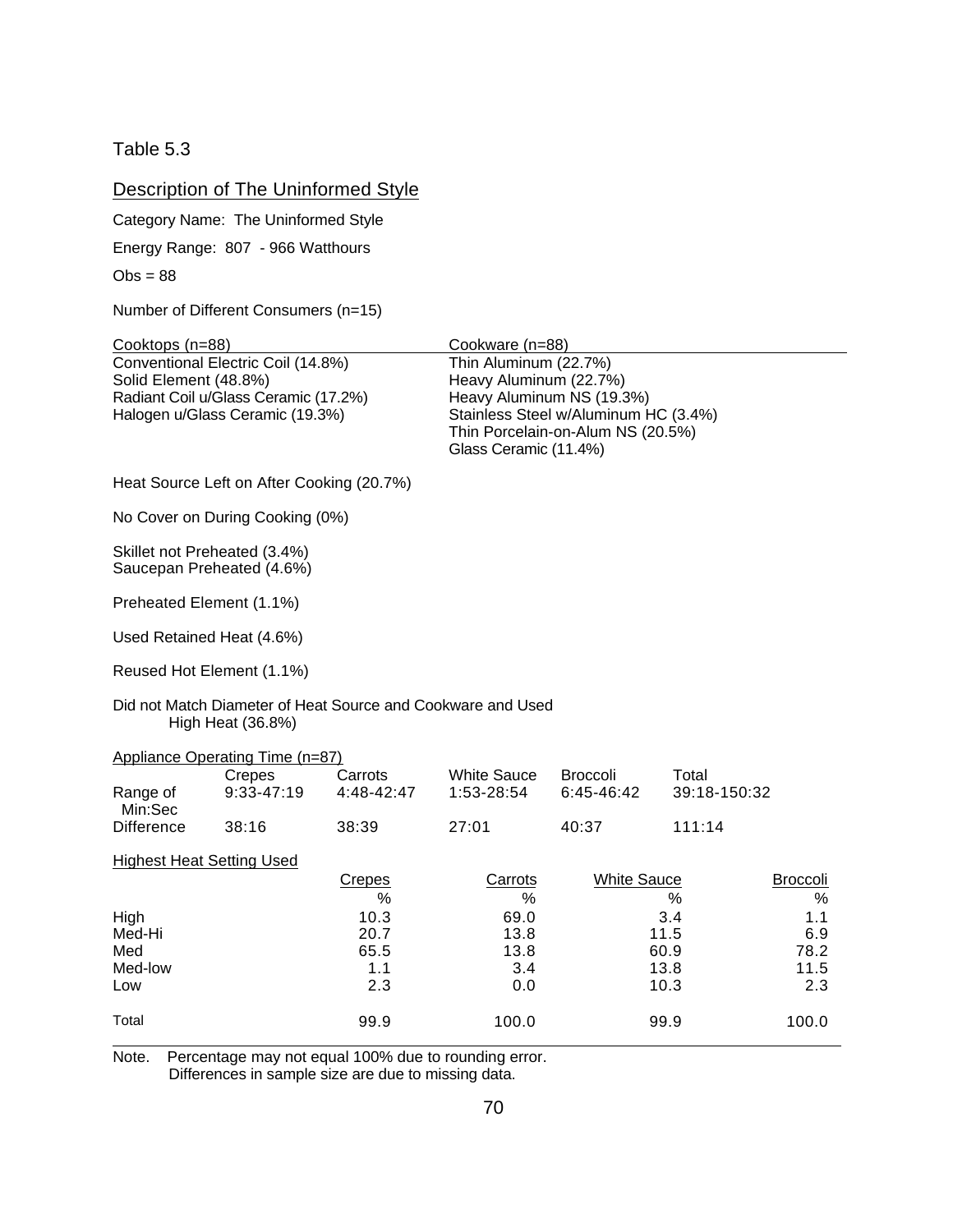Table 5.3

Description of The Uninformed Style

Category Name: The Uninformed Style

Energy Range: 807 - 966 Watthours

Obs = 88

Number of Different Consumers (n=15)

| Cooktops (n=88) | Cookware (n=88) |
|---|---|
| Conventional Electric Coil (14.8%) | Thin Aluminum (22.7%) |
| Solid Element (48.8%) | Heavy Aluminum (22.7%) |
| Radiant Coil u/Glass Ceramic (17.2%) | Heavy Aluminum NS (19.3%) |
| Halogen u/Glass Ceramic (19.3%) | Stainless Steel w/Aluminum HC (3.4%) |
| | Thin Porcelain-on-Alum NS (20.5%) |
| | Glass Ceramic (11.4%) |

Heat Source Left on After Cooking (20.7%)

No Cover on During Cooking (0%)

Skillet not Preheated (3.4%)
Saucepan Preheated (4.6%)

Preheated Element (1.1%)

Used Retained Heat (4.6%)

Reused Hot Element (1.1%)

Did not Match Diameter of Heat Source and Cookware and Used High Heat (36.8%)

Appliance Operating Time (n=87)

| | Crepes | Carrots | White Sauce | Broccoli | Total |
|---|---|---|---|---|---|
| Range of Min:Sec | 9:33-47:19 | 4:48-42:47 | 1:53-28:54 | 6:45-46:42 | 39:18-150:32 |
| Difference | 38:16 | 38:39 | 27:01 | 40:37 | 111:14 |

Highest Heat Setting Used

| | Crepes | Carrots | White Sauce | Broccoli |
|---|---|---|---|---|
| | % | % | % | % |
| High | 10.3 | 69.0 | 3.4 | 1.1 |
| Med-Hi | 20.7 | 13.8 | 11.5 | 6.9 |
| Med | 65.5 | 13.8 | 60.9 | 78.2 |
| Med-low | 1.1 | 3.4 | 13.8 | 11.5 |
| Low | 2.3 | 0.0 | 10.3 | 2.3 |
| Total | 99.9 | 100.0 | 99.9 | 100.0 |

Note. Percentage may not equal 100% due to rounding error.
Differences in sample size are due to missing data.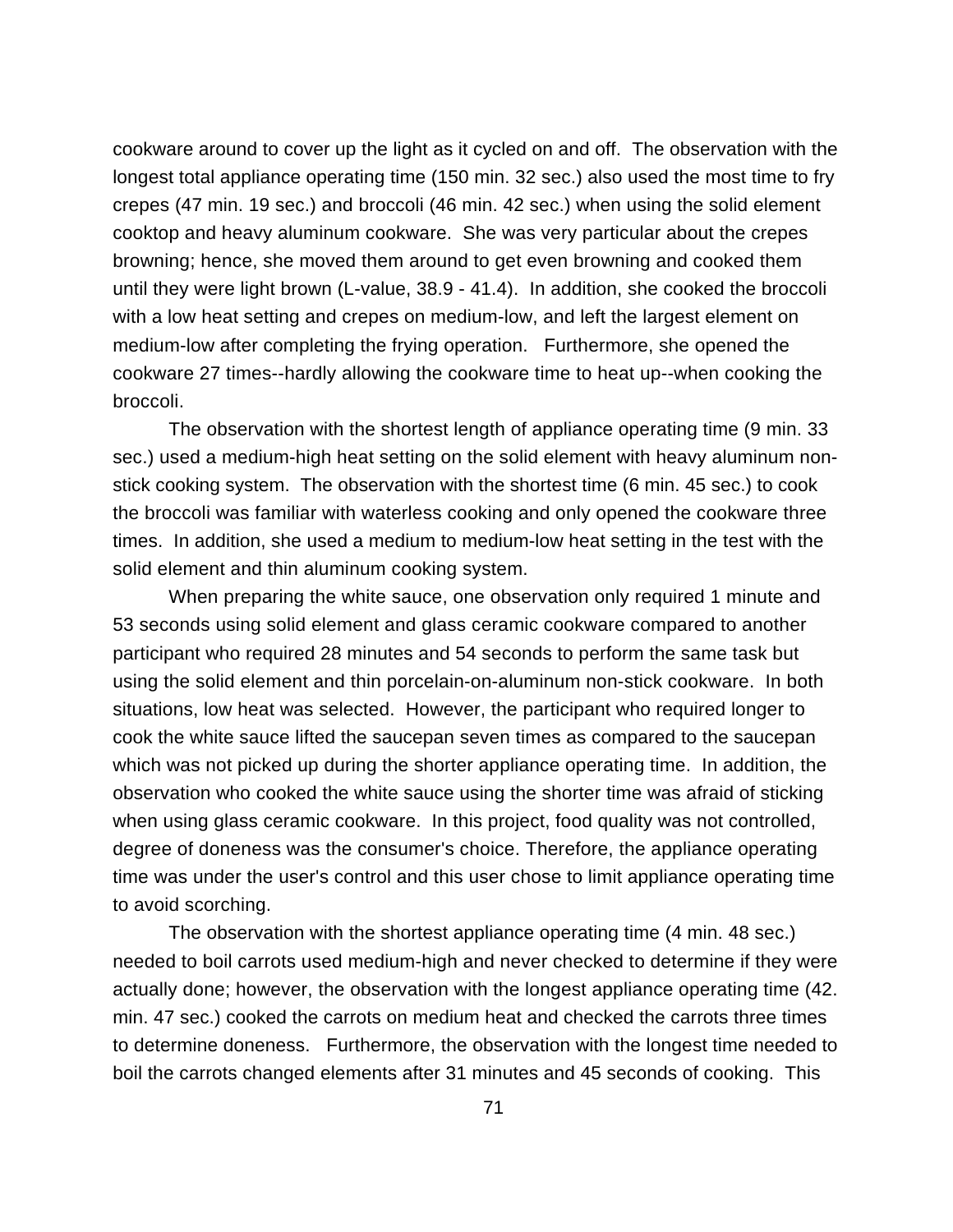cookware around to cover up the light as it cycled on and off. The observation with the longest total appliance operating time (150 min. 32 sec.) also used the most time to fry crepes (47 min. 19 sec.) and broccoli (46 min. 42 sec.) when using the solid element cooktop and heavy aluminum cookware. She was very particular about the crepes browning; hence, she moved them around to get even browning and cooked them until they were light brown (L-value, 38.9 - 41.4). In addition, she cooked the broccoli with a low heat setting and crepes on medium-low, and left the largest element on medium-low after completing the frying operation. Furthermore, she opened the cookware 27 times--hardly allowing the cookware time to heat up--when cooking the broccoli.

The observation with the shortest length of appliance operating time (9 min. 33 sec.) used a medium-high heat setting on the solid element with heavy aluminum non-stick cooking system. The observation with the shortest time (6 min. 45 sec.) to cook the broccoli was familiar with waterless cooking and only opened the cookware three times. In addition, she used a medium to medium-low heat setting in the test with the solid element and thin aluminum cooking system.

When preparing the white sauce, one observation only required 1 minute and 53 seconds using solid element and glass ceramic cookware compared to another participant who required 28 minutes and 54 seconds to perform the same task but using the solid element and thin porcelain-on-aluminum non-stick cookware. In both situations, low heat was selected. However, the participant who required longer to cook the white sauce lifted the saucepan seven times as compared to the saucepan which was not picked up during the shorter appliance operating time. In addition, the observation who cooked the white sauce using the shorter time was afraid of sticking when using glass ceramic cookware. In this project, food quality was not controlled, degree of doneness was the consumer's choice. Therefore, the appliance operating time was under the user's control and this user chose to limit appliance operating time to avoid scorching.

The observation with the shortest appliance operating time (4 min. 48 sec.) needed to boil carrots used medium-high and never checked to determine if they were actually done; however, the observation with the longest appliance operating time (42. min. 47 sec.) cooked the carrots on medium heat and checked the carrots three times to determine doneness. Furthermore, the observation with the longest time needed to boil the carrots changed elements after 31 minutes and 45 seconds of cooking. This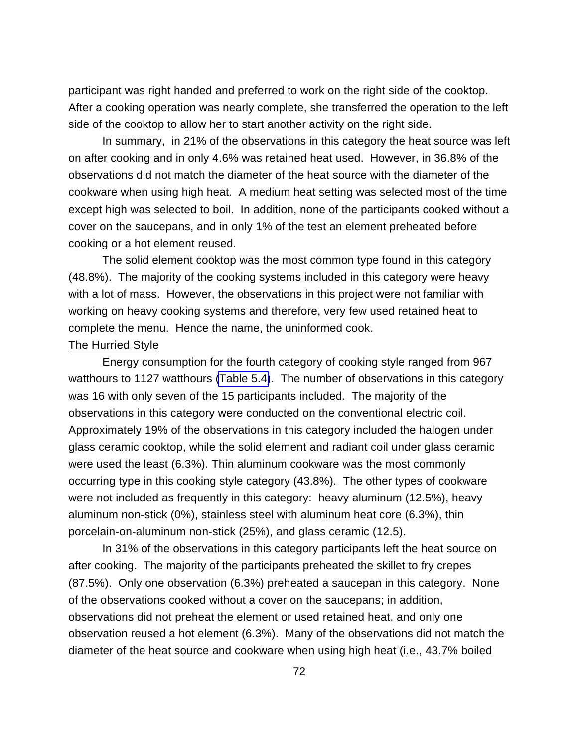participant was right handed and preferred to work on the right side of the cooktop. After a cooking operation was nearly complete, she transferred the operation to the left side of the cooktop to allow her to start another activity on the right side.

In summary, in 21% of the observations in this category the heat source was left on after cooking and in only 4.6% was retained heat used. However, in 36.8% of the observations did not match the diameter of the heat source with the diameter of the cookware when using high heat. A medium heat setting was selected most of the time except high was selected to boil. In addition, none of the participants cooked without a cover on the saucepans, and in only 1% of the test an element preheated before cooking or a hot element reused.

The solid element cooktop was the most common type found in this category (48.8%). The majority of the cooking systems included in this category were heavy with a lot of mass. However, the observations in this project were not familiar with working on heavy cooking systems and therefore, very few used retained heat to complete the menu. Hence the name, the uninformed cook.

<u>The Hurried Style</u>

Energy consumption for the fourth category of cooking style ranged from 967 watthours to 1127 watthours (Table 5.4). The number of observations in this category was 16 with only seven of the 15 participants included. The majority of the observations in this category were conducted on the conventional electric coil. Approximately 19% of the observations in this category included the halogen under glass ceramic cooktop, while the solid element and radiant coil under glass ceramic were used the least (6.3%). Thin aluminum cookware was the most commonly occurring type in this cooking style category (43.8%). The other types of cookware were not included as frequently in this category: heavy aluminum (12.5%), heavy aluminum non-stick (0%), stainless steel with aluminum heat core (6.3%), thin porcelain-on-aluminum non-stick (25%), and glass ceramic (12.5).

In 31% of the observations in this category participants left the heat source on after cooking. The majority of the participants preheated the skillet to fry crepes (87.5%). Only one observation (6.3%) preheated a saucepan in this category. None of the observations cooked without a cover on the saucepans; in addition, observations did not preheat the element or used retained heat, and only one observation reused a hot element (6.3%). Many of the observations did not match the diameter of the heat source and cookware when using high heat (i.e., 43.7% boiled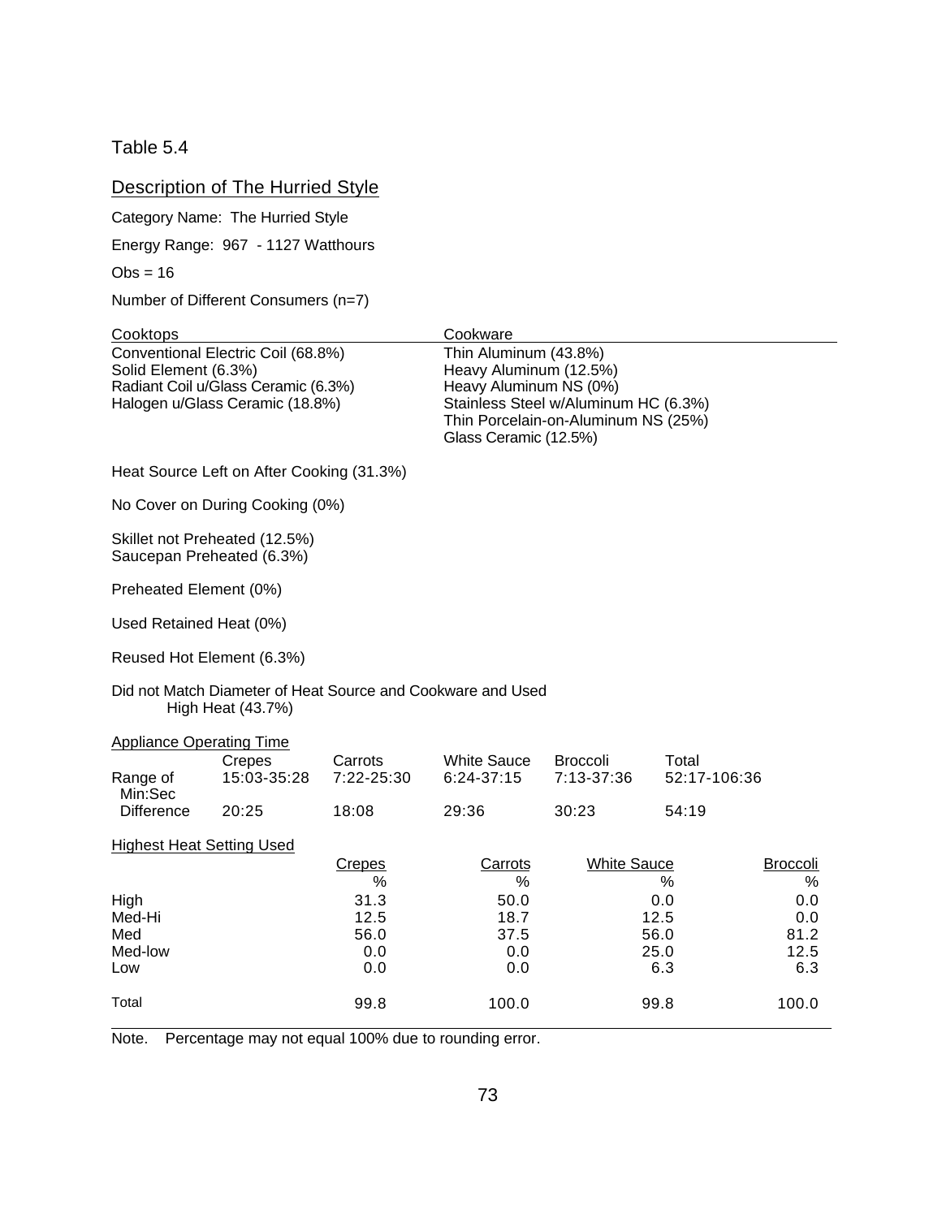Table 5.4

Description of The Hurried Style

Category Name: The Hurried Style

Energy Range: 967 - 1127 Watthours

Obs = 16

Number of Different Consumers (n=7)

| Cooktops | Cookware |
|---|---|
| Conventional Electric Coil (68.8%) | Thin Aluminum (43.8%) |
| Solid Element (6.3%) | Heavy Aluminum (12.5%) |
| Radiant Coil u/Glass Ceramic (6.3%) | Heavy Aluminum NS (0%) |
| Halogen u/Glass Ceramic (18.8%) | Stainless Steel w/Aluminum HC (6.3%) |
| | Thin Porcelain-on-Aluminum NS (25%) |
| | Glass Ceramic (12.5%) |

Heat Source Left on After Cooking (31.3%)

No Cover on During Cooking (0%)

Skillet not Preheated (12.5%)
Saucepan Preheated (6.3%)

Preheated Element (0%)

Used Retained Heat (0%)

Reused Hot Element (6.3%)

Did not Match Diameter of Heat Source and Cookware and Used High Heat (43.7%)

Appliance Operating Time

| | Crepes | Carrots | White Sauce | Broccoli | Total |
|---|---|---|---|---|---|
| Range of Min:Sec | 15:03-35:28 | 7:22-25:30 | 6:24-37:15 | 7:13-37:36 | 52:17-106:36 |
| Difference | 20:25 | 18:08 | 29:36 | 30:23 | 54:19 |

Highest Heat Setting Used

| | Crepes | Carrots | White Sauce | Broccoli |
|---|---|---|---|---|
| | % | % | % | % |
| High | 31.3 | 50.0 | 0.0 | 0.0 |
| Med-Hi | 12.5 | 18.7 | 12.5 | 0.0 |
| Med | 56.0 | 37.5 | 56.0 | 81.2 |
| Med-low | 0.0 | 0.0 | 25.0 | 12.5 |
| Low | 0.0 | 0.0 | 6.3 | 6.3 |
| Total | 99.8 | 100.0 | 99.8 | 100.0 |

Note. Percentage may not equal 100% due to rounding error.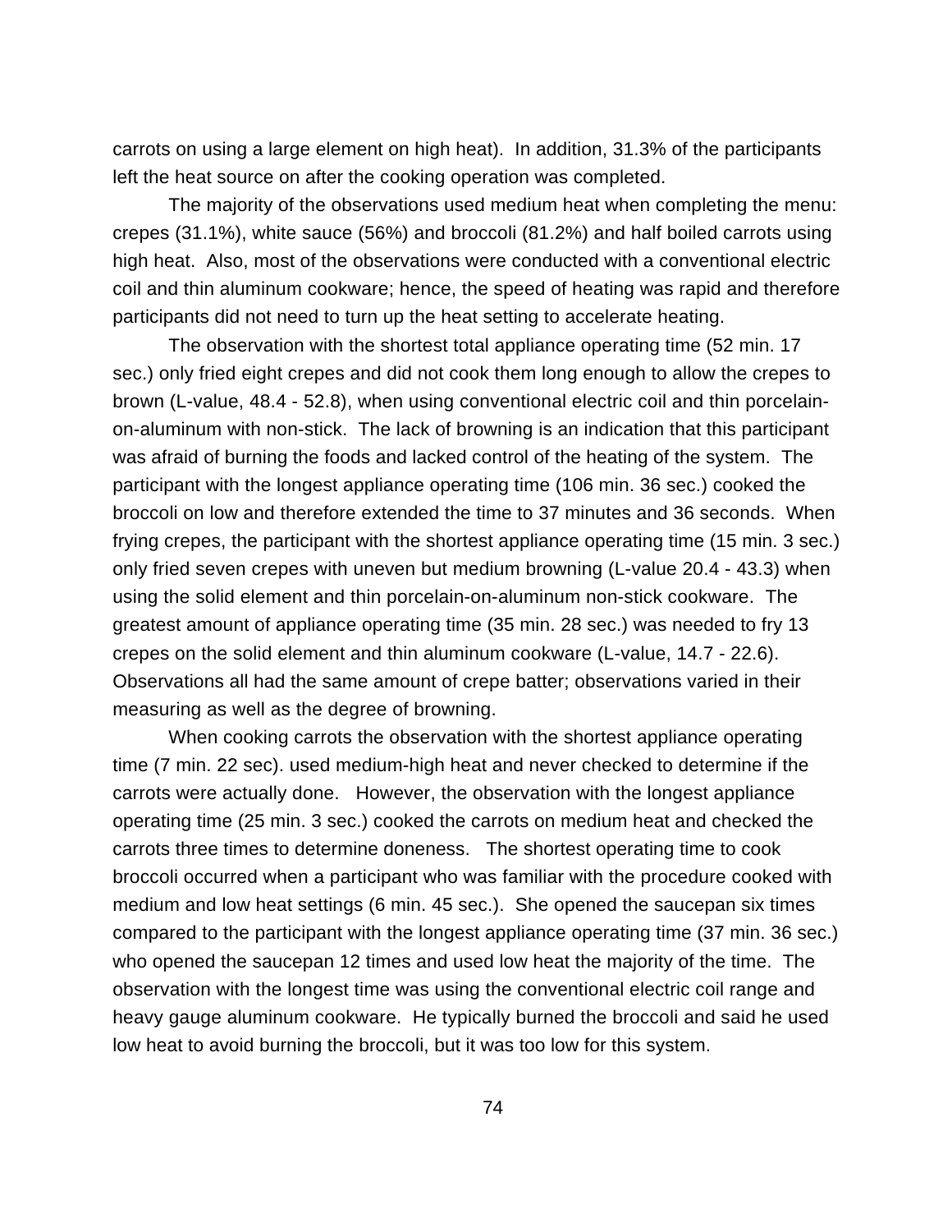carrots on using a large element on high heat). In addition, 31.3% of the participants left the heat source on after the cooking operation was completed.

The majority of the observations used medium heat when completing the menu: crepes (31.1%), white sauce (56%) and broccoli (81.2%) and half boiled carrots using high heat. Also, most of the observations were conducted with a conventional electric coil and thin aluminum cookware; hence, the speed of heating was rapid and therefore participants did not need to turn up the heat setting to accelerate heating.

The observation with the shortest total appliance operating time (52 min. 17 sec.) only fried eight crepes and did not cook them long enough to allow the crepes to brown (L-value, 48.4 - 52.8), when using conventional electric coil and thin porcelain-on-aluminum with non-stick. The lack of browning is an indication that this participant was afraid of burning the foods and lacked control of the heating of the system. The participant with the longest appliance operating time (106 min. 36 sec.) cooked the broccoli on low and therefore extended the time to 37 minutes and 36 seconds. When frying crepes, the participant with the shortest appliance operating time (15 min. 3 sec.) only fried seven crepes with uneven but medium browning (L-value 20.4 - 43.3) when using the solid element and thin porcelain-on-aluminum non-stick cookware. The greatest amount of appliance operating time (35 min. 28 sec.) was needed to fry 13 crepes on the solid element and thin aluminum cookware (L-value, 14.7 - 22.6). Observations all had the same amount of crepe batter; observations varied in their measuring as well as the degree of browning.

When cooking carrots the observation with the shortest appliance operating time (7 min. 22 sec). used medium-high heat and never checked to determine if the carrots were actually done. However, the observation with the longest appliance operating time (25 min. 3 sec.) cooked the carrots on medium heat and checked the carrots three times to determine doneness. The shortest operating time to cook broccoli occurred when a participant who was familiar with the procedure cooked with medium and low heat settings (6 min. 45 sec.). She opened the saucepan six times compared to the participant with the longest appliance operating time (37 min. 36 sec.) who opened the saucepan 12 times and used low heat the majority of the time. The observation with the longest time was using the conventional electric coil range and heavy gauge aluminum cookware. He typically burned the broccoli and said he used low heat to avoid burning the broccoli, but it was too low for this system.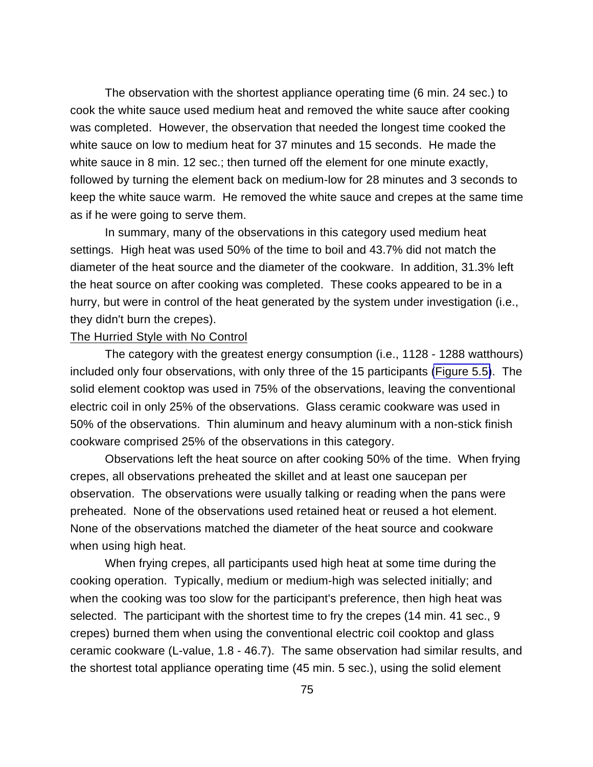The observation with the shortest appliance operating time (6 min. 24 sec.) to cook the white sauce used medium heat and removed the white sauce after cooking was completed. However, the observation that needed the longest time cooked the white sauce on low to medium heat for 37 minutes and 15 seconds. He made the white sauce in 8 min. 12 sec.; then turned off the element for one minute exactly, followed by turning the element back on medium-low for 28 minutes and 3 seconds to keep the white sauce warm. He removed the white sauce and crepes at the same time as if he were going to serve them.

In summary, many of the observations in this category used medium heat settings. High heat was used 50% of the time to boil and 43.7% did not match the diameter of the heat source and the diameter of the cookware. In addition, 31.3% left the heat source on after cooking was completed. These cooks appeared to be in a hurry, but were in control of the heat generated by the system under investigation (i.e., they didn't burn the crepes).

<u>The Hurried Style with No Control</u>

The category with the greatest energy consumption (i.e., 1128 - 1288 watthours) included only four observations, with only three of the 15 participants (Figure 5.5). The solid element cooktop was used in 75% of the observations, leaving the conventional electric coil in only 25% of the observations. Glass ceramic cookware was used in 50% of the observations. Thin aluminum and heavy aluminum with a non-stick finish cookware comprised 25% of the observations in this category.

Observations left the heat source on after cooking 50% of the time. When frying crepes, all observations preheated the skillet and at least one saucepan per observation. The observations were usually talking or reading when the pans were preheated. None of the observations used retained heat or reused a hot element. None of the observations matched the diameter of the heat source and cookware when using high heat.

When frying crepes, all participants used high heat at some time during the cooking operation. Typically, medium or medium-high was selected initially; and when the cooking was too slow for the participant's preference, then high heat was selected. The participant with the shortest time to fry the crepes (14 min. 41 sec., 9 crepes) burned them when using the conventional electric coil cooktop and glass ceramic cookware (L-value, 1.8 - 46.7). The same observation had similar results, and the shortest total appliance operating time (45 min. 5 sec.), using the solid element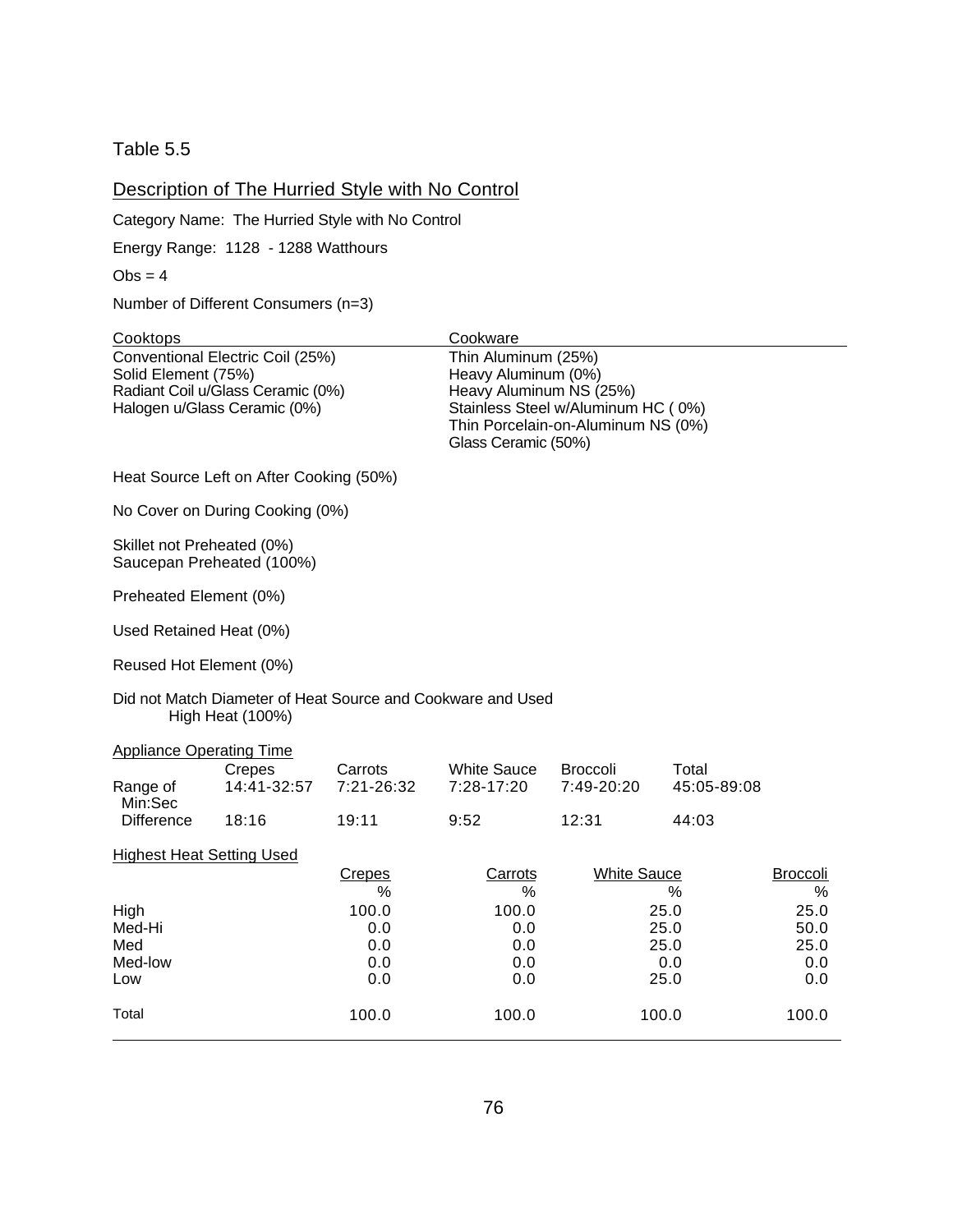Table 5.5

## Description of The Hurried Style with No Control

Category Name: The Hurried Style with No Control

Energy Range: 1128 - 1288 Watthours

Obs = 4

Number of Different Consumers (n=3)

| Cooktops | Cookware |
|---|---|
| Conventional Electric Coil (25%) | Thin Aluminum (25%) |
| Solid Element (75%) | Heavy Aluminum (0%) |
| Radiant Coil u/Glass Ceramic (0%) | Heavy Aluminum NS (25%) |
| Halogen u/Glass Ceramic (0%) | Stainless Steel w/Aluminum HC ( 0%) |
| | Thin Porcelain-on-Aluminum NS (0%) |
| | Glass Ceramic (50%) |

Heat Source Left on After Cooking (50%)

No Cover on During Cooking (0%)

Skillet not Preheated (0%)
Saucepan Preheated (100%)

Preheated Element (0%)

Used Retained Heat (0%)

Reused Hot Element (0%)

Did not Match Diameter of Heat Source and Cookware and Used High Heat (100%)

Appliance Operating Time

| | Crepes | Carrots | White Sauce | Broccoli | Total |
|---|---|---|---|---|---|
| Range of Min:Sec | 14:41-32:57 | 7:21-26:32 | 7:28-17:20 | 7:49-20:20 | 45:05-89:08 |
| Difference | 18:16 | 19:11 | 9:52 | 12:31 | 44:03 |

Highest Heat Setting Used

| | Crepes | Carrots | White Sauce | Broccoli |
|---|---|---|---|---|
| | % | % | % | % |
| High | 100.0 | 100.0 | 25.0 | 25.0 |
| Med-Hi | 0.0 | 0.0 | 25.0 | 50.0 |
| Med | 0.0 | 0.0 | 25.0 | 25.0 |
| Med-low | 0.0 | 0.0 | 0.0 | 0.0 |
| Low | 0.0 | 0.0 | 25.0 | 0.0 |
| Total | 100.0 | 100.0 | 100.0 | 100.0 |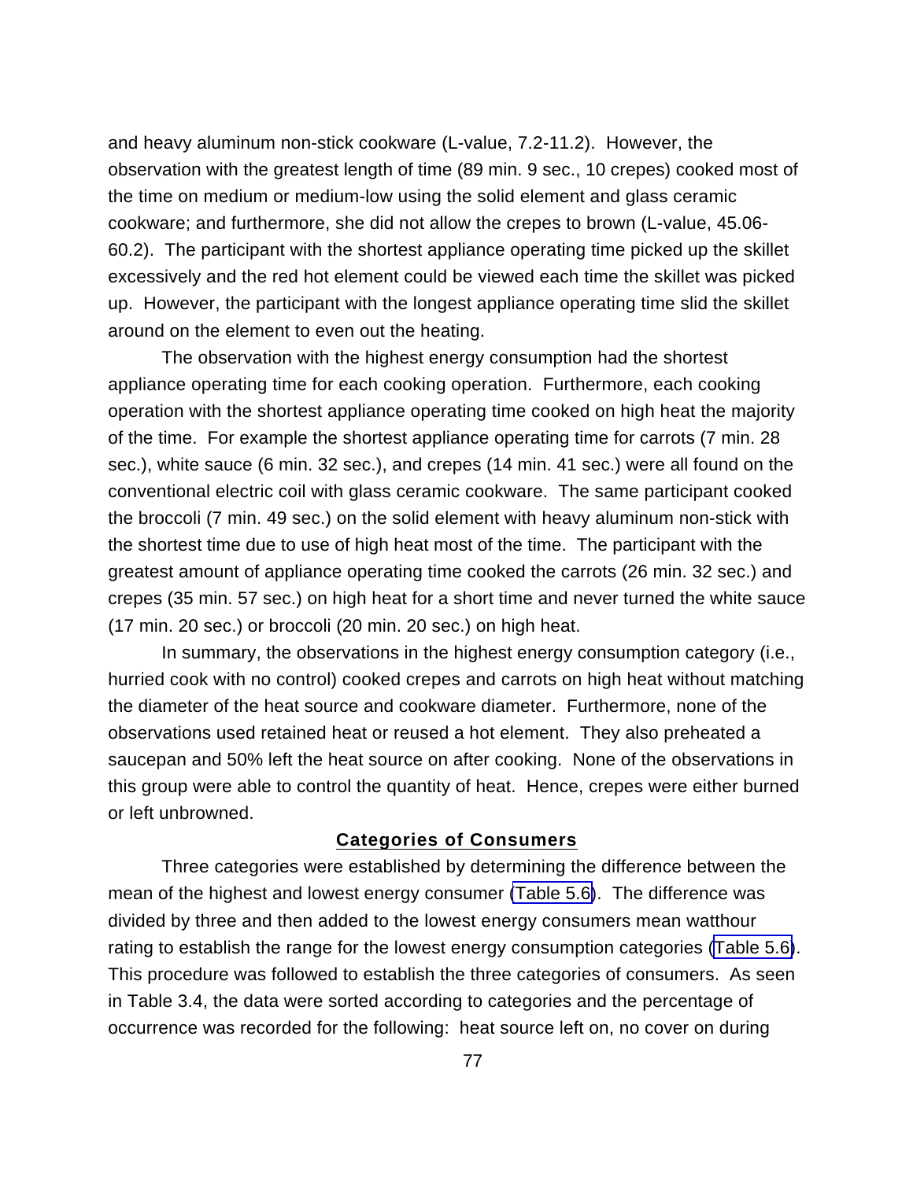and heavy aluminum non-stick cookware (L-value, 7.2-11.2). However, the observation with the greatest length of time (89 min. 9 sec., 10 crepes) cooked most of the time on medium or medium-low using the solid element and glass ceramic cookware; and furthermore, she did not allow the crepes to brown (L-value, 45.06-60.2). The participant with the shortest appliance operating time picked up the skillet excessively and the red hot element could be viewed each time the skillet was picked up. However, the participant with the longest appliance operating time slid the skillet around on the element to even out the heating.

The observation with the highest energy consumption had the shortest appliance operating time for each cooking operation. Furthermore, each cooking operation with the shortest appliance operating time cooked on high heat the majority of the time. For example the shortest appliance operating time for carrots (7 min. 28 sec.), white sauce (6 min. 32 sec.), and crepes (14 min. 41 sec.) were all found on the conventional electric coil with glass ceramic cookware. The same participant cooked the broccoli (7 min. 49 sec.) on the solid element with heavy aluminum non-stick with the shortest time due to use of high heat most of the time. The participant with the greatest amount of appliance operating time cooked the carrots (26 min. 32 sec.) and crepes (35 min. 57 sec.) on high heat for a short time and never turned the white sauce (17 min. 20 sec.) or broccoli (20 min. 20 sec.) on high heat.

In summary, the observations in the highest energy consumption category (i.e., hurried cook with no control) cooked crepes and carrots on high heat without matching the diameter of the heat source and cookware diameter. Furthermore, none of the observations used retained heat or reused a hot element. They also preheated a saucepan and 50% left the heat source on after cooking. None of the observations in this group were able to control the quantity of heat. Hence, crepes were either burned or left unbrowned.

## Categories of Consumers

Three categories were established by determining the difference between the mean of the highest and lowest energy consumer (Table 5.6). The difference was divided by three and then added to the lowest energy consumers mean watthour rating to establish the range for the lowest energy consumption categories (Table 5.6). This procedure was followed to establish the three categories of consumers. As seen in Table 3.4, the data were sorted according to categories and the percentage of occurrence was recorded for the following: heat source left on, no cover on during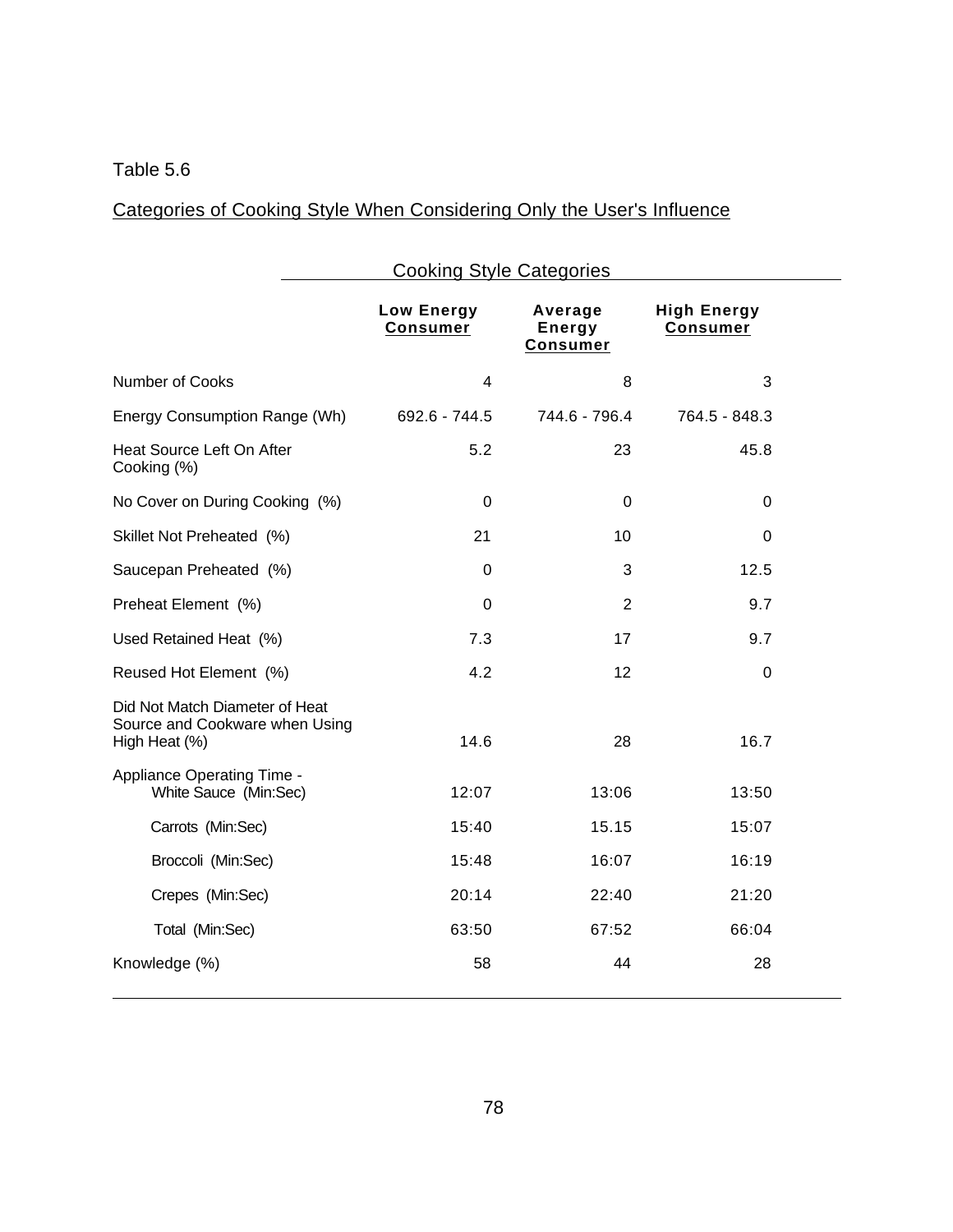Table 5.6

Categories of Cooking Style When Considering Only the User's Influence

| | Cooking Style Categories | | |
|---|---|---|---|
| | Low Energy Consumer | Average Energy Consumer | High Energy Consumer |
| Number of Cooks | 4 | 8 | 3 |
| Energy Consumption Range (Wh) | 692.6 - 744.5 | 744.6 - 796.4 | 764.5 - 848.3 |
| Heat Source Left On After Cooking (%) | 5.2 | 23 | 45.8 |
| No Cover on During Cooking (%) | 0 | 0 | 0 |
| Skillet Not Preheated (%) | 21 | 10 | 0 |
| Saucepan Preheated (%) | 0 | 3 | 12.5 |
| Preheat Element (%) | 0 | 2 | 9.7 |
| Used Retained Heat (%) | 7.3 | 17 | 9.7 |
| Reused Hot Element (%) | 4.2 | 12 | 0 |
| Did Not Match Diameter of Heat Source and Cookware when Using High Heat (%) | 14.6 | 28 | 16.7 |
| Appliance Operating Time - White Sauce (Min:Sec) | 12:07 | 13:06 | 13:50 |
| Carrots (Min:Sec) | 15:40 | 15.15 | 15:07 |
| Broccoli (Min:Sec) | 15:48 | 16:07 | 16:19 |
| Crepes (Min:Sec) | 20:14 | 22:40 | 21:20 |
| Total (Min:Sec) | 63:50 | 67:52 | 66:04 |
| Knowledge (%) | 58 | 44 | 28 |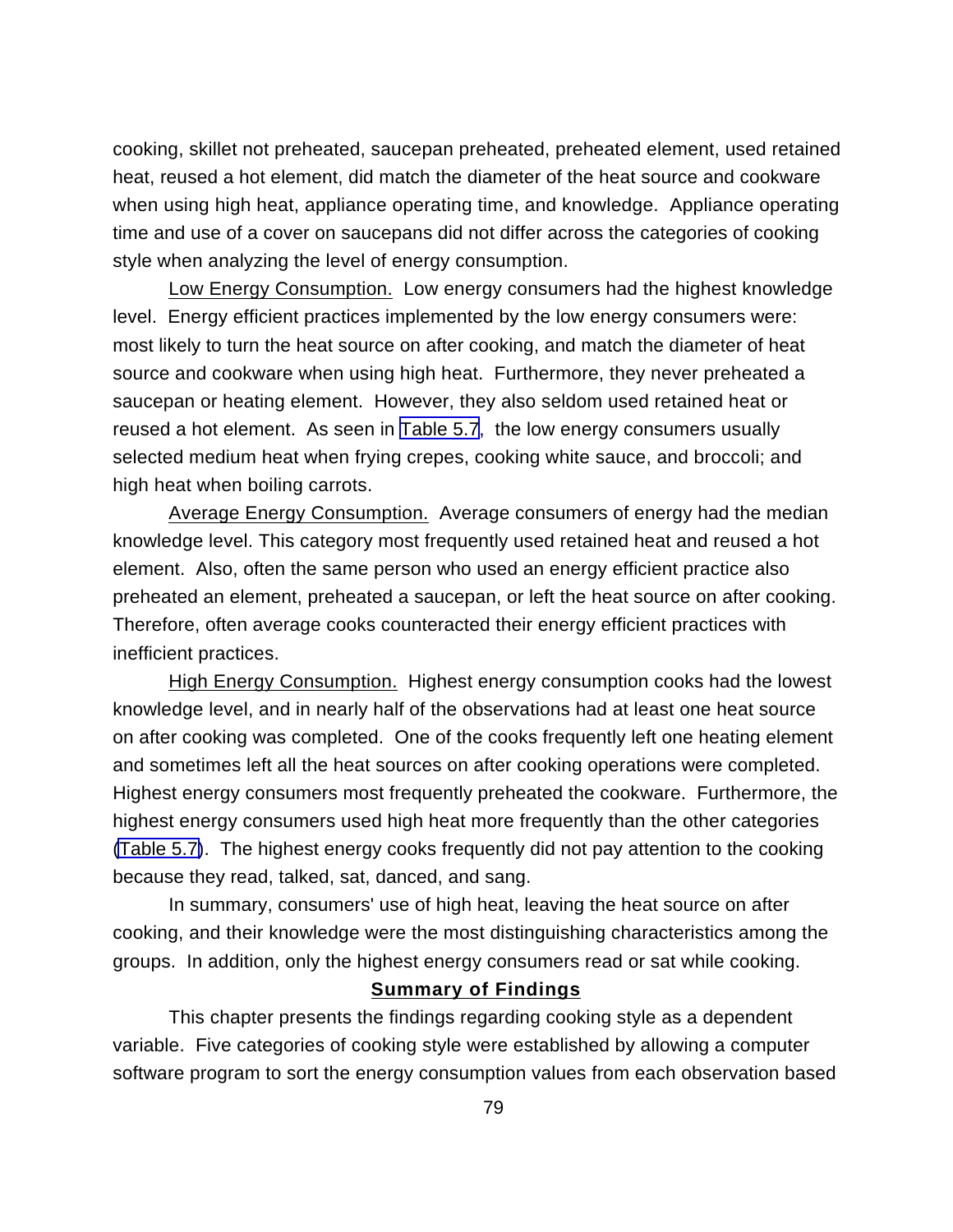cooking, skillet not preheated, saucepan preheated, preheated element, used retained heat, reused a hot element, did match the diameter of the heat source and cookware when using high heat, appliance operating time, and knowledge. Appliance operating time and use of a cover on saucepans did not differ across the categories of cooking style when analyzing the level of energy consumption.

Low Energy Consumption. Low energy consumers had the highest knowledge level. Energy efficient practices implemented by the low energy consumers were: most likely to turn the heat source on after cooking, and match the diameter of heat source and cookware when using high heat. Furthermore, they never preheated a saucepan or heating element. However, they also seldom used retained heat or reused a hot element. As seen in Table 5.7, the low energy consumers usually selected medium heat when frying crepes, cooking white sauce, and broccoli; and high heat when boiling carrots.

Average Energy Consumption. Average consumers of energy had the median knowledge level. This category most frequently used retained heat and reused a hot element. Also, often the same person who used an energy efficient practice also preheated an element, preheated a saucepan, or left the heat source on after cooking. Therefore, often average cooks counteracted their energy efficient practices with inefficient practices.

High Energy Consumption. Highest energy consumption cooks had the lowest knowledge level, and in nearly half of the observations had at least one heat source on after cooking was completed. One of the cooks frequently left one heating element and sometimes left all the heat sources on after cooking operations were completed. Highest energy consumers most frequently preheated the cookware. Furthermore, the highest energy consumers used high heat more frequently than the other categories (Table 5.7). The highest energy cooks frequently did not pay attention to the cooking because they read, talked, sat, danced, and sang.

In summary, consumers' use of high heat, leaving the heat source on after cooking, and their knowledge were the most distinguishing characteristics among the groups. In addition, only the highest energy consumers read or sat while cooking.

## Summary of Findings

This chapter presents the findings regarding cooking style as a dependent variable. Five categories of cooking style were established by allowing a computer software program to sort the energy consumption values from each observation based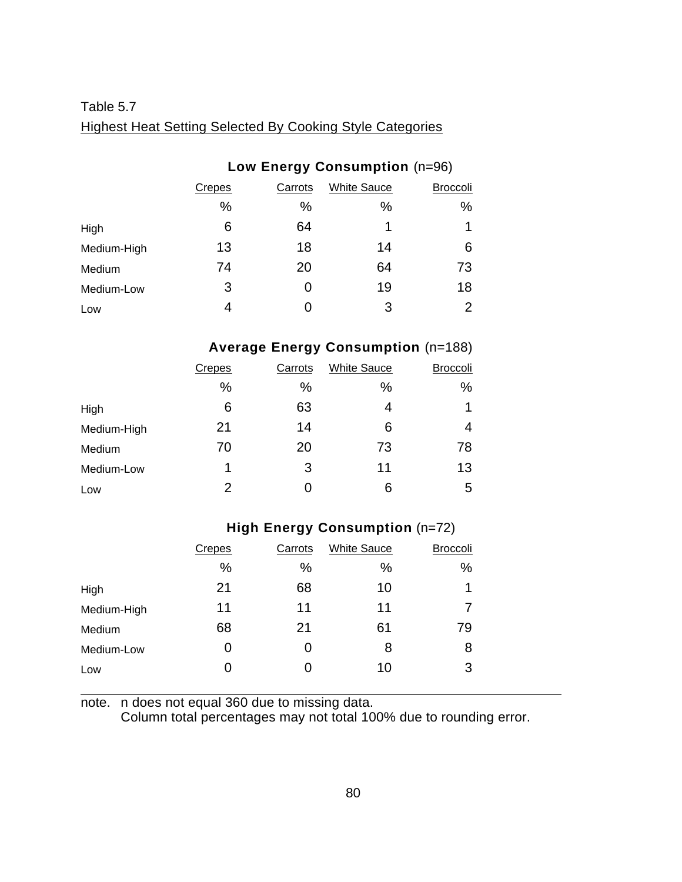Table 5.7

Highest Heat Setting Selected By Cooking Style Categories

**Low Energy Consumption** (n=96)

| | Crepes | Carrots | White Sauce | Broccoli |
|---|---|---|---|---|
| | % | % | % | % |
| High | 6 | 64 | 1 | 1 |
| Medium-High | 13 | 18 | 14 | 6 |
| Medium | 74 | 20 | 64 | 73 |
| Medium-Low | 3 | 0 | 19 | 18 |
| Low | 4 | 0 | 3 | 2 |

**Average Energy Consumption** (n=188)

| | Crepes | Carrots | White Sauce | Broccoli |
|---|---|---|---|---|
| | % | % | % | % |
| High | 6 | 63 | 4 | 1 |
| Medium-High | 21 | 14 | 6 | 4 |
| Medium | 70 | 20 | 73 | 78 |
| Medium-Low | 1 | 3 | 11 | 13 |
| Low | 2 | 0 | 6 | 5 |

**High Energy Consumption** (n=72)

| | Crepes | Carrots | White Sauce | Broccoli |
|---|---|---|---|---|
| | % | % | % | % |
| High | 21 | 68 | 10 | 1 |
| Medium-High | 11 | 11 | 11 | 7 |
| Medium | 68 | 21 | 61 | 79 |
| Medium-Low | 0 | 0 | 8 | 8 |
| Low | 0 | 0 | 10 | 3 |

note. n does not equal 360 due to missing data.
Column total percentages may not total 100% due to rounding error.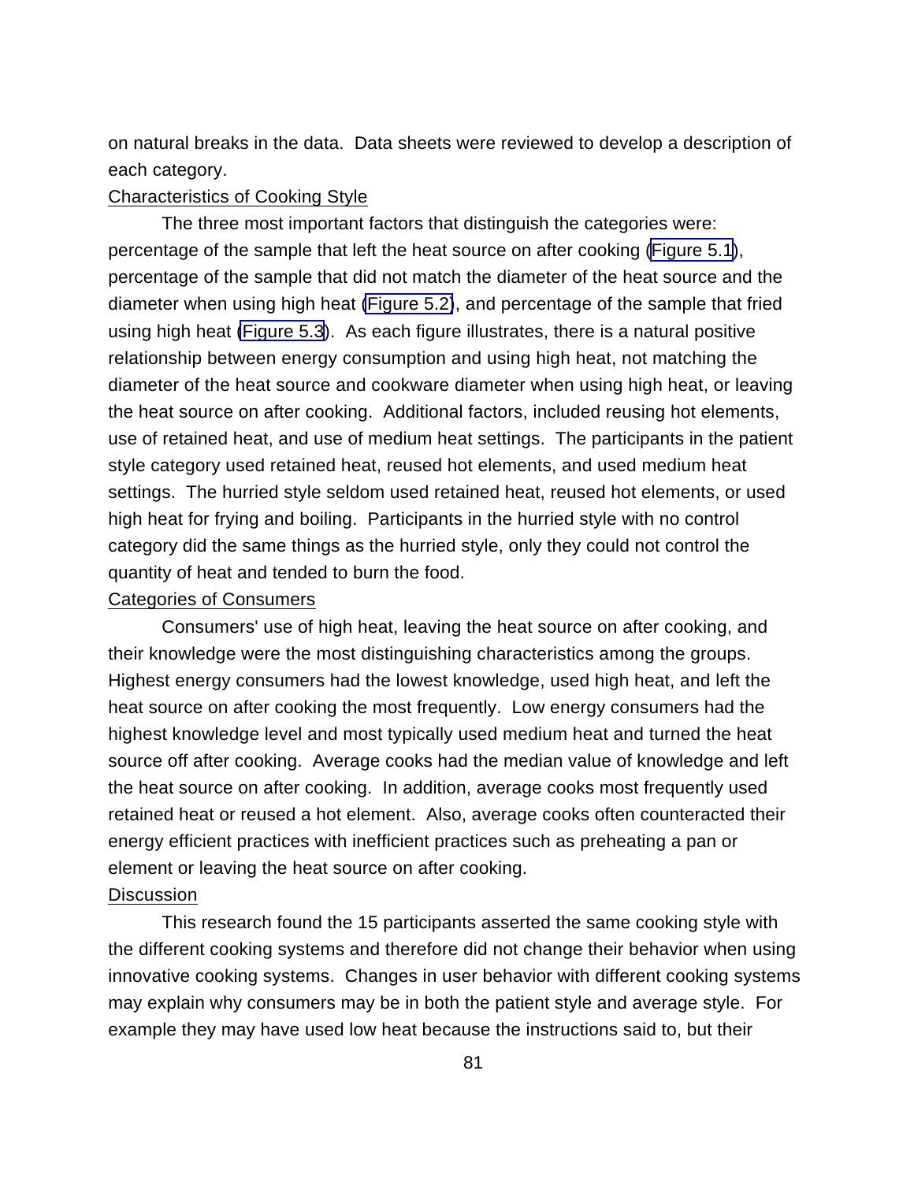on natural breaks in the data. Data sheets were reviewed to develop a description of each category.

## Characteristics of Cooking Style

The three most important factors that distinguish the categories were: percentage of the sample that left the heat source on after cooking (Figure 5.1), percentage of the sample that did not match the diameter of the heat source and the diameter when using high heat (Figure 5.2), and percentage of the sample that fried using high heat (Figure 5.3). As each figure illustrates, there is a natural positive relationship between energy consumption and using high heat, not matching the diameter of the heat source and cookware diameter when using high heat, or leaving the heat source on after cooking. Additional factors, included reusing hot elements, use of retained heat, and use of medium heat settings. The participants in the patient style category used retained heat, reused hot elements, and used medium heat settings. The hurried style seldom used retained heat, reused hot elements, or used high heat for frying and boiling. Participants in the hurried style with no control category did the same things as the hurried style, only they could not control the quantity of heat and tended to burn the food.

## Categories of Consumers

Consumers' use of high heat, leaving the heat source on after cooking, and their knowledge were the most distinguishing characteristics among the groups. Highest energy consumers had the lowest knowledge, used high heat, and left the heat source on after cooking the most frequently. Low energy consumers had the highest knowledge level and most typically used medium heat and turned the heat source off after cooking. Average cooks had the median value of knowledge and left the heat source on after cooking. In addition, average cooks most frequently used retained heat or reused a hot element. Also, average cooks often counteracted their energy efficient practices with inefficient practices such as preheating a pan or element or leaving the heat source on after cooking.

## Discussion

This research found the 15 participants asserted the same cooking style with the different cooking systems and therefore did not change their behavior when using innovative cooking systems. Changes in user behavior with different cooking systems may explain why consumers may be in both the patient style and average style. For example they may have used low heat because the instructions said to, but their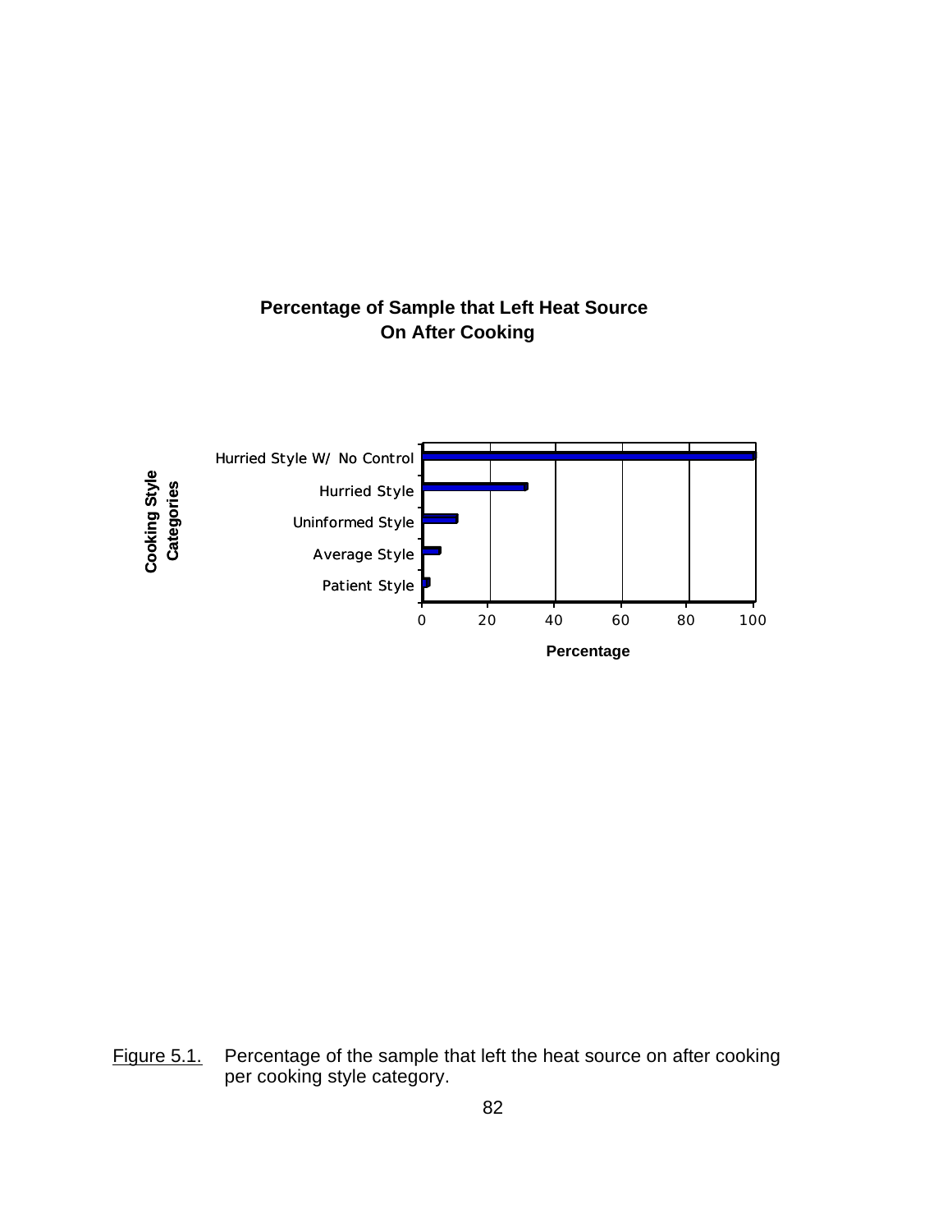**Percentage of Sample that Left Heat Source On After Cooking**

Cooking Style Categories

Hurried Style W/ No Control

Hurried Style

Uninformed Style

Average Style

Patient Style

0 20 40 60 80 100

Percentage

Figure 5.1. Percentage of the sample that left the heat source on after cooking per cooking style category.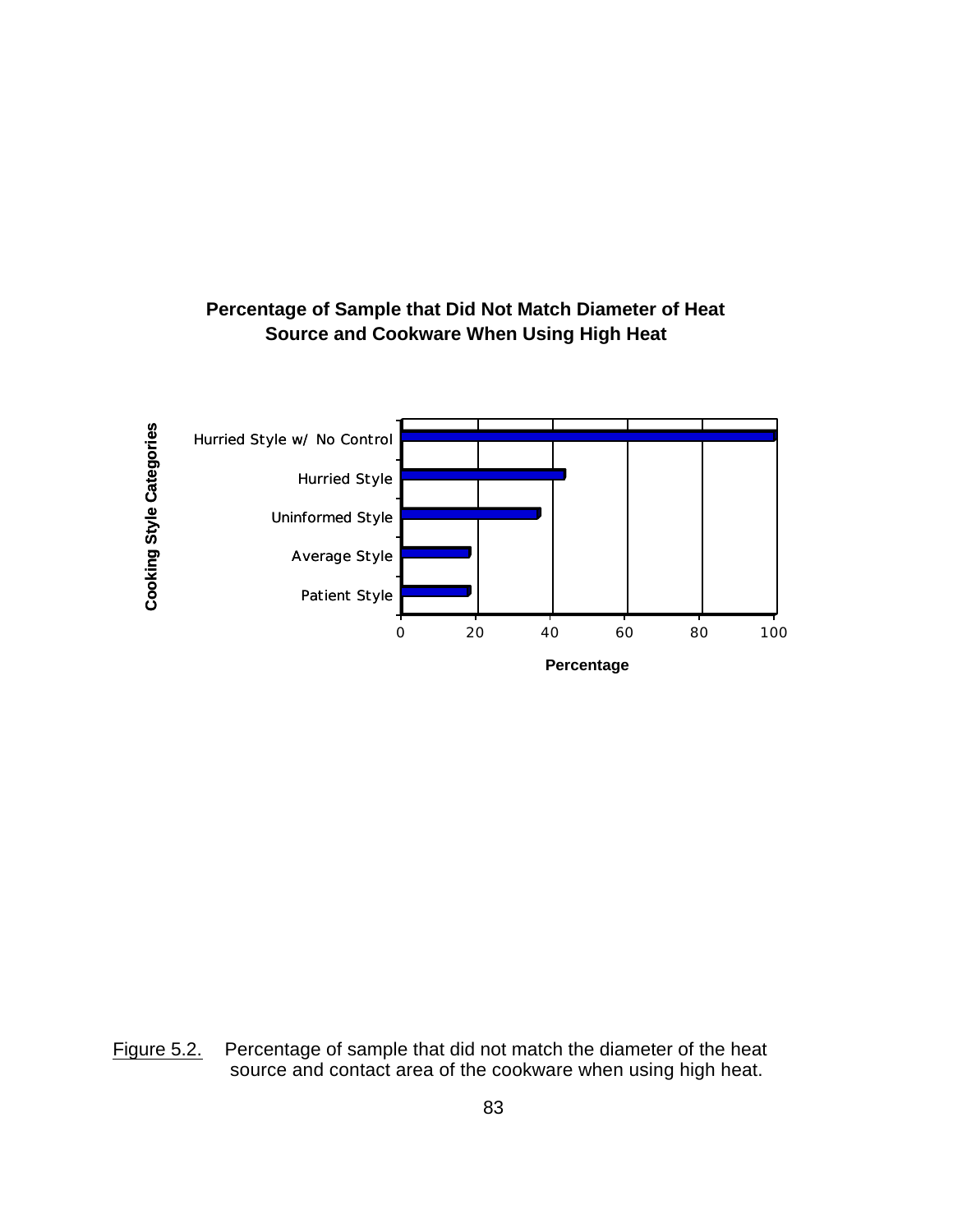**Percentage of Sample that Did Not Match Diameter of Heat Source and Cookware When Using High Heat**

Cooking Style Categories

Hurried Style w/ No Control

Hurried Style

Uninformed Style

Average Style

Patient Style

0 20 40 60 80 100

Percentage

Figure 5.2. Percentage of sample that did not match the diameter of the heat source and contact area of the cookware when using high heat.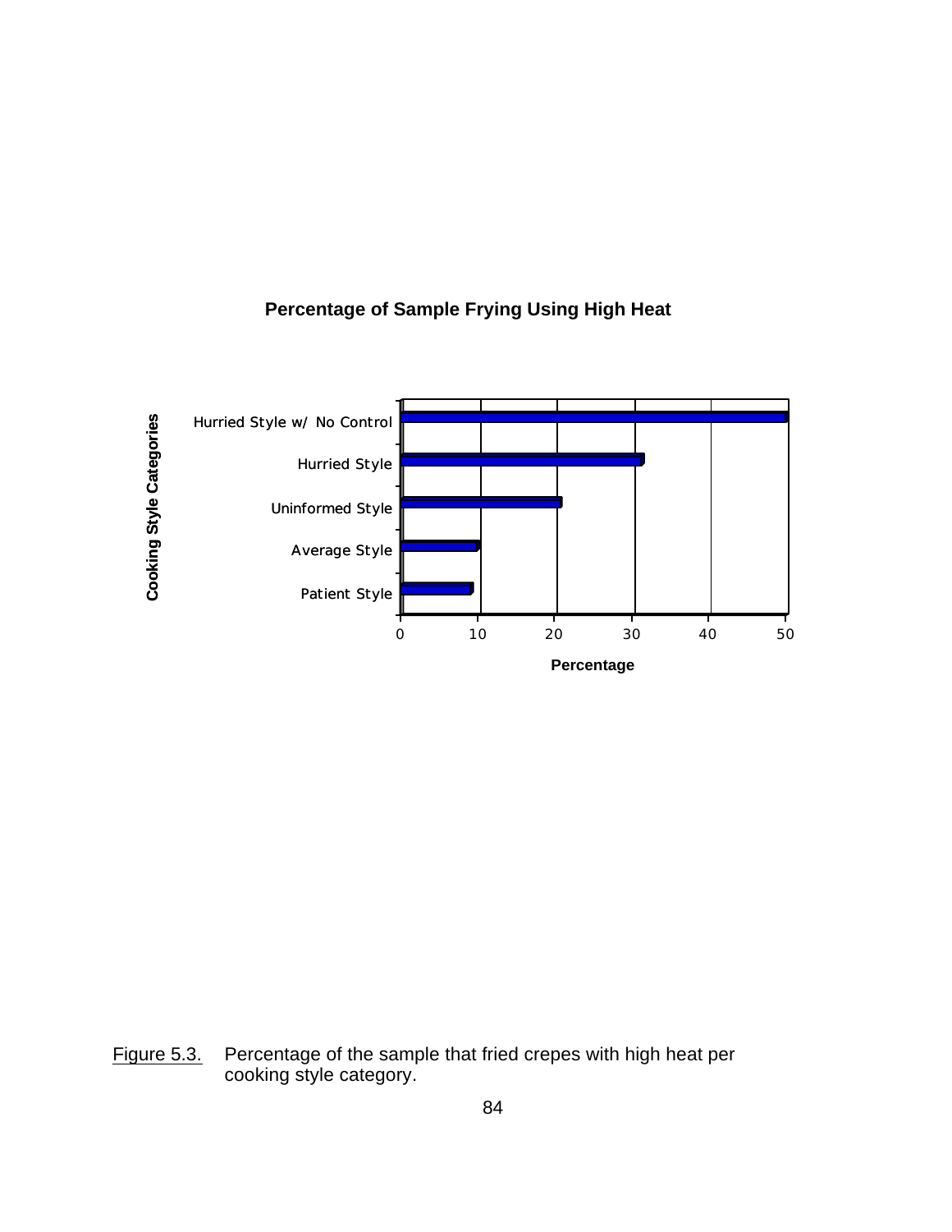**Percentage of Sample Frying Using High Heat**

| Cooking Style Categories | Percentage |
| --- | --- |
| Hurried Style w/ No Control | 50 |
| Hurried Style | 31 |
| Uninformed Style | 21 |
| Average Style | 10 |
| Patient Style | 9 |

Figure 5.3. Percentage of the sample that fried crepes with high heat per cooking style category.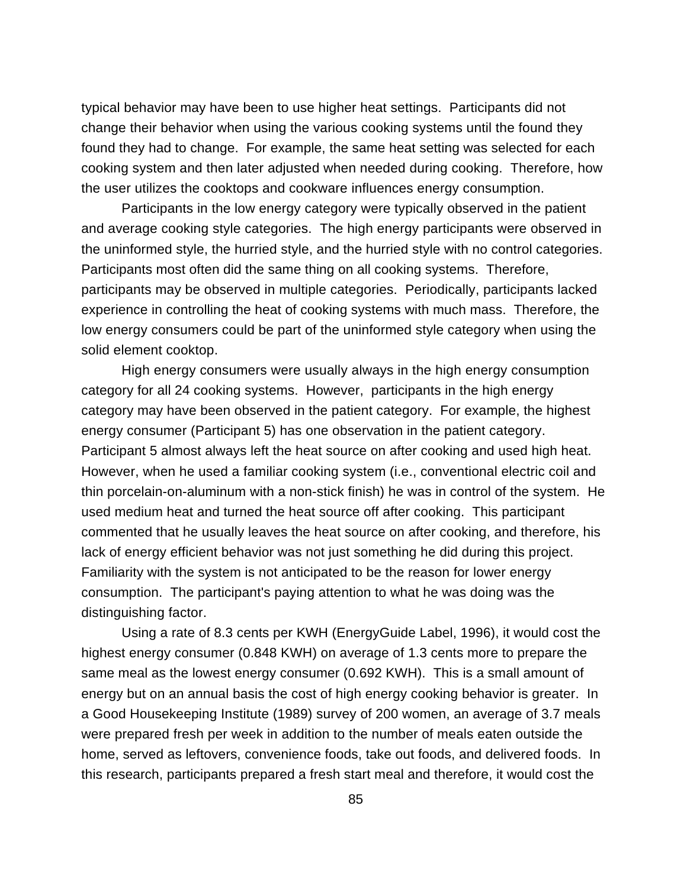typical behavior may have been to use higher heat settings. Participants did not change their behavior when using the various cooking systems until the found they found they had to change. For example, the same heat setting was selected for each cooking system and then later adjusted when needed during cooking. Therefore, how the user utilizes the cooktops and cookware influences energy consumption.

Participants in the low energy category were typically observed in the patient and average cooking style categories. The high energy participants were observed in the uninformed style, the hurried style, and the hurried style with no control categories. Participants most often did the same thing on all cooking systems. Therefore, participants may be observed in multiple categories. Periodically, participants lacked experience in controlling the heat of cooking systems with much mass. Therefore, the low energy consumers could be part of the uninformed style category when using the solid element cooktop.

High energy consumers were usually always in the high energy consumption category for all 24 cooking systems. However, participants in the high energy category may have been observed in the patient category. For example, the highest energy consumer (Participant 5) has one observation in the patient category. Participant 5 almost always left the heat source on after cooking and used high heat. However, when he used a familiar cooking system (i.e., conventional electric coil and thin porcelain-on-aluminum with a non-stick finish) he was in control of the system. He used medium heat and turned the heat source off after cooking. This participant commented that he usually leaves the heat source on after cooking, and therefore, his lack of energy efficient behavior was not just something he did during this project. Familiarity with the system is not anticipated to be the reason for lower energy consumption. The participant's paying attention to what he was doing was the distinguishing factor.

Using a rate of 8.3 cents per KWH (EnergyGuide Label, 1996), it would cost the highest energy consumer (0.848 KWH) on average of 1.3 cents more to prepare the same meal as the lowest energy consumer (0.692 KWH). This is a small amount of energy but on an annual basis the cost of high energy cooking behavior is greater. In a Good Housekeeping Institute (1989) survey of 200 women, an average of 3.7 meals were prepared fresh per week in addition to the number of meals eaten outside the home, served as leftovers, convenience foods, take out foods, and delivered foods. In this research, participants prepared a fresh start meal and therefore, it would cost the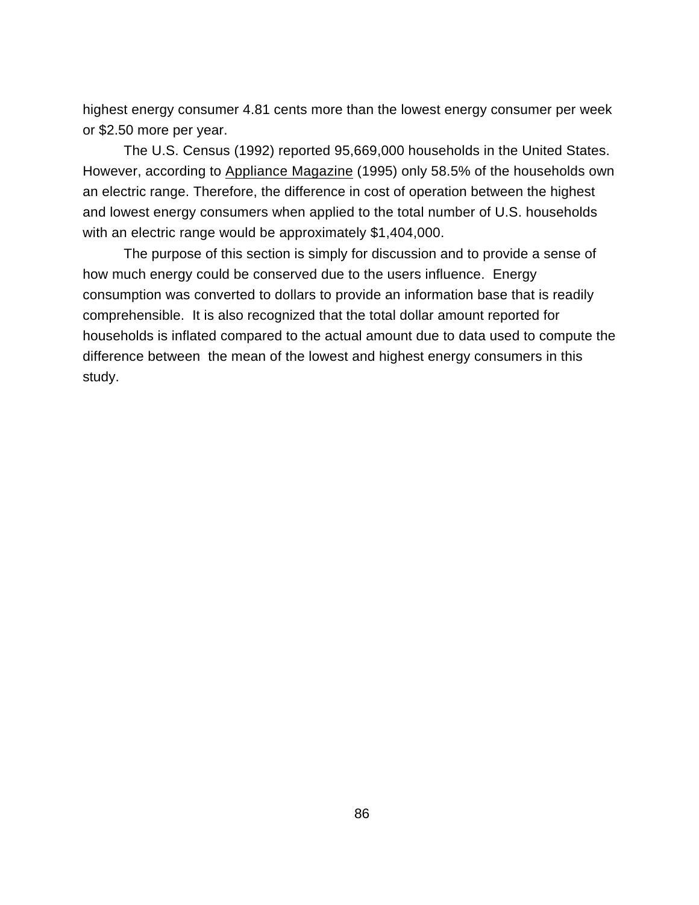highest energy consumer 4.81 cents more than the lowest energy consumer per week or $2.50 more per year.

The U.S. Census (1992) reported 95,669,000 households in the United States. However, according to Appliance Magazine (1995) only 58.5% of the households own an electric range. Therefore, the difference in cost of operation between the highest and lowest energy consumers when applied to the total number of U.S. households with an electric range would be approximately $1,404,000.

The purpose of this section is simply for discussion and to provide a sense of how much energy could be conserved due to the users influence. Energy consumption was converted to dollars to provide an information base that is readily comprehensible. It is also recognized that the total dollar amount reported for households is inflated compared to the actual amount due to data used to compute the difference between the mean of the lowest and highest energy consumers in this study.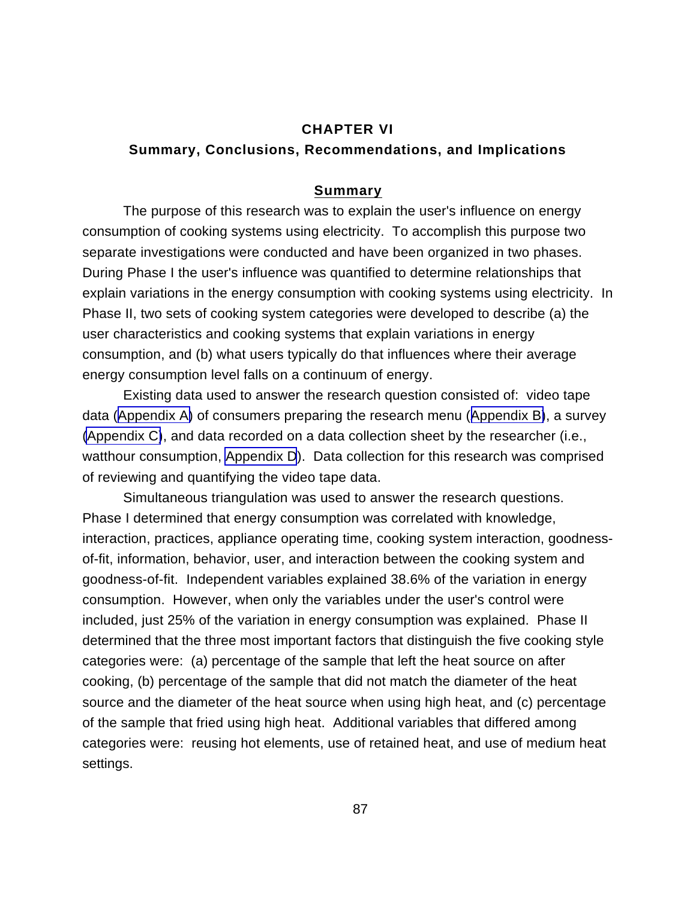# CHAPTER VI

## Summary, Conclusions, Recommendations, and Implications

### Summary

The purpose of this research was to explain the user's influence on energy consumption of cooking systems using electricity. To accomplish this purpose two separate investigations were conducted and have been organized in two phases. During Phase I the user's influence was quantified to determine relationships that explain variations in the energy consumption with cooking systems using electricity. In Phase II, two sets of cooking system categories were developed to describe (a) the user characteristics and cooking systems that explain variations in energy consumption, and (b) what users typically do that influences where their average energy consumption level falls on a continuum of energy.

Existing data used to answer the research question consisted of: video tape data (Appendix A) of consumers preparing the research menu (Appendix B), a survey (Appendix C), and data recorded on a data collection sheet by the researcher (i.e., watthour consumption, Appendix D). Data collection for this research was comprised of reviewing and quantifying the video tape data.

Simultaneous triangulation was used to answer the research questions. Phase I determined that energy consumption was correlated with knowledge, interaction, practices, appliance operating time, cooking system interaction, goodness-of-fit, information, behavior, user, and interaction between the cooking system and goodness-of-fit. Independent variables explained 38.6% of the variation in energy consumption. However, when only the variables under the user's control were included, just 25% of the variation in energy consumption was explained. Phase II determined that the three most important factors that distinguish the five cooking style categories were: (a) percentage of the sample that left the heat source on after cooking, (b) percentage of the sample that did not match the diameter of the heat source and the diameter of the heat source when using high heat, and (c) percentage of the sample that fried using high heat. Additional variables that differed among categories were: reusing hot elements, use of retained heat, and use of medium heat settings.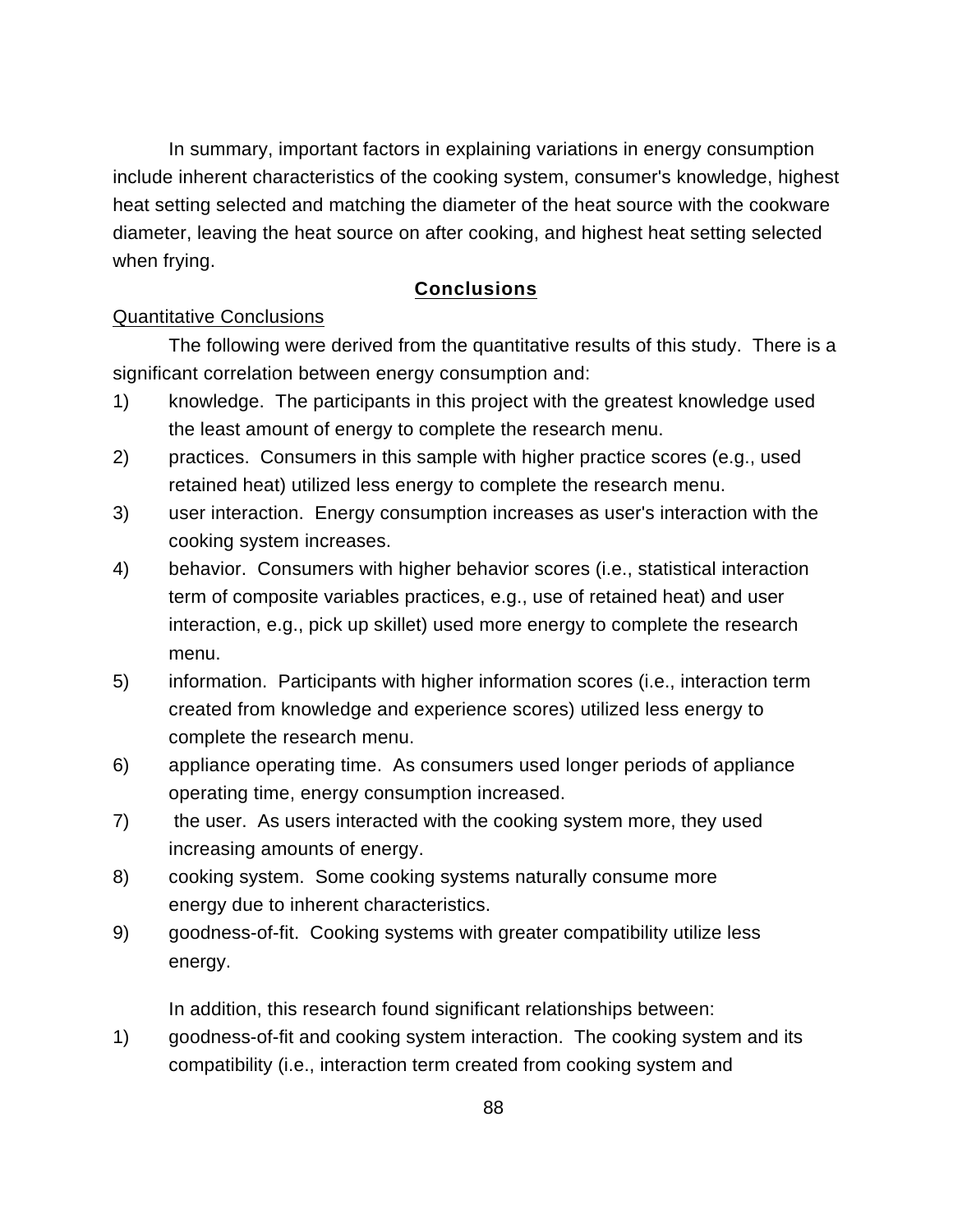In summary, important factors in explaining variations in energy consumption include inherent characteristics of the cooking system, consumer's knowledge, highest heat setting selected and matching the diameter of the heat source with the cookware diameter, leaving the heat source on after cooking, and highest heat setting selected when frying.

## Conclusions

<u>Quantitative Conclusions</u>

The following were derived from the quantitative results of this study. There is a significant correlation between energy consumption and:

1) knowledge. The participants in this project with the greatest knowledge used the least amount of energy to complete the research menu.
2) practices. Consumers in this sample with higher practice scores (e.g., used retained heat) utilized less energy to complete the research menu.
3) user interaction. Energy consumption increases as user's interaction with the cooking system increases.
4) behavior. Consumers with higher behavior scores (i.e., statistical interaction term of composite variables practices, e.g., use of retained heat) and user interaction, e.g., pick up skillet) used more energy to complete the research menu.
5) information. Participants with higher information scores (i.e., interaction term created from knowledge and experience scores) utilized less energy to complete the research menu.
6) appliance operating time. As consumers used longer periods of appliance operating time, energy consumption increased.
7) the user. As users interacted with the cooking system more, they used increasing amounts of energy.
8) cooking system. Some cooking systems naturally consume more energy due to inherent characteristics.
9) goodness-of-fit. Cooking systems with greater compatibility utilize less energy.

In addition, this research found significant relationships between:

1) goodness-of-fit and cooking system interaction. The cooking system and its compatibility (i.e., interaction term created from cooking system and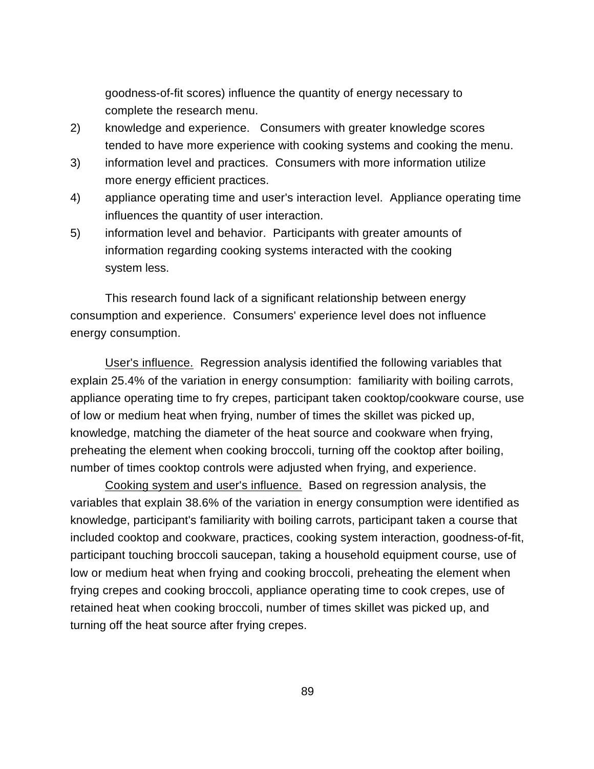goodness-of-fit scores) influence the quantity of energy necessary to complete the research menu.

2) knowledge and experience. Consumers with greater knowledge scores tended to have more experience with cooking systems and cooking the menu.
3) information level and practices. Consumers with more information utilize more energy efficient practices.
4) appliance operating time and user's interaction level. Appliance operating time influences the quantity of user interaction.
5) information level and behavior. Participants with greater amounts of information regarding cooking systems interacted with the cooking system less.

This research found lack of a significant relationship between energy consumption and experience. Consumers' experience level does not influence energy consumption.

User's influence. Regression analysis identified the following variables that explain 25.4% of the variation in energy consumption: familiarity with boiling carrots, appliance operating time to fry crepes, participant taken cooktop/cookware course, use of low or medium heat when frying, number of times the skillet was picked up, knowledge, matching the diameter of the heat source and cookware when frying, preheating the element when cooking broccoli, turning off the cooktop after boiling, number of times cooktop controls were adjusted when frying, and experience.

Cooking system and user's influence. Based on regression analysis, the variables that explain 38.6% of the variation in energy consumption were identified as knowledge, participant's familiarity with boiling carrots, participant taken a course that included cooktop and cookware, practices, cooking system interaction, goodness-of-fit, participant touching broccoli saucepan, taking a household equipment course, use of low or medium heat when frying and cooking broccoli, preheating the element when frying crepes and cooking broccoli, appliance operating time to cook crepes, use of retained heat when cooking broccoli, number of times skillet was picked up, and turning off the heat source after frying crepes.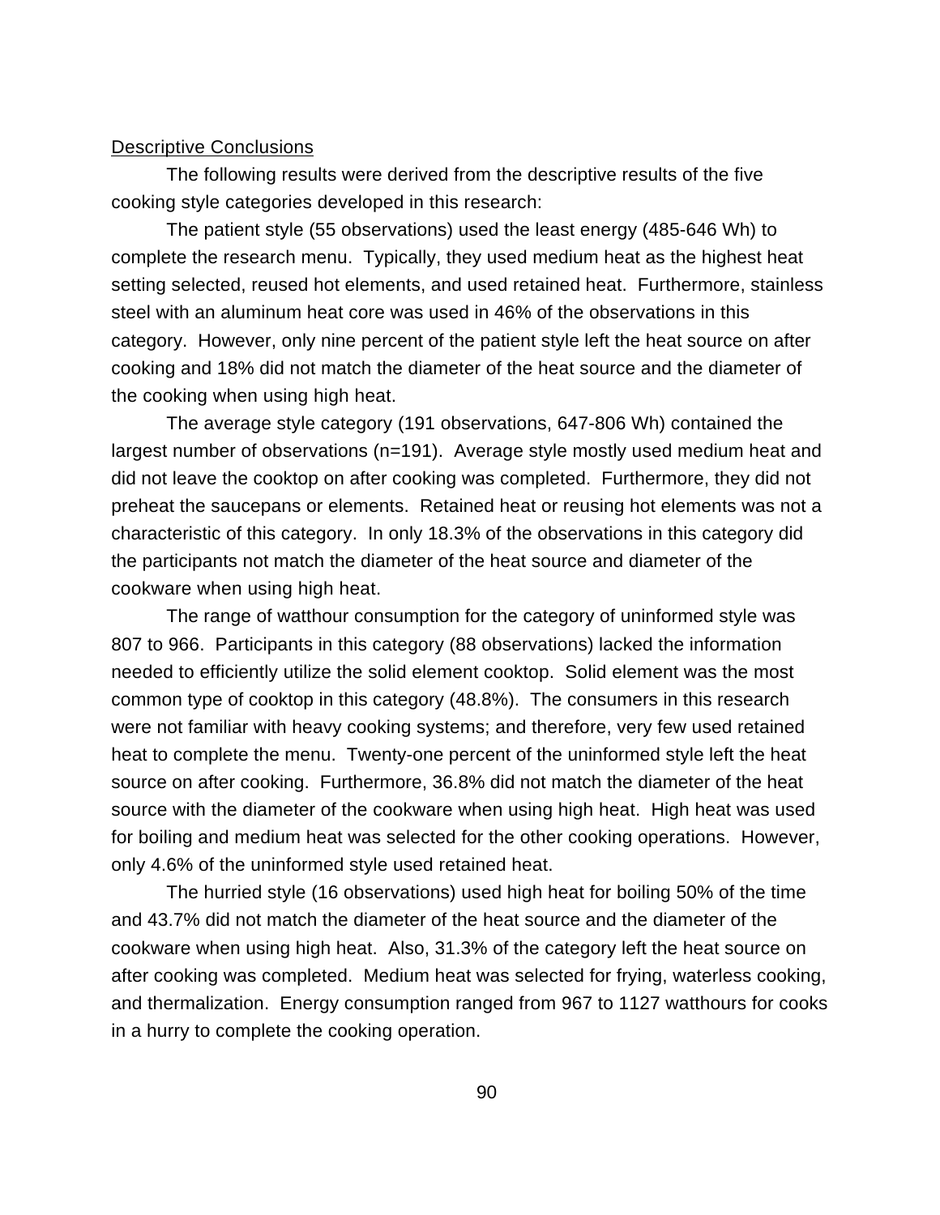Descriptive Conclusions

The following results were derived from the descriptive results of the five cooking style categories developed in this research:

The patient style (55 observations) used the least energy (485-646 Wh) to complete the research menu. Typically, they used medium heat as the highest heat setting selected, reused hot elements, and used retained heat. Furthermore, stainless steel with an aluminum heat core was used in 46% of the observations in this category. However, only nine percent of the patient style left the heat source on after cooking and 18% did not match the diameter of the heat source and the diameter of the cooking when using high heat.

The average style category (191 observations, 647-806 Wh) contained the largest number of observations (n=191). Average style mostly used medium heat and did not leave the cooktop on after cooking was completed. Furthermore, they did not preheat the saucepans or elements. Retained heat or reusing hot elements was not a characteristic of this category. In only 18.3% of the observations in this category did the participants not match the diameter of the heat source and diameter of the cookware when using high heat.

The range of watthour consumption for the category of uninformed style was 807 to 966. Participants in this category (88 observations) lacked the information needed to efficiently utilize the solid element cooktop. Solid element was the most common type of cooktop in this category (48.8%). The consumers in this research were not familiar with heavy cooking systems; and therefore, very few used retained heat to complete the menu. Twenty-one percent of the uninformed style left the heat source on after cooking. Furthermore, 36.8% did not match the diameter of the heat source with the diameter of the cookware when using high heat. High heat was used for boiling and medium heat was selected for the other cooking operations. However, only 4.6% of the uninformed style used retained heat.

The hurried style (16 observations) used high heat for boiling 50% of the time and 43.7% did not match the diameter of the heat source and the diameter of the cookware when using high heat. Also, 31.3% of the category left the heat source on after cooking was completed. Medium heat was selected for frying, waterless cooking, and thermalization. Energy consumption ranged from 967 to 1127 watthours for cooks in a hurry to complete the cooking operation.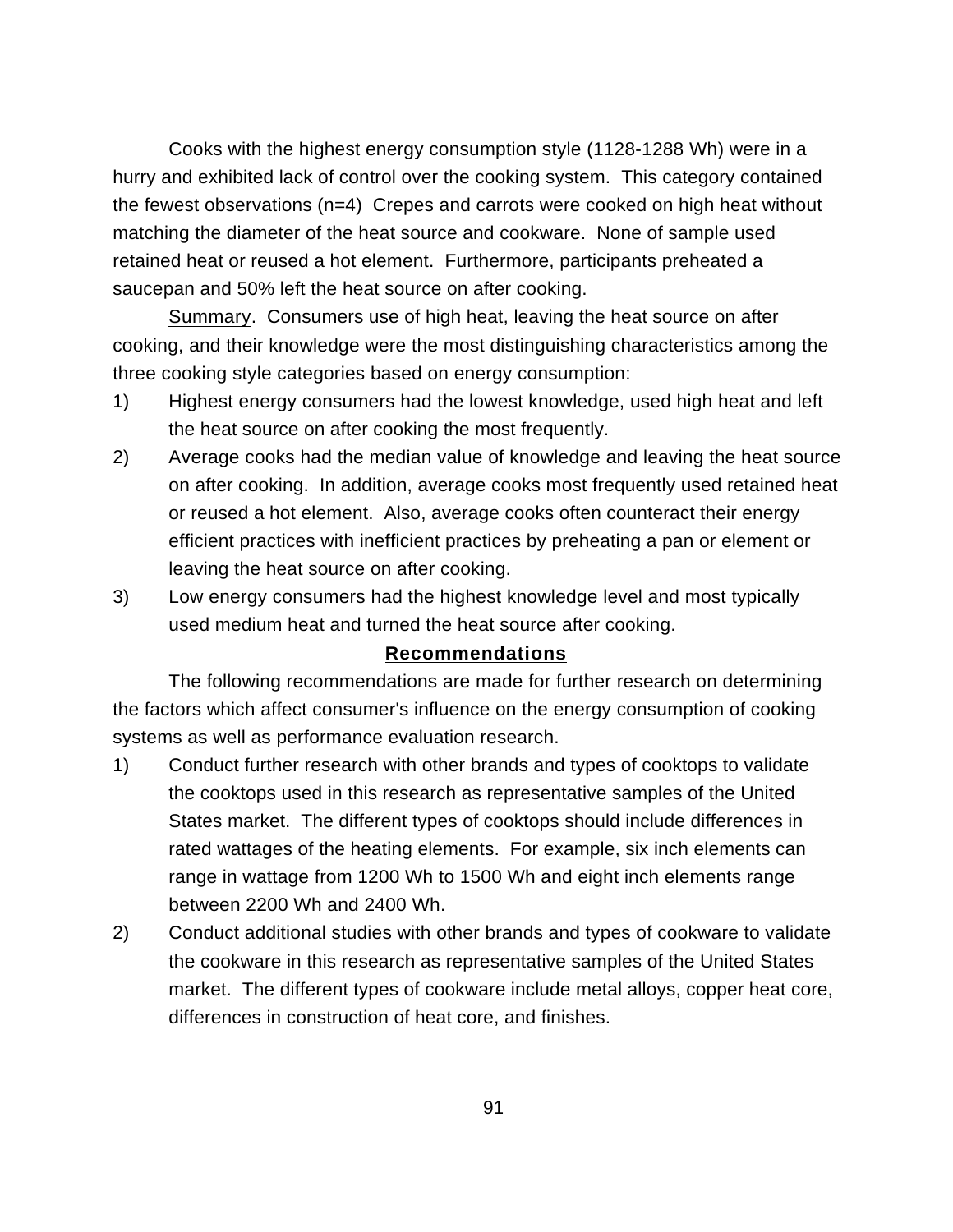Cooks with the highest energy consumption style (1128-1288 Wh) were in a hurry and exhibited lack of control over the cooking system. This category contained the fewest observations (n=4) Crepes and carrots were cooked on high heat without matching the diameter of the heat source and cookware. None of sample used retained heat or reused a hot element. Furthermore, participants preheated a saucepan and 50% left the heat source on after cooking.

Summary. Consumers use of high heat, leaving the heat source on after cooking, and their knowledge were the most distinguishing characteristics among the three cooking style categories based on energy consumption:

1) Highest energy consumers had the lowest knowledge, used high heat and left the heat source on after cooking the most frequently.
2) Average cooks had the median value of knowledge and leaving the heat source on after cooking. In addition, average cooks most frequently used retained heat or reused a hot element. Also, average cooks often counteract their energy efficient practices with inefficient practices by preheating a pan or element or leaving the heat source on after cooking.
3) Low energy consumers had the highest knowledge level and most typically used medium heat and turned the heat source after cooking.

## **Recommendations**

The following recommendations are made for further research on determining the factors which affect consumer's influence on the energy consumption of cooking systems as well as performance evaluation research.

1) Conduct further research with other brands and types of cooktops to validate the cooktops used in this research as representative samples of the United States market. The different types of cooktops should include differences in rated wattages of the heating elements. For example, six inch elements can range in wattage from 1200 Wh to 1500 Wh and eight inch elements range between 2200 Wh and 2400 Wh.
2) Conduct additional studies with other brands and types of cookware to validate the cookware in this research as representative samples of the United States market. The different types of cookware include metal alloys, copper heat core, differences in construction of heat core, and finishes.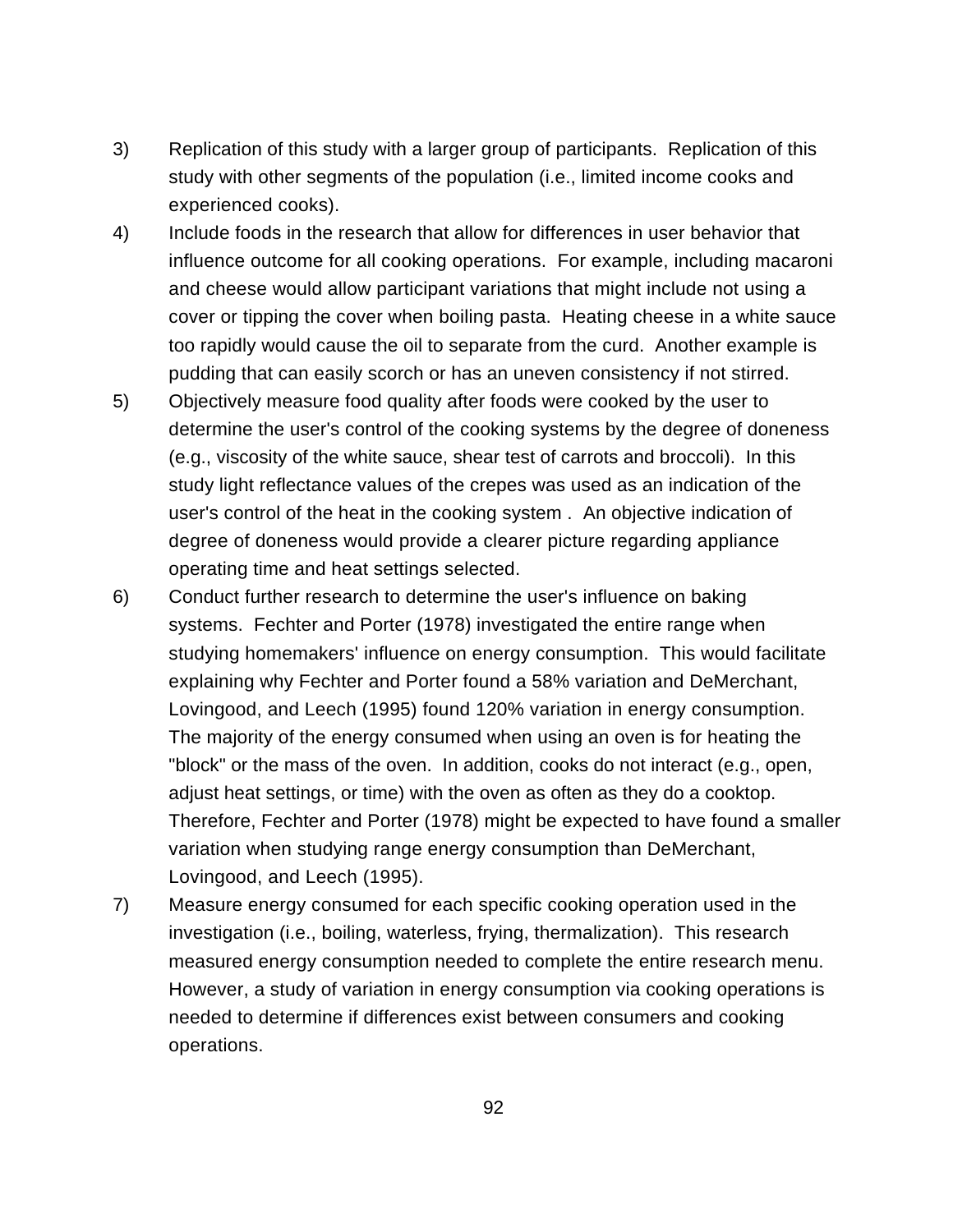3) Replication of this study with a larger group of participants. Replication of this study with other segments of the population (i.e., limited income cooks and experienced cooks).

4) Include foods in the research that allow for differences in user behavior that influence outcome for all cooking operations. For example, including macaroni and cheese would allow participant variations that might include not using a cover or tipping the cover when boiling pasta. Heating cheese in a white sauce too rapidly would cause the oil to separate from the curd. Another example is pudding that can easily scorch or has an uneven consistency if not stirred.

5) Objectively measure food quality after foods were cooked by the user to determine the user's control of the cooking systems by the degree of doneness (e.g., viscosity of the white sauce, shear test of carrots and broccoli). In this study light reflectance values of the crepes was used as an indication of the user's control of the heat in the cooking system . An objective indication of degree of doneness would provide a clearer picture regarding appliance operating time and heat settings selected.

6) Conduct further research to determine the user's influence on baking systems. Fechter and Porter (1978) investigated the entire range when studying homemakers' influence on energy consumption. This would facilitate explaining why Fechter and Porter found a 58% variation and DeMerchant, Lovingood, and Leech (1995) found 120% variation in energy consumption. The majority of the energy consumed when using an oven is for heating the "block" or the mass of the oven. In addition, cooks do not interact (e.g., open, adjust heat settings, or time) with the oven as often as they do a cooktop. Therefore, Fechter and Porter (1978) might be expected to have found a smaller variation when studying range energy consumption than DeMerchant, Lovingood, and Leech (1995).

7) Measure energy consumed for each specific cooking operation used in the investigation (i.e., boiling, waterless, frying, thermalization). This research measured energy consumption needed to complete the entire research menu. However, a study of variation in energy consumption via cooking operations is needed to determine if differences exist between consumers and cooking operations.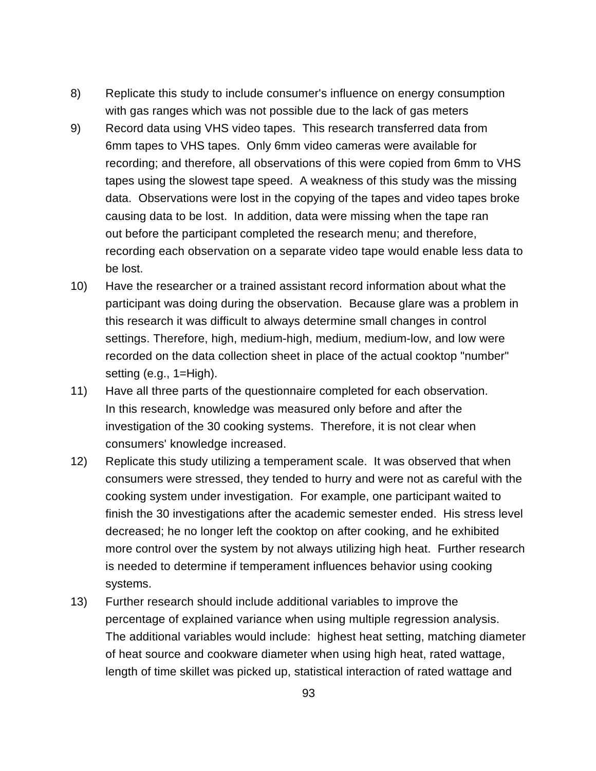8) Replicate this study to include consumer's influence on energy consumption with gas ranges which was not possible due to the lack of gas meters

9) Record data using VHS video tapes. This research transferred data from 6mm tapes to VHS tapes. Only 6mm video cameras were available for recording; and therefore, all observations of this were copied from 6mm to VHS tapes using the slowest tape speed. A weakness of this study was the missing data. Observations were lost in the copying of the tapes and video tapes broke causing data to be lost. In addition, data were missing when the tape ran out before the participant completed the research menu; and therefore, recording each observation on a separate video tape would enable less data to be lost.

10) Have the researcher or a trained assistant record information about what the participant was doing during the observation. Because glare was a problem in this research it was difficult to always determine small changes in control settings. Therefore, high, medium-high, medium, medium-low, and low were recorded on the data collection sheet in place of the actual cooktop "number" setting (e.g., 1=High).

11) Have all three parts of the questionnaire completed for each observation. In this research, knowledge was measured only before and after the investigation of the 30 cooking systems. Therefore, it is not clear when consumers' knowledge increased.

12) Replicate this study utilizing a temperament scale. It was observed that when consumers were stressed, they tended to hurry and were not as careful with the cooking system under investigation. For example, one participant waited to finish the 30 investigations after the academic semester ended. His stress level decreased; he no longer left the cooktop on after cooking, and he exhibited more control over the system by not always utilizing high heat. Further research is needed to determine if temperament influences behavior using cooking systems.

13) Further research should include additional variables to improve the percentage of explained variance when using multiple regression analysis. The additional variables would include: highest heat setting, matching diameter of heat source and cookware diameter when using high heat, rated wattage, length of time skillet was picked up, statistical interaction of rated wattage and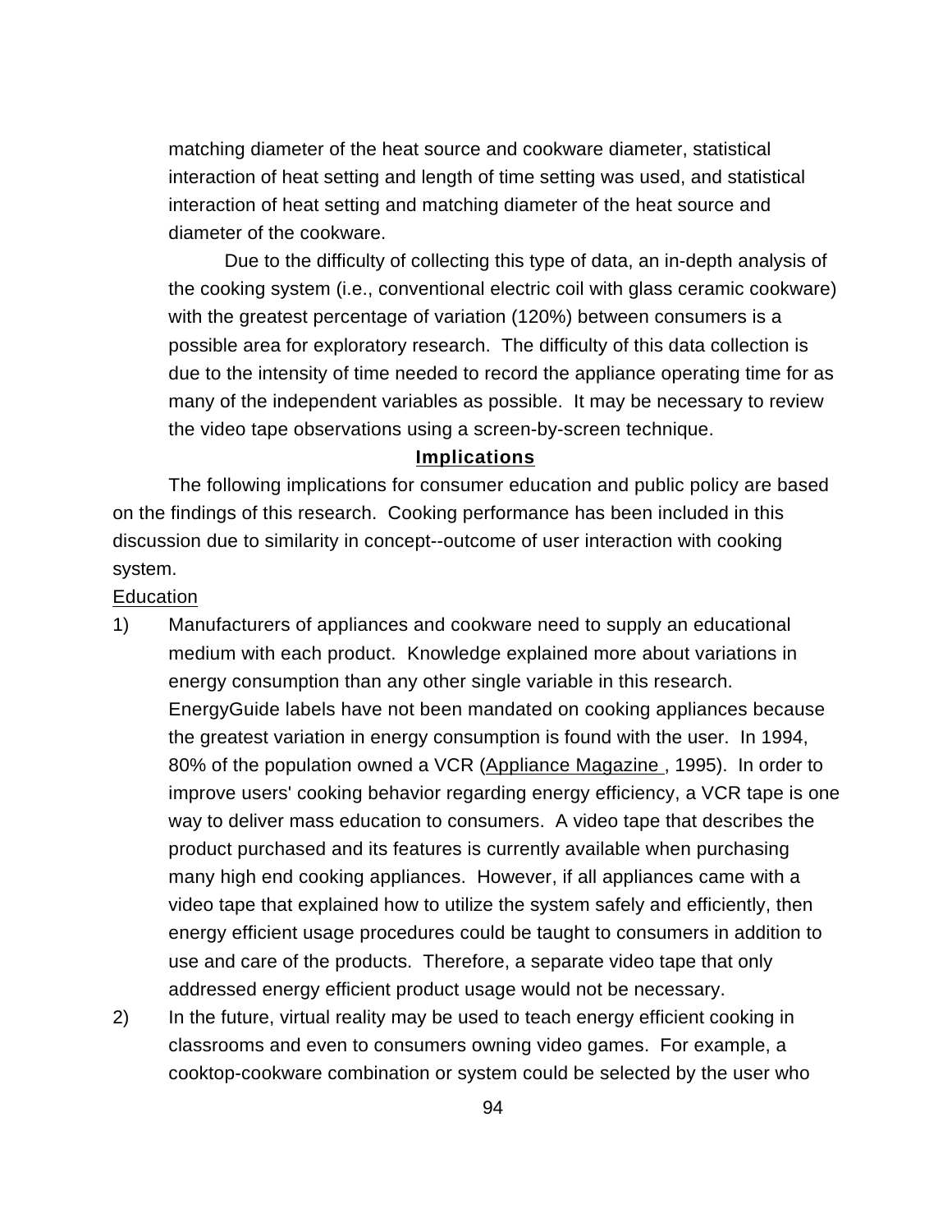matching diameter of the heat source and cookware diameter, statistical interaction of heat setting and length of time setting was used, and statistical interaction of heat setting and matching diameter of the heat source and diameter of the cookware.

Due to the difficulty of collecting this type of data, an in-depth analysis of the cooking system (i.e., conventional electric coil with glass ceramic cookware) with the greatest percentage of variation (120%) between consumers is a possible area for exploratory research. The difficulty of this data collection is due to the intensity of time needed to record the appliance operating time for as many of the independent variables as possible. It may be necessary to review the video tape observations using a screen-by-screen technique.

## Implications

The following implications for consumer education and public policy are based on the findings of this research. Cooking performance has been included in this discussion due to similarity in concept--outcome of user interaction with cooking system.

### Education

1) Manufacturers of appliances and cookware need to supply an educational medium with each product. Knowledge explained more about variations in energy consumption than any other single variable in this research. EnergyGuide labels have not been mandated on cooking appliances because the greatest variation in energy consumption is found with the user. In 1994, 80% of the population owned a VCR (Appliance Magazine , 1995). In order to improve users' cooking behavior regarding energy efficiency, a VCR tape is one way to deliver mass education to consumers. A video tape that describes the product purchased and its features is currently available when purchasing many high end cooking appliances. However, if all appliances came with a video tape that explained how to utilize the system safely and efficiently, then energy efficient usage procedures could be taught to consumers in addition to use and care of the products. Therefore, a separate video tape that only addressed energy efficient product usage would not be necessary.

2) In the future, virtual reality may be used to teach energy efficient cooking in classrooms and even to consumers owning video games. For example, a cooktop-cookware combination or system could be selected by the user who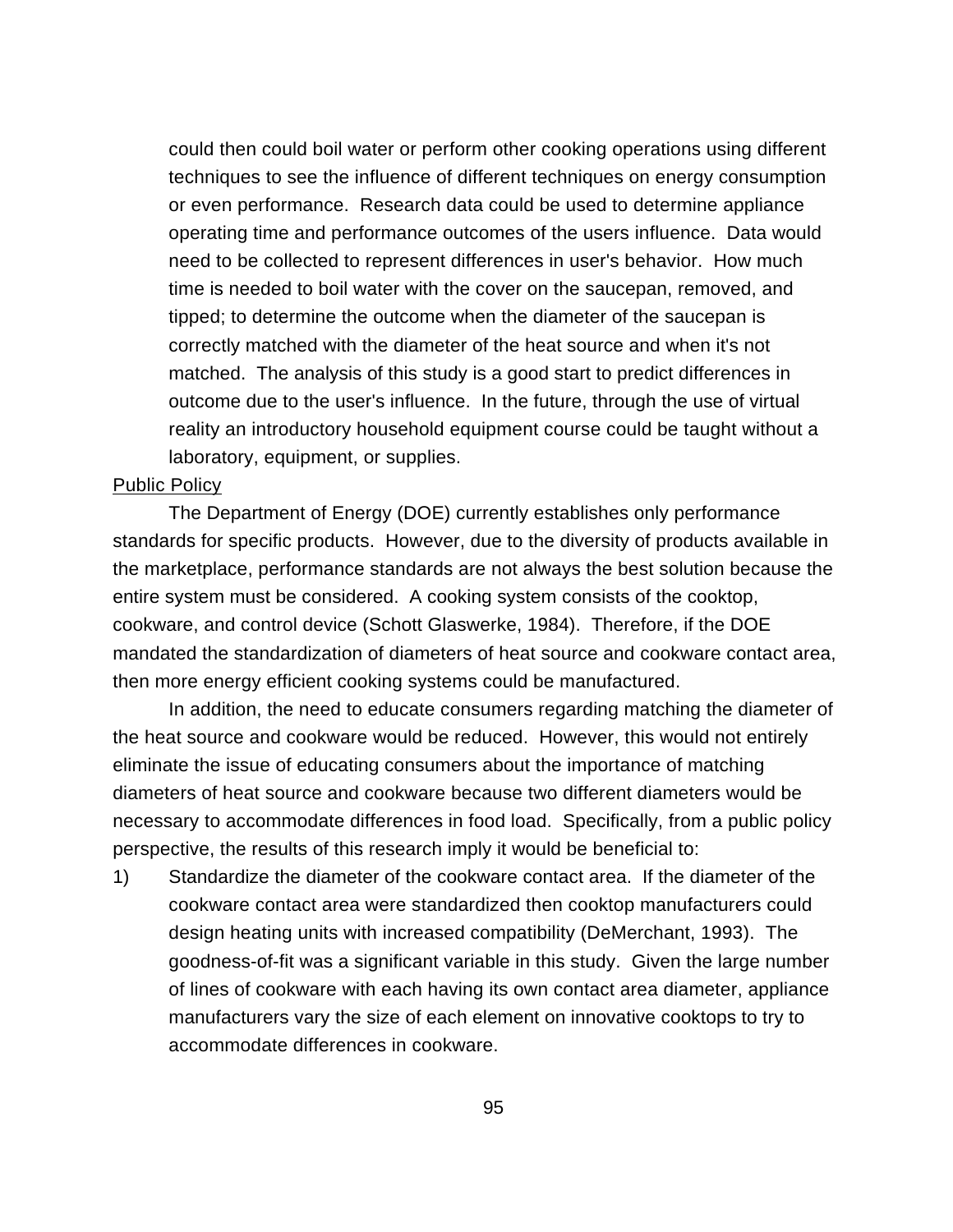could then could boil water or perform other cooking operations using different techniques to see the influence of different techniques on energy consumption or even performance. Research data could be used to determine appliance operating time and performance outcomes of the users influence. Data would need to be collected to represent differences in user's behavior. How much time is needed to boil water with the cover on the saucepan, removed, and tipped; to determine the outcome when the diameter of the saucepan is correctly matched with the diameter of the heat source and when it's not matched. The analysis of this study is a good start to predict differences in outcome due to the user's influence. In the future, through the use of virtual reality an introductory household equipment course could be taught without a laboratory, equipment, or supplies.

<u>Public Policy</u>

The Department of Energy (DOE) currently establishes only performance standards for specific products. However, due to the diversity of products available in the marketplace, performance standards are not always the best solution because the entire system must be considered. A cooking system consists of the cooktop, cookware, and control device (Schott Glaswerke, 1984). Therefore, if the DOE mandated the standardization of diameters of heat source and cookware contact area, then more energy efficient cooking systems could be manufactured.

In addition, the need to educate consumers regarding matching the diameter of the heat source and cookware would be reduced. However, this would not entirely eliminate the issue of educating consumers about the importance of matching diameters of heat source and cookware because two different diameters would be necessary to accommodate differences in food load. Specifically, from a public policy perspective, the results of this research imply it would be beneficial to:

1) Standardize the diameter of the cookware contact area. If the diameter of the cookware contact area were standardized then cooktop manufacturers could design heating units with increased compatibility (DeMerchant, 1993). The goodness-of-fit was a significant variable in this study. Given the large number of lines of cookware with each having its own contact area diameter, appliance manufacturers vary the size of each element on innovative cooktops to try to accommodate differences in cookware.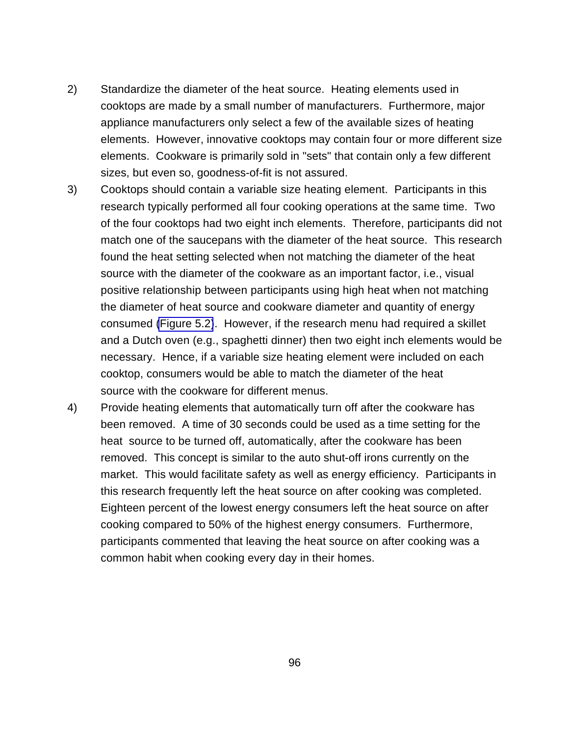2) Standardize the diameter of the heat source. Heating elements used in cooktops are made by a small number of manufacturers. Furthermore, major appliance manufacturers only select a few of the available sizes of heating elements. However, innovative cooktops may contain four or more different size elements. Cookware is primarily sold in "sets" that contain only a few different sizes, but even so, goodness-of-fit is not assured.

3) Cooktops should contain a variable size heating element. Participants in this research typically performed all four cooking operations at the same time. Two of the four cooktops had two eight inch elements. Therefore, participants did not match one of the saucepans with the diameter of the heat source. This research found the heat setting selected when not matching the diameter of the heat source with the diameter of the cookware as an important factor, i.e., visual positive relationship between participants using high heat when not matching the diameter of heat source and cookware diameter and quantity of energy consumed (Figure 5.2). However, if the research menu had required a skillet and a Dutch oven (e.g., spaghetti dinner) then two eight inch elements would be necessary. Hence, if a variable size heating element were included on each cooktop, consumers would be able to match the diameter of the heat source with the cookware for different menus.

4) Provide heating elements that automatically turn off after the cookware has been removed. A time of 30 seconds could be used as a time setting for the heat source to be turned off, automatically, after the cookware has been removed. This concept is similar to the auto shut-off irons currently on the market. This would facilitate safety as well as energy efficiency. Participants in this research frequently left the heat source on after cooking was completed. Eighteen percent of the lowest energy consumers left the heat source on after cooking compared to 50% of the highest energy consumers. Furthermore, participants commented that leaving the heat source on after cooking was a common habit when cooking every day in their homes.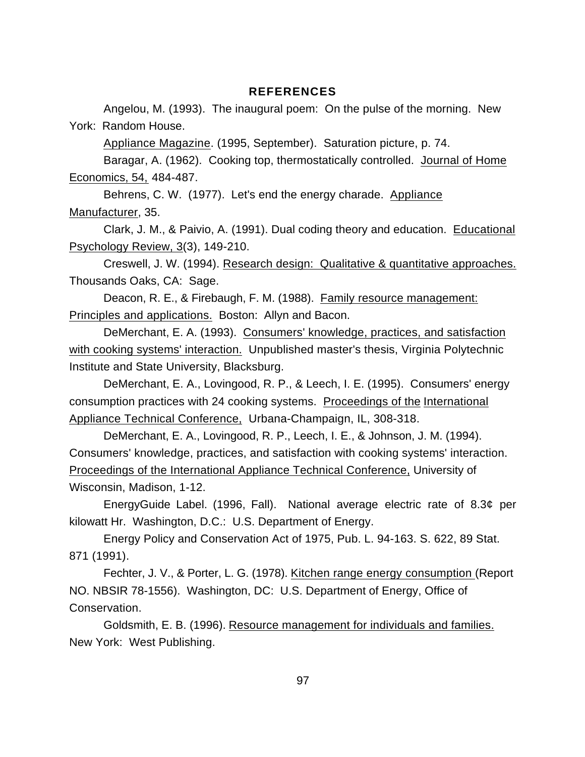## REFERENCES

Angelou, M. (1993). The inaugural poem: On the pulse of the morning. New York: Random House.

Appliance Magazine. (1995, September). Saturation picture, p. 74.

Baragar, A. (1962). Cooking top, thermostatically controlled. Journal of Home Economics, 54, 484-487.

Behrens, C. W. (1977). Let's end the energy charade. Appliance Manufacturer, 35.

Clark, J. M., & Paivio, A. (1991). Dual coding theory and education. Educational Psychology Review, 3(3), 149-210.

Creswell, J. W. (1994). Research design: Qualitative & quantitative approaches. Thousands Oaks, CA: Sage.

Deacon, R. E., & Firebaugh, F. M. (1988). Family resource management: Principles and applications. Boston: Allyn and Bacon.

DeMerchant, E. A. (1993). Consumers' knowledge, practices, and satisfaction with cooking systems' interaction. Unpublished master's thesis, Virginia Polytechnic Institute and State University, Blacksburg.

DeMerchant, E. A., Lovingood, R. P., & Leech, I. E. (1995). Consumers' energy consumption practices with 24 cooking systems. Proceedings of the International Appliance Technical Conference, Urbana-Champaign, IL, 308-318.

DeMerchant, E. A., Lovingood, R. P., Leech, I. E., & Johnson, J. M. (1994). Consumers' knowledge, practices, and satisfaction with cooking systems' interaction. Proceedings of the International Appliance Technical Conference, University of Wisconsin, Madison, 1-12.

EnergyGuide Label. (1996, Fall). National average electric rate of 8.3¢ per kilowatt Hr. Washington, D.C.: U.S. Department of Energy.

Energy Policy and Conservation Act of 1975, Pub. L. 94-163. S. 622, 89 Stat. 871 (1991).

Fechter, J. V., & Porter, L. G. (1978). Kitchen range energy consumption (Report NO. NBSIR 78-1556). Washington, DC: U.S. Department of Energy, Office of Conservation.

Goldsmith, E. B. (1996). Resource management for individuals and families. New York: West Publishing.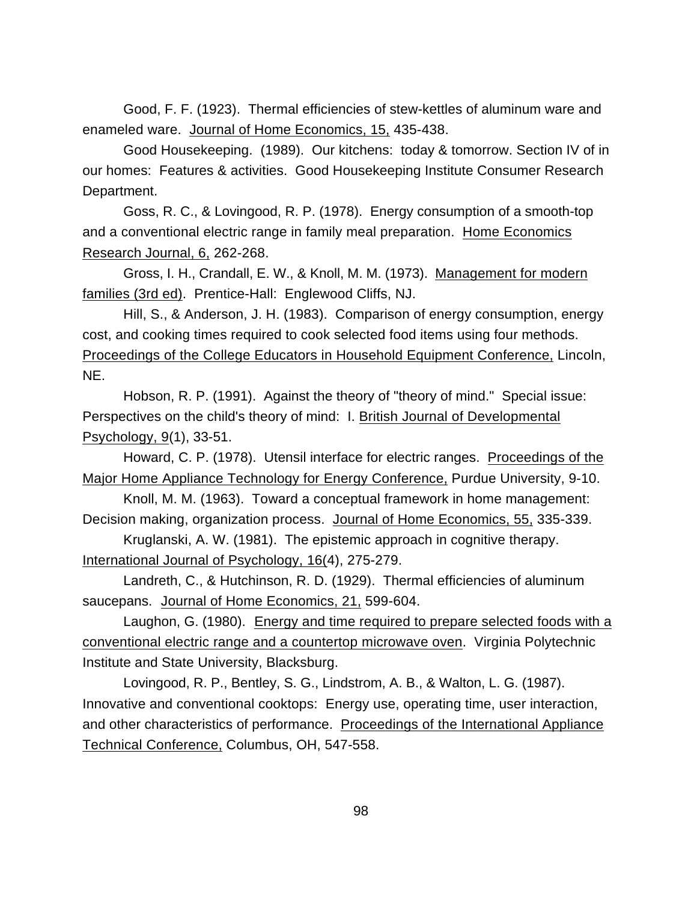Good, F. F. (1923). Thermal efficiencies of stew-kettles of aluminum ware and enameled ware. Journal of Home Economics, 15, 435-438.

Good Housekeeping. (1989). Our kitchens: today & tomorrow. Section IV of in our homes: Features & activities. Good Housekeeping Institute Consumer Research Department.

Goss, R. C., & Lovingood, R. P. (1978). Energy consumption of a smooth-top and a conventional electric range in family meal preparation. Home Economics Research Journal, 6, 262-268.

Gross, I. H., Crandall, E. W., & Knoll, M. M. (1973). Management for modern families (3rd ed). Prentice-Hall: Englewood Cliffs, NJ.

Hill, S., & Anderson, J. H. (1983). Comparison of energy consumption, energy cost, and cooking times required to cook selected food items using four methods. Proceedings of the College Educators in Household Equipment Conference, Lincoln, NE.

Hobson, R. P. (1991). Against the theory of "theory of mind." Special issue: Perspectives on the child's theory of mind: I. British Journal of Developmental Psychology, 9(1), 33-51.

Howard, C. P. (1978). Utensil interface for electric ranges. Proceedings of the Major Home Appliance Technology for Energy Conference, Purdue University, 9-10.

Knoll, M. M. (1963). Toward a conceptual framework in home management: Decision making, organization process. Journal of Home Economics, 55, 335-339.

Kruglanski, A. W. (1981). The epistemic approach in cognitive therapy. International Journal of Psychology, 16(4), 275-279.

Landreth, C., & Hutchinson, R. D. (1929). Thermal efficiencies of aluminum saucepans. Journal of Home Economics, 21, 599-604.

Laughon, G. (1980). Energy and time required to prepare selected foods with a conventional electric range and a countertop microwave oven. Virginia Polytechnic Institute and State University, Blacksburg.

Lovingood, R. P., Bentley, S. G., Lindstrom, A. B., & Walton, L. G. (1987). Innovative and conventional cooktops: Energy use, operating time, user interaction, and other characteristics of performance. Proceedings of the International Appliance Technical Conference, Columbus, OH, 547-558.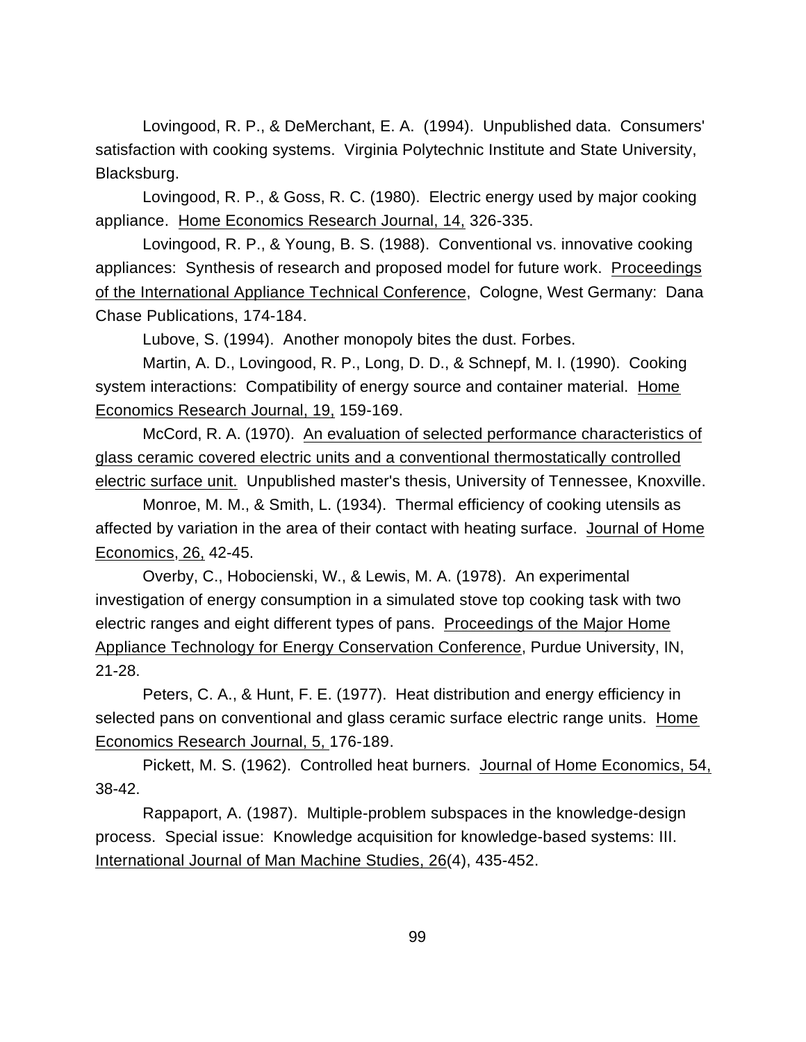Lovingood, R. P., & DeMerchant, E. A. (1994). Unpublished data. Consumers' satisfaction with cooking systems. Virginia Polytechnic Institute and State University, Blacksburg.

Lovingood, R. P., & Goss, R. C. (1980). Electric energy used by major cooking appliance. Home Economics Research Journal, 14, 326-335.

Lovingood, R. P., & Young, B. S. (1988). Conventional vs. innovative cooking appliances: Synthesis of research and proposed model for future work. Proceedings of the International Appliance Technical Conference, Cologne, West Germany: Dana Chase Publications, 174-184.

Lubove, S. (1994). Another monopoly bites the dust. Forbes.

Martin, A. D., Lovingood, R. P., Long, D. D., & Schnepf, M. I. (1990). Cooking system interactions: Compatibility of energy source and container material. Home Economics Research Journal, 19, 159-169.

McCord, R. A. (1970). An evaluation of selected performance characteristics of glass ceramic covered electric units and a conventional thermostatically controlled electric surface unit. Unpublished master's thesis, University of Tennessee, Knoxville.

Monroe, M. M., & Smith, L. (1934). Thermal efficiency of cooking utensils as affected by variation in the area of their contact with heating surface. Journal of Home Economics, 26, 42-45.

Overby, C., Hobocienski, W., & Lewis, M. A. (1978). An experimental investigation of energy consumption in a simulated stove top cooking task with two electric ranges and eight different types of pans. Proceedings of the Major Home Appliance Technology for Energy Conservation Conference, Purdue University, IN, 21-28.

Peters, C. A., & Hunt, F. E. (1977). Heat distribution and energy efficiency in selected pans on conventional and glass ceramic surface electric range units. Home Economics Research Journal, 5, 176-189.

Pickett, M. S. (1962). Controlled heat burners. Journal of Home Economics, 54, 38-42.

Rappaport, A. (1987). Multiple-problem subspaces in the knowledge-design process. Special issue: Knowledge acquisition for knowledge-based systems: III. International Journal of Man Machine Studies, 26(4), 435-452.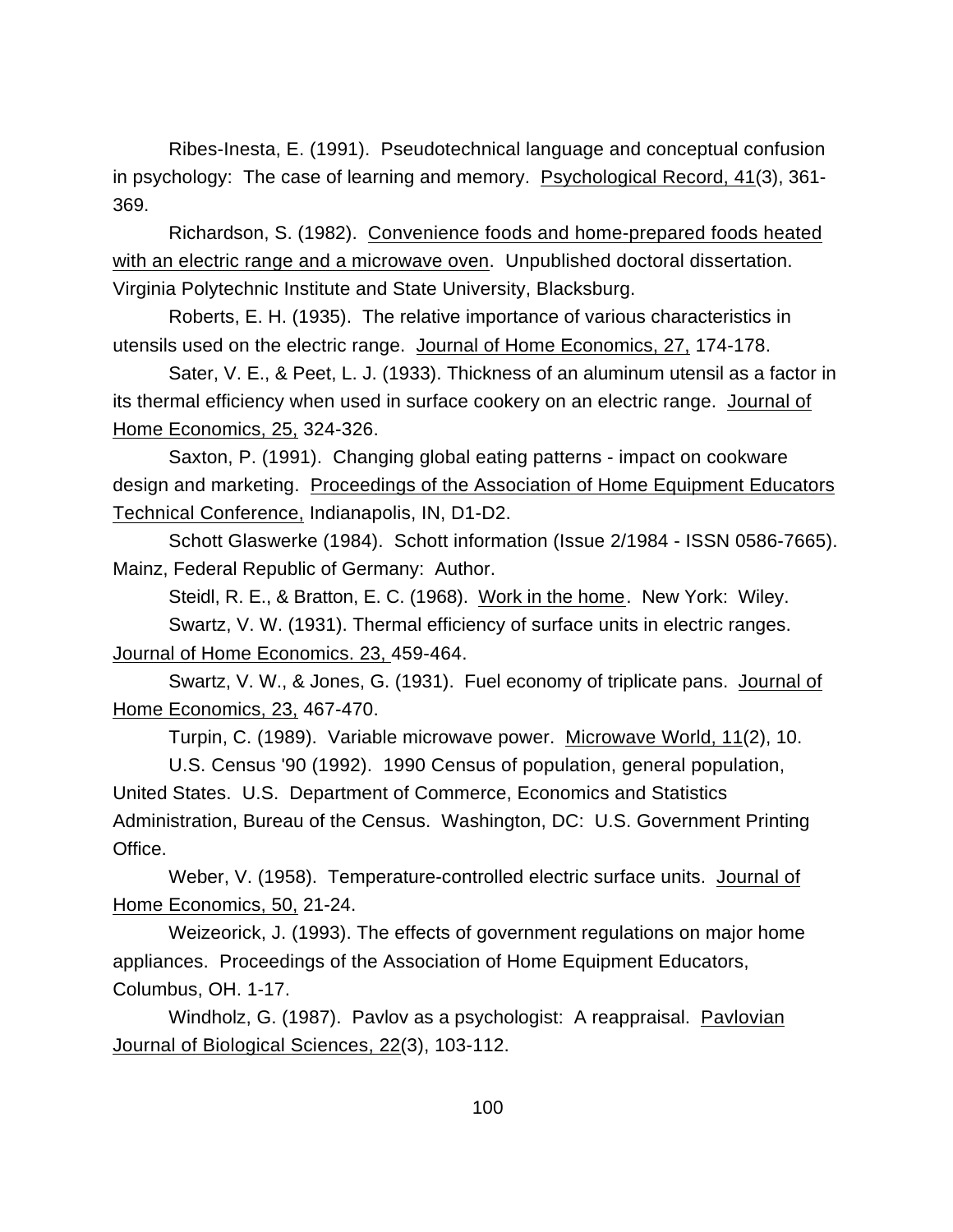Ribes-Inesta, E. (1991). Pseudotechnical language and conceptual confusion in psychology: The case of learning and memory. Psychological Record, 41(3), 361-369.

Richardson, S. (1982). Convenience foods and home-prepared foods heated with an electric range and a microwave oven. Unpublished doctoral dissertation. Virginia Polytechnic Institute and State University, Blacksburg.

Roberts, E. H. (1935). The relative importance of various characteristics in utensils used on the electric range. Journal of Home Economics, 27, 174-178.

Sater, V. E., & Peet, L. J. (1933). Thickness of an aluminum utensil as a factor in its thermal efficiency when used in surface cookery on an electric range. Journal of Home Economics, 25, 324-326.

Saxton, P. (1991). Changing global eating patterns - impact on cookware design and marketing. Proceedings of the Association of Home Equipment Educators Technical Conference, Indianapolis, IN, D1-D2.

Schott Glaswerke (1984). Schott information (Issue 2/1984 - ISSN 0586-7665). Mainz, Federal Republic of Germany: Author.

Steidl, R. E., & Bratton, E. C. (1968). Work in the home. New York: Wiley.

Swartz, V. W. (1931). Thermal efficiency of surface units in electric ranges. Journal of Home Economics. 23, 459-464.

Swartz, V. W., & Jones, G. (1931). Fuel economy of triplicate pans. Journal of Home Economics, 23, 467-470.

Turpin, C. (1989). Variable microwave power. Microwave World, 11(2), 10.

U.S. Census '90 (1992). 1990 Census of population, general population, United States. U.S. Department of Commerce, Economics and Statistics Administration, Bureau of the Census. Washington, DC: U.S. Government Printing Office.

Weber, V. (1958). Temperature-controlled electric surface units. Journal of Home Economics, 50, 21-24.

Weizeorick, J. (1993). The effects of government regulations on major home appliances. Proceedings of the Association of Home Equipment Educators, Columbus, OH. 1-17.

Windholz, G. (1987). Pavlov as a psychologist: A reappraisal. Pavlovian Journal of Biological Sciences, 22(3), 103-112.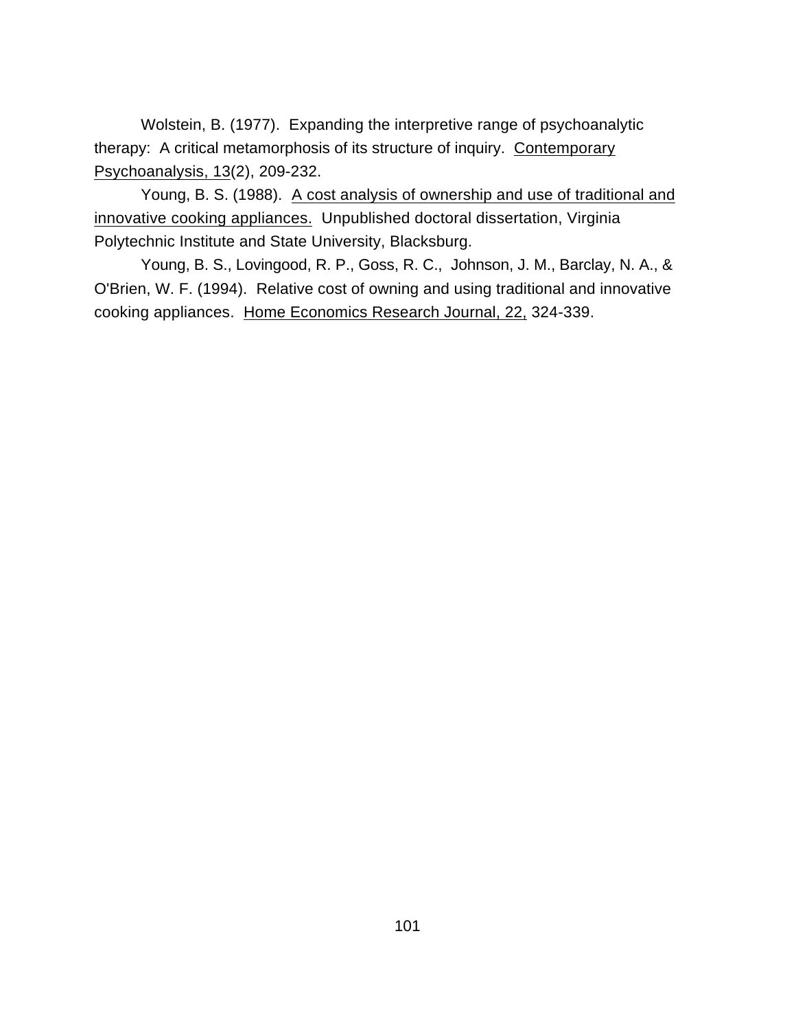Wolstein, B. (1977). Expanding the interpretive range of psychoanalytic therapy: A critical metamorphosis of its structure of inquiry. Contemporary Psychoanalysis, 13(2), 209-232.

Young, B. S. (1988). A cost analysis of ownership and use of traditional and innovative cooking appliances. Unpublished doctoral dissertation, Virginia Polytechnic Institute and State University, Blacksburg.

Young, B. S., Lovingood, R. P., Goss, R. C., Johnson, J. M., Barclay, N. A., & O'Brien, W. F. (1994). Relative cost of owning and using traditional and innovative cooking appliances. Home Economics Research Journal, 22, 324-339.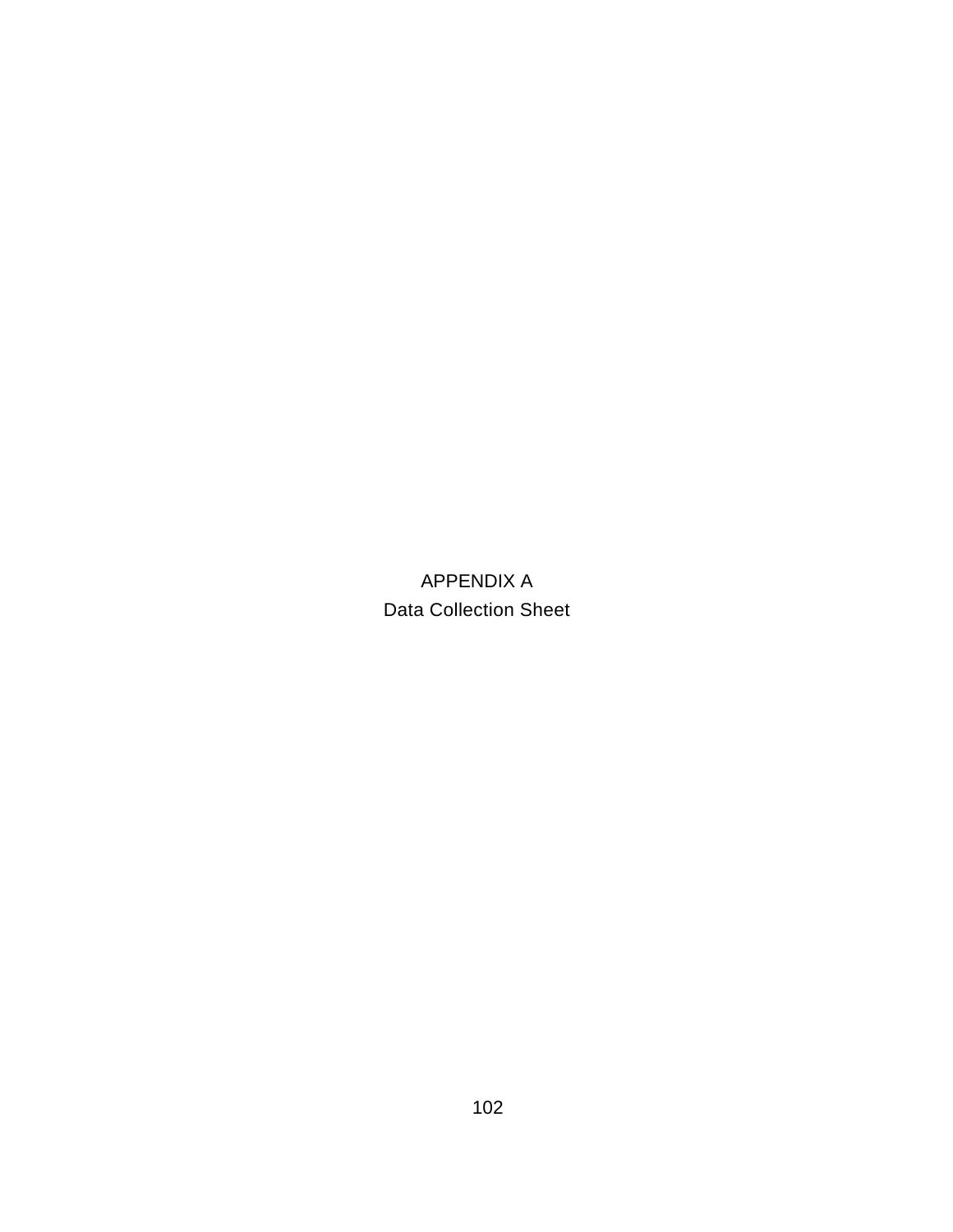# APPENDIX A

## Data Collection Sheet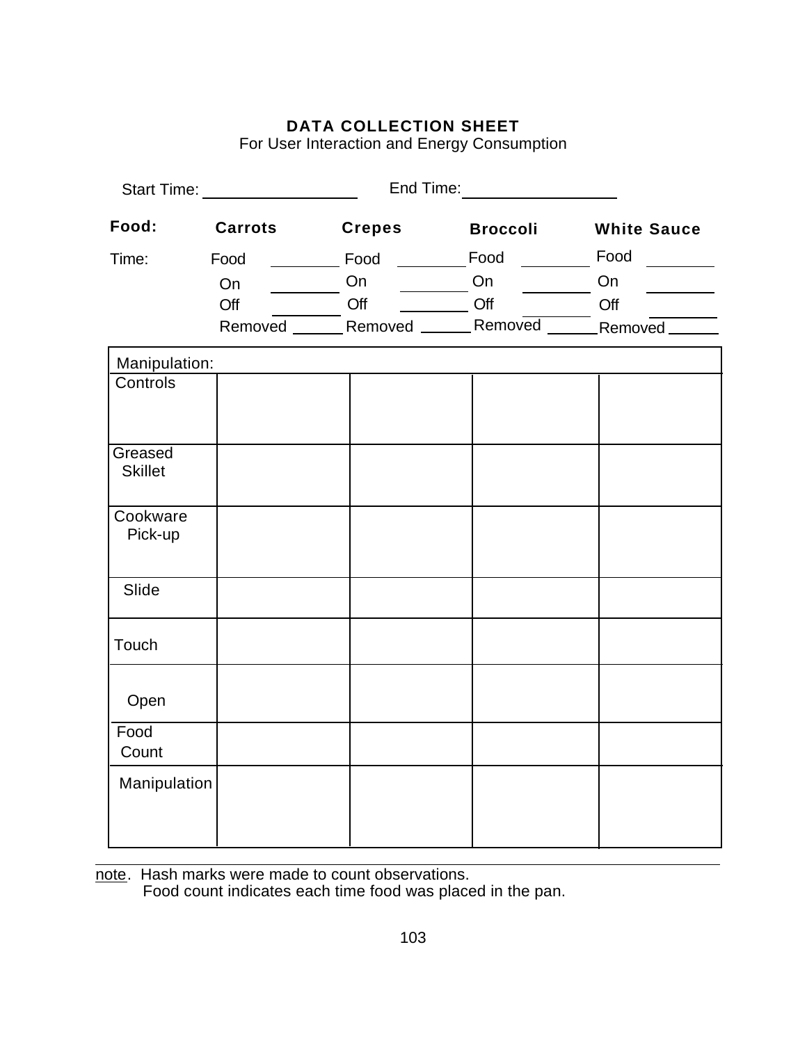**DATA COLLECTION SHEET**

For User Interaction and Energy Consumption

Start Time: ________________ End Time: ________________

| **Food:** | **Carrots** | **Crepes** | **Broccoli** | **White Sauce** |
|---|---|---|---|---|
| Time: | Food ________ | Food ________ | Food ________ | Food ________ |
| | On ________ | On ________ | On ________ | On ________ |
| | Off ________ | Off ________ | Off ________ | Off ________ |
| | Removed ______ | Removed ______ | Removed ______ | Removed ______ |

| Manipulation: | | | | |
|---|---|---|---|---|
| Controls | | | | |
| Greased Skillet | | | | |
| Cookware Pick-up | | | | |
| Slide | | | | |
| Touch | | | | |
| Open | | | | |
| Food Count | | | | |
| Manipulation | | | | |

note. Hash marks were made to count observations.
Food count indicates each time food was placed in the pan.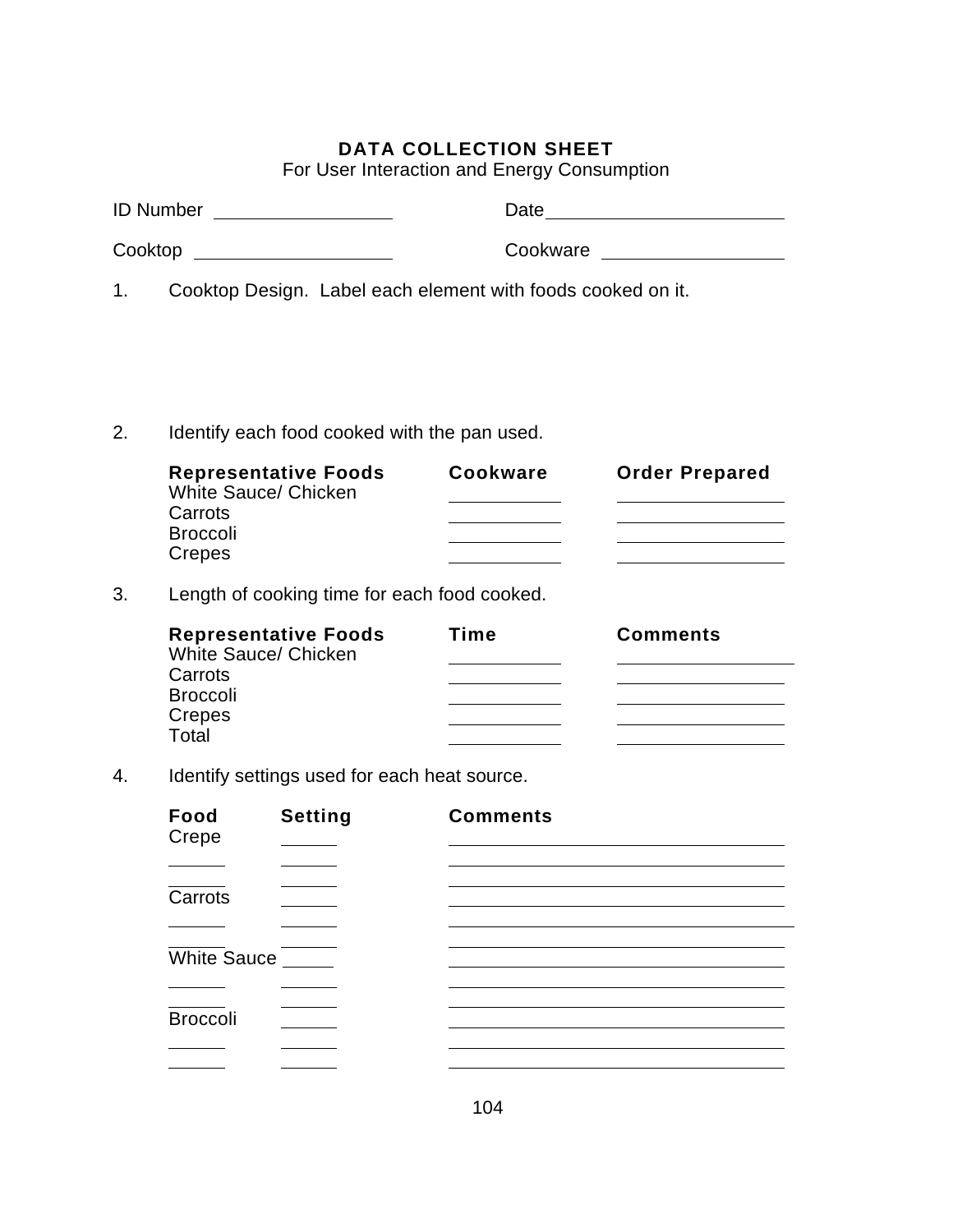**DATA COLLECTION SHEET**
For User Interaction and Energy Consumption

ID Number ________________ Date ______________________

Cooktop __________________ Cookware ________________

1. Cooktop Design. Label each element with foods cooked on it.

2. Identify each food cooked with the pan used.

| Representative Foods | Cookware | Order Prepared |
|---|---|---|
| White Sauce/ Chicken | ________ | ____________ |
| Carrots | ________ | ____________ |
| Broccoli | ________ | ____________ |
| Crepes | ________ | ____________ |

3. Length of cooking time for each food cooked.

| Representative Foods | Time | Comments |
|---|---|---|
| White Sauce/ Chicken | ________ | ____________ |
| Carrots | ________ | ____________ |
| Broccoli | ________ | ____________ |
| Crepes | ________ | ____________ |
| Total | ________ | ____________ |

4. Identify settings used for each heat source.

| Food | Setting | Comments |
|---|---|---|
| Crepe | _____ | ________________________ |
| _____ | _____ | ________________________ |
| _____ | _____ | ________________________ |
| Carrots | _____ | ________________________ |
| _____ | _____ | ________________________ |
| _____ | _____ | ________________________ |
| White Sauce | _____ | ________________________ |
| _____ | _____ | ________________________ |
| _____ | _____ | ________________________ |
| Broccoli | _____ | ________________________ |
| _____ | _____ | ________________________ |
| _____ | _____ | ________________________ |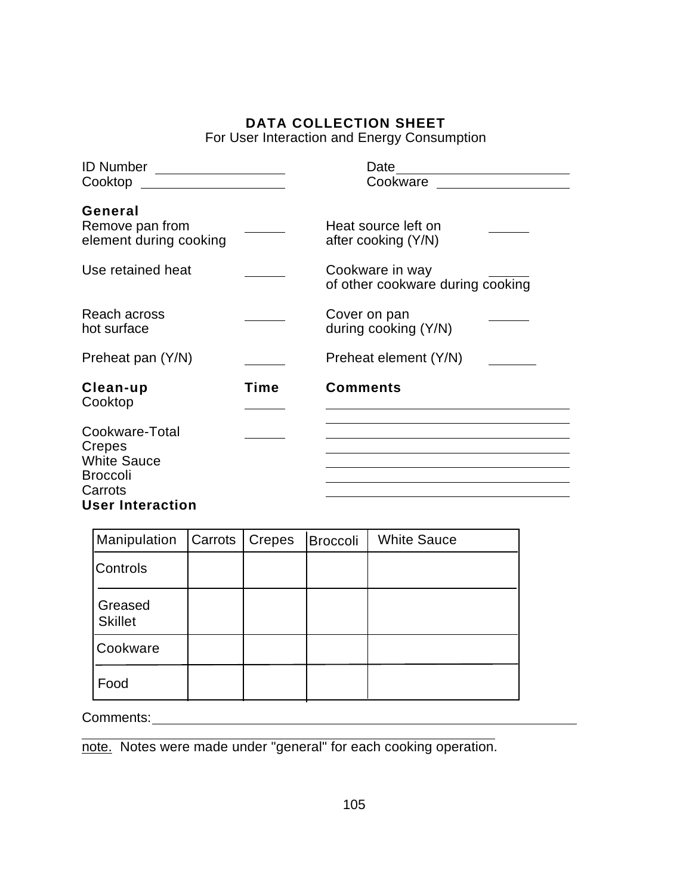**DATA COLLECTION SHEET**
For User Interaction and Energy Consumption

ID Number ________________ Date ______________________
Cooktop __________________ Cookware __________________

**General**

Remove pan from element during cooking ______

Heat source left on after cooking (Y/N) ______

Use retained heat ______

Cookware in way of other cookware during cooking ______

Reach across hot surface ______

Cover on pan during cooking (Y/N) ______

Preheat pan (Y/N) ______

Preheat element (Y/N) ______

**Clean-up** | **Time** | **Comments**

Cooktop ______

Cookware-Total ______
Crepes
White Sauce
Broccoli
Carrots

**User Interaction**

| Manipulation | Carrots | Crepes | Broccoli | White Sauce |
|---|---|---|---|---|
| Controls | | | | |
| Greased Skillet | | | | |
| Cookware | | | | |
| Food | | | | |

Comments: ______________________________________________

note. Notes were made under "general" for each cooking operation.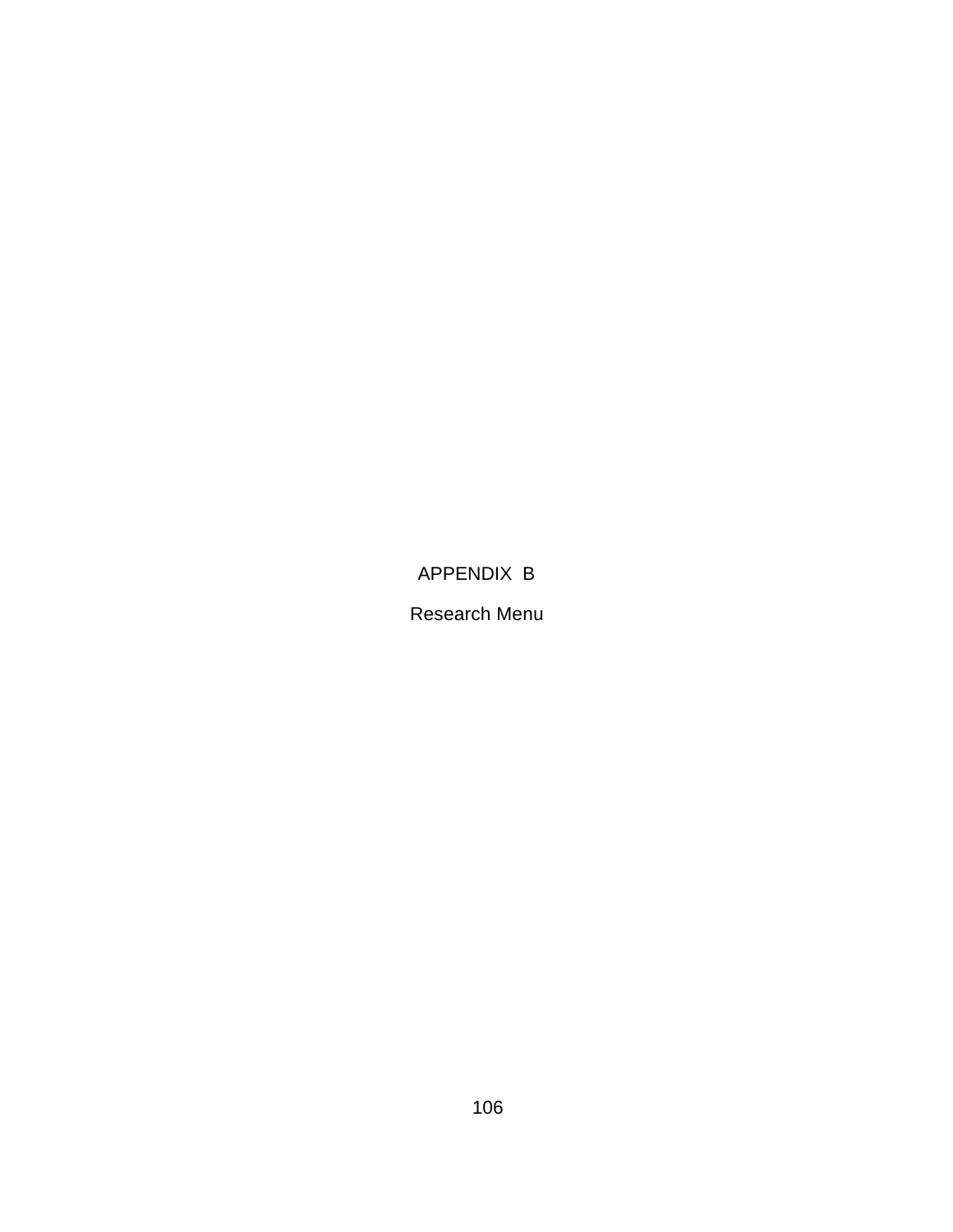# APPENDIX B

## Research Menu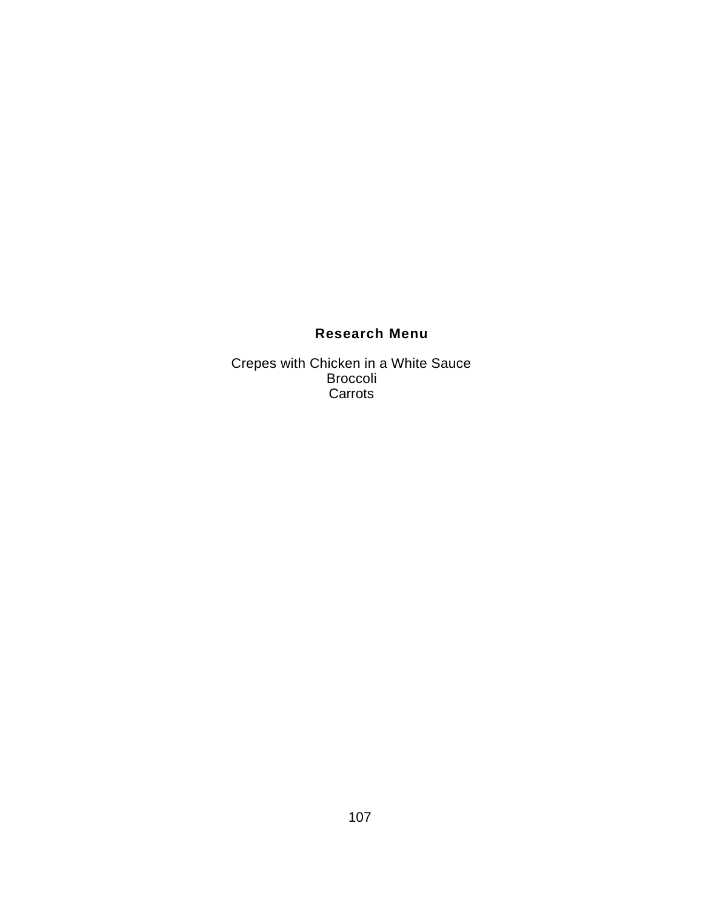## Research Menu

Crepes with Chicken in a White Sauce
Broccoli
Carrots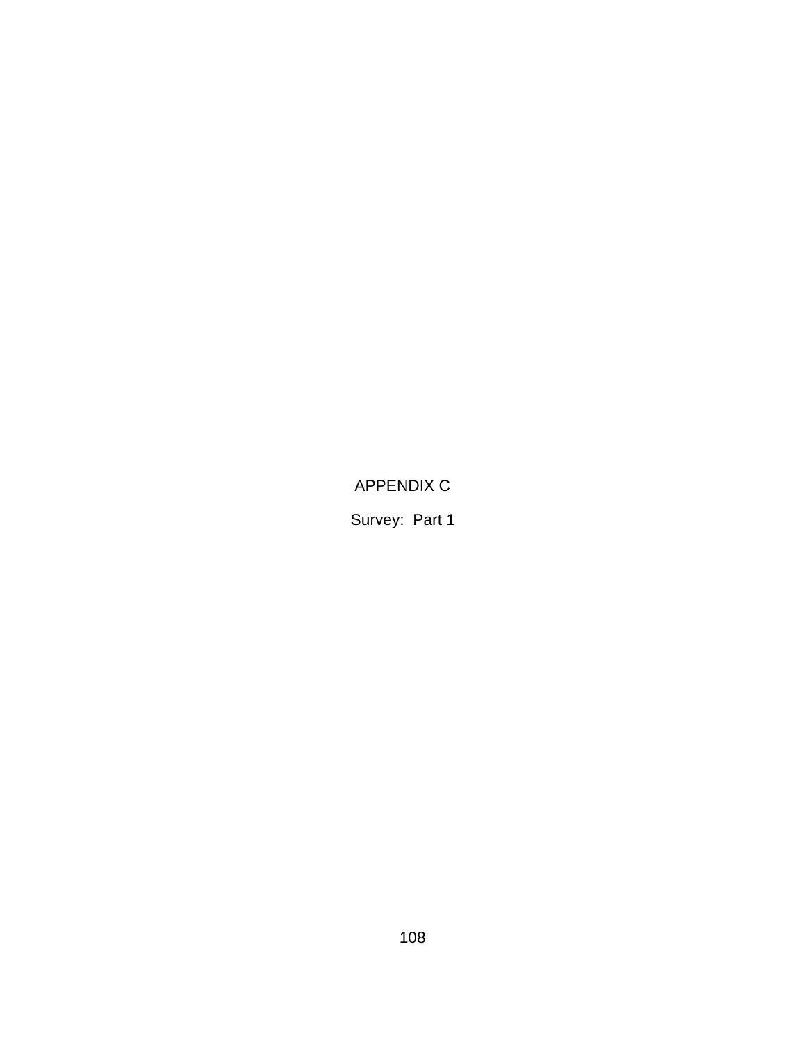# APPENDIX C

## Survey: Part 1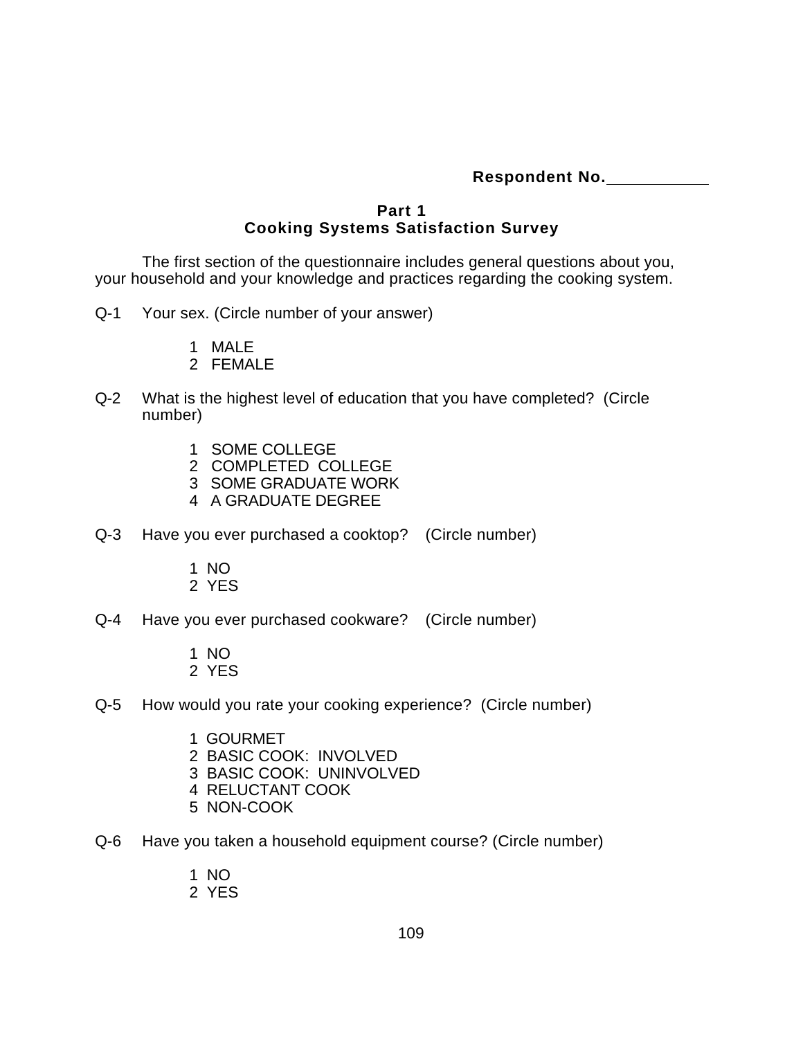**Respondent No.**\_\_\_\_\_\_\_\_\_\_\_\_

## Part 1
## Cooking Systems Satisfaction Survey

The first section of the questionnaire includes general questions about you, your household and your knowledge and practices regarding the cooking system.

Q-1 Your sex. (Circle number of your answer)

1 MALE
2 FEMALE

Q-2 What is the highest level of education that you have completed? (Circle number)

1 SOME COLLEGE
2 COMPLETED COLLEGE
3 SOME GRADUATE WORK
4 A GRADUATE DEGREE

Q-3 Have you ever purchased a cooktop? (Circle number)

1 NO
2 YES

Q-4 Have you ever purchased cookware? (Circle number)

1 NO
2 YES

Q-5 How would you rate your cooking experience? (Circle number)

1 GOURMET
2 BASIC COOK: INVOLVED
3 BASIC COOK: UNINVOLVED
4 RELUCTANT COOK
5 NON-COOK

Q-6 Have you taken a household equipment course? (Circle number)

1 NO
2 YES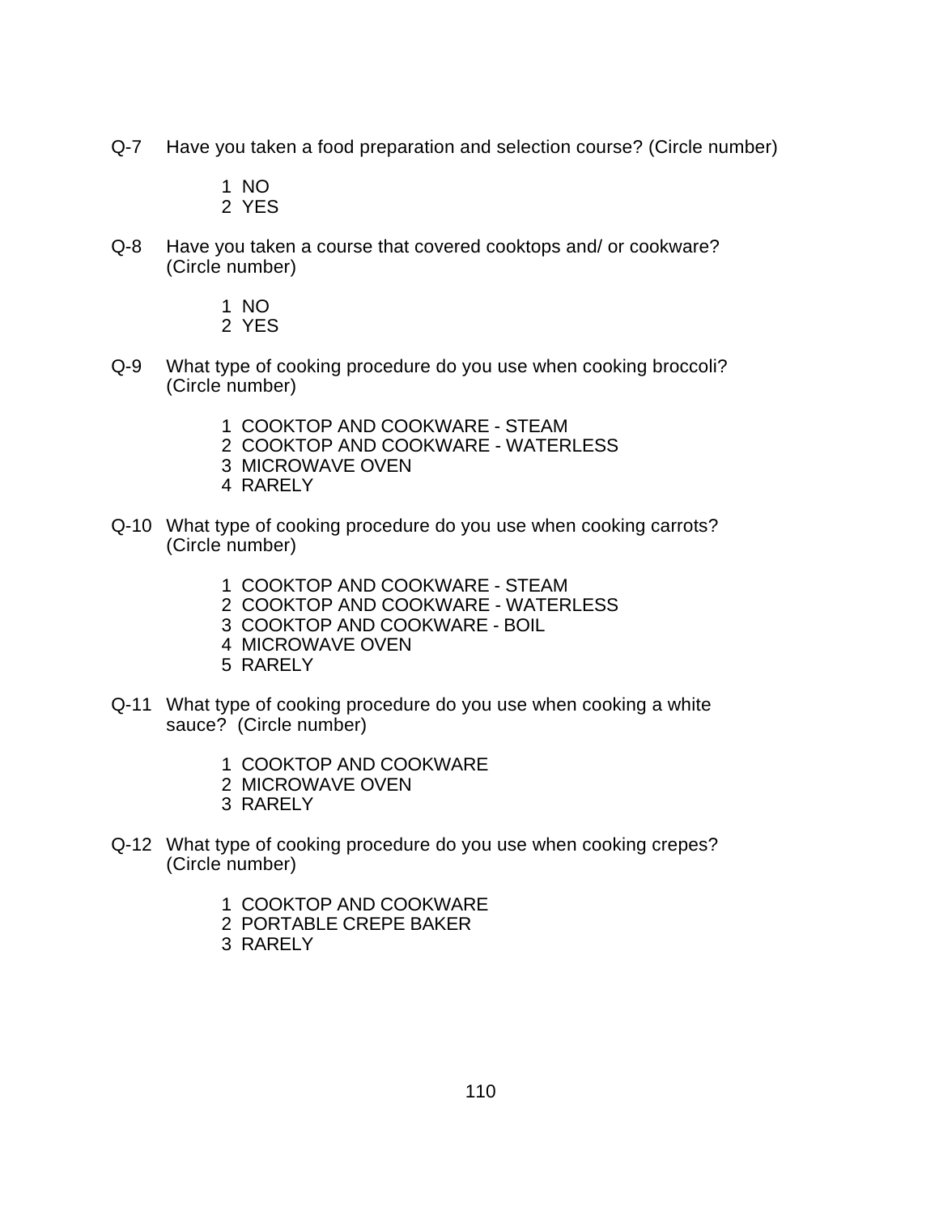Q-7 Have you taken a food preparation and selection course? (Circle number)

1 NO
2 YES

Q-8 Have you taken a course that covered cooktops and/ or cookware? (Circle number)

1 NO
2 YES

Q-9 What type of cooking procedure do you use when cooking broccoli? (Circle number)

1 COOKTOP AND COOKWARE - STEAM
2 COOKTOP AND COOKWARE - WATERLESS
3 MICROWAVE OVEN
4 RARELY

Q-10 What type of cooking procedure do you use when cooking carrots? (Circle number)

1 COOKTOP AND COOKWARE - STEAM
2 COOKTOP AND COOKWARE - WATERLESS
3 COOKTOP AND COOKWARE - BOIL
4 MICROWAVE OVEN
5 RARELY

Q-11 What type of cooking procedure do you use when cooking a white sauce? (Circle number)

1 COOKTOP AND COOKWARE
2 MICROWAVE OVEN
3 RARELY

Q-12 What type of cooking procedure do you use when cooking crepes? (Circle number)

1 COOKTOP AND COOKWARE
2 PORTABLE CREPE BAKER
3 RARELY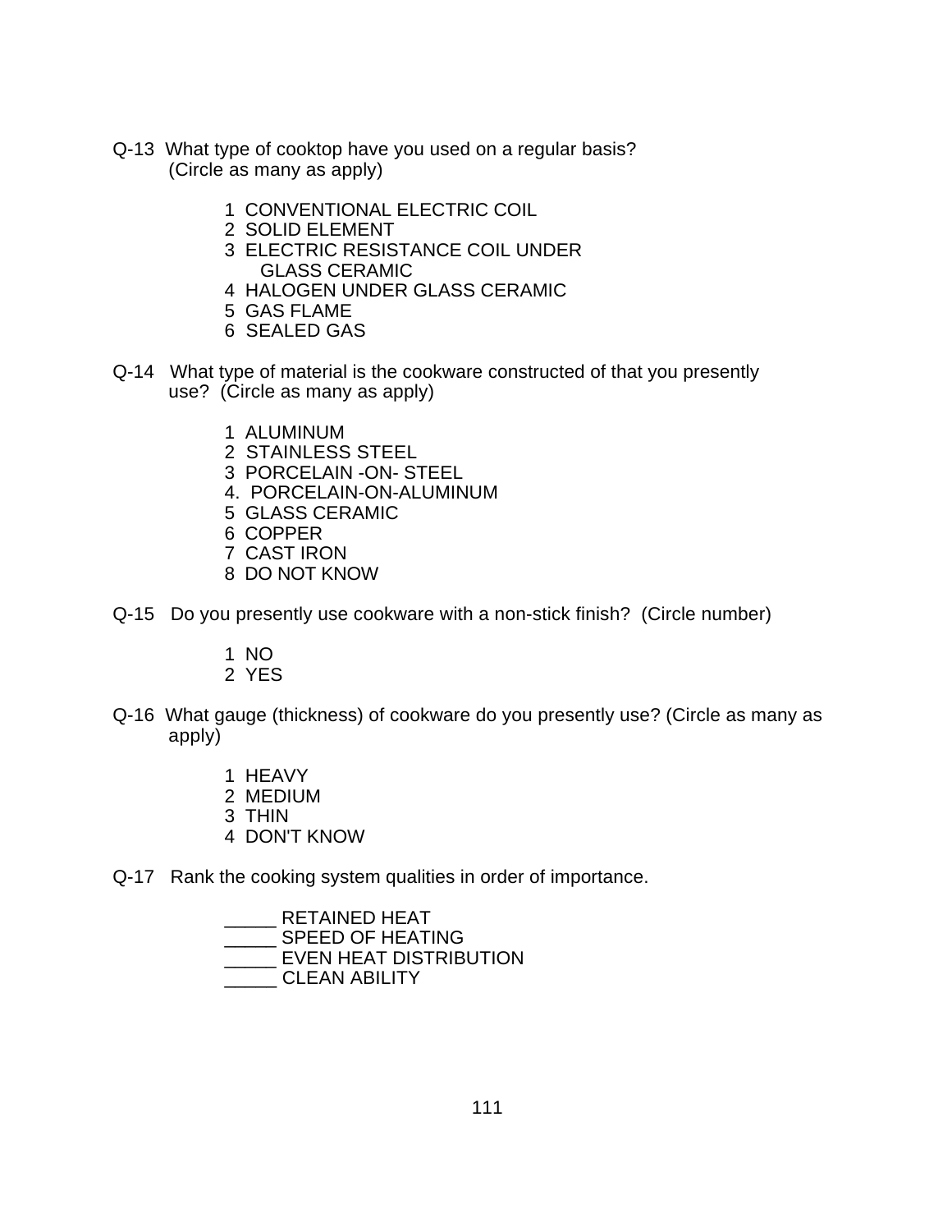Q-13 What type of cooktop have you used on a regular basis? (Circle as many as apply)

1 CONVENTIONAL ELECTRIC COIL
2 SOLID ELEMENT
3 ELECTRIC RESISTANCE COIL UNDER GLASS CERAMIC
4 HALOGEN UNDER GLASS CERAMIC
5 GAS FLAME
6 SEALED GAS

Q-14 What type of material is the cookware constructed of that you presently use? (Circle as many as apply)

1 ALUMINUM
2 STAINLESS STEEL
3 PORCELAIN -ON- STEEL
4. PORCELAIN-ON-ALUMINUM
5 GLASS CERAMIC
6 COPPER
7 CAST IRON
8 DO NOT KNOW

Q-15 Do you presently use cookware with a non-stick finish? (Circle number)

1 NO
2 YES

Q-16 What gauge (thickness) of cookware do you presently use? (Circle as many as apply)

1 HEAVY
2 MEDIUM
3 THIN
4 DON'T KNOW

Q-17 Rank the cooking system qualities in order of importance.

_____ RETAINED HEAT
_____ SPEED OF HEATING
_____ EVEN HEAT DISTRIBUTION
_____ CLEAN ABILITY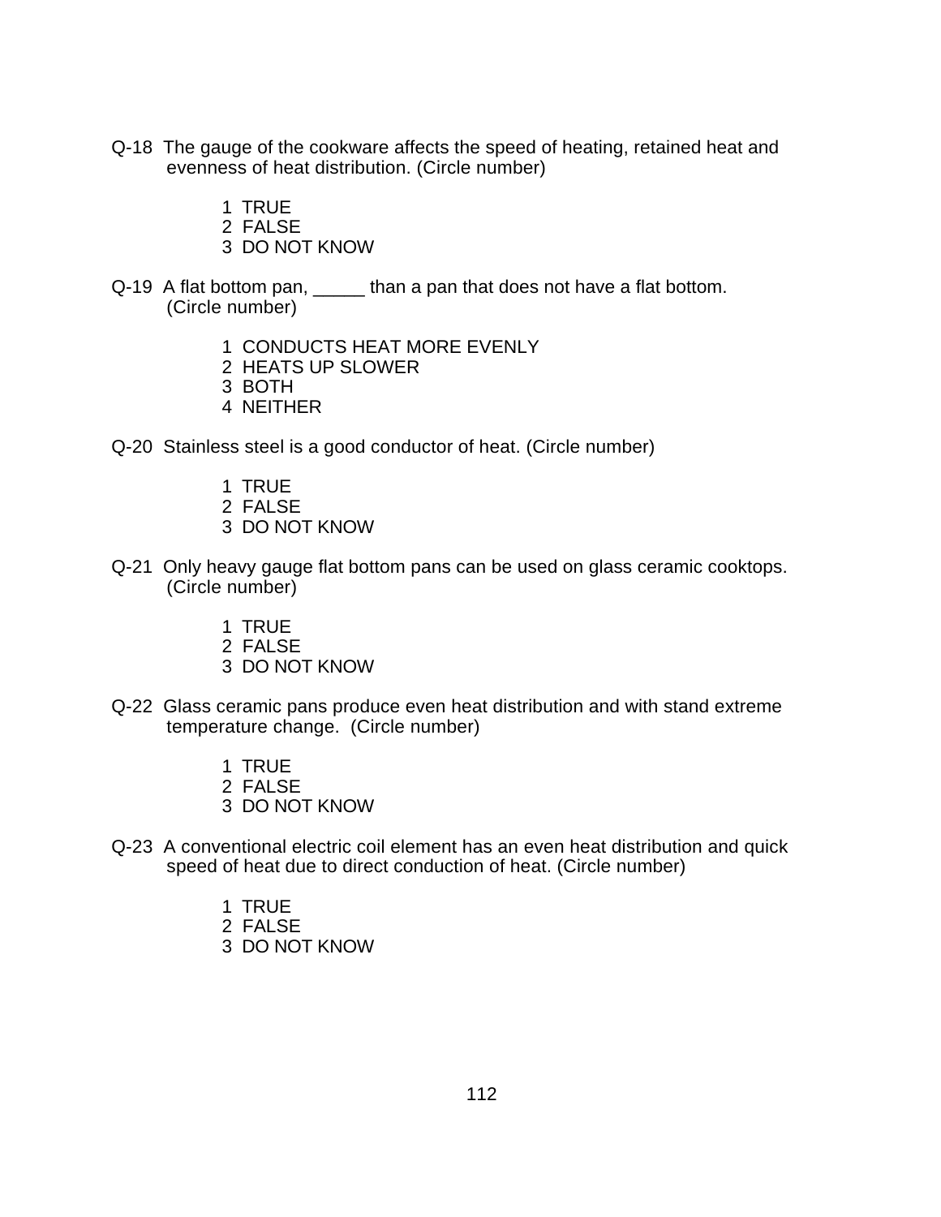Q-18 The gauge of the cookware affects the speed of heating, retained heat and evenness of heat distribution. (Circle number)

1 TRUE
2 FALSE
3 DO NOT KNOW

Q-19 A flat bottom pan, _____ than a pan that does not have a flat bottom. (Circle number)

1 CONDUCTS HEAT MORE EVENLY
2 HEATS UP SLOWER
3 BOTH
4 NEITHER

Q-20 Stainless steel is a good conductor of heat. (Circle number)

1 TRUE
2 FALSE
3 DO NOT KNOW

Q-21 Only heavy gauge flat bottom pans can be used on glass ceramic cooktops. (Circle number)

1 TRUE
2 FALSE
3 DO NOT KNOW

Q-22 Glass ceramic pans produce even heat distribution and with stand extreme temperature change. (Circle number)

1 TRUE
2 FALSE
3 DO NOT KNOW

Q-23 A conventional electric coil element has an even heat distribution and quick speed of heat due to direct conduction of heat. (Circle number)

1 TRUE
2 FALSE
3 DO NOT KNOW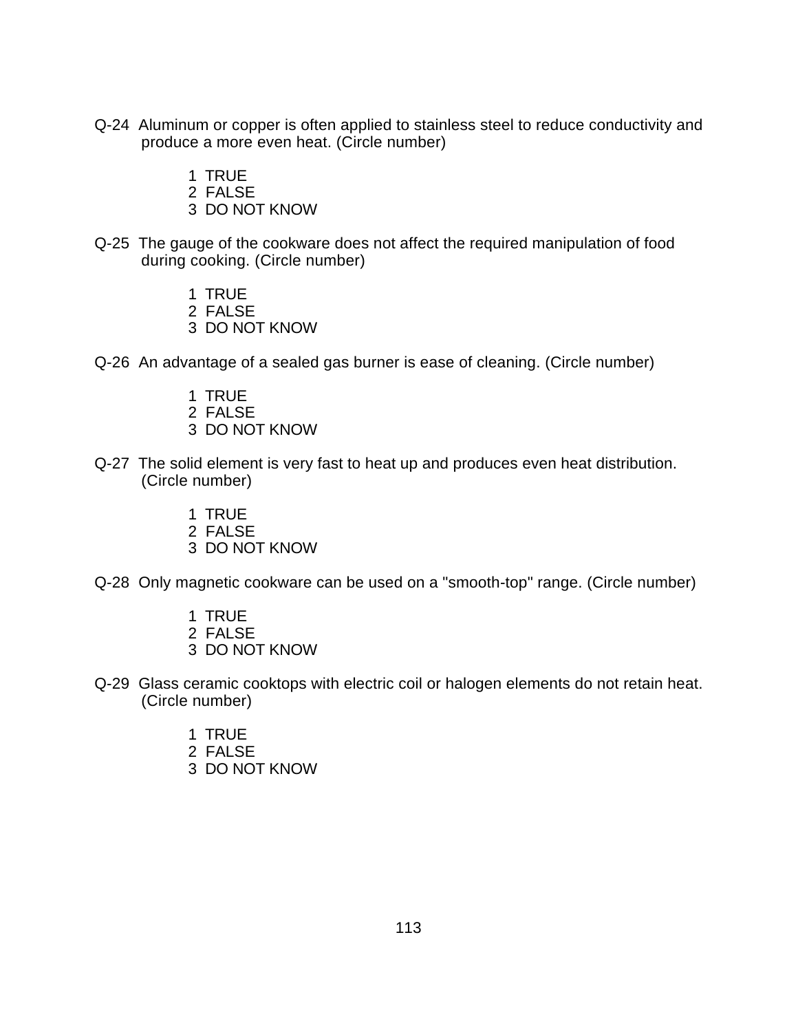Q-24 Aluminum or copper is often applied to stainless steel to reduce conductivity and produce a more even heat. (Circle number)

1 TRUE
2 FALSE
3 DO NOT KNOW

Q-25 The gauge of the cookware does not affect the required manipulation of food during cooking. (Circle number)

1 TRUE
2 FALSE
3 DO NOT KNOW

Q-26 An advantage of a sealed gas burner is ease of cleaning. (Circle number)

1 TRUE
2 FALSE
3 DO NOT KNOW

Q-27 The solid element is very fast to heat up and produces even heat distribution. (Circle number)

1 TRUE
2 FALSE
3 DO NOT KNOW

Q-28 Only magnetic cookware can be used on a "smooth-top" range. (Circle number)

1 TRUE
2 FALSE
3 DO NOT KNOW

Q-29 Glass ceramic cooktops with electric coil or halogen elements do not retain heat. (Circle number)

1 TRUE
2 FALSE
3 DO NOT KNOW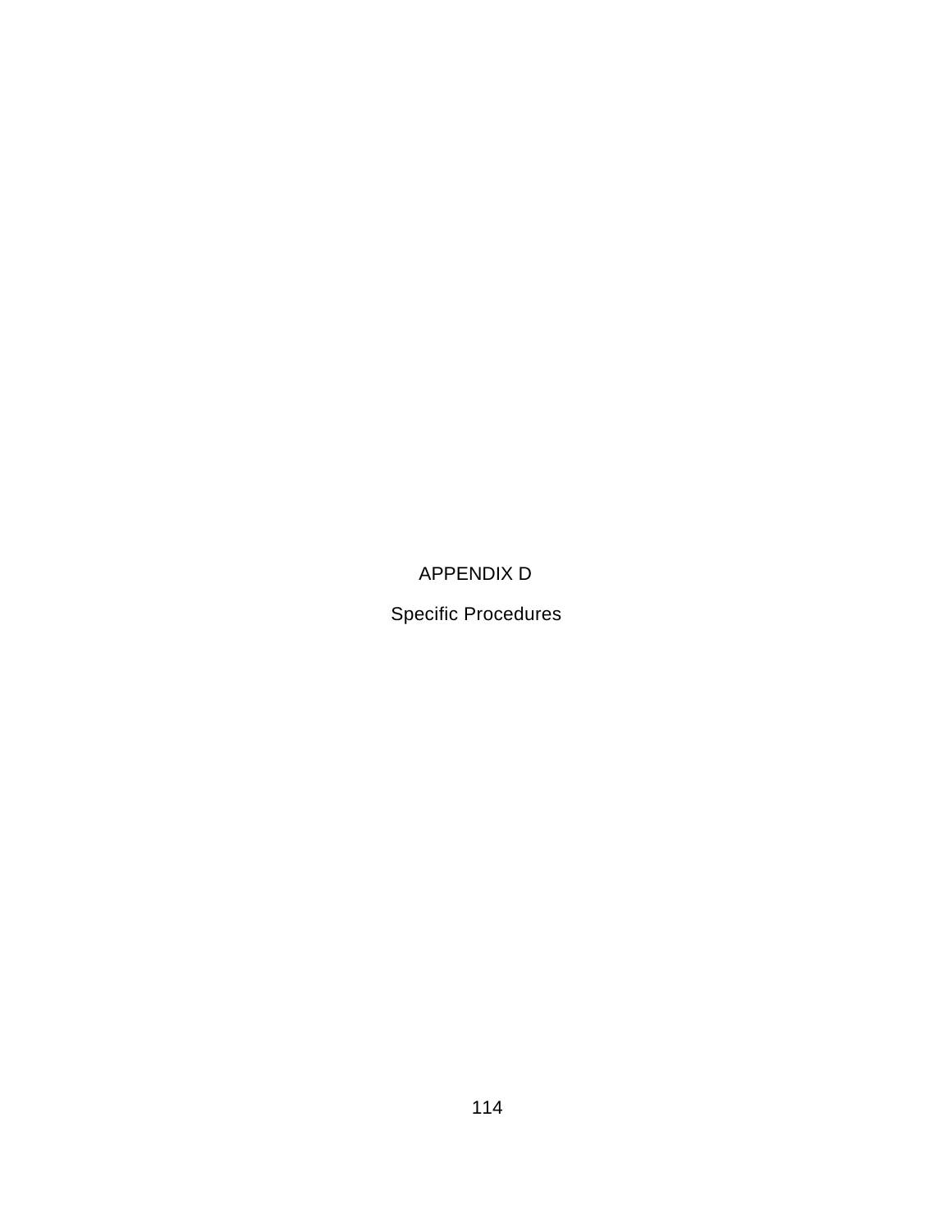# APPENDIX D

## Specific Procedures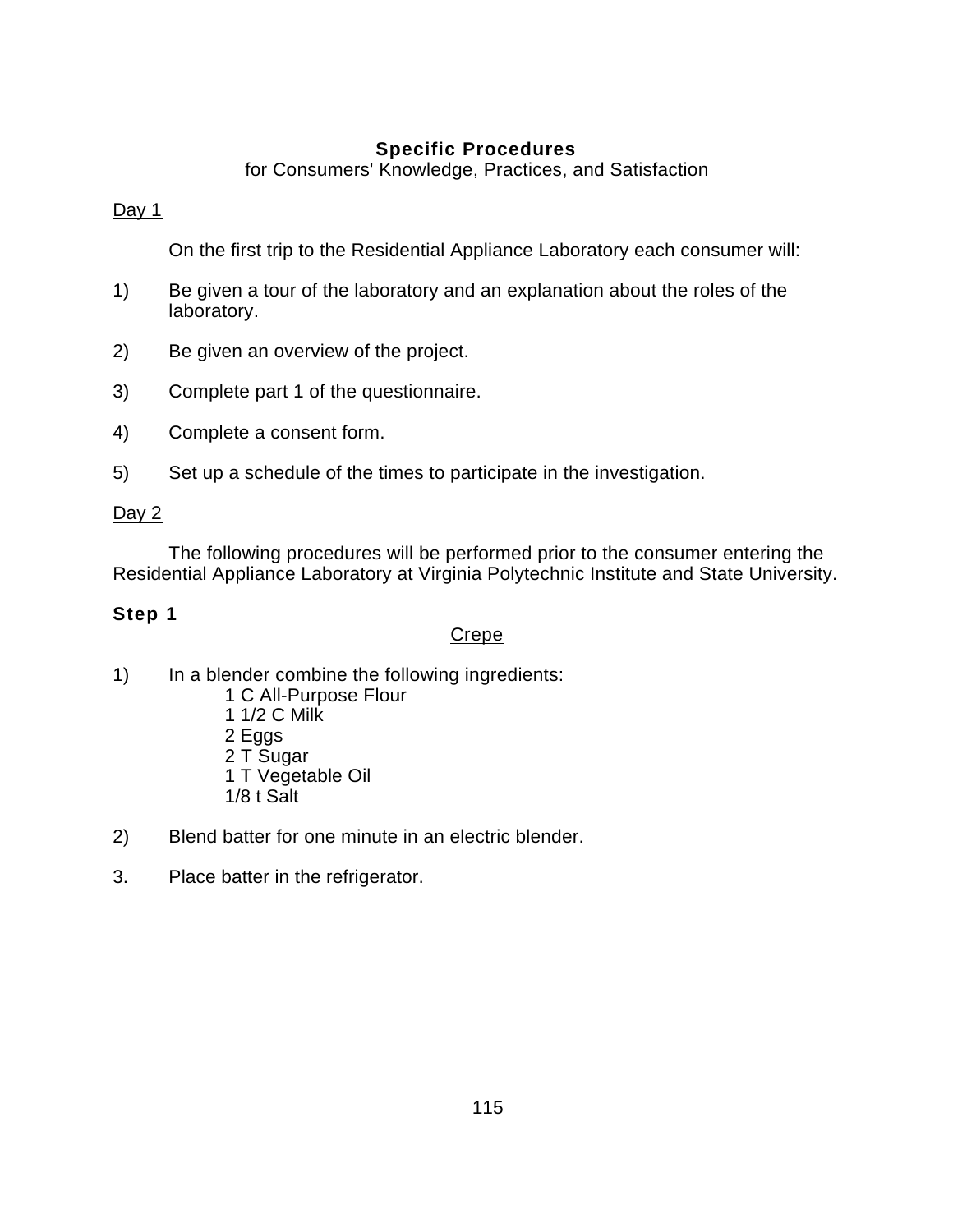**Specific Procedures**
for Consumers' Knowledge, Practices, and Satisfaction

<u>Day 1</u>

On the first trip to the Residential Appliance Laboratory each consumer will:

1) Be given a tour of the laboratory and an explanation about the roles of the laboratory.

2) Be given an overview of the project.

3) Complete part 1 of the questionnaire.

4) Complete a consent form.

5) Set up a schedule of the times to participate in the investigation.

<u>Day 2</u>

The following procedures will be performed prior to the consumer entering the Residential Appliance Laboratory at Virginia Polytechnic Institute and State University.

**Step 1**

<u>Crepe</u>

1) In a blender combine the following ingredients:
   1 C All-Purpose Flour
   1 1/2 C Milk
   2 Eggs
   2 T Sugar
   1 T Vegetable Oil
   1/8 t Salt

2) Blend batter for one minute in an electric blender.

3. Place batter in the refrigerator.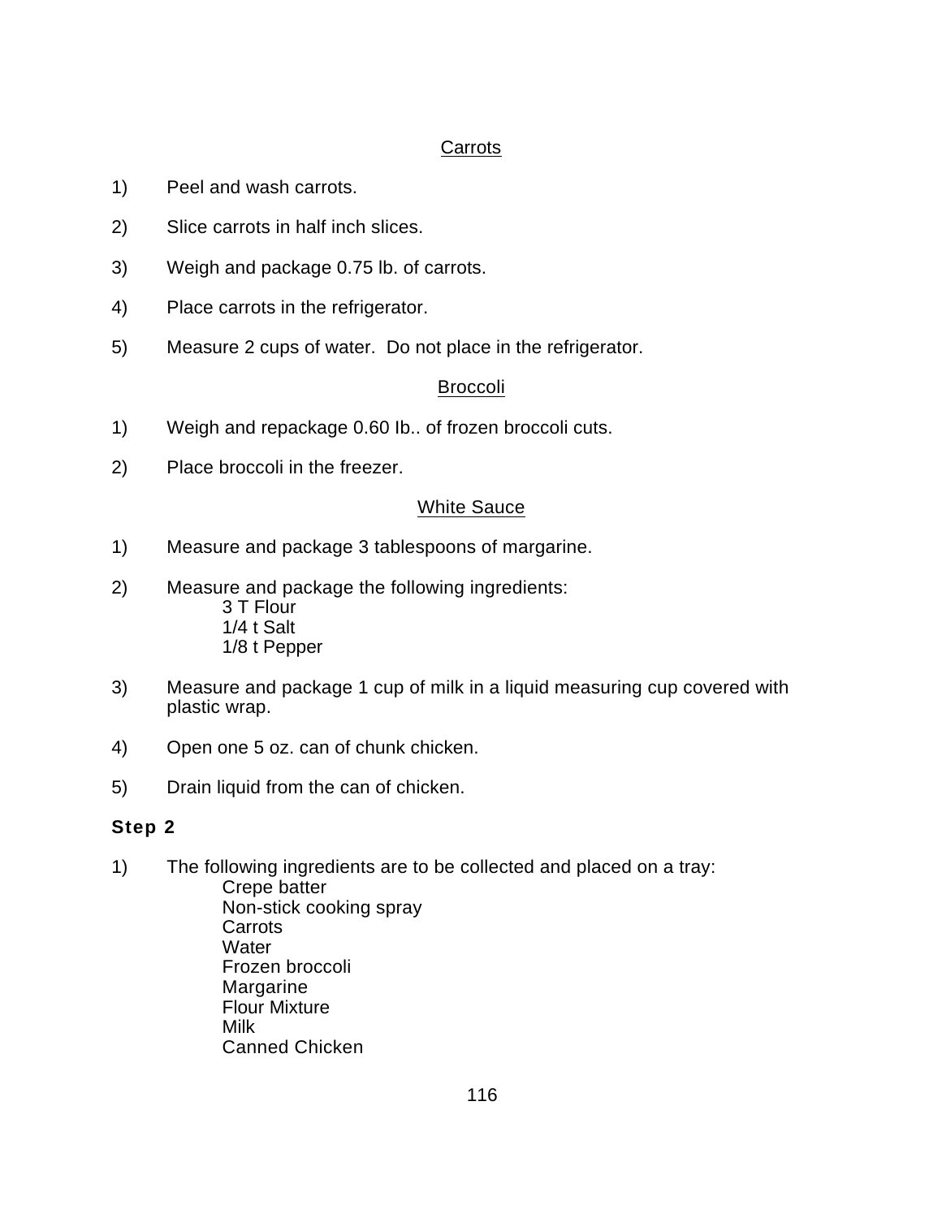<u>Carrots</u>

1) Peel and wash carrots.

2) Slice carrots in half inch slices.

3) Weigh and package 0.75 lb. of carrots.

4) Place carrots in the refrigerator.

5) Measure 2 cups of water. Do not place in the refrigerator.

<u>Broccoli</u>

1) Weigh and repackage 0.60 Ib.. of frozen broccoli cuts.

2) Place broccoli in the freezer.

<u>White Sauce</u>

1) Measure and package 3 tablespoons of margarine.

2) Measure and package the following ingredients:
   3 T Flour
   1/4 t Salt
   1/8 t Pepper

3) Measure and package 1 cup of milk in a liquid measuring cup covered with plastic wrap.

4) Open one 5 oz. can of chunk chicken.

5) Drain liquid from the can of chicken.

**Step 2**

1) The following ingredients are to be collected and placed on a tray:
   Crepe batter
   Non-stick cooking spray
   Carrots
   Water
   Frozen broccoli
   Margarine
   Flour Mixture
   Milk
   Canned Chicken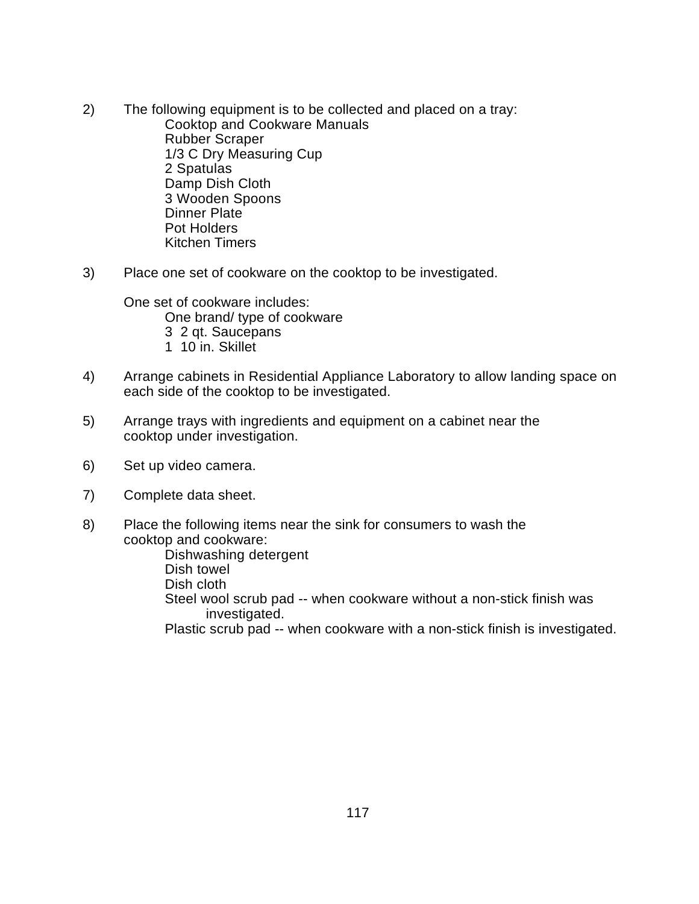2) The following equipment is to be collected and placed on a tray:
    - Cooktop and Cookware Manuals
    - Rubber Scraper
    - 1/3 C Dry Measuring Cup
    - 2 Spatulas
    - Damp Dish Cloth
    - 3 Wooden Spoons
    - Dinner Plate
    - Pot Holders
    - Kitchen Timers

3) Place one set of cookware on the cooktop to be investigated.

    One set of cookware includes:
    - One brand/ type of cookware
    - 3  2 qt. Saucepans
    - 1  10 in. Skillet

4) Arrange cabinets in Residential Appliance Laboratory to allow landing space on each side of the cooktop to be investigated.

5) Arrange trays with ingredients and equipment on a cabinet near the cooktop under investigation.

6) Set up video camera.

7) Complete data sheet.

8) Place the following items near the sink for consumers to wash the cooktop and cookware:
    - Dishwashing detergent
    - Dish towel
    - Dish cloth
    - Steel wool scrub pad -- when cookware without a non-stick finish was investigated.
    - Plastic scrub pad -- when cookware with a non-stick finish is investigated.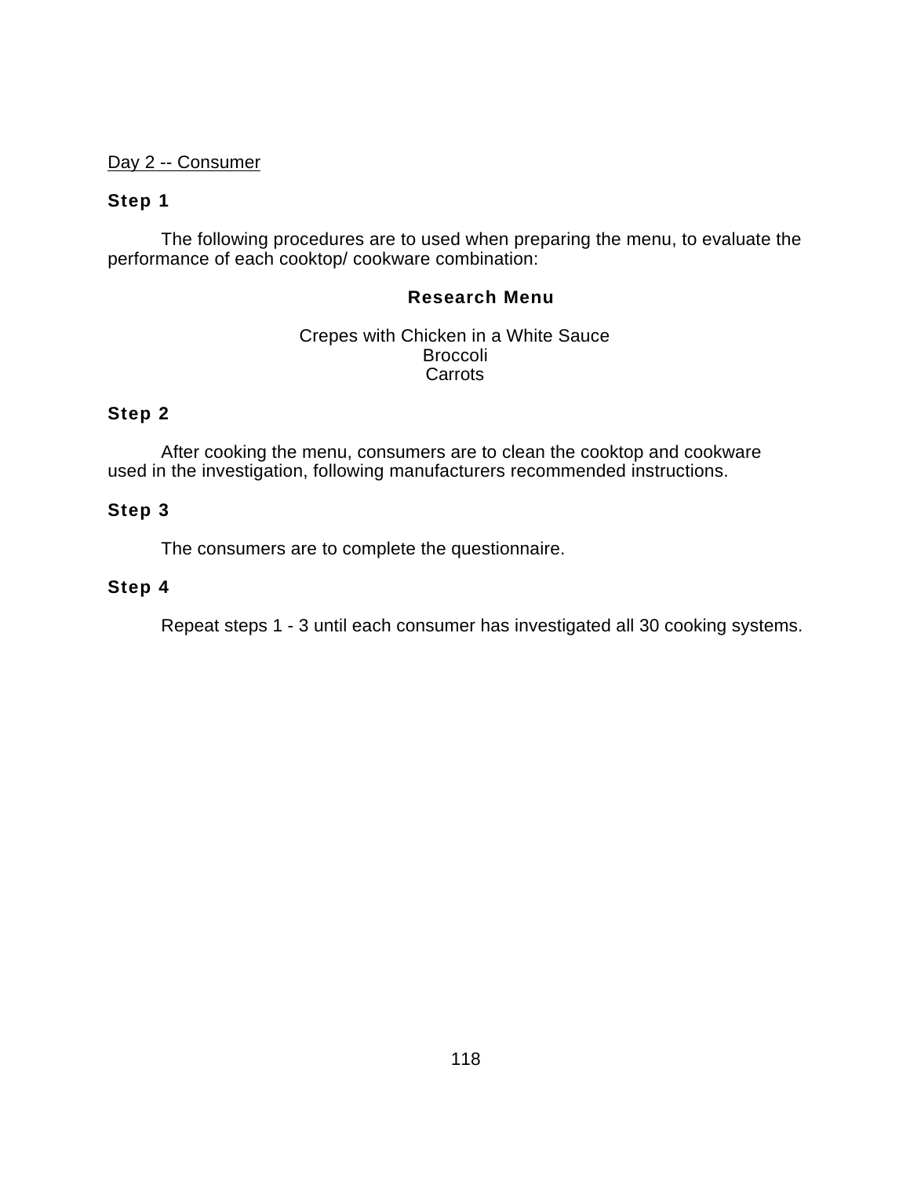Day 2 -- Consumer

**Step 1**

The following procedures are to used when preparing the menu, to evaluate the performance of each cooktop/ cookware combination:

**Research Menu**

Crepes with Chicken in a White Sauce
Broccoli
Carrots

**Step 2**

After cooking the menu, consumers are to clean the cooktop and cookware used in the investigation, following manufacturers recommended instructions.

**Step 3**

The consumers are to complete the questionnaire.

**Step 4**

Repeat steps 1 - 3 until each consumer has investigated all 30 cooking systems.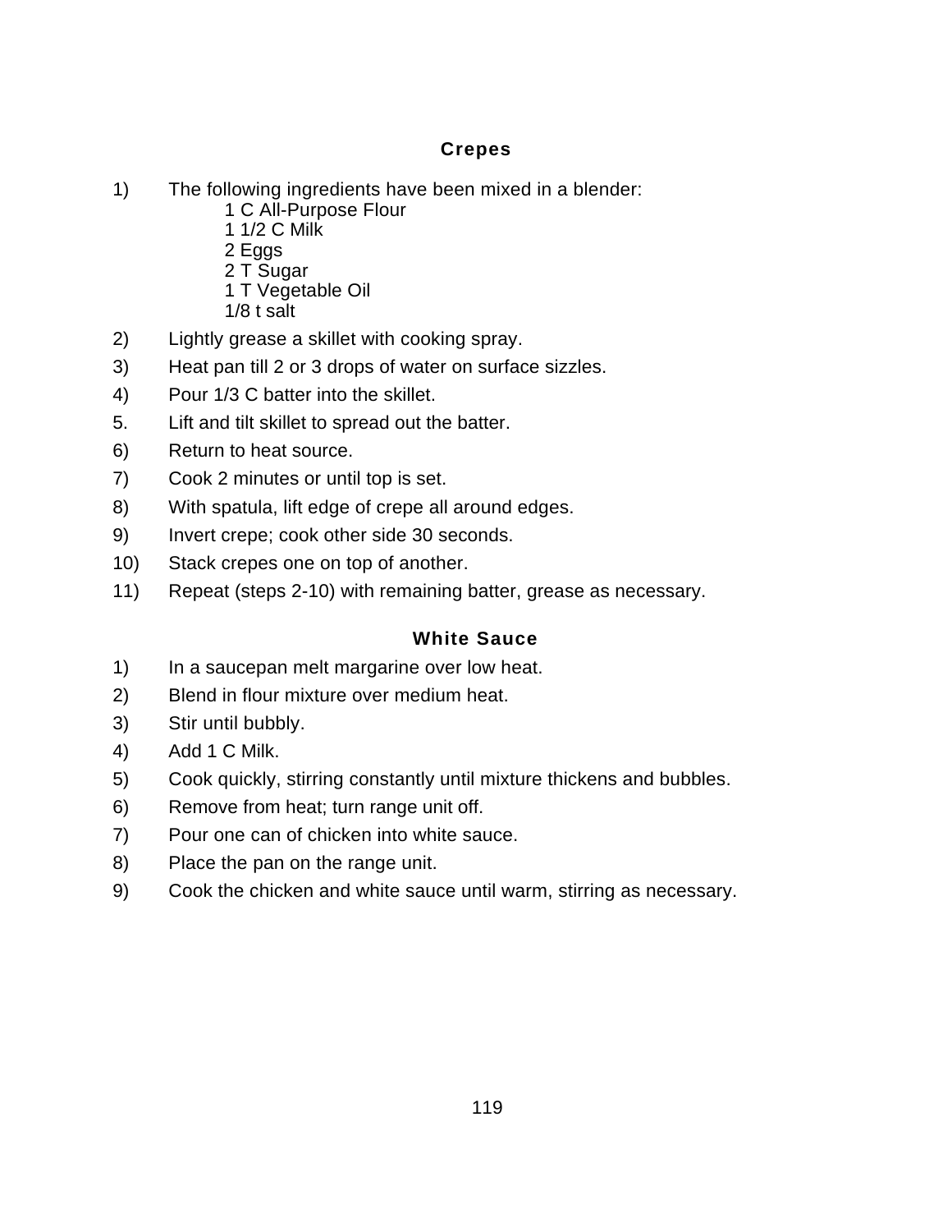## Crepes

1) The following ingredients have been mixed in a blender:
   - 1 C All-Purpose Flour
   - 1 1/2 C Milk
   - 2 Eggs
   - 2 T Sugar
   - 1 T Vegetable Oil
   - 1/8 t salt
2) Lightly grease a skillet with cooking spray.
3) Heat pan till 2 or 3 drops of water on surface sizzles.
4) Pour 1/3 C batter into the skillet.
5. Lift and tilt skillet to spread out the batter.
6) Return to heat source.
7) Cook 2 minutes or until top is set.
8) With spatula, lift edge of crepe all around edges.
9) Invert crepe; cook other side 30 seconds.
10) Stack crepes one on top of another.
11) Repeat (steps 2-10) with remaining batter, grease as necessary.

## White Sauce

1) In a saucepan melt margarine over low heat.
2) Blend in flour mixture over medium heat.
3) Stir until bubbly.
4) Add 1 C Milk.
5) Cook quickly, stirring constantly until mixture thickens and bubbles.
6) Remove from heat; turn range unit off.
7) Pour one can of chicken into white sauce.
8) Place the pan on the range unit.
9) Cook the chicken and white sauce until warm, stirring as necessary.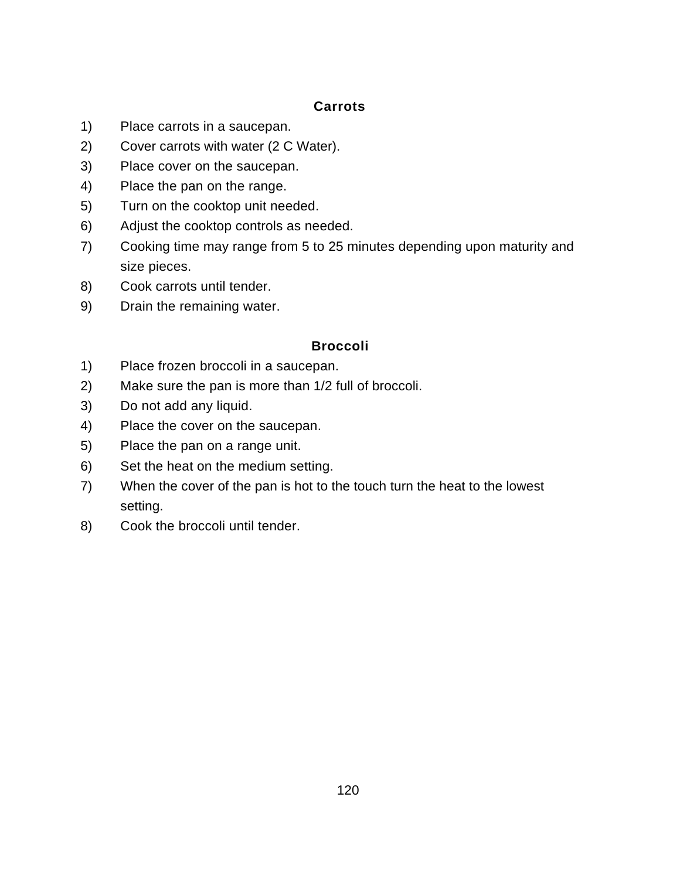### Carrots

1) Place carrots in a saucepan.
2) Cover carrots with water (2 C Water).
3) Place cover on the saucepan.
4) Place the pan on the range.
5) Turn on the cooktop unit needed.
6) Adjust the cooktop controls as needed.
7) Cooking time may range from 5 to 25 minutes depending upon maturity and size pieces.
8) Cook carrots until tender.
9) Drain the remaining water.

### Broccoli

1) Place frozen broccoli in a saucepan.
2) Make sure the pan is more than 1/2 full of broccoli.
3) Do not add any liquid.
4) Place the cover on the saucepan.
5) Place the pan on a range unit.
6) Set the heat on the medium setting.
7) When the cover of the pan is hot to the touch turn the heat to the lowest setting.
8) Cook the broccoli until tender.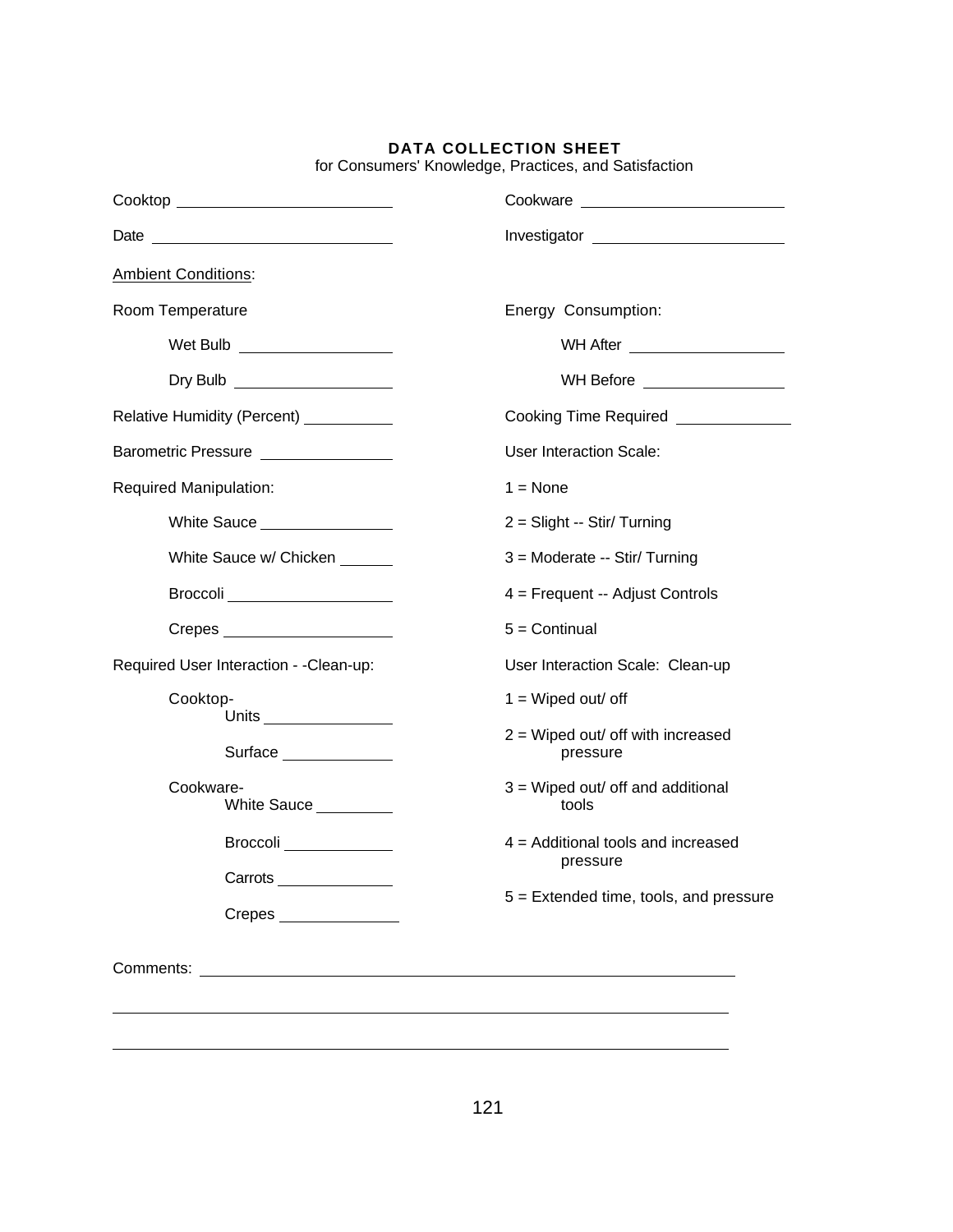**DATA COLLECTION SHEET**
for Consumers' Knowledge, Practices, and Satisfaction

Cooktop ______________________

Cookware ______________________

Date ______________________

Investigator ______________________

Ambient Conditions:

Room Temperature

- Wet Bulb ______________
- Dry Bulb ______________

Relative Humidity (Percent) __________

Barometric Pressure ______________

Required Manipulation:

- White Sauce ______________
- White Sauce w/ Chicken ______
- Broccoli ______________
- Crepes ______________

Required User Interaction - -Clean-up:

- Cooktop-
  - Units ______________
  - Surface ______________
- Cookware-
  - White Sauce __________
  - Broccoli ______________
  - Carrots ______________
  - Crepes ______________

Energy Consumption:

- WH After ______________
- WH Before ______________

Cooking Time Required ______________

User Interaction Scale:

1 = None

2 = Slight -- Stir/ Turning

3 = Moderate -- Stir/ Turning

4 = Frequent -- Adjust Controls

5 = Continual

User Interaction Scale: Clean-up

1 = Wiped out/ off

2 = Wiped out/ off with increased pressure

3 = Wiped out/ off and additional tools

4 = Additional tools and increased pressure

5 = Extended time, tools, and pressure

Comments: ________________________________________________

________________________________________________

________________________________________________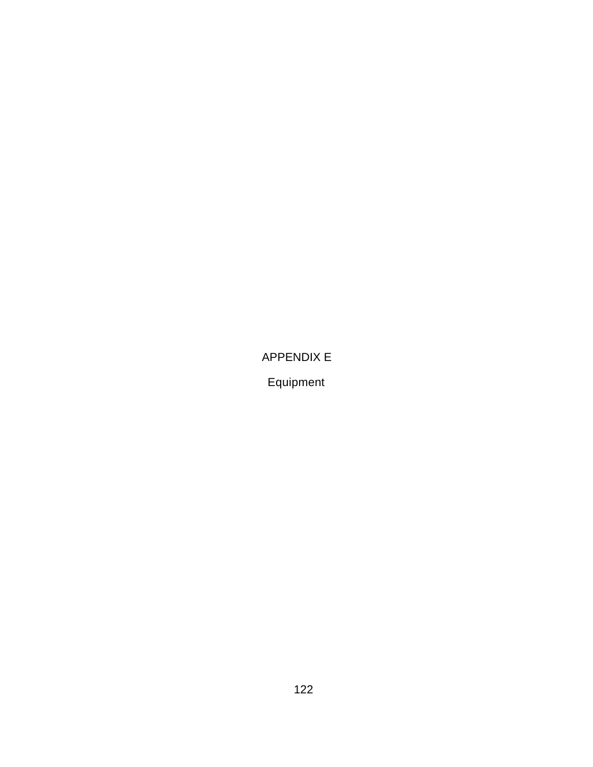# APPENDIX E

## Equipment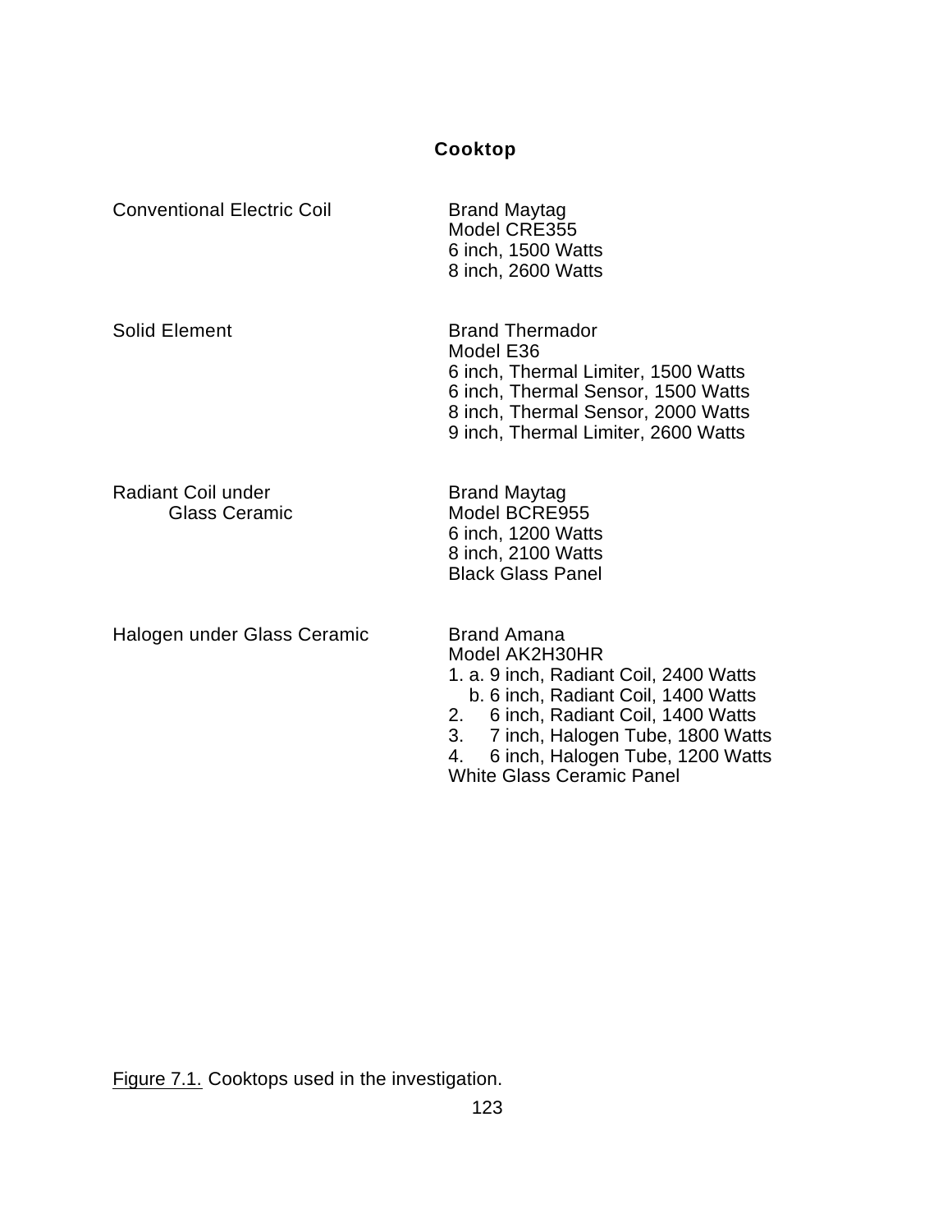**Cooktop**

| | |
|---|---|
| Conventional Electric Coil | Brand Maytag<br>Model CRE355<br>6 inch, 1500 Watts<br>8 inch, 2600 Watts |
| Solid Element | Brand Thermador<br>Model E36<br>6 inch, Thermal Limiter, 1500 Watts<br>6 inch, Thermal Sensor, 1500 Watts<br>8 inch, Thermal Sensor, 2000 Watts<br>9 inch, Thermal Limiter, 2600 Watts |
| Radiant Coil under Glass Ceramic | Brand Maytag<br>Model BCRE955<br>6 inch, 1200 Watts<br>8 inch, 2100 Watts<br>Black Glass Panel |
| Halogen under Glass Ceramic | Brand Amana<br>Model AK2H30HR<br>1. a. 9 inch, Radiant Coil, 2400 Watts<br>b. 6 inch, Radiant Coil, 1400 Watts<br>2. 6 inch, Radiant Coil, 1400 Watts<br>3. 7 inch, Halogen Tube, 1800 Watts<br>4. 6 inch, Halogen Tube, 1200 Watts<br>White Glass Ceramic Panel |

Figure 7.1. Cooktops used in the investigation.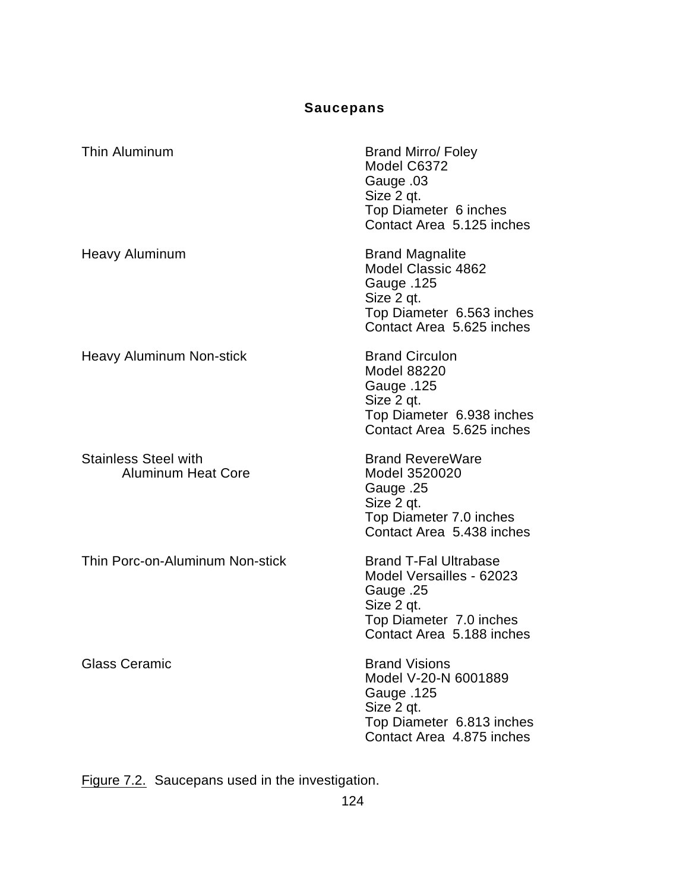## Saucepans

| | |
|---|---|
| Thin Aluminum | Brand Mirro/ Foley<br>Model C6372<br>Gauge .03<br>Size 2 qt.<br>Top Diameter 6 inches<br>Contact Area 5.125 inches |
| Heavy Aluminum | Brand Magnalite<br>Model Classic 4862<br>Gauge .125<br>Size 2 qt.<br>Top Diameter 6.563 inches<br>Contact Area 5.625 inches |
| Heavy Aluminum Non-stick | Brand Circulon<br>Model 88220<br>Gauge .125<br>Size 2 qt.<br>Top Diameter 6.938 inches<br>Contact Area 5.625 inches |
| Stainless Steel with Aluminum Heat Core | Brand RevereWare<br>Model 3520020<br>Gauge .25<br>Size 2 qt.<br>Top Diameter 7.0 inches<br>Contact Area 5.438 inches |
| Thin Porc-on-Aluminum Non-stick | Brand T-Fal Ultrabase<br>Model Versailles - 62023<br>Gauge .25<br>Size 2 qt.<br>Top Diameter 7.0 inches<br>Contact Area 5.188 inches |
| Glass Ceramic | Brand Visions<br>Model V-20-N 6001889<br>Gauge .125<br>Size 2 qt.<br>Top Diameter 6.813 inches<br>Contact Area 4.875 inches |

Figure 7.2. Saucepans used in the investigation.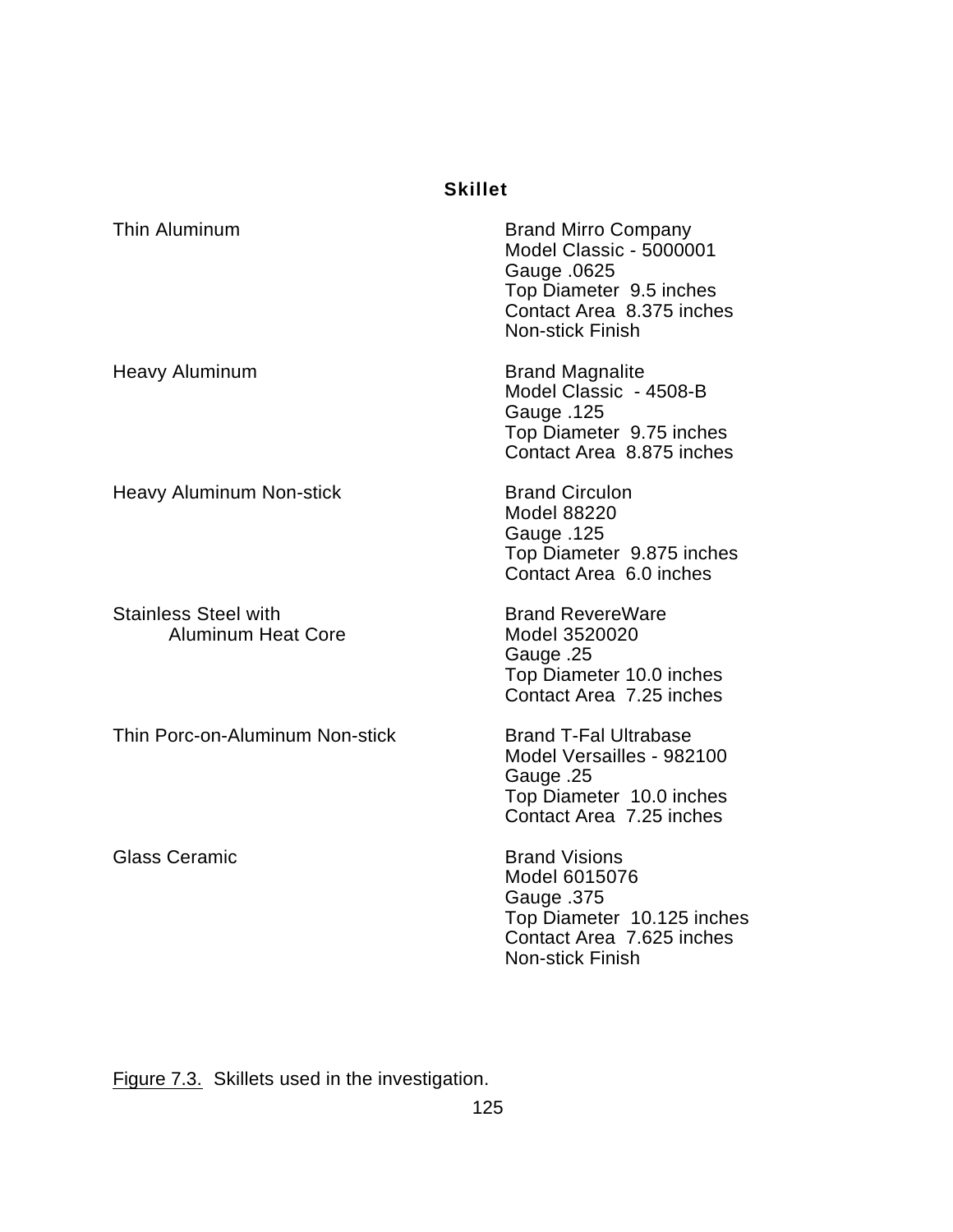**Skillet**

| | |
|---|---|
| Thin Aluminum | Brand Mirro Company<br>Model Classic - 5000001<br>Gauge .0625<br>Top Diameter 9.5 inches<br>Contact Area 8.375 inches<br>Non-stick Finish |
| Heavy Aluminum | Brand Magnalite<br>Model Classic - 4508-B<br>Gauge .125<br>Top Diameter 9.75 inches<br>Contact Area 8.875 inches |
| Heavy Aluminum Non-stick | Brand Circulon<br>Model 88220<br>Gauge .125<br>Top Diameter 9.875 inches<br>Contact Area 6.0 inches |
| Stainless Steel with Aluminum Heat Core | Brand RevereWare<br>Model 3520020<br>Gauge .25<br>Top Diameter 10.0 inches<br>Contact Area 7.25 inches |
| Thin Porc-on-Aluminum Non-stick | Brand T-Fal Ultrabase<br>Model Versailles - 982100<br>Gauge .25<br>Top Diameter 10.0 inches<br>Contact Area 7.25 inches |
| Glass Ceramic | Brand Visions<br>Model 6015076<br>Gauge .375<br>Top Diameter 10.125 inches<br>Contact Area 7.625 inches<br>Non-stick Finish |

Figure 7.3. Skillets used in the investigation.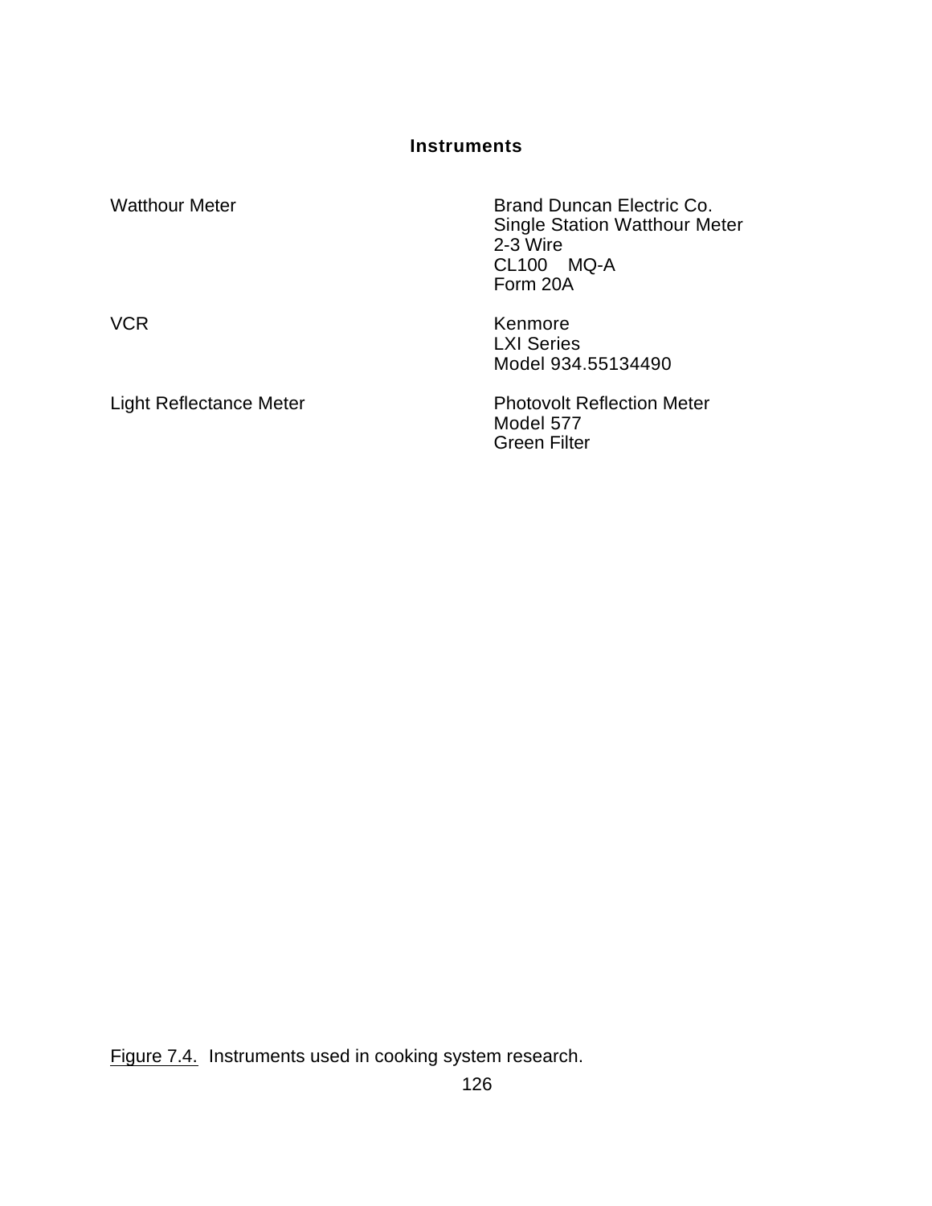**Instruments**

| | |
|---|---|
| Watthour Meter | Brand Duncan Electric Co.<br>Single Station Watthour Meter<br>2-3 Wire<br>CL100 MQ-A<br>Form 20A |
| VCR | Kenmore<br>LXI Series<br>Model 934.55134490 |
| Light Reflectance Meter | Photovolt Reflection Meter<br>Model 577<br>Green Filter |

Figure 7.4. Instruments used in cooking system research.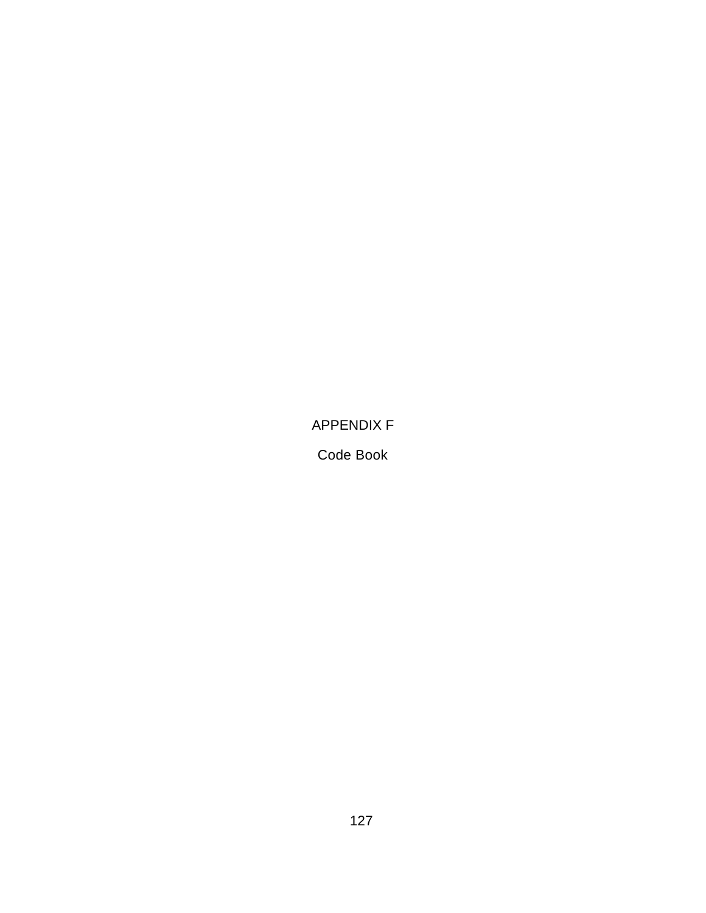# APPENDIX F

## Code Book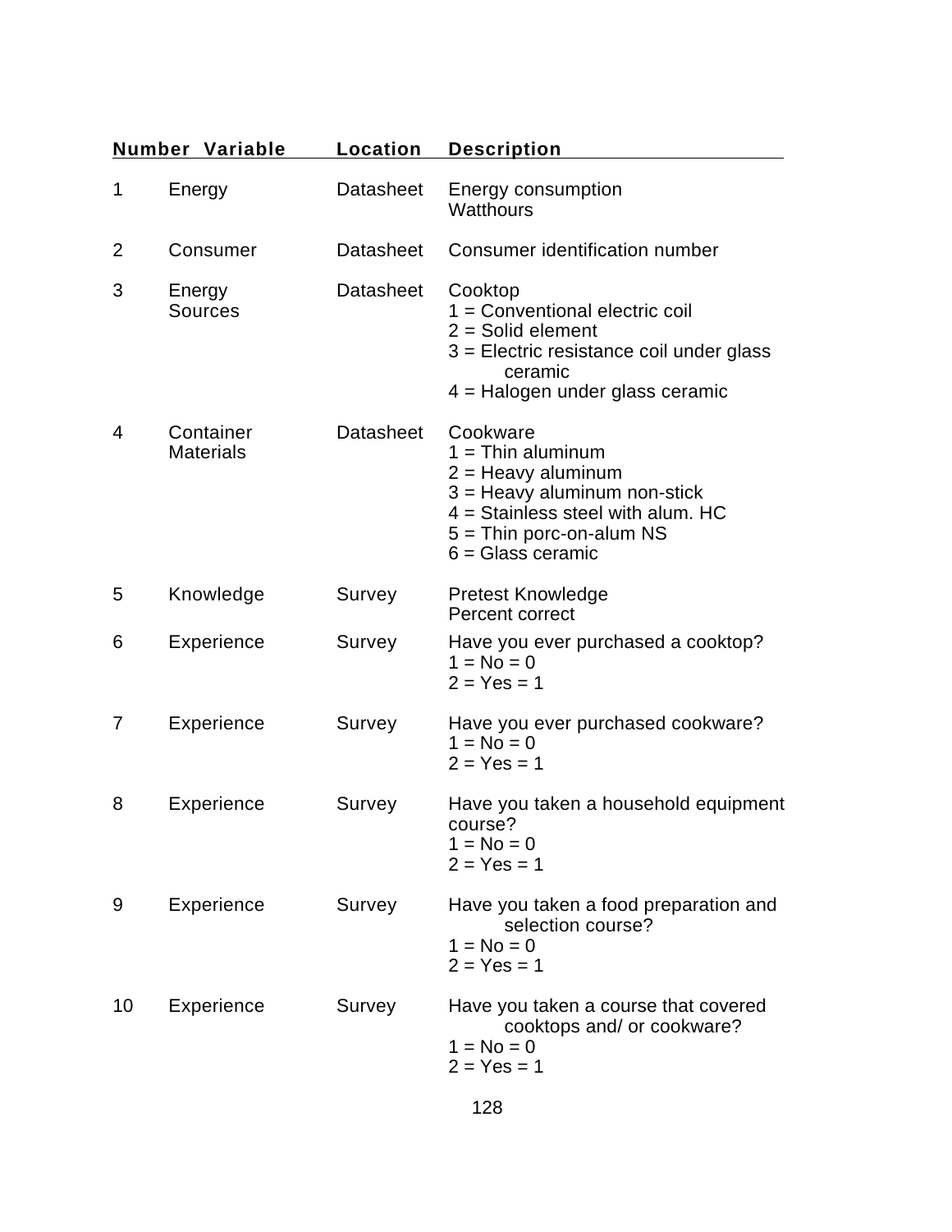| Number | Variable | Location | Description |
|---|---|---|---|
| 1 | Energy | Datasheet | Energy consumption<br>Watthours |
| 2 | Consumer | Datasheet | Consumer identification number |
| 3 | Energy Sources | Datasheet | Cooktop<br>1 = Conventional electric coil<br>2 = Solid element<br>3 = Electric resistance coil under glass ceramic<br>4 = Halogen under glass ceramic |
| 4 | Container Materials | Datasheet | Cookware<br>1 = Thin aluminum<br>2 = Heavy aluminum<br>3 = Heavy aluminum non-stick<br>4 = Stainless steel with alum. HC<br>5 = Thin porc-on-alum NS<br>6 = Glass ceramic |
| 5 | Knowledge | Survey | Pretest Knowledge<br>Percent correct |
| 6 | Experience | Survey | Have you ever purchased a cooktop?<br>1 = No = 0<br>2 = Yes = 1 |
| 7 | Experience | Survey | Have you ever purchased cookware?<br>1 = No = 0<br>2 = Yes = 1 |
| 8 | Experience | Survey | Have you taken a household equipment course?<br>1 = No = 0<br>2 = Yes = 1 |
| 9 | Experience | Survey | Have you taken a food preparation and selection course?<br>1 = No = 0<br>2 = Yes = 1 |
| 10 | Experience | Survey | Have you taken a course that covered cooktops and/ or cookware?<br>1 = No = 0<br>2 = Yes = 1 |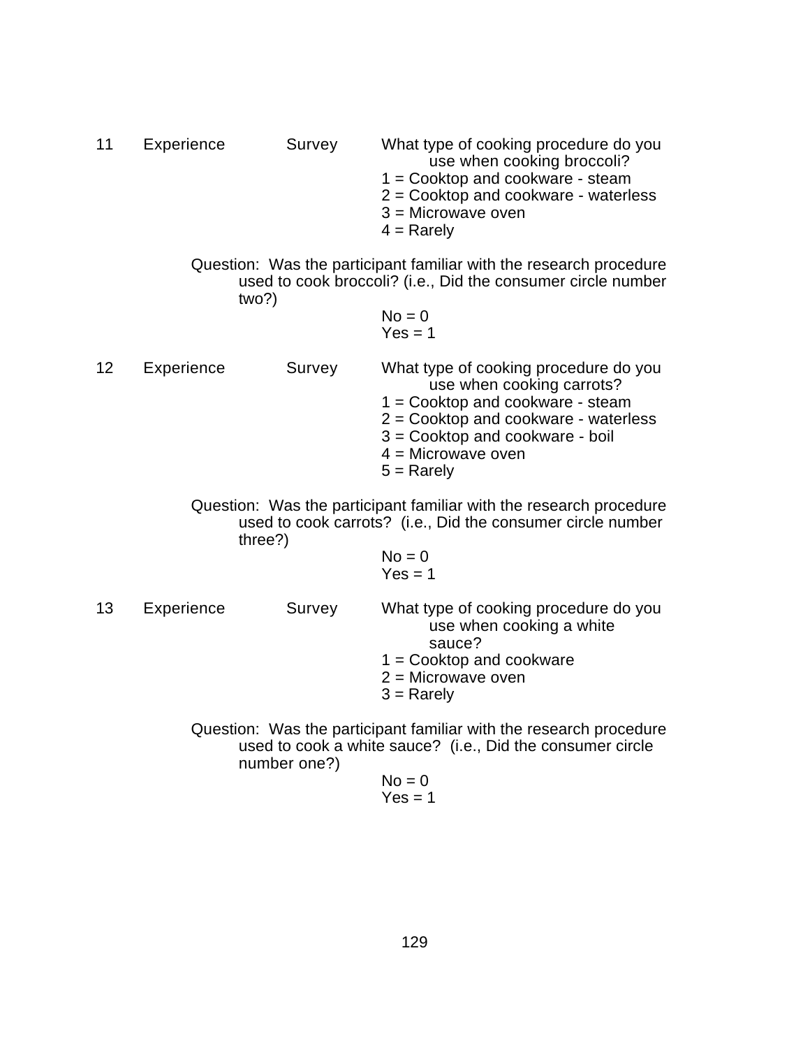11 Experience Survey What type of cooking procedure do you use when cooking broccoli?

1 = Cooktop and cookware - steam
2 = Cooktop and cookware - waterless
3 = Microwave oven
4 = Rarely

Question: Was the participant familiar with the research procedure used to cook broccoli? (i.e., Did the consumer circle number two?)

No = 0
Yes = 1

12 Experience Survey What type of cooking procedure do you use when cooking carrots?

1 = Cooktop and cookware - steam
2 = Cooktop and cookware - waterless
3 = Cooktop and cookware - boil
4 = Microwave oven
5 = Rarely

Question: Was the participant familiar with the research procedure used to cook carrots? (i.e., Did the consumer circle number three?)

No = 0
Yes = 1

13 Experience Survey What type of cooking procedure do you use when cooking a white sauce?

1 = Cooktop and cookware
2 = Microwave oven
3 = Rarely

Question: Was the participant familiar with the research procedure used to cook a white sauce? (i.e., Did the consumer circle number one?)

No = 0
Yes = 1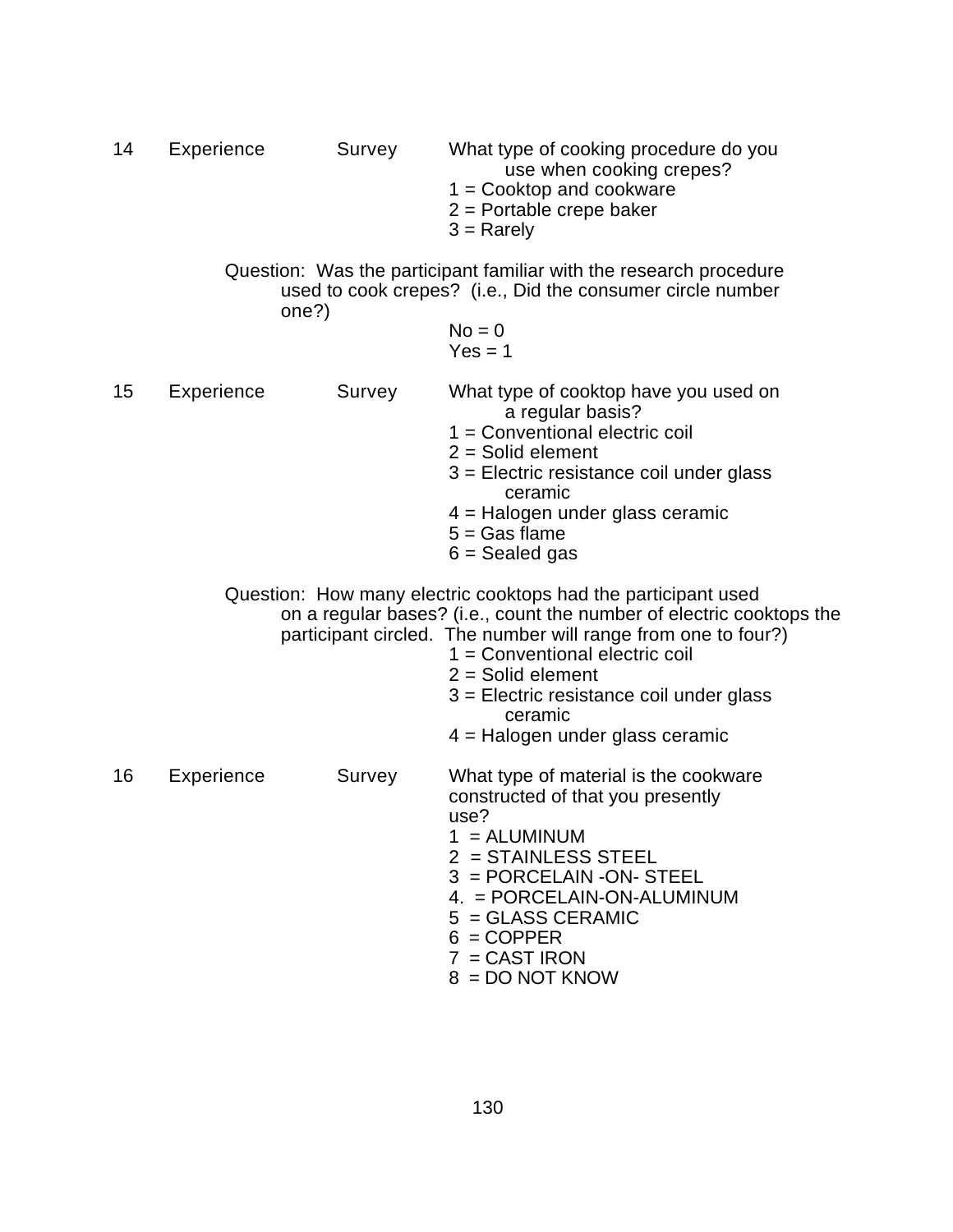14 Experience Survey What type of cooking procedure do you use when cooking crepes?

1 = Cooktop and cookware
2 = Portable crepe baker
3 = Rarely

Question: Was the participant familiar with the research procedure used to cook crepes? (i.e., Did the consumer circle number one?)

No = 0
Yes = 1

15 Experience Survey What type of cooktop have you used on a regular basis?

1 = Conventional electric coil
2 = Solid element
3 = Electric resistance coil under glass ceramic
4 = Halogen under glass ceramic
5 = Gas flame
6 = Sealed gas

Question: How many electric cooktops had the participant used on a regular bases? (i.e., count the number of electric cooktops the participant circled. The number will range from one to four?)

1 = Conventional electric coil
2 = Solid element
3 = Electric resistance coil under glass ceramic
4 = Halogen under glass ceramic

16 Experience Survey What type of material is the cookware constructed of that you presently use?

1 = ALUMINUM
2 = STAINLESS STEEL
3 = PORCELAIN -ON- STEEL
4. = PORCELAIN-ON-ALUMINUM
5 = GLASS CERAMIC
6 = COPPER
7 = CAST IRON
8 = DO NOT KNOW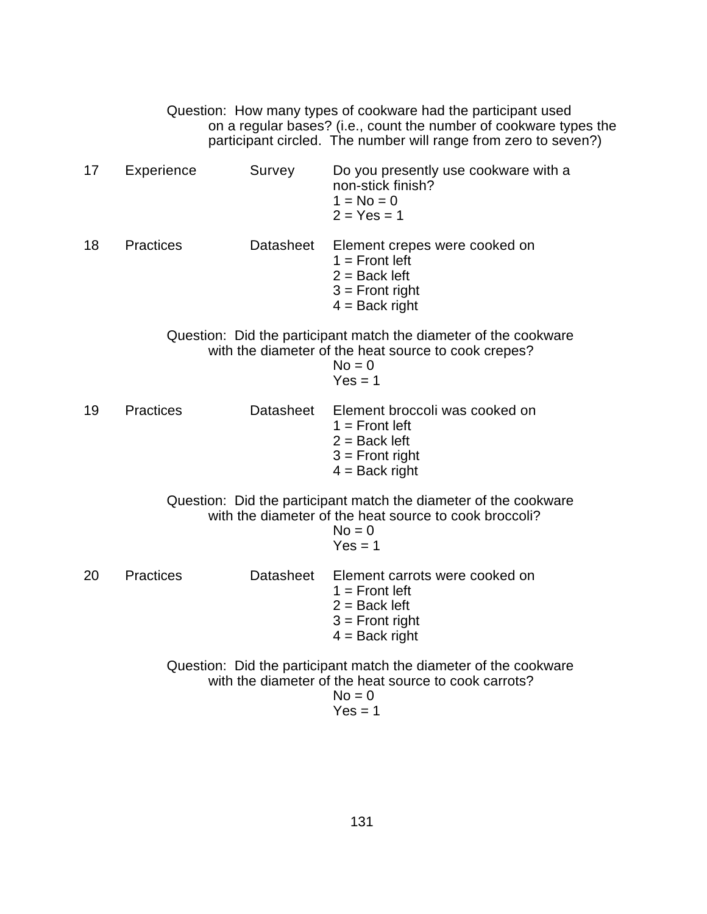Question: How many types of cookware had the participant used on a regular bases? (i.e., count the number of cookware types the participant circled. The number will range from zero to seven?)

17 Experience Survey Do you presently use cookware with a non-stick finish?
1 = No = 0
2 = Yes = 1

18 Practices Datasheet Element crepes were cooked on
1 = Front left
2 = Back left
3 = Front right
4 = Back right

Question: Did the participant match the diameter of the cookware with the diameter of the heat source to cook crepes?
No = 0
Yes = 1

19 Practices Datasheet Element broccoli was cooked on
1 = Front left
2 = Back left
3 = Front right
4 = Back right

Question: Did the participant match the diameter of the cookware with the diameter of the heat source to cook broccoli?
No = 0
Yes = 1

20 Practices Datasheet Element carrots were cooked on
1 = Front left
2 = Back left
3 = Front right
4 = Back right

Question: Did the participant match the diameter of the cookware with the diameter of the heat source to cook carrots?
No = 0
Yes = 1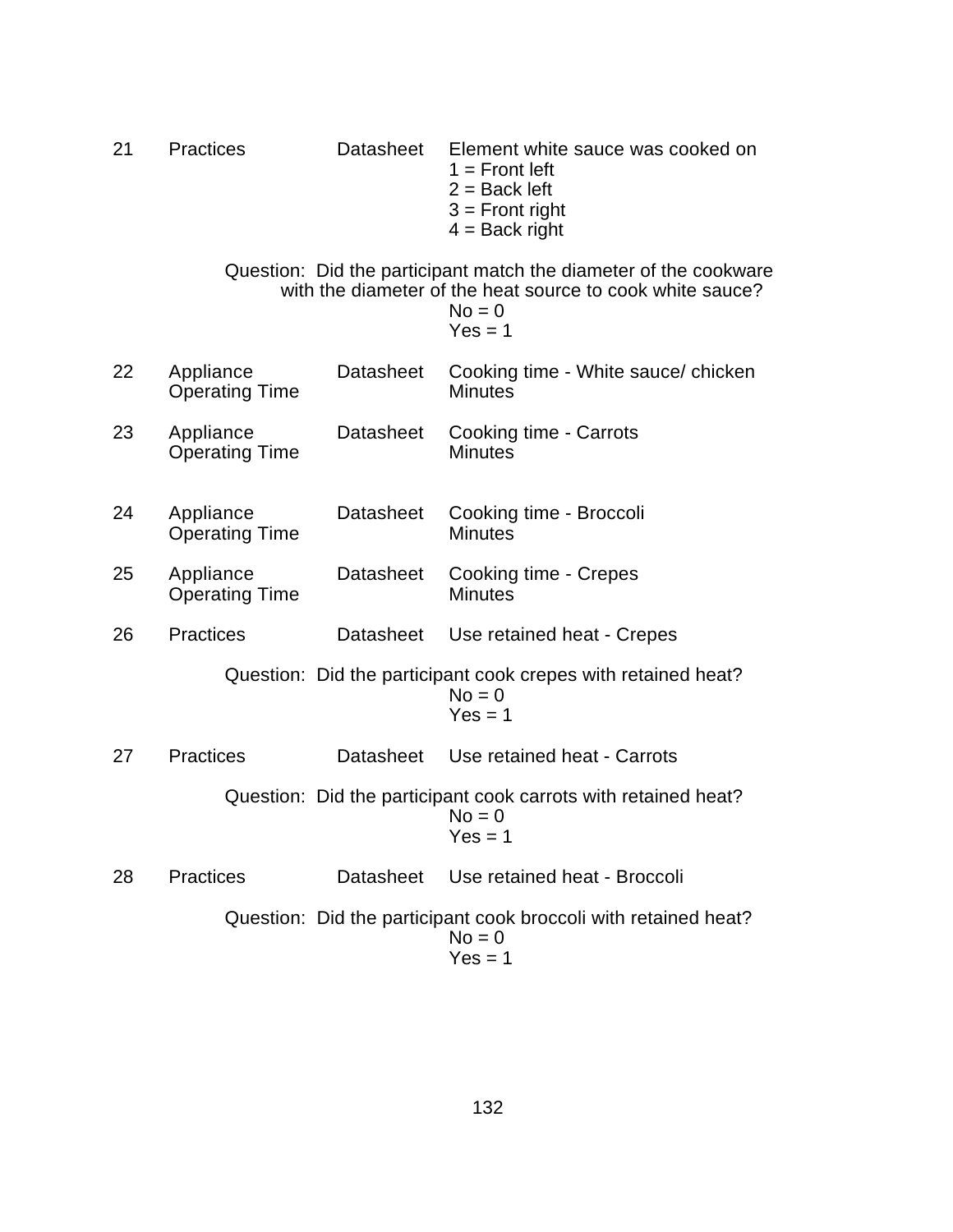21 Practices Datasheet Element white sauce was cooked on
1 = Front left
2 = Back left
3 = Front right
4 = Back right

Question: Did the participant match the diameter of the cookware with the diameter of the heat source to cook white sauce?
No = 0
Yes = 1

22 Appliance Operating Time Datasheet Cooking time - White sauce/ chicken
Minutes

23 Appliance Operating Time Datasheet Cooking time - Carrots
Minutes

24 Appliance Operating Time Datasheet Cooking time - Broccoli
Minutes

25 Appliance Operating Time Datasheet Cooking time - Crepes
Minutes

26 Practices Datasheet Use retained heat - Crepes

Question: Did the participant cook crepes with retained heat?
No = 0
Yes = 1

27 Practices Datasheet Use retained heat - Carrots

Question: Did the participant cook carrots with retained heat?
No = 0
Yes = 1

28 Practices Datasheet Use retained heat - Broccoli

Question: Did the participant cook broccoli with retained heat?
No = 0
Yes = 1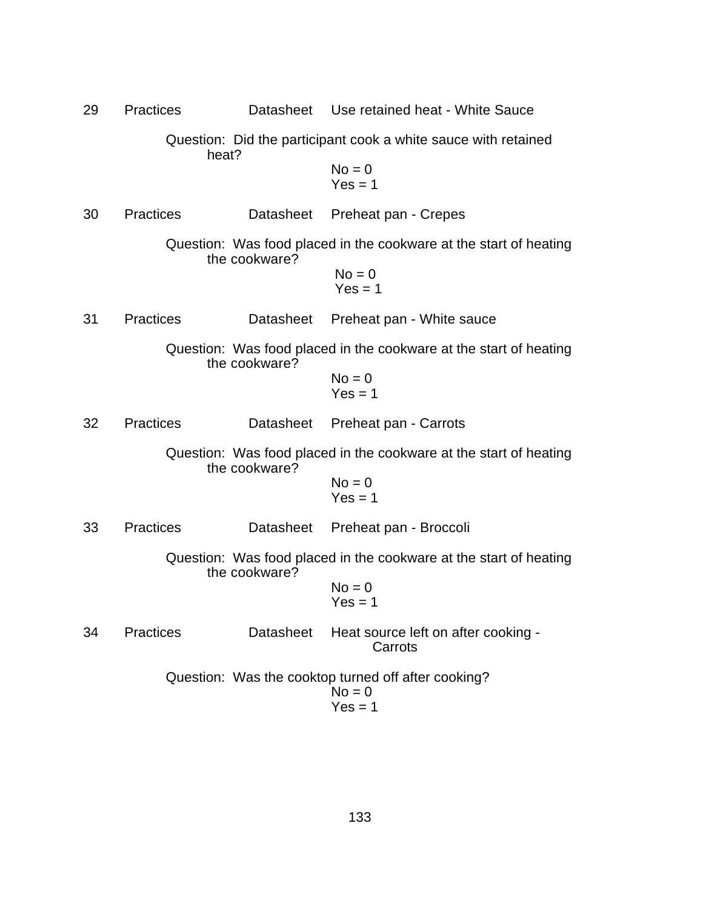29 Practices Datasheet Use retained heat - White Sauce

Question: Did the participant cook a white sauce with retained heat?

No = 0
Yes = 1

30 Practices Datasheet Preheat pan - Crepes

Question: Was food placed in the cookware at the start of heating the cookware?

No = 0
Yes = 1

31 Practices Datasheet Preheat pan - White sauce

Question: Was food placed in the cookware at the start of heating the cookware?

No = 0
Yes = 1

32 Practices Datasheet Preheat pan - Carrots

Question: Was food placed in the cookware at the start of heating the cookware?

No = 0
Yes = 1

33 Practices Datasheet Preheat pan - Broccoli

Question: Was food placed in the cookware at the start of heating the cookware?

No = 0
Yes = 1

34 Practices Datasheet Heat source left on after cooking - Carrots

Question: Was the cooktop turned off after cooking?

No = 0
Yes = 1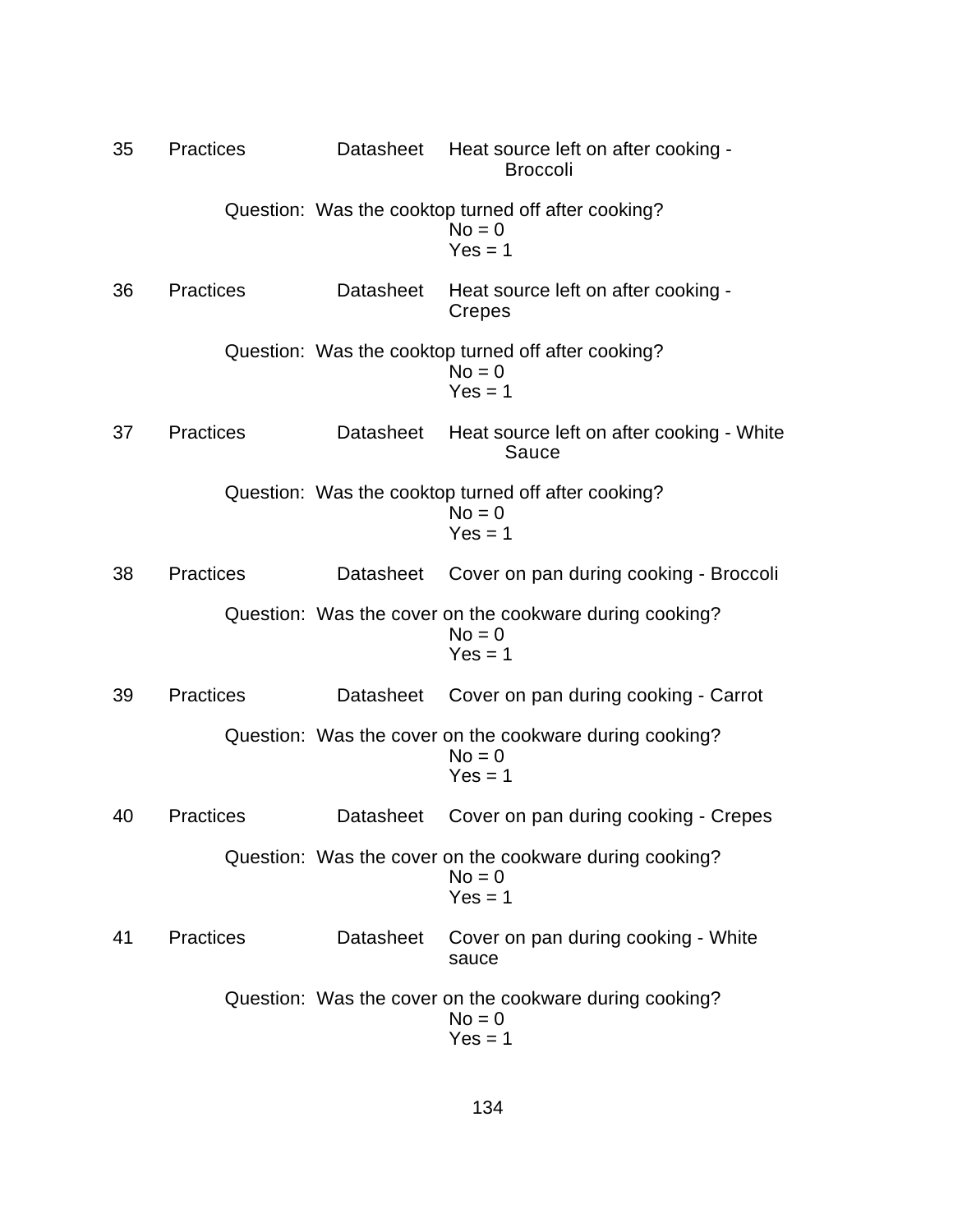35 Practices Datasheet Heat source left on after cooking - Broccoli

Question: Was the cooktop turned off after cooking?
No = 0
Yes = 1

36 Practices Datasheet Heat source left on after cooking - Crepes

Question: Was the cooktop turned off after cooking?
No = 0
Yes = 1

37 Practices Datasheet Heat source left on after cooking - White Sauce

Question: Was the cooktop turned off after cooking?
No = 0
Yes = 1

38 Practices Datasheet Cover on pan during cooking - Broccoli

Question: Was the cover on the cookware during cooking?
No = 0
Yes = 1

39 Practices Datasheet Cover on pan during cooking - Carrot

Question: Was the cover on the cookware during cooking?
No = 0
Yes = 1

40 Practices Datasheet Cover on pan during cooking - Crepes

Question: Was the cover on the cookware during cooking?
No = 0
Yes = 1

41 Practices Datasheet Cover on pan during cooking - White sauce

Question: Was the cover on the cookware during cooking?
No = 0
Yes = 1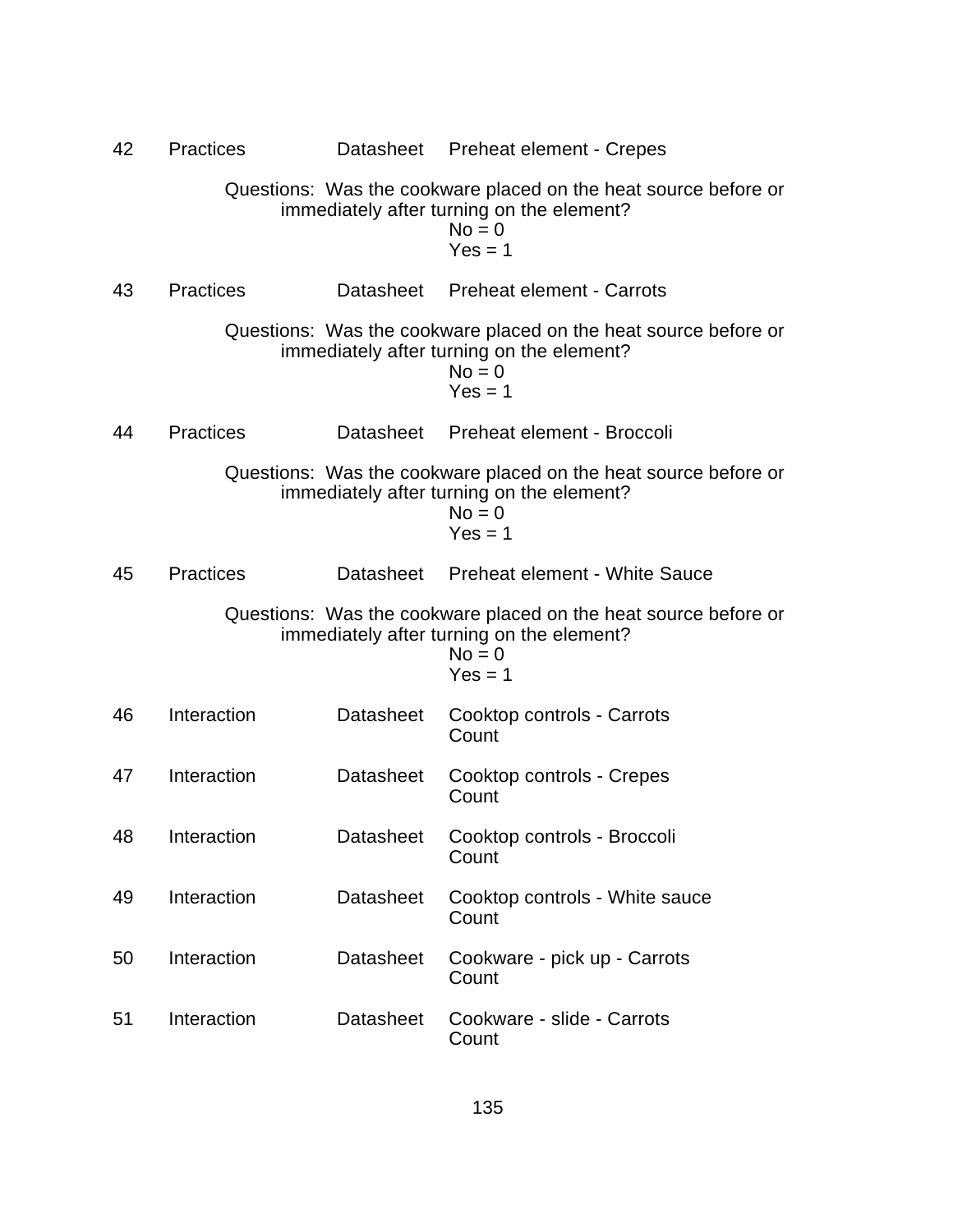42 Practices Datasheet Preheat element - Crepes

Questions: Was the cookware placed on the heat source before or immediately after turning on the element?

No = 0
Yes = 1

43 Practices Datasheet Preheat element - Carrots

Questions: Was the cookware placed on the heat source before or immediately after turning on the element?

No = 0
Yes = 1

44 Practices Datasheet Preheat element - Broccoli

Questions: Was the cookware placed on the heat source before or immediately after turning on the element?

No = 0
Yes = 1

45 Practices Datasheet Preheat element - White Sauce

Questions: Was the cookware placed on the heat source before or immediately after turning on the element?

No = 0
Yes = 1

46 Interaction Datasheet Cooktop controls - Carrots
Count

47 Interaction Datasheet Cooktop controls - Crepes
Count

48 Interaction Datasheet Cooktop controls - Broccoli
Count

49 Interaction Datasheet Cooktop controls - White sauce
Count

50 Interaction Datasheet Cookware - pick up - Carrots
Count

51 Interaction Datasheet Cookware - slide - Carrots
Count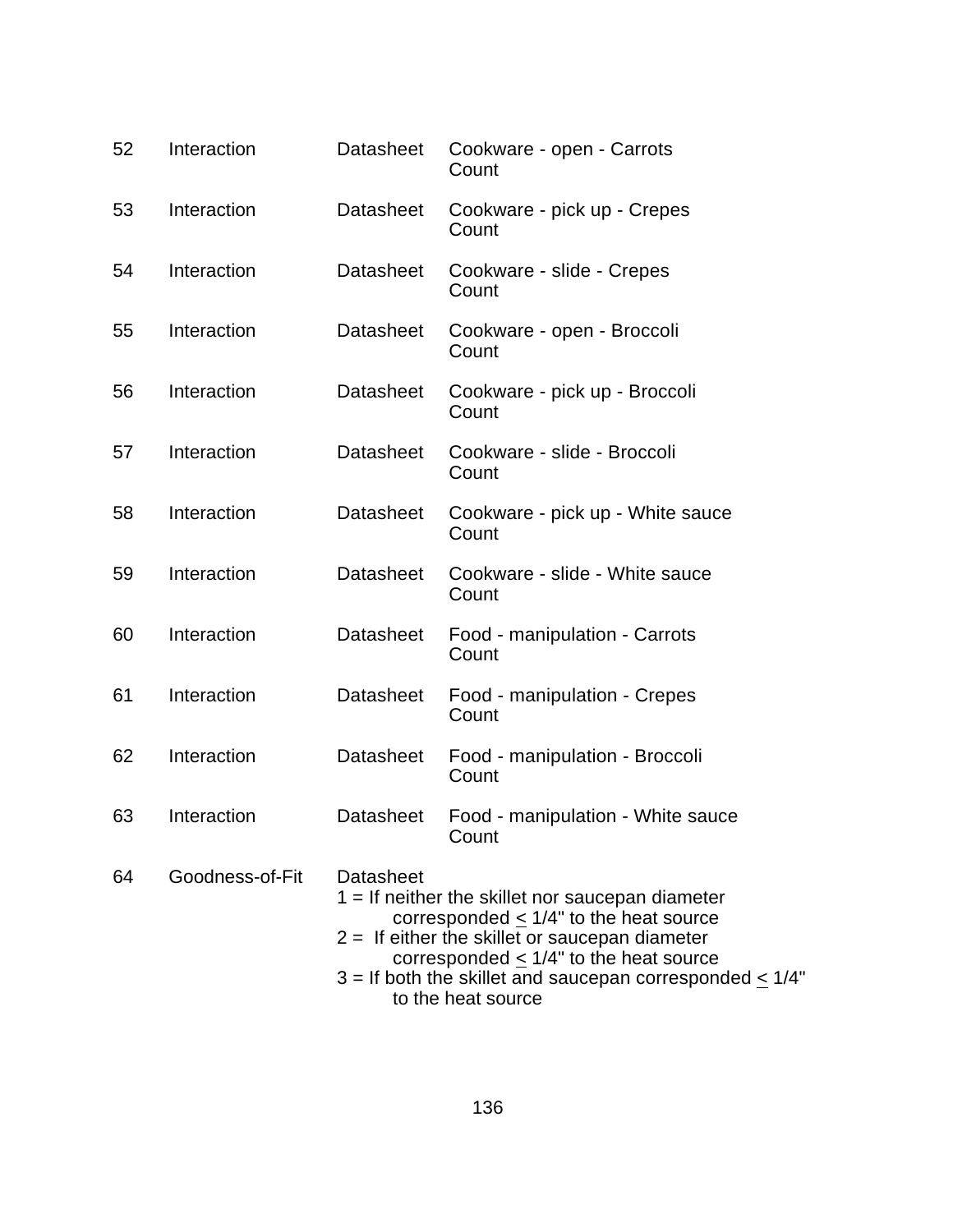| | | | |
|---|---|---|---|
| 52 | Interaction | Datasheet | Cookware - open - Carrots<br>Count |
| 53 | Interaction | Datasheet | Cookware - pick up - Crepes<br>Count |
| 54 | Interaction | Datasheet | Cookware - slide - Crepes<br>Count |
| 55 | Interaction | Datasheet | Cookware - open - Broccoli<br>Count |
| 56 | Interaction | Datasheet | Cookware - pick up - Broccoli<br>Count |
| 57 | Interaction | Datasheet | Cookware - slide - Broccoli<br>Count |
| 58 | Interaction | Datasheet | Cookware - pick up - White sauce<br>Count |
| 59 | Interaction | Datasheet | Cookware - slide - White sauce<br>Count |
| 60 | Interaction | Datasheet | Food - manipulation - Carrots<br>Count |
| 61 | Interaction | Datasheet | Food - manipulation - Crepes<br>Count |
| 62 | Interaction | Datasheet | Food - manipulation - Broccoli<br>Count |
| 63 | Interaction | Datasheet | Food - manipulation - White sauce<br>Count |
| 64 | Goodness-of-Fit | Datasheet<br>1 = If neither the skillet nor saucepan diameter corresponded ≤ 1/4" to the heat source<br>2 = If either the skillet or saucepan diameter corresponded ≤ 1/4" to the heat source<br>3 = If both the skillet and saucepan corresponded ≤ 1/4" to the heat source | |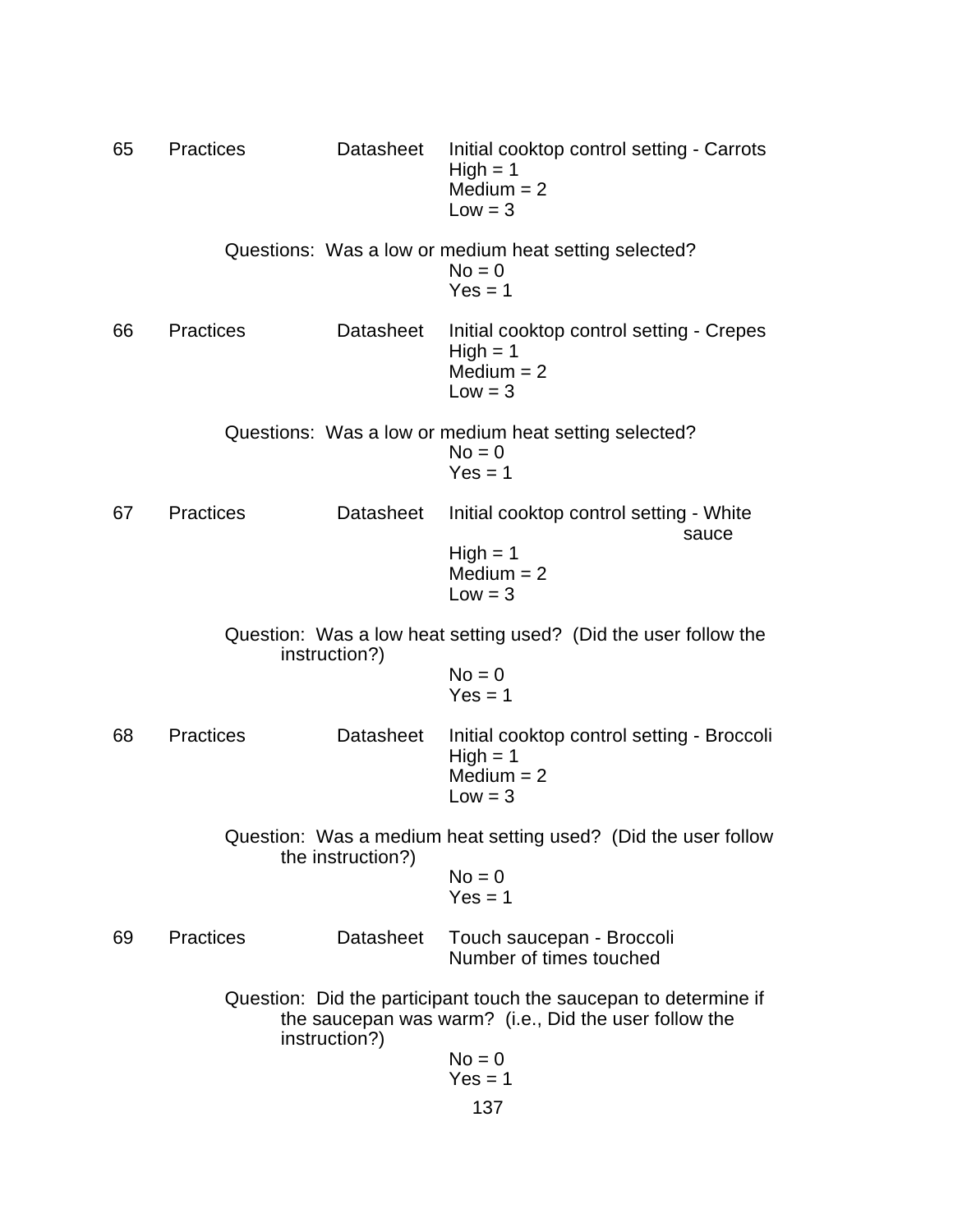65 Practices Datasheet Initial cooktop control setting - Carrots

High = 1
Medium = 2
Low = 3

Questions: Was a low or medium heat setting selected?

No = 0
Yes = 1

66 Practices Datasheet Initial cooktop control setting - Crepes

High = 1
Medium = 2
Low = 3

Questions: Was a low or medium heat setting selected?

No = 0
Yes = 1

67 Practices Datasheet Initial cooktop control setting - White sauce

High = 1
Medium = 2
Low = 3

Question: Was a low heat setting used? (Did the user follow the instruction?)

No = 0
Yes = 1

68 Practices Datasheet Initial cooktop control setting - Broccoli

High = 1
Medium = 2
Low = 3

Question: Was a medium heat setting used? (Did the user follow the instruction?)

No = 0
Yes = 1

69 Practices Datasheet Touch saucepan - Broccoli
Number of times touched

Question: Did the participant touch the saucepan to determine if the saucepan was warm? (i.e., Did the user follow the instruction?)

No = 0
Yes = 1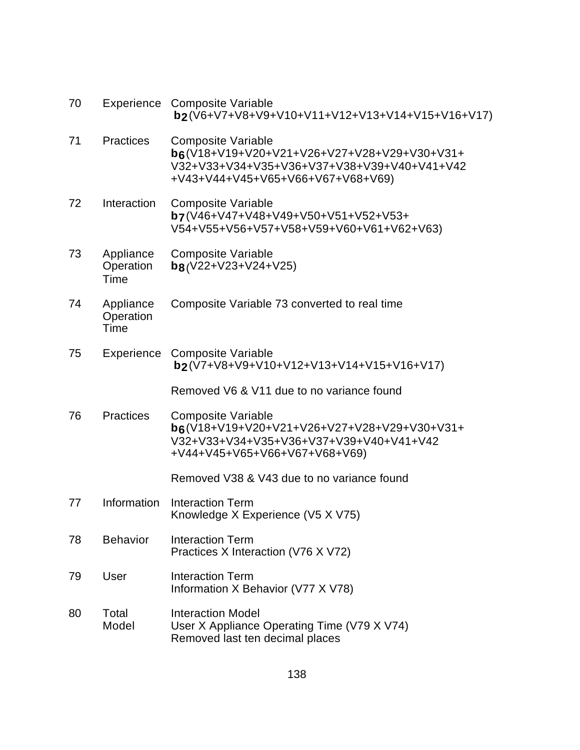| | | |
|---|---|---|
| 70 | Experience | Composite Variable<br>$b_2$(V6+V7+V8+V9+V10+V11+V12+V13+V14+V15+V16+V17) |
| 71 | Practices | Composite Variable<br>$b_6$(V18+V19+V20+V21+V26+V27+V28+V29+V30+V31+ V32+V33+V34+V35+V36+V37+V38+V39+V40+V41+V42 +V43+V44+V45+V65+V66+V67+V68+V69) |
| 72 | Interaction | Composite Variable<br>$b_7$(V46+V47+V48+V49+V50+V51+V52+V53+ V54+V55+V56+V57+V58+V59+V60+V61+V62+V63) |
| 73 | Appliance Operation Time | Composite Variable<br>$b_8$(V22+V23+V24+V25) |
| 74 | Appliance Operation Time | Composite Variable 73 converted to real time |
| 75 | Experience | Composite Variable<br>$b_2$(V7+V8+V9+V10+V12+V13+V14+V15+V16+V17)<br><br>Removed V6 & V11 due to no variance found |
| 76 | Practices | Composite Variable<br>$b_6$(V18+V19+V20+V21+V26+V27+V28+V29+V30+V31+ V32+V33+V34+V35+V36+V37+V39+V40+V41+V42 +V44+V45+V65+V66+V67+V68+V69)<br><br>Removed V38 & V43 due to no variance found |
| 77 | Information | Interaction Term<br>Knowledge X Experience (V5 X V75) |
| 78 | Behavior | Interaction Term<br>Practices X Interaction (V76 X V72) |
| 79 | User | Interaction Term<br>Information X Behavior (V77 X V78) |
| 80 | Total Model | Interaction Model<br>User X Appliance Operating Time (V79 X V74)<br>Removed last ten decimal places |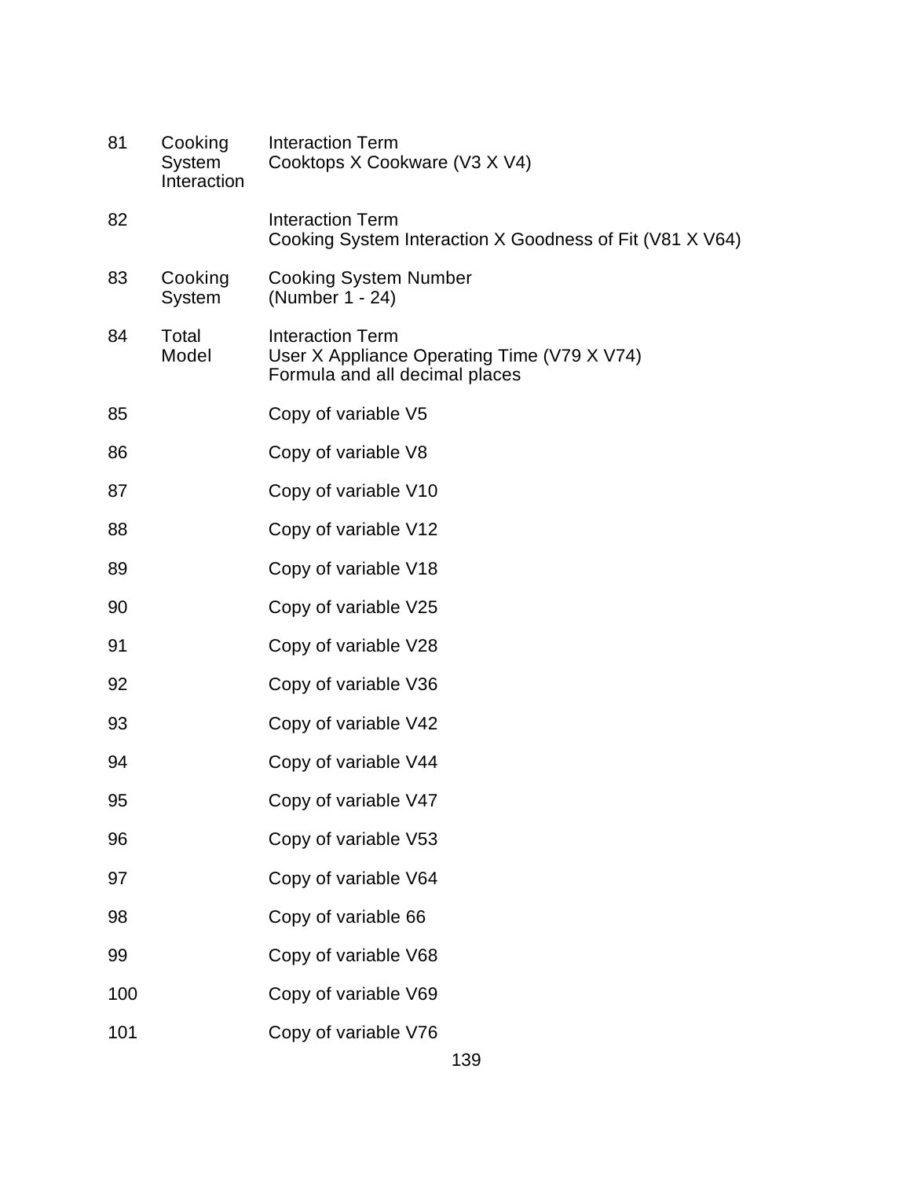| | | |
|---|---|---|
| 81 | Cooking System Interaction | Interaction Term<br>Cooktops X Cookware (V3 X V4) |
| 82 | | Interaction Term<br>Cooking System Interaction X Goodness of Fit (V81 X V64) |
| 83 | Cooking System | Cooking System Number<br>(Number 1 - 24) |
| 84 | Total Model | Interaction Term<br>User X Appliance Operating Time (V79 X V74)<br>Formula and all decimal places |
| 85 | | Copy of variable V5 |
| 86 | | Copy of variable V8 |
| 87 | | Copy of variable V10 |
| 88 | | Copy of variable V12 |
| 89 | | Copy of variable V18 |
| 90 | | Copy of variable V25 |
| 91 | | Copy of variable V28 |
| 92 | | Copy of variable V36 |
| 93 | | Copy of variable V42 |
| 94 | | Copy of variable V44 |
| 95 | | Copy of variable V47 |
| 96 | | Copy of variable V53 |
| 97 | | Copy of variable V64 |
| 98 | | Copy of variable 66 |
| 99 | | Copy of variable V68 |
| 100 | | Copy of variable V69 |
| 101 | | Copy of variable V76 |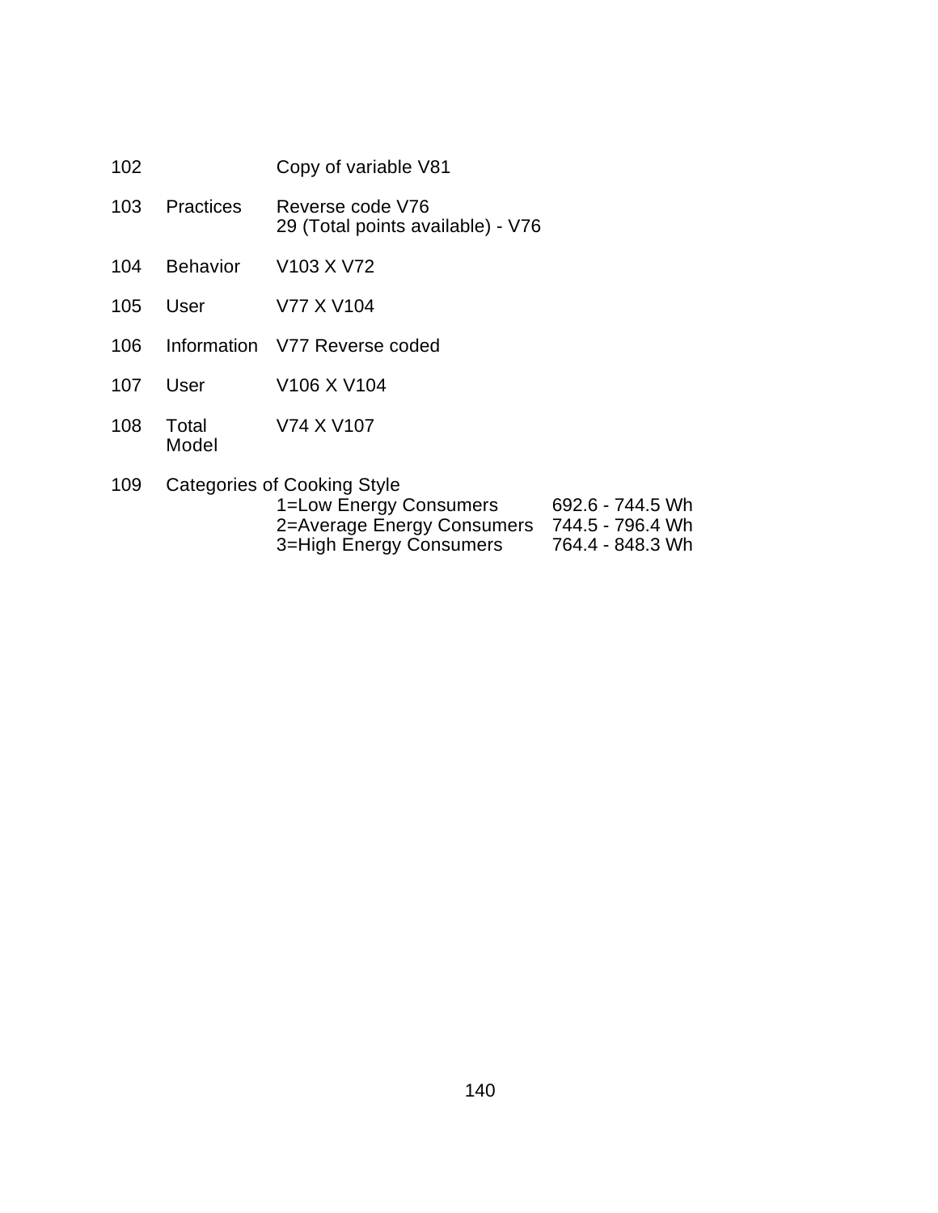| | | |
|---|---|---|
| 102 | | Copy of variable V81 |
| 103 | Practices | Reverse code V76<br>29 (Total points available) - V76 |
| 104 | Behavior | V103 X V72 |
| 105 | User | V77 X V104 |
| 106 | Information | V77 Reverse coded |
| 107 | User | V106 X V104 |
| 108 | Total Model | V74 X V107 |

109 Categories of Cooking Style

| | |
|---|---|
| 1=Low Energy Consumers | 692.6 - 744.5 Wh |
| 2=Average Energy Consumers | 744.5 - 796.4 Wh |
| 3=High Energy Consumers | 764.4 - 848.3 Wh |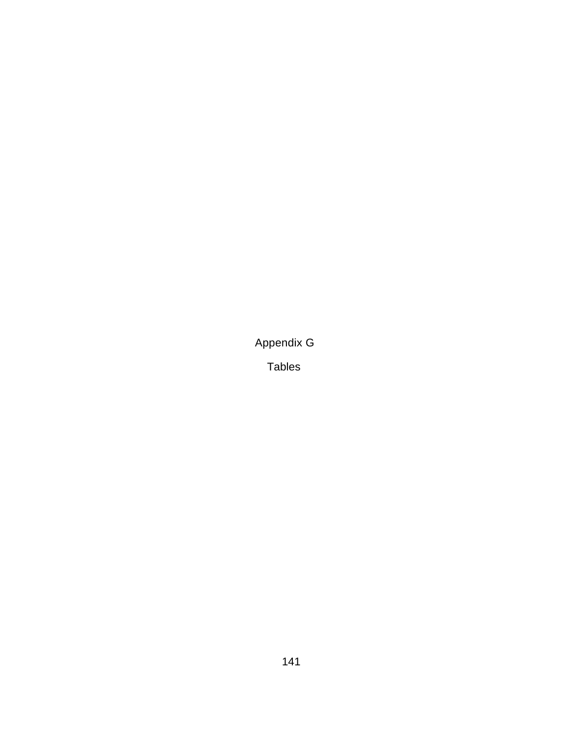# Appendix G

## Tables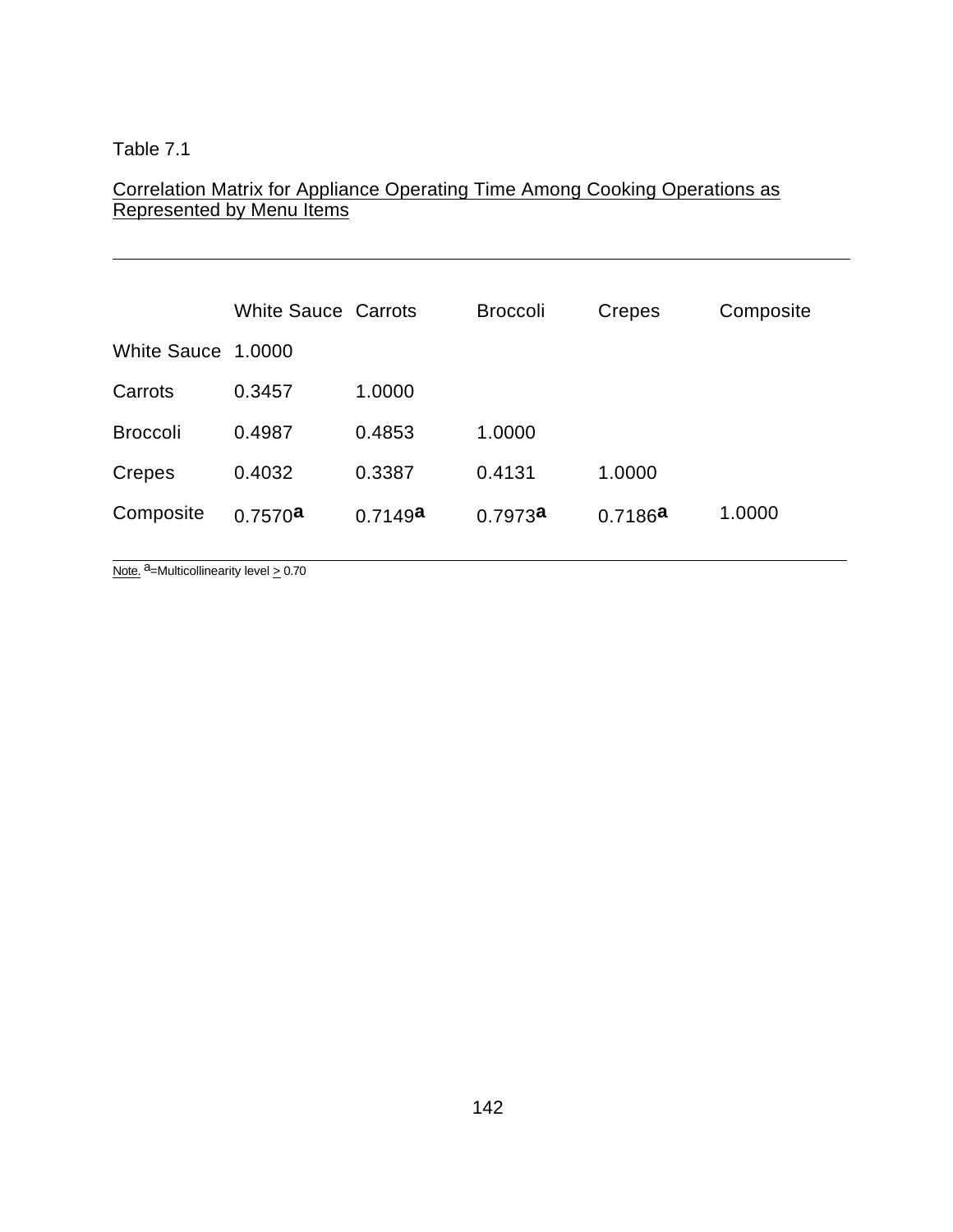Table 7.1

Correlation Matrix for Appliance Operating Time Among Cooking Operations as Represented by Menu Items

| | White Sauce | Carrots | Broccoli | Crepes | Composite |
|---|---|---|---|---|---|
| White Sauce | 1.0000 | | | | |
| Carrots | 0.3457 | 1.0000 | | | |
| Broccoli | 0.4987 | 0.4853 | 1.0000 | | |
| Crepes | 0.4032 | 0.3387 | 0.4131 | 1.0000 | |
| Composite | 0.7570[a] | 0.7149[a] | 0.7973[a] | 0.7186[a] | 1.0000 |

Note. [a]=Multicollinearity level $\geq$ 0.70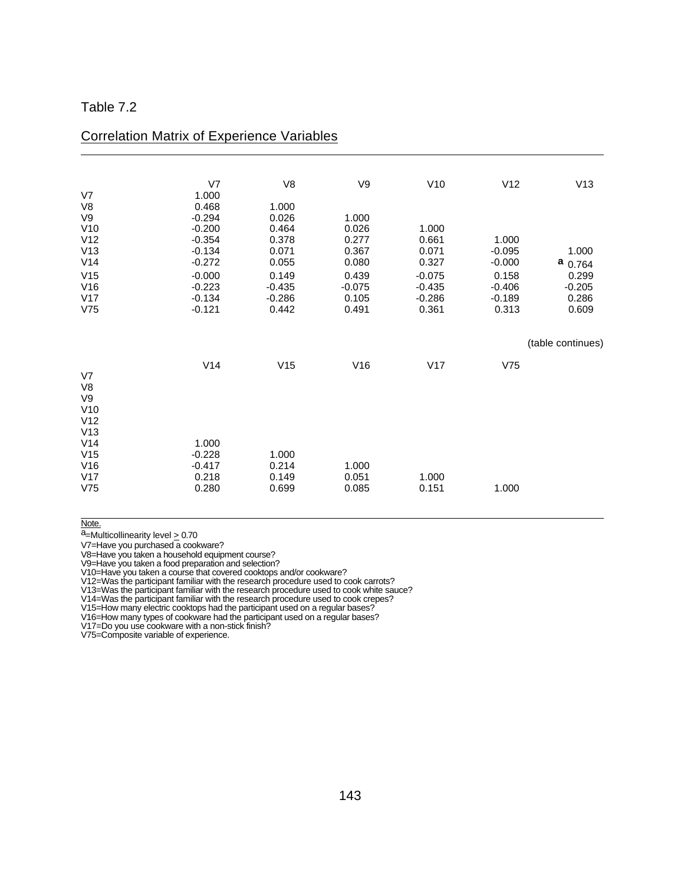Table 7.2

Correlation Matrix of Experience Variables

| | V7 | V8 | V9 | V10 | V12 | V13 |
|---|---|---|---|---|---|---|
| V7 | 1.000 | | | | | |
| V8 | 0.468 | 1.000 | | | | |
| V9 | -0.294 | 0.026 | 1.000 | | | |
| V10 | -0.200 | 0.464 | 0.026 | 1.000 | | |
| V12 | -0.354 | 0.378 | 0.277 | 0.661 | 1.000 | |
| V13 | -0.134 | 0.071 | 0.367 | 0.071 | -0.095 | 1.000 |
| V14 | -0.272 | 0.055 | 0.080 | 0.327 | -0.000 | [a] 0.764 |
| V15 | -0.000 | 0.149 | 0.439 | -0.075 | 0.158 | 0.299 |
| V16 | -0.223 | -0.435 | -0.075 | -0.435 | -0.406 | -0.205 |
| V17 | -0.134 | -0.286 | 0.105 | -0.286 | -0.189 | 0.286 |
| V75 | -0.121 | 0.442 | 0.491 | 0.361 | 0.313 | 0.609 |

(table continues)

| | V14 | V15 | V16 | V17 | V75 |
|---|---|---|---|---|---|
| V7 | | | | | |
| V8 | | | | | |
| V9 | | | | | |
| V10 | | | | | |
| V12 | | | | | |
| V13 | | | | | |
| V14 | 1.000 | | | | |
| V15 | -0.228 | 1.000 | | | |
| V16 | -0.417 | 0.214 | 1.000 | | |
| V17 | 0.218 | 0.149 | 0.051 | 1.000 | |
| V75 | 0.280 | 0.699 | 0.085 | 0.151 | 1.000 |

Note.

[a]=Multicollinearity level $\geq$ 0.70

V7=Have you purchased a cookware?

V8=Have you taken a household equipment course?

V9=Have you taken a food preparation and selection?

V10=Have you taken a course that covered cooktops and/or cookware?

V12=Was the participant familiar with the research procedure used to cook carrots?

V13=Was the participant familiar with the research procedure used to cook white sauce?

V14=Was the participant familiar with the research procedure used to cook crepes?

V15=How many electric cooktops had the participant used on a regular bases?

V16=How many types of cookware had the participant used on a regular bases?

V17=Do you use cookware with a non-stick finish?

V75=Composite variable of experience.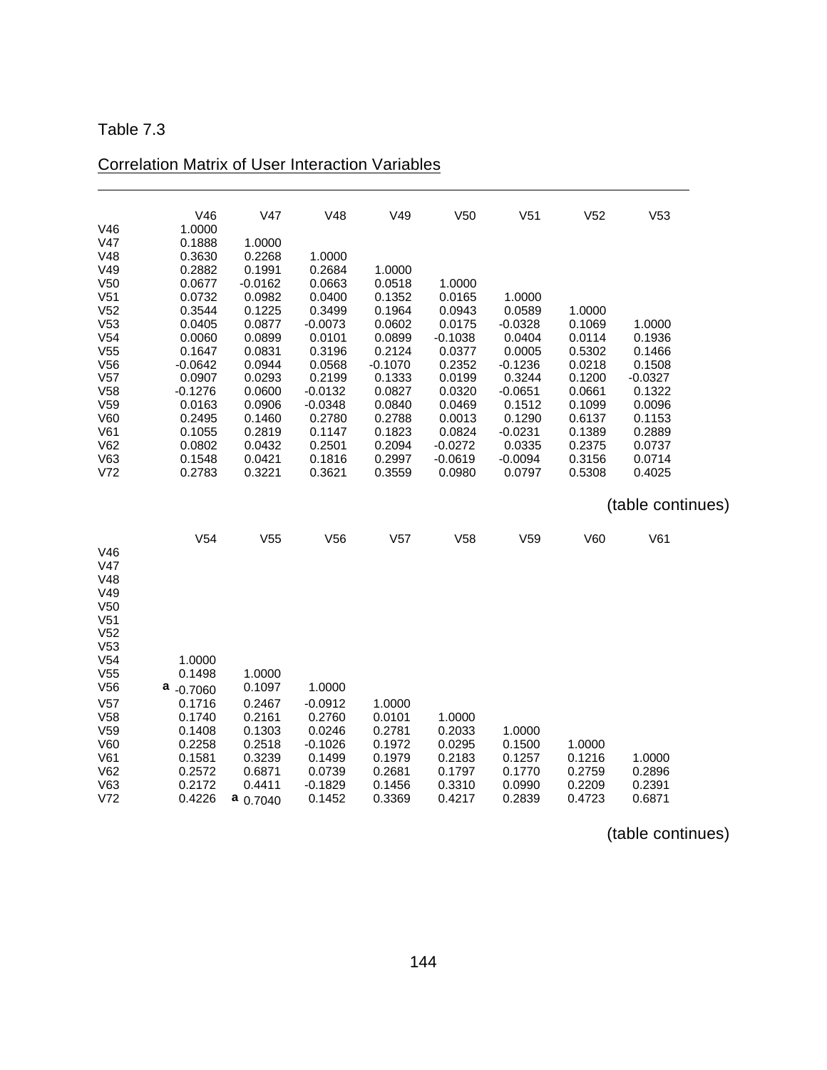Table 7.3

Correlation Matrix of User Interaction Variables

| | V46 | V47 | V48 | V49 | V50 | V51 | V52 | V53 |
|---|---|---|---|---|---|---|---|---|
| V46 | 1.0000 | | | | | | | |
| V47 | 0.1888 | 1.0000 | | | | | | |
| V48 | 0.3630 | 0.2268 | 1.0000 | | | | | |
| V49 | 0.2882 | 0.1991 | 0.2684 | 1.0000 | | | | |
| V50 | 0.0677 | -0.0162 | 0.0663 | 0.0518 | 1.0000 | | | |
| V51 | 0.0732 | 0.0982 | 0.0400 | 0.1352 | 0.0165 | 1.0000 | | |
| V52 | 0.3544 | 0.1225 | 0.3499 | 0.1964 | 0.0943 | 0.0589 | 1.0000 | |
| V53 | 0.0405 | 0.0877 | -0.0073 | 0.0602 | 0.0175 | -0.0328 | 0.1069 | 1.0000 |
| V54 | 0.0060 | 0.0899 | 0.0101 | 0.0899 | -0.1038 | 0.0404 | 0.0114 | 0.1936 |
| V55 | 0.1647 | 0.0831 | 0.3196 | 0.2124 | 0.0377 | 0.0005 | 0.5302 | 0.1466 |
| V56 | -0.0642 | 0.0944 | 0.0568 | -0.1070 | 0.2352 | -0.1236 | 0.0218 | 0.1508 |
| V57 | 0.0907 | 0.0293 | 0.2199 | 0.1333 | 0.0199 | 0.3244 | 0.1200 | -0.0327 |
| V58 | -0.1276 | 0.0600 | -0.0132 | 0.0827 | 0.0320 | -0.0651 | 0.0661 | 0.1322 |
| V59 | 0.0163 | 0.0906 | -0.0348 | 0.0840 | 0.0469 | 0.1512 | 0.1099 | 0.0096 |
| V60 | 0.2495 | 0.1460 | 0.2780 | 0.2788 | 0.0013 | 0.1290 | 0.6137 | 0.1153 |
| V61 | 0.1055 | 0.2819 | 0.1147 | 0.1823 | 0.0824 | -0.0231 | 0.1389 | 0.2889 |
| V62 | 0.0802 | 0.0432 | 0.2501 | 0.2094 | -0.0272 | 0.0335 | 0.2375 | 0.0737 |
| V63 | 0.1548 | 0.0421 | 0.1816 | 0.2997 | -0.0619 | -0.0094 | 0.3156 | 0.0714 |
| V72 | 0.2783 | 0.3221 | 0.3621 | 0.3559 | 0.0980 | 0.0797 | 0.5308 | 0.4025 |

(table continues)

| | V54 | V55 | V56 | V57 | V58 | V59 | V60 | V61 |
|---|---|---|---|---|---|---|---|---|
| V46 | | | | | | | | |
| V47 | | | | | | | | |
| V48 | | | | | | | | |
| V49 | | | | | | | | |
| V50 | | | | | | | | |
| V51 | | | | | | | | |
| V52 | | | | | | | | |
| V53 | | | | | | | | |
| V54 | 1.0000 | | | | | | | |
| V55 | 0.1498 | 1.0000 | | | | | | |
| V56 | [a] -0.7060 | 0.1097 | 1.0000 | | | | | |
| V57 | 0.1716 | 0.2467 | -0.0912 | 1.0000 | | | | |
| V58 | 0.1740 | 0.2161 | 0.2760 | 0.0101 | 1.0000 | | | |
| V59 | 0.1408 | 0.1303 | 0.0246 | 0.2781 | 0.2033 | 1.0000 | | |
| V60 | 0.2258 | 0.2518 | -0.1026 | 0.1972 | 0.0295 | 0.1500 | 1.0000 | |
| V61 | 0.1581 | 0.3239 | 0.1499 | 0.1979 | 0.2183 | 0.1257 | 0.1216 | 1.0000 |
| V62 | 0.2572 | 0.6871 | 0.0739 | 0.2681 | 0.1797 | 0.1770 | 0.2759 | 0.2896 |
| V63 | 0.2172 | 0.4411 | -0.1829 | 0.1456 | 0.3310 | 0.0990 | 0.2209 | 0.2391 |
| V72 | 0.4226 | [a] 0.7040 | 0.1452 | 0.3369 | 0.4217 | 0.2839 | 0.4723 | 0.6871 |

(table continues)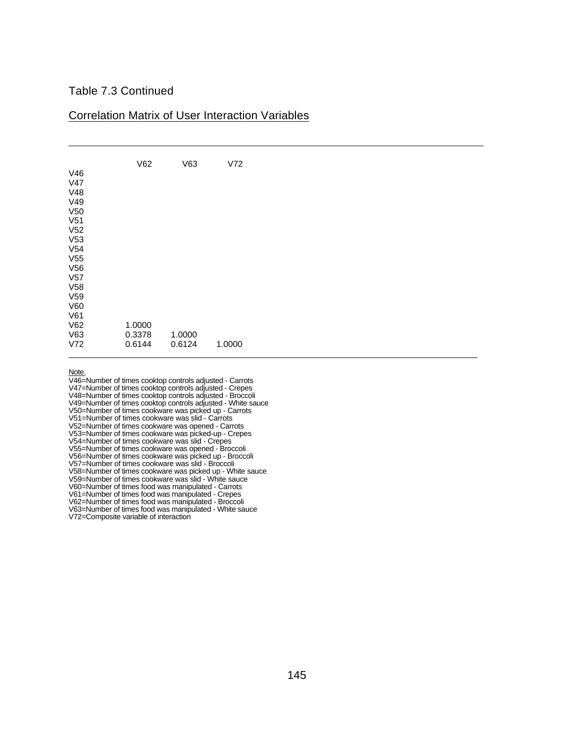Table 7.3 Continued

Correlation Matrix of User Interaction Variables

| | V62 | V63 | V72 |
|---|---|---|---|
| V46 | | | |
| V47 | | | |
| V48 | | | |
| V49 | | | |
| V50 | | | |
| V51 | | | |
| V52 | | | |
| V53 | | | |
| V54 | | | |
| V55 | | | |
| V56 | | | |
| V57 | | | |
| V58 | | | |
| V59 | | | |
| V60 | | | |
| V61 | | | |
| V62 | 1.0000 | | |
| V63 | 0.3378 | 1.0000 | |
| V72 | 0.6144 | 0.6124 | 1.0000 |

Note.
V46=Number of times cooktop controls adjusted - Carrots
V47=Number of times cooktop controls adjusted - Crepes
V48=Number of times cooktop controls adjusted - Broccoli
V49=Number of times cooktop controls adjusted - White sauce
V50=Number of times cookware was picked up - Carrots
V51=Number of times cookware was slid - Carrots
V52=Number of times cookware was opened - Carrots
V53=Number of times cookware was picked-up - Crepes
V54=Number of times cookware was slid - Crepes
V55=Number of times cookware was opened - Broccoli
V56=Number of times cookware was picked up - Broccoli
V57=Number of times cookware was slid - Broccoli
V58=Number of times cookware was picked up - White sauce
V59=Number of times cookware was slid - White sauce
V60=Number of times food was manipulated - Carrots
V61=Number of times food was manipulated - Crepes
V62=Number of times food was manipulated - Broccoli
V63=Number of times food was manipulated - White sauce
V72=Composite variable of interaction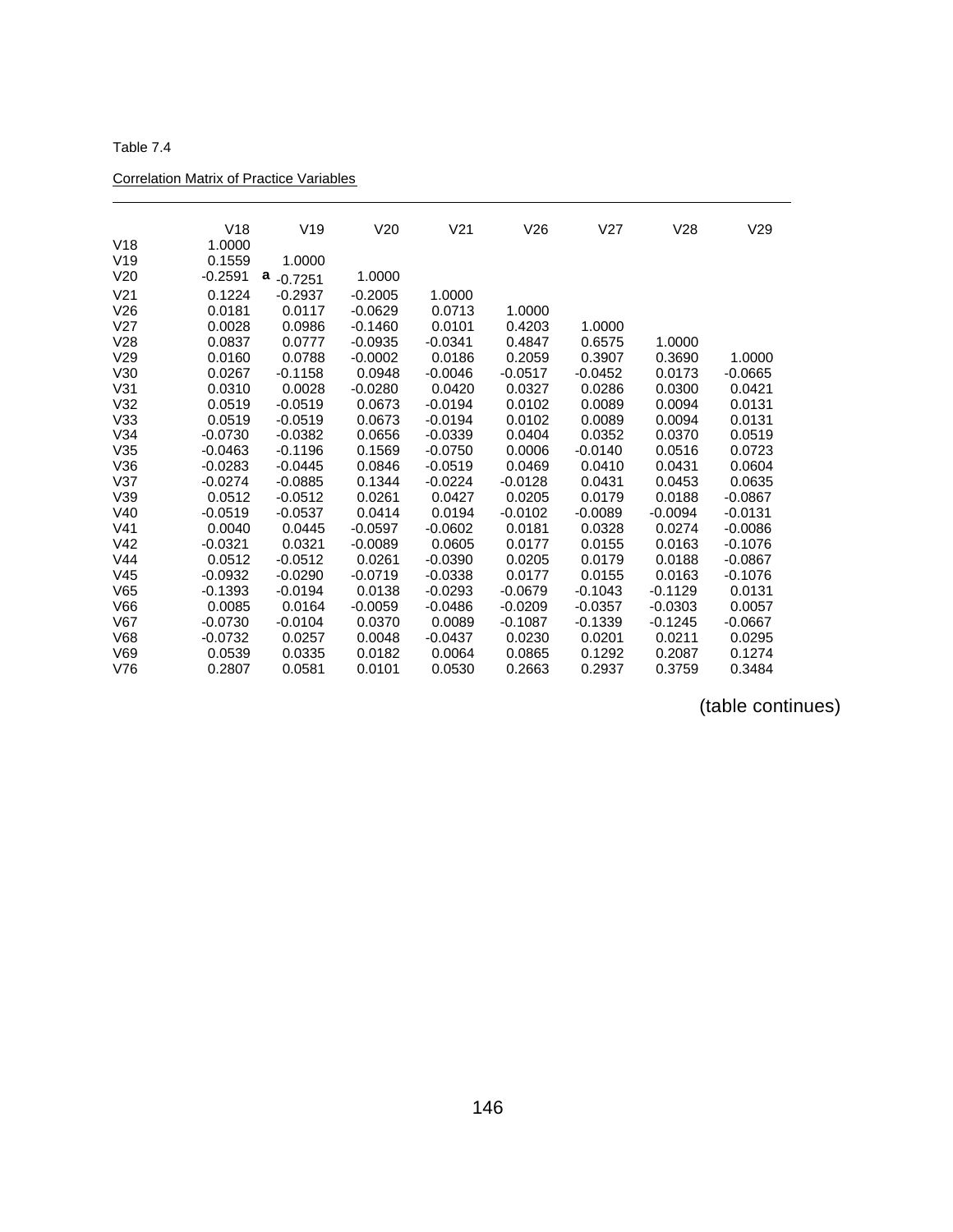Table 7.4

Correlation Matrix of Practice Variables

| | V18 | V19 | V20 | V21 | V26 | V27 | V28 | V29 |
|---|---|---|---|---|---|---|---|---|
| V18 | 1.0000 | | | | | | | |
| V19 | 0.1559 | 1.0000 | | | | | | |
| V20 | -0.2591 | a -0.7251 | 1.0000 | | | | | |
| V21 | 0.1224 | -0.2937 | -0.2005 | 1.0000 | | | | |
| V26 | 0.0181 | 0.0117 | -0.0629 | 0.0713 | 1.0000 | | | |
| V27 | 0.0028 | 0.0986 | -0.1460 | 0.0101 | 0.4203 | 1.0000 | | |
| V28 | 0.0837 | 0.0777 | -0.0935 | -0.0341 | 0.4847 | 0.6575 | 1.0000 | |
| V29 | 0.0160 | 0.0788 | -0.0002 | 0.0186 | 0.2059 | 0.3907 | 0.3690 | 1.0000 |
| V30 | 0.0267 | -0.1158 | 0.0948 | -0.0046 | -0.0517 | -0.0452 | 0.0173 | -0.0665 |
| V31 | 0.0310 | 0.0028 | -0.0280 | 0.0420 | 0.0327 | 0.0286 | 0.0300 | 0.0421 |
| V32 | 0.0519 | -0.0519 | 0.0673 | -0.0194 | 0.0102 | 0.0089 | 0.0094 | 0.0131 |
| V33 | 0.0519 | -0.0519 | 0.0673 | -0.0194 | 0.0102 | 0.0089 | 0.0094 | 0.0131 |
| V34 | -0.0730 | -0.0382 | 0.0656 | -0.0339 | 0.0404 | 0.0352 | 0.0370 | 0.0519 |
| V35 | -0.0463 | -0.1196 | 0.1569 | -0.0750 | 0.0006 | -0.0140 | 0.0516 | 0.0723 |
| V36 | -0.0283 | -0.0445 | 0.0846 | -0.0519 | 0.0469 | 0.0410 | 0.0431 | 0.0604 |
| V37 | -0.0274 | -0.0885 | 0.1344 | -0.0224 | -0.0128 | 0.0431 | 0.0453 | 0.0635 |
| V39 | 0.0512 | -0.0512 | 0.0261 | 0.0427 | 0.0205 | 0.0179 | 0.0188 | -0.0867 |
| V40 | -0.0519 | -0.0537 | 0.0414 | 0.0194 | -0.0102 | -0.0089 | -0.0094 | -0.0131 |
| V41 | 0.0040 | 0.0445 | -0.0597 | -0.0602 | 0.0181 | 0.0328 | 0.0274 | -0.0086 |
| V42 | -0.0321 | 0.0321 | -0.0089 | 0.0605 | 0.0177 | 0.0155 | 0.0163 | -0.1076 |
| V44 | 0.0512 | -0.0512 | 0.0261 | -0.0390 | 0.0205 | 0.0179 | 0.0188 | -0.0867 |
| V45 | -0.0932 | -0.0290 | -0.0719 | -0.0338 | 0.0177 | 0.0155 | 0.0163 | -0.1076 |
| V65 | -0.1393 | -0.0194 | 0.0138 | -0.0293 | -0.0679 | -0.1043 | -0.1129 | 0.0131 |
| V66 | 0.0085 | 0.0164 | -0.0059 | -0.0486 | -0.0209 | -0.0357 | -0.0303 | 0.0057 |
| V67 | -0.0730 | -0.0104 | 0.0370 | 0.0089 | -0.1087 | -0.1339 | -0.1245 | -0.0667 |
| V68 | -0.0732 | 0.0257 | 0.0048 | -0.0437 | 0.0230 | 0.0201 | 0.0211 | 0.0295 |
| V69 | 0.0539 | 0.0335 | 0.0182 | 0.0064 | 0.0865 | 0.1292 | 0.2087 | 0.1274 |
| V76 | 0.2807 | 0.0581 | 0.0101 | 0.0530 | 0.2663 | 0.2937 | 0.3759 | 0.3484 |

(table continues)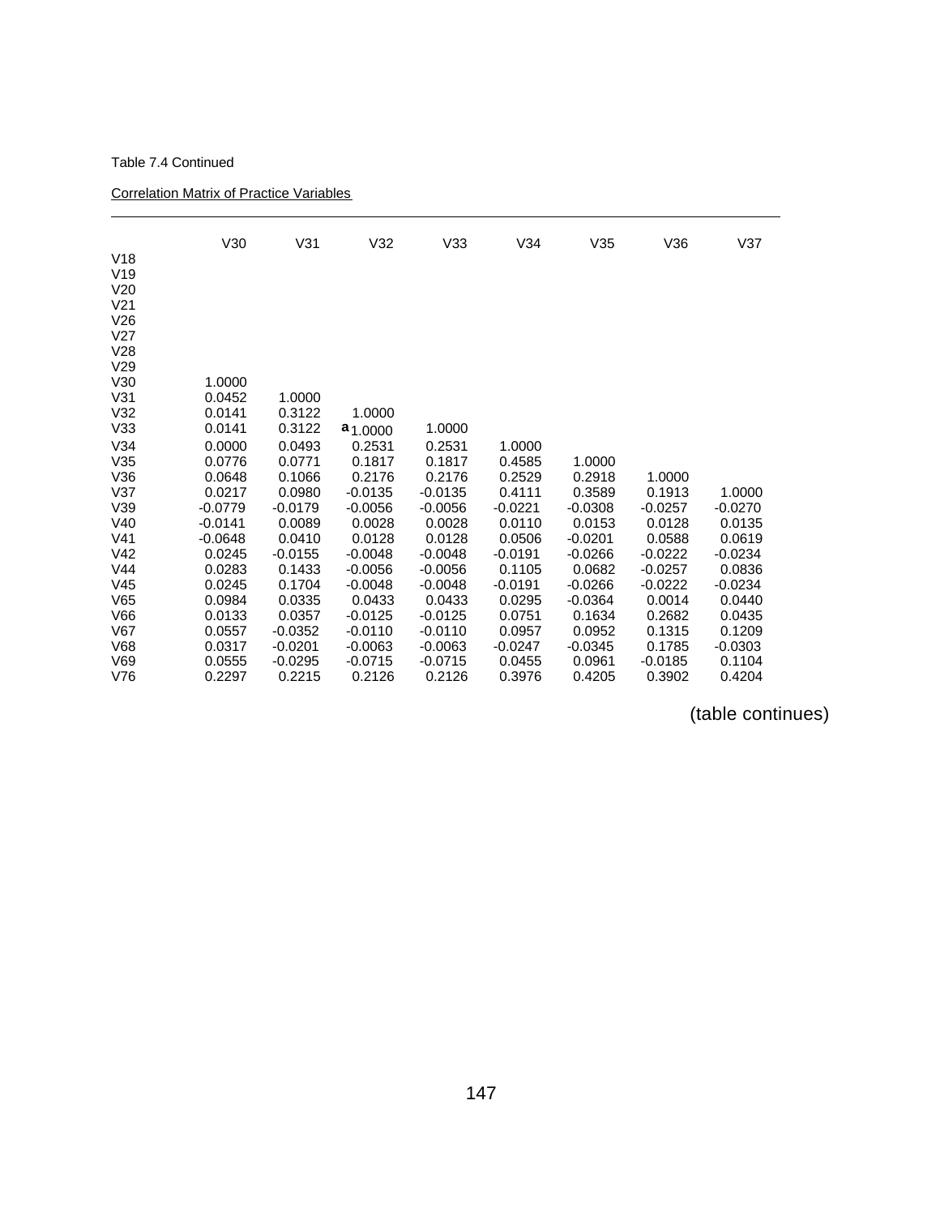Table 7.4 Continued

Correlation Matrix of Practice Variables

| | V30 | V31 | V32 | V33 | V34 | V35 | V36 | V37 |
|---|---|---|---|---|---|---|---|---|
| V18 | | | | | | | | |
| V19 | | | | | | | | |
| V20 | | | | | | | | |
| V21 | | | | | | | | |
| V26 | | | | | | | | |
| V27 | | | | | | | | |
| V28 | | | | | | | | |
| V29 | | | | | | | | |
| V30 | 1.0000 | | | | | | | |
| V31 | 0.0452 | 1.0000 | | | | | | |
| V32 | 0.0141 | 0.3122 | 1.0000 | | | | | |
| V33 | 0.0141 | 0.3122 | [a] 1.0000 | 1.0000 | | | | |
| V34 | 0.0000 | 0.0493 | 0.2531 | 0.2531 | 1.0000 | | | |
| V35 | 0.0776 | 0.0771 | 0.1817 | 0.1817 | 0.4585 | 1.0000 | | |
| V36 | 0.0648 | 0.1066 | 0.2176 | 0.2176 | 0.2529 | 0.2918 | 1.0000 | |
| V37 | 0.0217 | 0.0980 | -0.0135 | -0.0135 | 0.4111 | 0.3589 | 0.1913 | 1.0000 |
| V39 | -0.0779 | -0.0179 | -0.0056 | -0.0056 | -0.0221 | -0.0308 | -0.0257 | -0.0270 |
| V40 | -0.0141 | 0.0089 | 0.0028 | 0.0028 | 0.0110 | 0.0153 | 0.0128 | 0.0135 |
| V41 | -0.0648 | 0.0410 | 0.0128 | 0.0128 | 0.0506 | -0.0201 | 0.0588 | 0.0619 |
| V42 | 0.0245 | -0.0155 | -0.0048 | -0.0048 | -0.0191 | -0.0266 | -0.0222 | -0.0234 |
| V44 | 0.0283 | 0.1433 | -0.0056 | -0.0056 | 0.1105 | 0.0682 | -0.0257 | 0.0836 |
| V45 | 0.0245 | 0.1704 | -0.0048 | -0.0048 | -0.0191 | -0.0266 | -0.0222 | -0.0234 |
| V65 | 0.0984 | 0.0335 | 0.0433 | 0.0433 | 0.0295 | -0.0364 | 0.0014 | 0.0440 |
| V66 | 0.0133 | 0.0357 | -0.0125 | -0.0125 | 0.0751 | 0.1634 | 0.2682 | 0.0435 |
| V67 | 0.0557 | -0.0352 | -0.0110 | -0.0110 | 0.0957 | 0.0952 | 0.1315 | 0.1209 |
| V68 | 0.0317 | -0.0201 | -0.0063 | -0.0063 | -0.0247 | -0.0345 | 0.1785 | -0.0303 |
| V69 | 0.0555 | -0.0295 | -0.0715 | -0.0715 | 0.0455 | 0.0961 | -0.0185 | 0.1104 |
| V76 | 0.2297 | 0.2215 | 0.2126 | 0.2126 | 0.3976 | 0.4205 | 0.3902 | 0.4204 |

(table continues)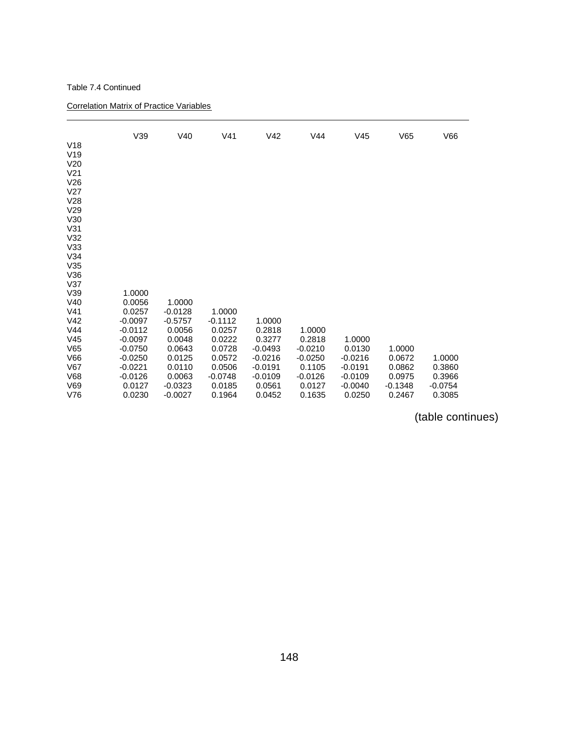Table 7.4 Continued

Correlation Matrix of Practice Variables

| | V39 | V40 | V41 | V42 | V44 | V45 | V65 | V66 |
|---|---|---|---|---|---|---|---|---|
| V18 | | | | | | | | |
| V19 | | | | | | | | |
| V20 | | | | | | | | |
| V21 | | | | | | | | |
| V26 | | | | | | | | |
| V27 | | | | | | | | |
| V28 | | | | | | | | |
| V29 | | | | | | | | |
| V30 | | | | | | | | |
| V31 | | | | | | | | |
| V32 | | | | | | | | |
| V33 | | | | | | | | |
| V34 | | | | | | | | |
| V35 | | | | | | | | |
| V36 | | | | | | | | |
| V37 | | | | | | | | |
| V39 | 1.0000 | | | | | | | |
| V40 | 0.0056 | 1.0000 | | | | | | |
| V41 | 0.0257 | -0.0128 | 1.0000 | | | | | |
| V42 | -0.0097 | -0.5757 | -0.1112 | 1.0000 | | | | |
| V44 | -0.0112 | 0.0056 | 0.0257 | 0.2818 | 1.0000 | | | |
| V45 | -0.0097 | 0.0048 | 0.0222 | 0.3277 | 0.2818 | 1.0000 | | |
| V65 | -0.0750 | 0.0643 | 0.0728 | -0.0493 | -0.0210 | 0.0130 | 1.0000 | |
| V66 | -0.0250 | 0.0125 | 0.0572 | -0.0216 | -0.0250 | -0.0216 | 0.0672 | 1.0000 |
| V67 | -0.0221 | 0.0110 | 0.0506 | -0.0191 | 0.1105 | -0.0191 | 0.0862 | 0.3860 |
| V68 | -0.0126 | 0.0063 | -0.0748 | -0.0109 | -0.0126 | -0.0109 | 0.0975 | 0.3966 |
| V69 | 0.0127 | -0.0323 | 0.0185 | 0.0561 | 0.0127 | -0.0040 | -0.1348 | -0.0754 |
| V76 | 0.0230 | -0.0027 | 0.1964 | 0.0452 | 0.1635 | 0.0250 | 0.2467 | 0.3085 |

(table continues)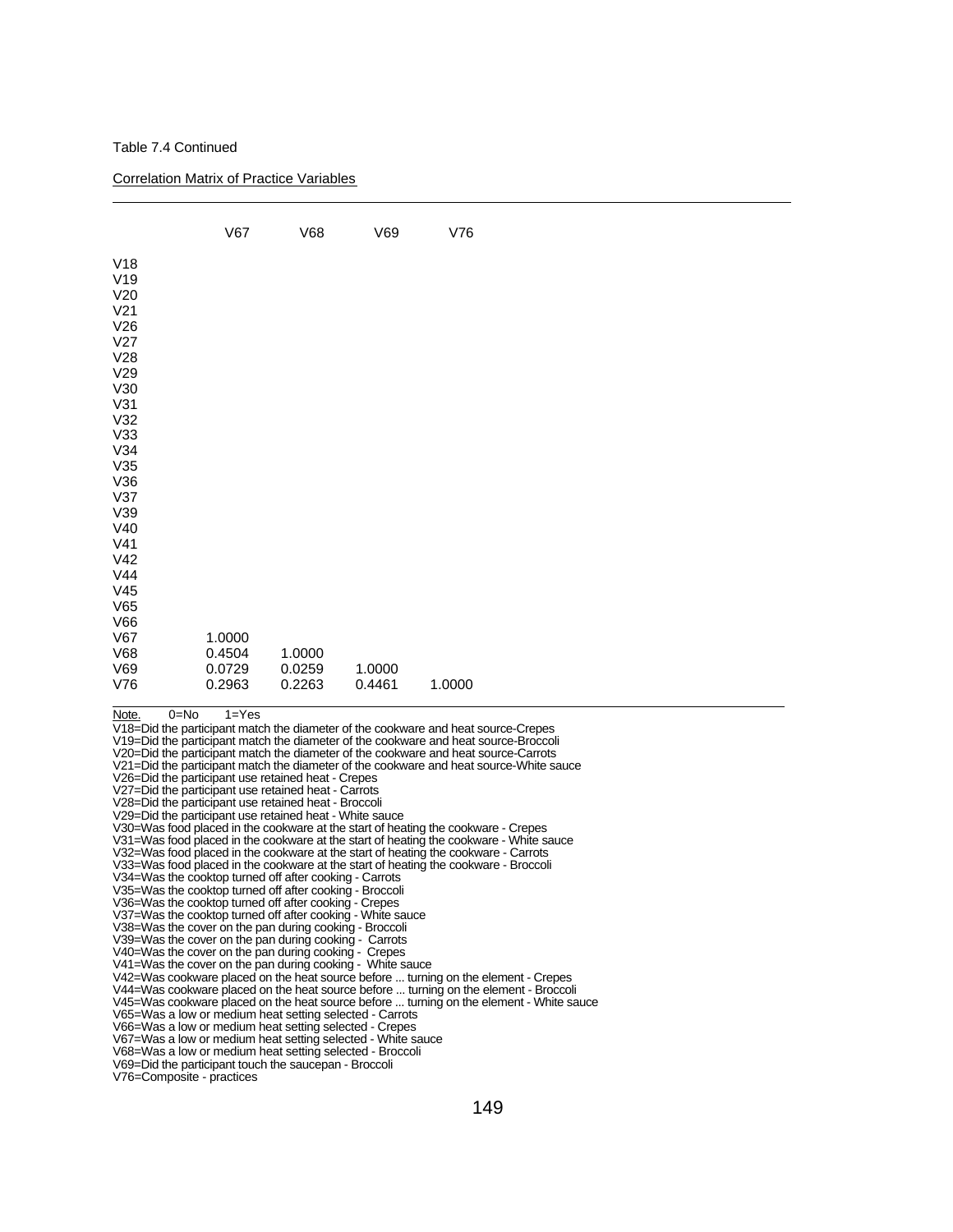Table 7.4 Continued

Correlation Matrix of Practice Variables

| | V67 | V68 | V69 | V76 |
|---|---|---|---|---|
| V18 | | | | |
| V19 | | | | |
| V20 | | | | |
| V21 | | | | |
| V26 | | | | |
| V27 | | | | |
| V28 | | | | |
| V29 | | | | |
| V30 | | | | |
| V31 | | | | |
| V32 | | | | |
| V33 | | | | |
| V34 | | | | |
| V35 | | | | |
| V36 | | | | |
| V37 | | | | |
| V39 | | | | |
| V40 | | | | |
| V41 | | | | |
| V42 | | | | |
| V44 | | | | |
| V45 | | | | |
| V65 | | | | |
| V66 | | | | |
| V67 | 1.0000 | | | |
| V68 | 0.4504 | 1.0000 | | |
| V69 | 0.0729 | 0.0259 | 1.0000 | |
| V76 | 0.2963 | 0.2263 | 0.4461 | 1.0000 |

Note. 0=No 1=Yes

V18=Did the participant match the diameter of the cookware and heat source-Crepes
V19=Did the participant match the diameter of the cookware and heat source-Broccoli
V20=Did the participant match the diameter of the cookware and heat source-Carrots
V21=Did the participant match the diameter of the cookware and heat source-White sauce
V26=Did the participant use retained heat - Crepes
V27=Did the participant use retained heat - Carrots
V28=Did the participant use retained heat - Broccoli
V29=Did the participant use retained heat - White sauce
V30=Was food placed in the cookware at the start of heating the cookware - Crepes
V31=Was food placed in the cookware at the start of heating the cookware - White sauce
V32=Was food placed in the cookware at the start of heating the cookware - Carrots
V33=Was food placed in the cookware at the start of heating the cookware - Broccoli
V34=Was the cooktop turned off after cooking - Carrots
V35=Was the cooktop turned off after cooking - Broccoli
V36=Was the cooktop turned off after cooking - Crepes
V37=Was the cooktop turned off after cooking - White sauce
V38=Was the cover on the pan during cooking - Broccoli
V39=Was the cover on the pan during cooking - Carrots
V40=Was the cover on the pan during cooking - Crepes
V41=Was the cover on the pan during cooking - White sauce
V42=Was cookware placed on the heat source before ... turning on the element - Crepes
V44=Was cookware placed on the heat source before ... turning on the element - Broccoli
V45=Was cookware placed on the heat source before ... turning on the element - White sauce
V65=Was a low or medium heat setting selected - Carrots
V66=Was a low or medium heat setting selected - Crepes
V67=Was a low or medium heat setting selected - White sauce
V68=Was a low or medium heat setting selected - Broccoli
V69=Did the participant touch the saucepan - Broccoli
V76=Composite - practices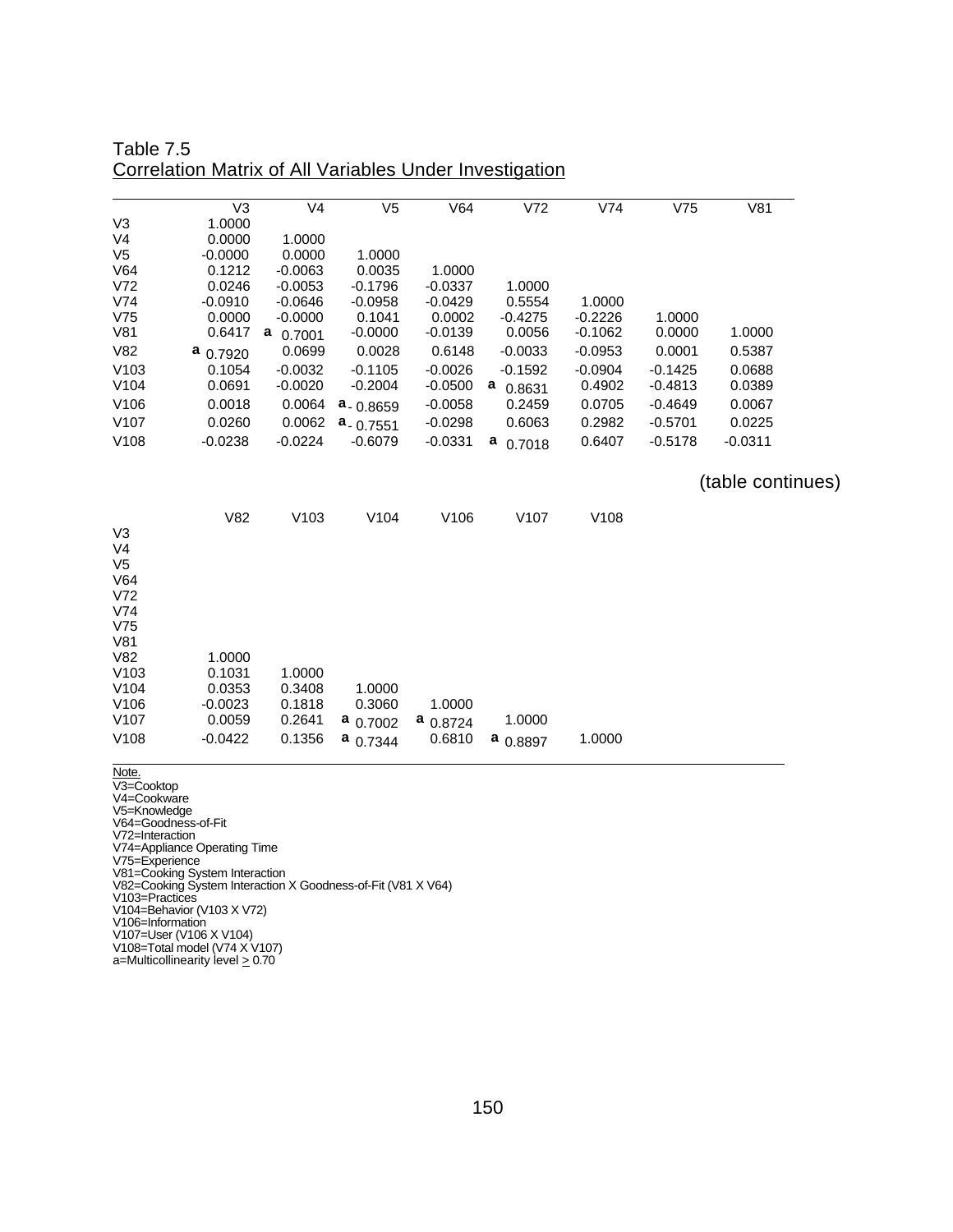Table 7.5

Correlation Matrix of All Variables Under Investigation

| | V3 | V4 | V5 | V64 | V72 | V74 | V75 | V81 |
|---|---|---|---|---|---|---|---|---|
| V3 | 1.0000 | | | | | | | |
| V4 | 0.0000 | 1.0000 | | | | | | |
| V5 | -0.0000 | 0.0000 | 1.0000 | | | | | |
| V64 | 0.1212 | -0.0063 | 0.0035 | 1.0000 | | | | |
| V72 | 0.0246 | -0.0053 | -0.1796 | -0.0337 | 1.0000 | | | |
| V74 | -0.0910 | -0.0646 | -0.0958 | -0.0429 | 0.5554 | 1.0000 | | |
| V75 | 0.0000 | -0.0000 | 0.1041 | 0.0002 | -0.4275 | -0.2226 | 1.0000 | |
| V81 | 0.6417 | a 0.7001 | -0.0000 | -0.0139 | 0.0056 | -0.1062 | 0.0000 | 1.0000 |
| V82 | a 0.7920 | 0.0699 | 0.0028 | 0.6148 | -0.0033 | -0.0953 | 0.0001 | 0.5387 |
| V103 | 0.1054 | -0.0032 | -0.1105 | -0.0026 | -0.1592 | -0.0904 | -0.1425 | 0.0688 |
| V104 | 0.0691 | -0.0020 | -0.2004 | -0.0500 | a 0.8631 | 0.4902 | -0.4813 | 0.0389 |
| V106 | 0.0018 | 0.0064 | a -0.8659 | -0.0058 | 0.2459 | 0.0705 | -0.4649 | 0.0067 |
| V107 | 0.0260 | 0.0062 | a -0.7551 | -0.0298 | 0.6063 | 0.2982 | -0.5701 | 0.0225 |
| V108 | -0.0238 | -0.0224 | -0.6079 | -0.0331 | a 0.7018 | 0.6407 | -0.5178 | -0.0311 |

(table continues)

| | V82 | V103 | V104 | V106 | V107 | V108 |
|---|---|---|---|---|---|---|
| V3 | | | | | | |
| V4 | | | | | | |
| V5 | | | | | | |
| V64 | | | | | | |
| V72 | | | | | | |
| V74 | | | | | | |
| V75 | | | | | | |
| V81 | | | | | | |
| V82 | 1.0000 | | | | | |
| V103 | 0.1031 | 1.0000 | | | | |
| V104 | 0.0353 | 0.3408 | 1.0000 | | | |
| V106 | -0.0023 | 0.1818 | 0.3060 | 1.0000 | | |
| V107 | 0.0059 | 0.2641 | a 0.7002 | a 0.8724 | 1.0000 | |
| V108 | -0.0422 | 0.1356 | a 0.7344 | 0.6810 | a 0.8897 | 1.0000 |

Note.

V3=Cooktop
V4=Cookware
V5=Knowledge
V64=Goodness-of-Fit
V72=Interaction
V74=Appliance Operating Time
V75=Experience
V81=Cooking System Interaction
V82=Cooking System Interaction X Goodness-of-Fit (V81 X V64)
V103=Practices
V104=Behavior (V103 X V72)
V106=Information
V107=User (V106 X V104)
V108=Total model (V74 X V107)
a=Multicollinearity level $\geq$ 0.70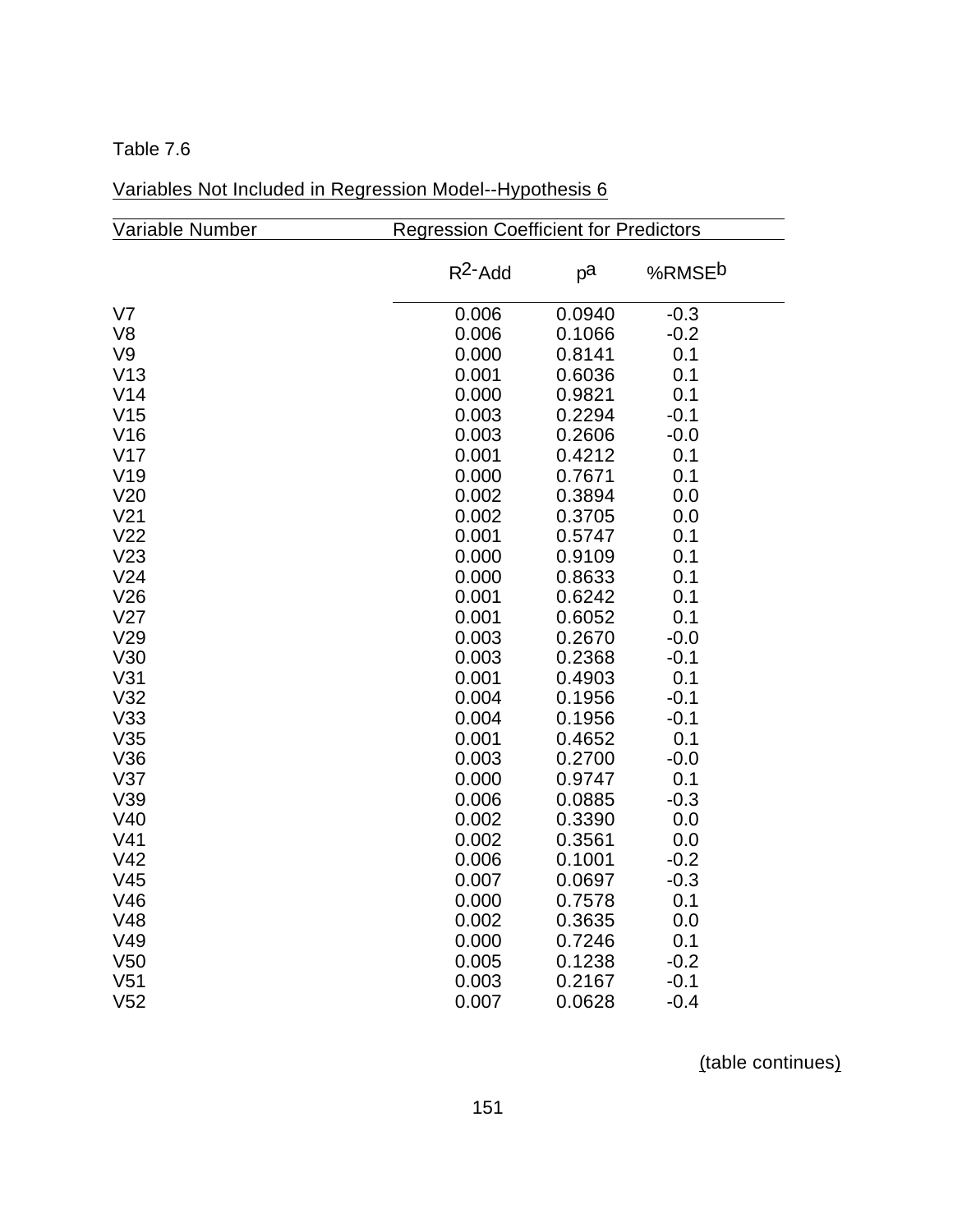Table 7.6

Variables Not Included in Regression Model--Hypothesis 6

| Variable Number | Regression Coefficient for Predictors | | |
|---|---|---|---|
| | $R^2$-Add | p[a] | %RMSE[b] |
| V7 | 0.006 | 0.0940 | -0.3 |
| V8 | 0.006 | 0.1066 | -0.2 |
| V9 | 0.000 | 0.8141 | 0.1 |
| V13 | 0.001 | 0.6036 | 0.1 |
| V14 | 0.000 | 0.9821 | 0.1 |
| V15 | 0.003 | 0.2294 | -0.1 |
| V16 | 0.003 | 0.2606 | -0.0 |
| V17 | 0.001 | 0.4212 | 0.1 |
| V19 | 0.000 | 0.7671 | 0.1 |
| V20 | 0.002 | 0.3894 | 0.0 |
| V21 | 0.002 | 0.3705 | 0.0 |
| V22 | 0.001 | 0.5747 | 0.1 |
| V23 | 0.000 | 0.9109 | 0.1 |
| V24 | 0.000 | 0.8633 | 0.1 |
| V26 | 0.001 | 0.6242 | 0.1 |
| V27 | 0.001 | 0.6052 | 0.1 |
| V29 | 0.003 | 0.2670 | -0.0 |
| V30 | 0.003 | 0.2368 | -0.1 |
| V31 | 0.001 | 0.4903 | 0.1 |
| V32 | 0.004 | 0.1956 | -0.1 |
| V33 | 0.004 | 0.1956 | -0.1 |
| V35 | 0.001 | 0.4652 | 0.1 |
| V36 | 0.003 | 0.2700 | -0.0 |
| V37 | 0.000 | 0.9747 | 0.1 |
| V39 | 0.006 | 0.0885 | -0.3 |
| V40 | 0.002 | 0.3390 | 0.0 |
| V41 | 0.002 | 0.3561 | 0.0 |
| V42 | 0.006 | 0.1001 | -0.2 |
| V45 | 0.007 | 0.0697 | -0.3 |
| V46 | 0.000 | 0.7578 | 0.1 |
| V48 | 0.002 | 0.3635 | 0.0 |
| V49 | 0.000 | 0.7246 | 0.1 |
| V50 | 0.005 | 0.1238 | -0.2 |
| V51 | 0.003 | 0.2167 | -0.1 |
| V52 | 0.007 | 0.0628 | -0.4 |

(table continues)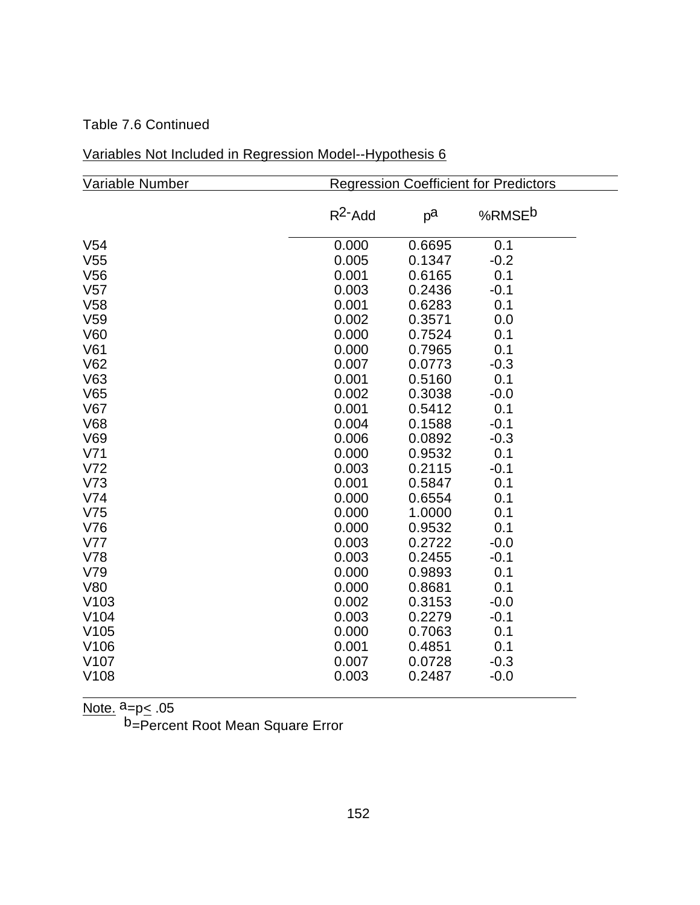Table 7.6 Continued

Variables Not Included in Regression Model--Hypothesis 6

| Variable Number | Regression Coefficient for Predictors | | |
|---|---|---|---|
| | $R^2$-Add | $p^a$ | %RMSE[b] |
| V54 | 0.000 | 0.6695 | 0.1 |
| V55 | 0.005 | 0.1347 | -0.2 |
| V56 | 0.001 | 0.6165 | 0.1 |
| V57 | 0.003 | 0.2436 | -0.1 |
| V58 | 0.001 | 0.6283 | 0.1 |
| V59 | 0.002 | 0.3571 | 0.0 |
| V60 | 0.000 | 0.7524 | 0.1 |
| V61 | 0.000 | 0.7965 | 0.1 |
| V62 | 0.007 | 0.0773 | -0.3 |
| V63 | 0.001 | 0.5160 | 0.1 |
| V65 | 0.002 | 0.3038 | -0.0 |
| V67 | 0.001 | 0.5412 | 0.1 |
| V68 | 0.004 | 0.1588 | -0.1 |
| V69 | 0.006 | 0.0892 | -0.3 |
| V71 | 0.000 | 0.9532 | 0.1 |
| V72 | 0.003 | 0.2115 | -0.1 |
| V73 | 0.001 | 0.5847 | 0.1 |
| V74 | 0.000 | 0.6554 | 0.1 |
| V75 | 0.000 | 1.0000 | 0.1 |
| V76 | 0.000 | 0.9532 | 0.1 |
| V77 | 0.003 | 0.2722 | -0.0 |
| V78 | 0.003 | 0.2455 | -0.1 |
| V79 | 0.000 | 0.9893 | 0.1 |
| V80 | 0.000 | 0.8681 | 0.1 |
| V103 | 0.002 | 0.3153 | -0.0 |
| V104 | 0.003 | 0.2279 | -0.1 |
| V105 | 0.000 | 0.7063 | 0.1 |
| V106 | 0.001 | 0.4851 | 0.1 |
| V107 | 0.007 | 0.0728 | -0.3 |
| V108 | 0.003 | 0.2487 | -0.0 |

Note. [a]=$p \leq .05$
[b]=Percent Root Mean Square Error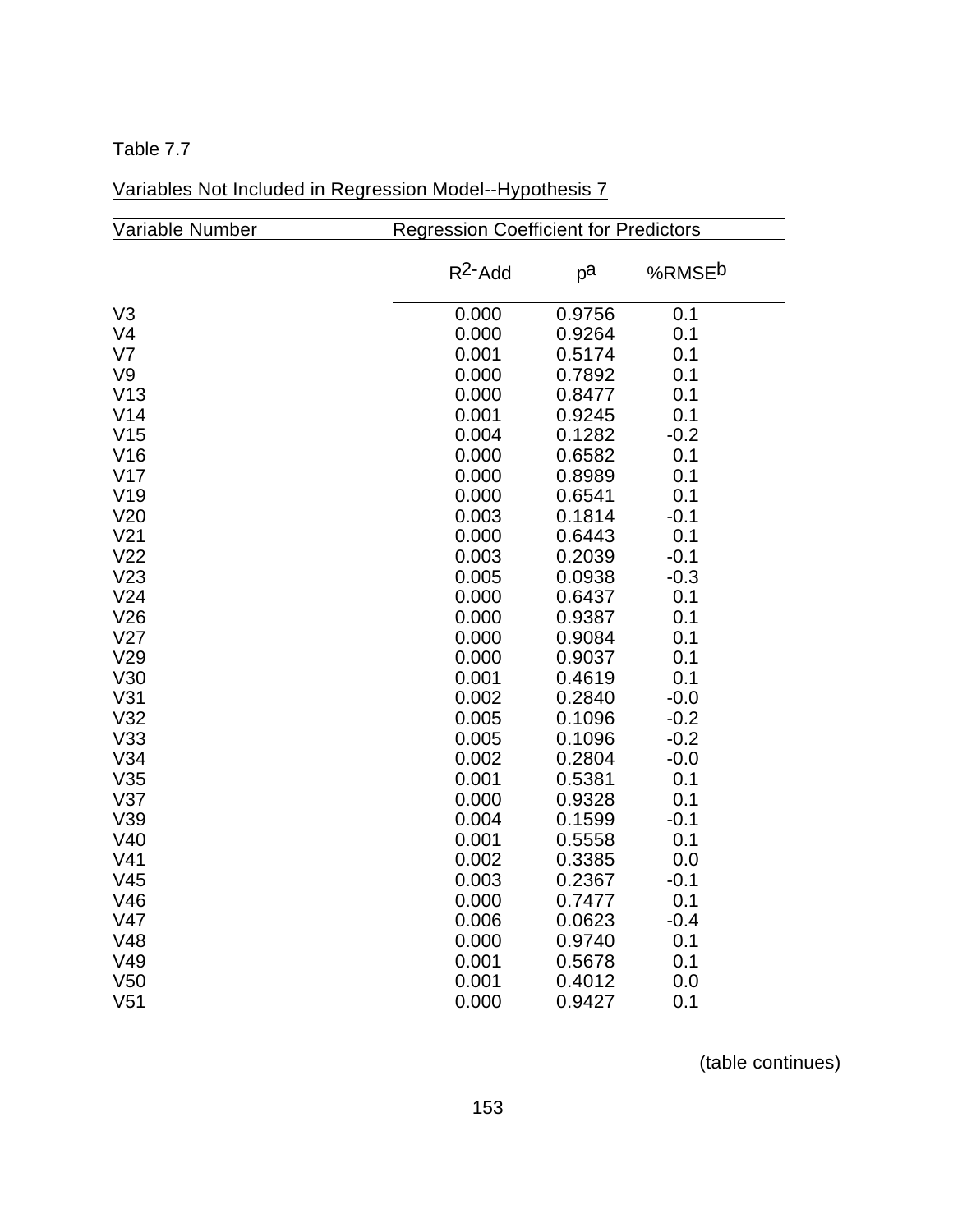Table 7.7

Variables Not Included in Regression Model--Hypothesis 7

| Variable Number | Regression Coefficient for Predictors | | |
|---|---|---|---|
| | $R^2$-Add | p[a] | %RMSE[b] |
| V3 | 0.000 | 0.9756 | 0.1 |
| V4 | 0.000 | 0.9264 | 0.1 |
| V7 | 0.001 | 0.5174 | 0.1 |
| V9 | 0.000 | 0.7892 | 0.1 |
| V13 | 0.000 | 0.8477 | 0.1 |
| V14 | 0.001 | 0.9245 | 0.1 |
| V15 | 0.004 | 0.1282 | -0.2 |
| V16 | 0.000 | 0.6582 | 0.1 |
| V17 | 0.000 | 0.8989 | 0.1 |
| V19 | 0.000 | 0.6541 | 0.1 |
| V20 | 0.003 | 0.1814 | -0.1 |
| V21 | 0.000 | 0.6443 | 0.1 |
| V22 | 0.003 | 0.2039 | -0.1 |
| V23 | 0.005 | 0.0938 | -0.3 |
| V24 | 0.000 | 0.6437 | 0.1 |
| V26 | 0.000 | 0.9387 | 0.1 |
| V27 | 0.000 | 0.9084 | 0.1 |
| V29 | 0.000 | 0.9037 | 0.1 |
| V30 | 0.001 | 0.4619 | 0.1 |
| V31 | 0.002 | 0.2840 | -0.0 |
| V32 | 0.005 | 0.1096 | -0.2 |
| V33 | 0.005 | 0.1096 | -0.2 |
| V34 | 0.002 | 0.2804 | -0.0 |
| V35 | 0.001 | 0.5381 | 0.1 |
| V37 | 0.000 | 0.9328 | 0.1 |
| V39 | 0.004 | 0.1599 | -0.1 |
| V40 | 0.001 | 0.5558 | 0.1 |
| V41 | 0.002 | 0.3385 | 0.0 |
| V45 | 0.003 | 0.2367 | -0.1 |
| V46 | 0.000 | 0.7477 | 0.1 |
| V47 | 0.006 | 0.0623 | -0.4 |
| V48 | 0.000 | 0.9740 | 0.1 |
| V49 | 0.001 | 0.5678 | 0.1 |
| V50 | 0.001 | 0.4012 | 0.0 |
| V51 | 0.000 | 0.9427 | 0.1 |

(table continues)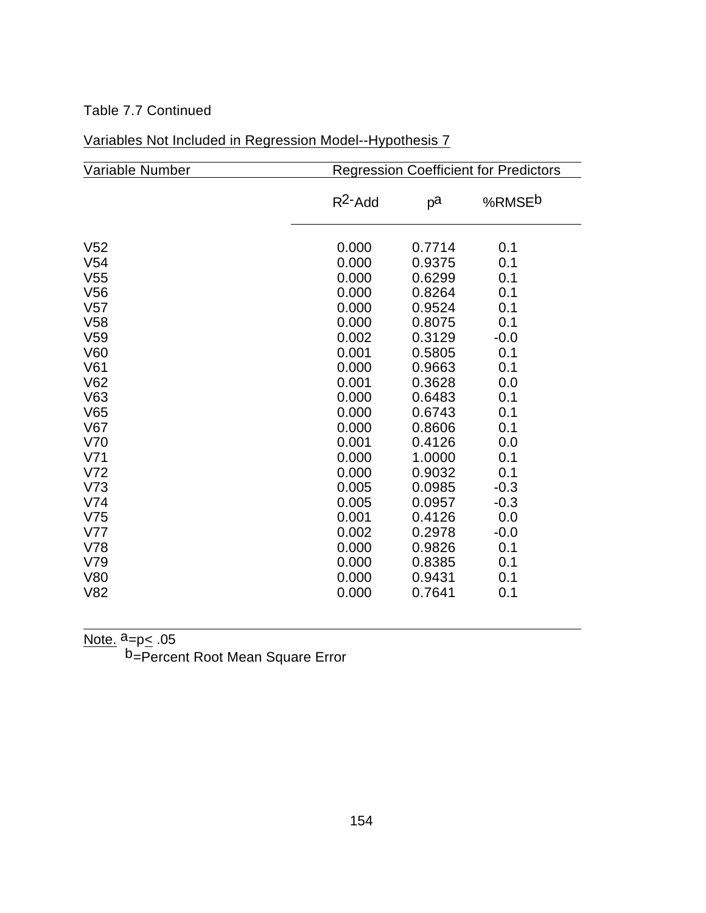Table 7.7 Continued

Variables Not Included in Regression Model--Hypothesis 7

| Variable Number | Regression Coefficient for Predictors | | |
|---|---|---|---|
| | $R^2$-Add | p[a] | %RMSE[b] |
| V52 | 0.000 | 0.7714 | 0.1 |
| V54 | 0.000 | 0.9375 | 0.1 |
| V55 | 0.000 | 0.6299 | 0.1 |
| V56 | 0.000 | 0.8264 | 0.1 |
| V57 | 0.000 | 0.9524 | 0.1 |
| V58 | 0.000 | 0.8075 | 0.1 |
| V59 | 0.002 | 0.3129 | -0.0 |
| V60 | 0.001 | 0.5805 | 0.1 |
| V61 | 0.000 | 0.9663 | 0.1 |
| V62 | 0.001 | 0.3628 | 0.0 |
| V63 | 0.000 | 0.6483 | 0.1 |
| V65 | 0.000 | 0.6743 | 0.1 |
| V67 | 0.000 | 0.8606 | 0.1 |
| V70 | 0.001 | 0.4126 | 0.0 |
| V71 | 0.000 | 1.0000 | 0.1 |
| V72 | 0.000 | 0.9032 | 0.1 |
| V73 | 0.005 | 0.0985 | -0.3 |
| V74 | 0.005 | 0.0957 | -0.3 |
| V75 | 0.001 | 0.4126 | 0.0 |
| V77 | 0.002 | 0.2978 | -0.0 |
| V78 | 0.000 | 0.9826 | 0.1 |
| V79 | 0.000 | 0.8385 | 0.1 |
| V80 | 0.000 | 0.9431 | 0.1 |
| V82 | 0.000 | 0.7641 | 0.1 |

Note. [a]=$p \leq .05$
[b]=Percent Root Mean Square Error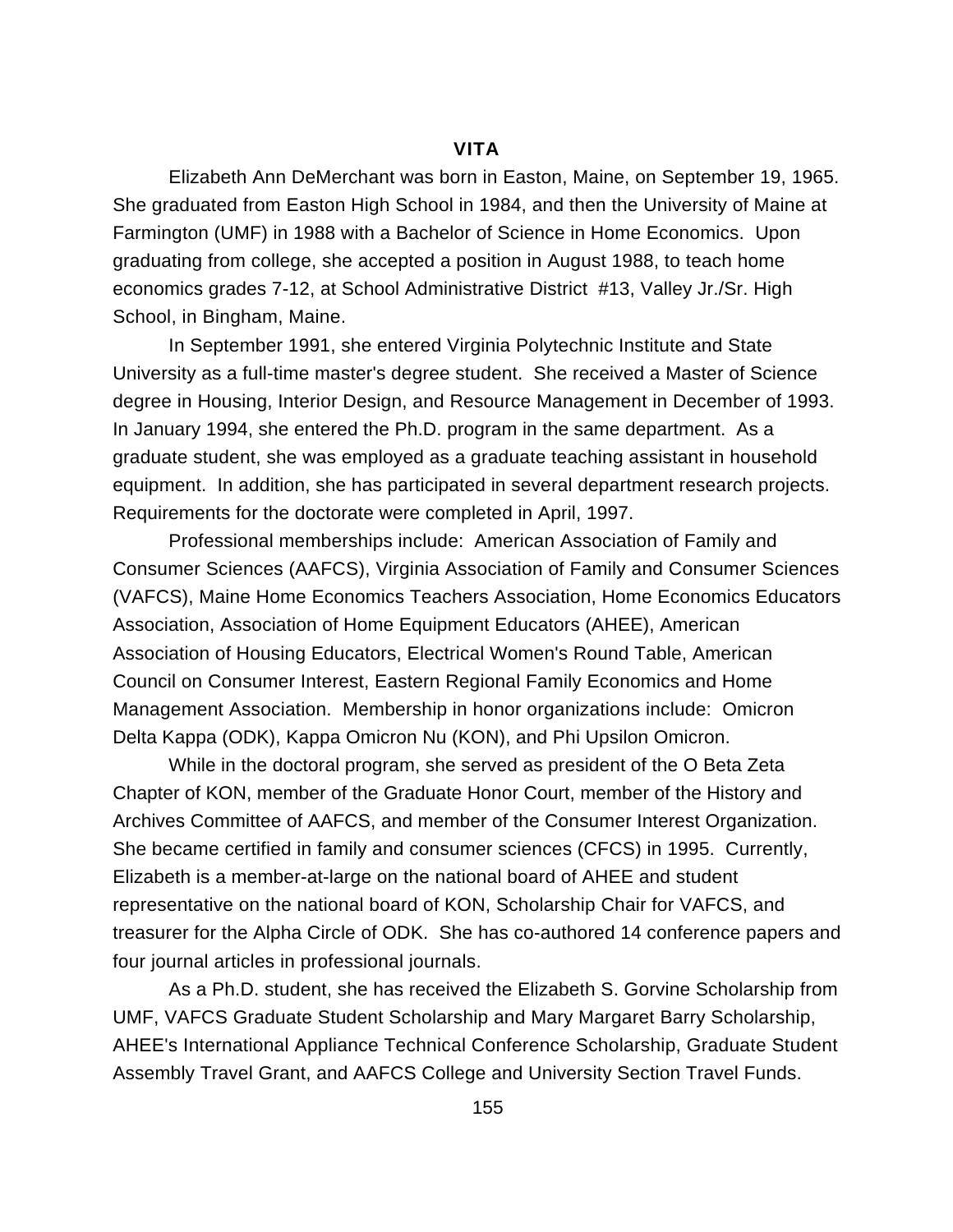# VITA

Elizabeth Ann DeMerchant was born in Easton, Maine, on September 19, 1965. She graduated from Easton High School in 1984, and then the University of Maine at Farmington (UMF) in 1988 with a Bachelor of Science in Home Economics. Upon graduating from college, she accepted a position in August 1988, to teach home economics grades 7-12, at School Administrative District #13, Valley Jr./Sr. High School, in Bingham, Maine.

In September 1991, she entered Virginia Polytechnic Institute and State University as a full-time master's degree student. She received a Master of Science degree in Housing, Interior Design, and Resource Management in December of 1993. In January 1994, she entered the Ph.D. program in the same department. As a graduate student, she was employed as a graduate teaching assistant in household equipment. In addition, she has participated in several department research projects. Requirements for the doctorate were completed in April, 1997.

Professional memberships include: American Association of Family and Consumer Sciences (AAFCS), Virginia Association of Family and Consumer Sciences (VAFCS), Maine Home Economics Teachers Association, Home Economics Educators Association, Association of Home Equipment Educators (AHEE), American Association of Housing Educators, Electrical Women's Round Table, American Council on Consumer Interest, Eastern Regional Family Economics and Home Management Association. Membership in honor organizations include: Omicron Delta Kappa (ODK), Kappa Omicron Nu (KON), and Phi Upsilon Omicron.

While in the doctoral program, she served as president of the O Beta Zeta Chapter of KON, member of the Graduate Honor Court, member of the History and Archives Committee of AAFCS, and member of the Consumer Interest Organization. She became certified in family and consumer sciences (CFCS) in 1995. Currently, Elizabeth is a member-at-large on the national board of AHEE and student representative on the national board of KON, Scholarship Chair for VAFCS, and treasurer for the Alpha Circle of ODK. She has co-authored 14 conference papers and four journal articles in professional journals.

As a Ph.D. student, she has received the Elizabeth S. Gorvine Scholarship from UMF, VAFCS Graduate Student Scholarship and Mary Margaret Barry Scholarship, AHEE's International Appliance Technical Conference Scholarship, Graduate Student Assembly Travel Grant, and AAFCS College and University Section Travel Funds.